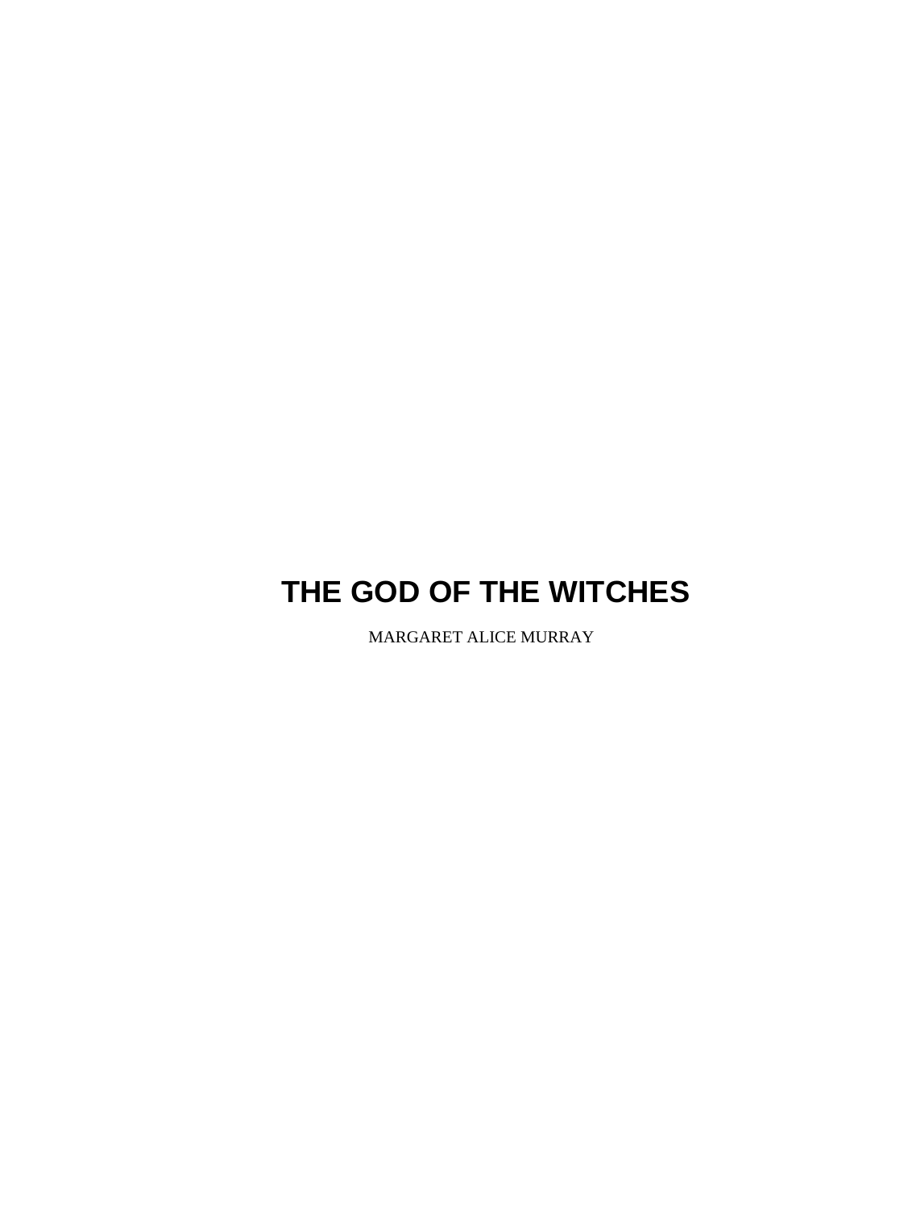# THE GOD OF THE WITCHES

MARGARET ALICE MURRAY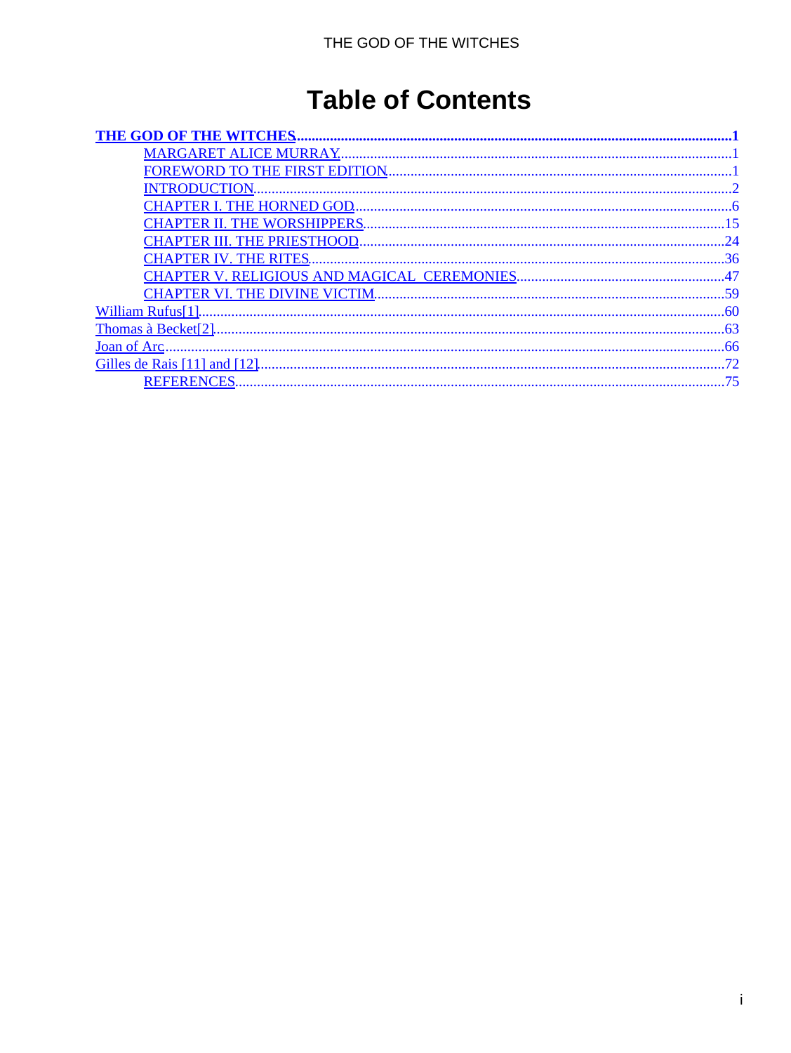# Table of Contents

**THE GOD OF THE WITCHES** .....1
- MARGARET ALICE MURRAY .....1
- FOREWORD TO THE FIRST EDITION .....1
- INTRODUCTION .....2
- CHAPTER I. THE HORNED GOD .....6
- CHAPTER II. THE WORSHIPPERS .....15
- CHAPTER III. THE PRIESTHOOD .....24
- CHAPTER IV. THE RITES .....36
- CHAPTER V. RELIGIOUS AND MAGICAL CEREMONIES .....47
- CHAPTER VI. THE DIVINE VICTIM .....59

William Rufus[1] .....60

Thomas à Becket[2] .....63

Joan of Arc .....66

Gilles de Rais [11] and [12] .....72
- REFERENCES .....75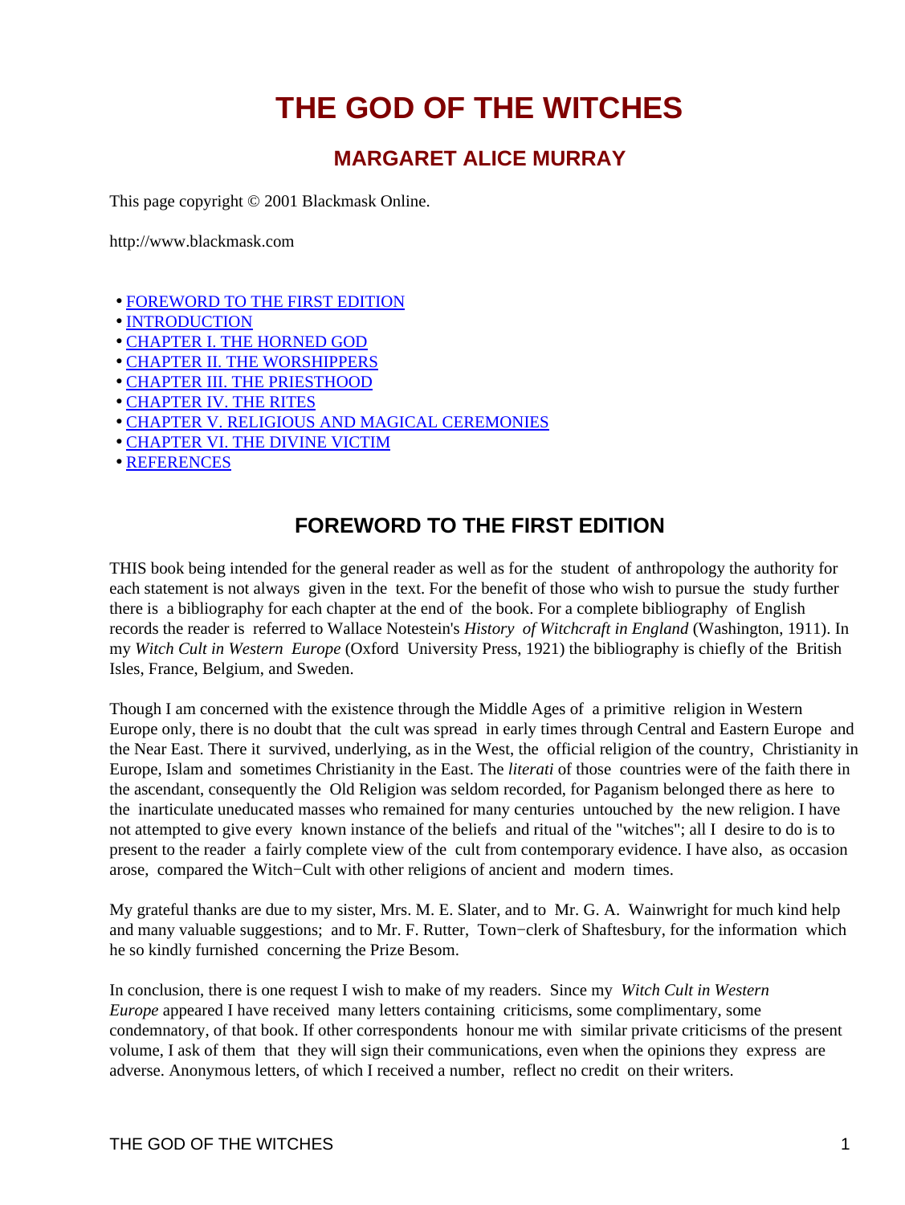# THE GOD OF THE WITCHES

## MARGARET ALICE MURRAY

This page copyright © 2001 Blackmask Online.

http://www.blackmask.com

- FOREWORD TO THE FIRST EDITION
- INTRODUCTION
- CHAPTER I. THE HORNED GOD
- CHAPTER II. THE WORSHIPPERS
- CHAPTER III. THE PRIESTHOOD
- CHAPTER IV. THE RITES
- CHAPTER V. RELIGIOUS AND MAGICAL CEREMONIES
- CHAPTER VI. THE DIVINE VICTIM
- REFERENCES

### FOREWORD TO THE FIRST EDITION

THIS book being intended for the general reader as well as for the student of anthropology the authority for each statement is not always given in the text. For the benefit of those who wish to pursue the study further there is a bibliography for each chapter at the end of the book. For a complete bibliography of English records the reader is referred to Wallace Notestein's *History of Witchcraft in England* (Washington, 1911). In my *Witch Cult in Western Europe* (Oxford University Press, 1921) the bibliography is chiefly of the British Isles, France, Belgium, and Sweden.

Though I am concerned with the existence through the Middle Ages of a primitive religion in Western Europe only, there is no doubt that the cult was spread in early times through Central and Eastern Europe and the Near East. There it survived, underlying, as in the West, the official religion of the country, Christianity in Europe, Islam and sometimes Christianity in the East. The *literati* of those countries were of the faith there in the ascendant, consequently the Old Religion was seldom recorded, for Paganism belonged there as here to the inarticulate uneducated masses who remained for many centuries untouched by the new religion. I have not attempted to give every known instance of the beliefs and ritual of the "witches"; all I desire to do is to present to the reader a fairly complete view of the cult from contemporary evidence. I have also, as occasion arose, compared the Witch−Cult with other religions of ancient and modern times.

My grateful thanks are due to my sister, Mrs. M. E. Slater, and to Mr. G. A. Wainwright for much kind help and many valuable suggestions; and to Mr. F. Rutter, Town−clerk of Shaftesbury, for the information which he so kindly furnished concerning the Prize Besom.

In conclusion, there is one request I wish to make of my readers. Since my *Witch Cult in Western Europe* appeared I have received many letters containing criticisms, some complimentary, some condemnatory, of that book. If other correspondents honour me with similar private criticisms of the present volume, I ask of them that they will sign their communications, even when the opinions they express are adverse. Anonymous letters, of which I received a number, reflect no credit on their writers.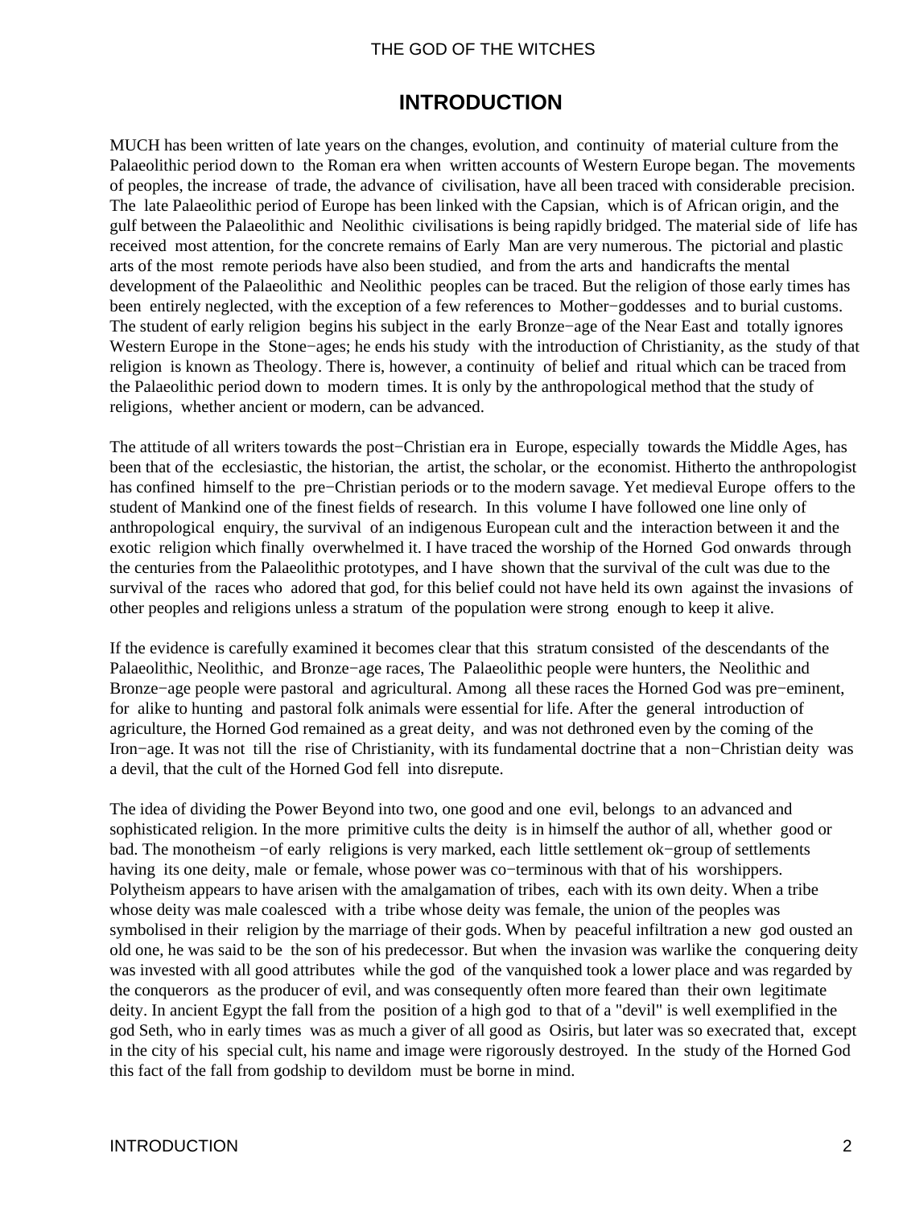# INTRODUCTION

MUCH has been written of late years on the changes, evolution, and continuity of material culture from the Palaeolithic period down to the Roman era when written accounts of Western Europe began. The movements of peoples, the increase of trade, the advance of civilisation, have all been traced with considerable precision. The late Palaeolithic period of Europe has been linked with the Capsian, which is of African origin, and the gulf between the Palaeolithic and Neolithic civilisations is being rapidly bridged. The material side of life has received most attention, for the concrete remains of Early Man are very numerous. The pictorial and plastic arts of the most remote periods have also been studied, and from the arts and handicrafts the mental development of the Palaeolithic and Neolithic peoples can be traced. But the religion of those early times has been entirely neglected, with the exception of a few references to Mother−goddesses and to burial customs. The student of early religion begins his subject in the early Bronze−age of the Near East and totally ignores Western Europe in the Stone−ages; he ends his study with the introduction of Christianity, as the study of that religion is known as Theology. There is, however, a continuity of belief and ritual which can be traced from the Palaeolithic period down to modern times. It is only by the anthropological method that the study of religions, whether ancient or modern, can be advanced.

The attitude of all writers towards the post−Christian era in Europe, especially towards the Middle Ages, has been that of the ecclesiastic, the historian, the artist, the scholar, or the economist. Hitherto the anthropologist has confined himself to the pre−Christian periods or to the modern savage. Yet medieval Europe offers to the student of Mankind one of the finest fields of research. In this volume I have followed one line only of anthropological enquiry, the survival of an indigenous European cult and the interaction between it and the exotic religion which finally overwhelmed it. I have traced the worship of the Horned God onwards through the centuries from the Palaeolithic prototypes, and I have shown that the survival of the cult was due to the survival of the races who adored that god, for this belief could not have held its own against the invasions of other peoples and religions unless a stratum of the population were strong enough to keep it alive.

If the evidence is carefully examined it becomes clear that this stratum consisted of the descendants of the Palaeolithic, Neolithic, and Bronze−age races, The Palaeolithic people were hunters, the Neolithic and Bronze−age people were pastoral and agricultural. Among all these races the Horned God was pre−eminent, for alike to hunting and pastoral folk animals were essential for life. After the general introduction of agriculture, the Horned God remained as a great deity, and was not dethroned even by the coming of the Iron−age. It was not till the rise of Christianity, with its fundamental doctrine that a non−Christian deity was a devil, that the cult of the Horned God fell into disrepute.

The idea of dividing the Power Beyond into two, one good and one evil, belongs to an advanced and sophisticated religion. In the more primitive cults the deity is in himself the author of all, whether good or bad. The monotheism −of early religions is very marked, each little settlement ok−group of settlements having its one deity, male or female, whose power was co−terminous with that of his worshippers. Polytheism appears to have arisen with the amalgamation of tribes, each with its own deity. When a tribe whose deity was male coalesced with a tribe whose deity was female, the union of the peoples was symbolised in their religion by the marriage of their gods. When by peaceful infiltration a new god ousted an old one, he was said to be the son of his predecessor. But when the invasion was warlike the conquering deity was invested with all good attributes while the god of the vanquished took a lower place and was regarded by the conquerors as the producer of evil, and was consequently often more feared than their own legitimate deity. In ancient Egypt the fall from the position of a high god to that of a "devil" is well exemplified in the god Seth, who in early times was as much a giver of all good as Osiris, but later was so execrated that, except in the city of his special cult, his name and image were rigorously destroyed. In the study of the Horned God this fact of the fall from godship to devildom must be borne in mind.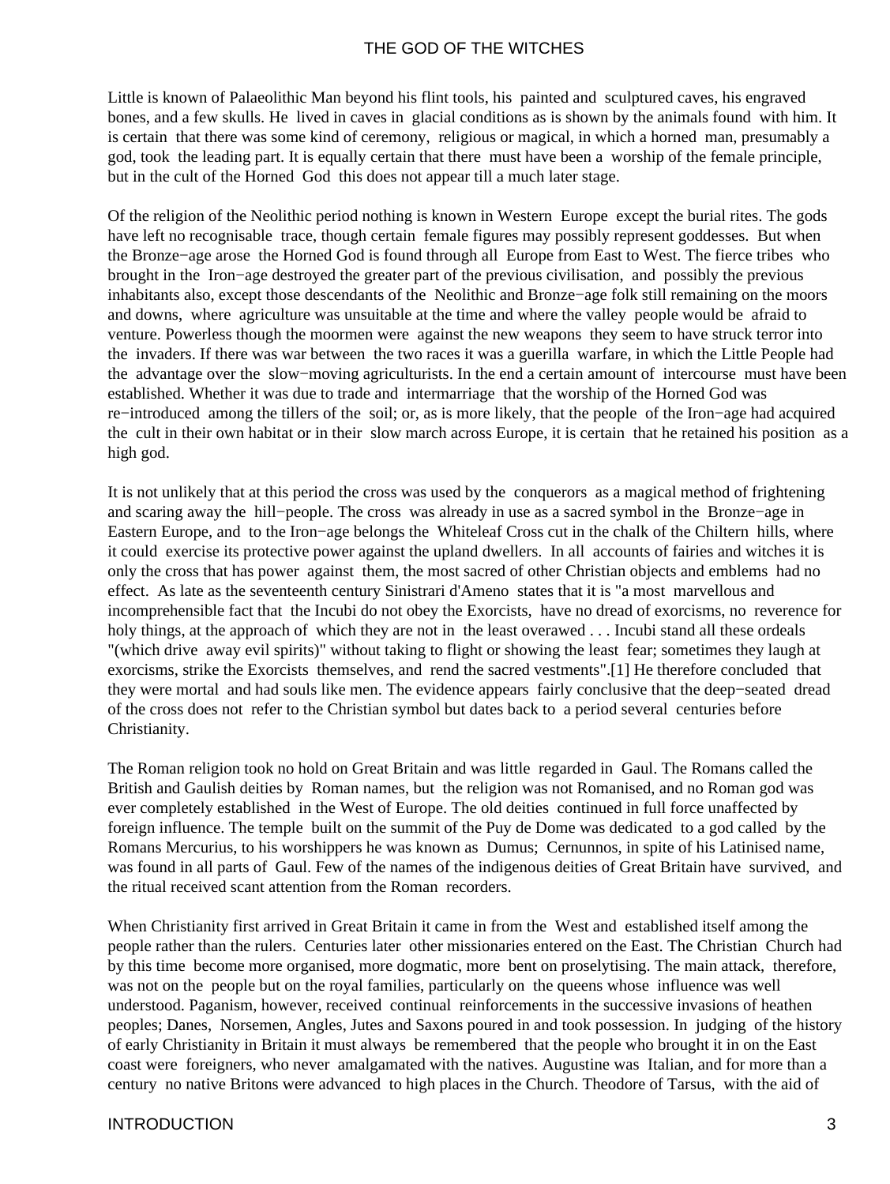Little is known of Palaeolithic Man beyond his flint tools, his painted and sculptured caves, his engraved bones, and a few skulls. He lived in caves in glacial conditions as is shown by the animals found with him. It is certain that there was some kind of ceremony, religious or magical, in which a horned man, presumably a god, took the leading part. It is equally certain that there must have been a worship of the female principle, but in the cult of the Horned God this does not appear till a much later stage.

Of the religion of the Neolithic period nothing is known in Western Europe except the burial rites. The gods have left no recognisable trace, though certain female figures may possibly represent goddesses. But when the Bronze−age arose the Horned God is found through all Europe from East to West. The fierce tribes who brought in the Iron−age destroyed the greater part of the previous civilisation, and possibly the previous inhabitants also, except those descendants of the Neolithic and Bronze−age folk still remaining on the moors and downs, where agriculture was unsuitable at the time and where the valley people would be afraid to venture. Powerless though the moormen were against the new weapons they seem to have struck terror into the invaders. If there was war between the two races it was a guerilla warfare, in which the Little People had the advantage over the slow−moving agriculturists. In the end a certain amount of intercourse must have been established. Whether it was due to trade and intermarriage that the worship of the Horned God was re−introduced among the tillers of the soil; or, as is more likely, that the people of the Iron−age had acquired the cult in their own habitat or in their slow march across Europe, it is certain that he retained his position as a high god.

It is not unlikely that at this period the cross was used by the conquerors as a magical method of frightening and scaring away the hill−people. The cross was already in use as a sacred symbol in the Bronze−age in Eastern Europe, and to the Iron−age belongs the Whiteleaf Cross cut in the chalk of the Chiltern hills, where it could exercise its protective power against the upland dwellers. In all accounts of fairies and witches it is only the cross that has power against them, the most sacred of other Christian objects and emblems had no effect. As late as the seventeenth century Sinistrari d'Ameno states that it is "a most marvellous and incomprehensible fact that the Incubi do not obey the Exorcists, have no dread of exorcisms, no reverence for holy things, at the approach of which they are not in the least overawed . . . Incubi stand all these ordeals "(which drive away evil spirits)" without taking to flight or showing the least fear; sometimes they laugh at exorcisms, strike the Exorcists themselves, and rend the sacred vestments".[1] He therefore concluded that they were mortal and had souls like men. The evidence appears fairly conclusive that the deep−seated dread of the cross does not refer to the Christian symbol but dates back to a period several centuries before Christianity.

The Roman religion took no hold on Great Britain and was little regarded in Gaul. The Romans called the British and Gaulish deities by Roman names, but the religion was not Romanised, and no Roman god was ever completely established in the West of Europe. The old deities continued in full force unaffected by foreign influence. The temple built on the summit of the Puy de Dome was dedicated to a god called by the Romans Mercurius, to his worshippers he was known as Dumus; Cernunnos, in spite of his Latinised name, was found in all parts of Gaul. Few of the names of the indigenous deities of Great Britain have survived, and the ritual received scant attention from the Roman recorders.

When Christianity first arrived in Great Britain it came in from the West and established itself among the people rather than the rulers. Centuries later other missionaries entered on the East. The Christian Church had by this time become more organised, more dogmatic, more bent on proselytising. The main attack, therefore, was not on the people but on the royal families, particularly on the queens whose influence was well understood. Paganism, however, received continual reinforcements in the successive invasions of heathen peoples; Danes, Norsemen, Angles, Jutes and Saxons poured in and took possession. In judging of the history of early Christianity in Britain it must always be remembered that the people who brought it in on the East coast were foreigners, who never amalgamated with the natives. Augustine was Italian, and for more than a century no native Britons were advanced to high places in the Church. Theodore of Tarsus, with the aid of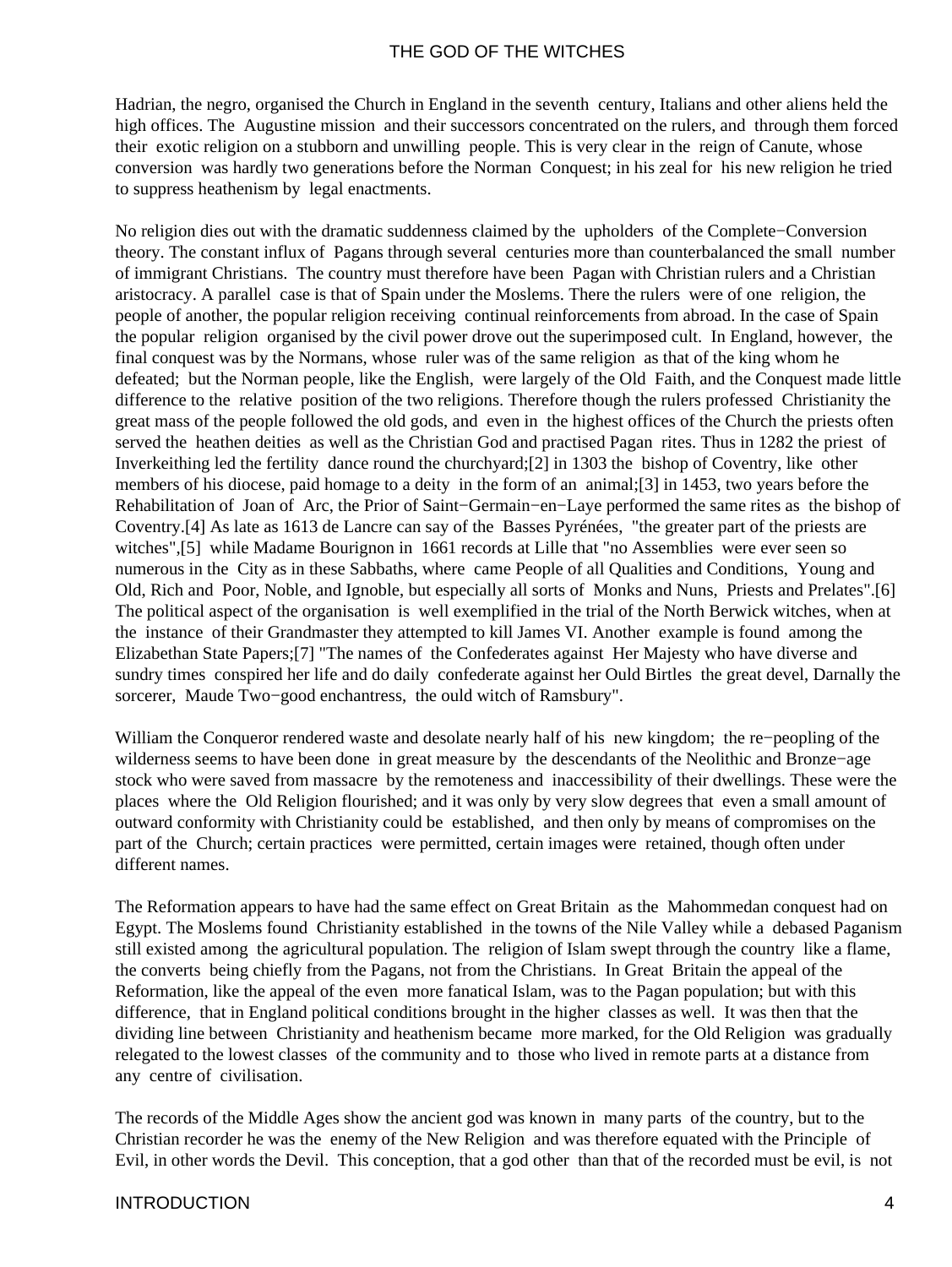Hadrian, the negro, organised the Church in England in the seventh century, Italians and other aliens held the high offices. The Augustine mission and their successors concentrated on the rulers, and through them forced their exotic religion on a stubborn and unwilling people. This is very clear in the reign of Canute, whose conversion was hardly two generations before the Norman Conquest; in his zeal for his new religion he tried to suppress heathenism by legal enactments.

No religion dies out with the dramatic suddenness claimed by the upholders of the Complete−Conversion theory. The constant influx of Pagans through several centuries more than counterbalanced the small number of immigrant Christians. The country must therefore have been Pagan with Christian rulers and a Christian aristocracy. A parallel case is that of Spain under the Moslems. There the rulers were of one religion, the people of another, the popular religion receiving continual reinforcements from abroad. In the case of Spain the popular religion organised by the civil power drove out the superimposed cult. In England, however, the final conquest was by the Normans, whose ruler was of the same religion as that of the king whom he defeated; but the Norman people, like the English, were largely of the Old Faith, and the Conquest made little difference to the relative position of the two religions. Therefore though the rulers professed Christianity the great mass of the people followed the old gods, and even in the highest offices of the Church the priests often served the heathen deities as well as the Christian God and practised Pagan rites. Thus in 1282 the priest of Inverkeithing led the fertility dance round the churchyard;[2] in 1303 the bishop of Coventry, like other members of his diocese, paid homage to a deity in the form of an animal;[3] in 1453, two years before the Rehabilitation of Joan of Arc, the Prior of Saint−Germain−en−Laye performed the same rites as the bishop of Coventry.[4] As late as 1613 de Lancre can say of the Basses Pyrénées, "the greater part of the priests are witches",[5] while Madame Bourignon in 1661 records at Lille that "no Assemblies were ever seen so numerous in the City as in these Sabbaths, where came People of all Qualities and Conditions, Young and Old, Rich and Poor, Noble, and Ignoble, but especially all sorts of Monks and Nuns, Priests and Prelates".[6] The political aspect of the organisation is well exemplified in the trial of the North Berwick witches, when at the instance of their Grandmaster they attempted to kill James VI. Another example is found among the Elizabethan State Papers;[7] "The names of the Confederates against Her Majesty who have diverse and sundry times conspired her life and do daily confederate against her Ould Birtles the great devel, Darnally the sorcerer, Maude Two−good enchantress, the ould witch of Ramsbury".

William the Conqueror rendered waste and desolate nearly half of his new kingdom; the re−peopling of the wilderness seems to have been done in great measure by the descendants of the Neolithic and Bronze−age stock who were saved from massacre by the remoteness and inaccessibility of their dwellings. These were the places where the Old Religion flourished; and it was only by very slow degrees that even a small amount of outward conformity with Christianity could be established, and then only by means of compromises on the part of the Church; certain practices were permitted, certain images were retained, though often under different names.

The Reformation appears to have had the same effect on Great Britain as the Mahommedan conquest had on Egypt. The Moslems found Christianity established in the towns of the Nile Valley while a debased Paganism still existed among the agricultural population. The religion of Islam swept through the country like a flame, the converts being chiefly from the Pagans, not from the Christians. In Great Britain the appeal of the Reformation, like the appeal of the even more fanatical Islam, was to the Pagan population; but with this difference, that in England political conditions brought in the higher classes as well. It was then that the dividing line between Christianity and heathenism became more marked, for the Old Religion was gradually relegated to the lowest classes of the community and to those who lived in remote parts at a distance from any centre of civilisation.

The records of the Middle Ages show the ancient god was known in many parts of the country, but to the Christian recorder he was the enemy of the New Religion and was therefore equated with the Principle of Evil, in other words the Devil. This conception, that a god other than that of the recorded must be evil, is not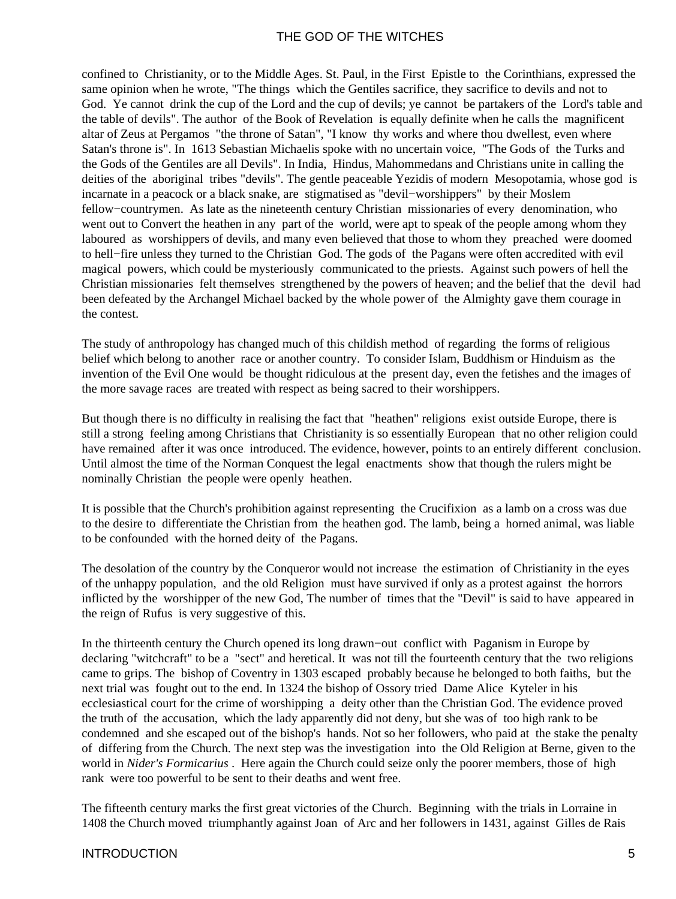confined to Christianity, or to the Middle Ages. St. Paul, in the First Epistle to the Corinthians, expressed the same opinion when he wrote, "The things which the Gentiles sacrifice, they sacrifice to devils and not to God. Ye cannot drink the cup of the Lord and the cup of devils; ye cannot be partakers of the Lord's table and the table of devils". The author of the Book of Revelation is equally definite when he calls the magnificent altar of Zeus at Pergamos "the throne of Satan", "I know thy works and where thou dwellest, even where Satan's throne is". In 1613 Sebastian Michaelis spoke with no uncertain voice, "The Gods of the Turks and the Gods of the Gentiles are all Devils". In India, Hindus, Mahommedans and Christians unite in calling the deities of the aboriginal tribes "devils". The gentle peaceable Yezidis of modern Mesopotamia, whose god is incarnate in a peacock or a black snake, are stigmatised as "devil−worshippers" by their Moslem fellow−countrymen. As late as the nineteenth century Christian missionaries of every denomination, who went out to Convert the heathen in any part of the world, were apt to speak of the people among whom they laboured as worshippers of devils, and many even believed that those to whom they preached were doomed to hell−fire unless they turned to the Christian God. The gods of the Pagans were often accredited with evil magical powers, which could be mysteriously communicated to the priests. Against such powers of hell the Christian missionaries felt themselves strengthened by the powers of heaven; and the belief that the devil had been defeated by the Archangel Michael backed by the whole power of the Almighty gave them courage in the contest.

The study of anthropology has changed much of this childish method of regarding the forms of religious belief which belong to another race or another country. To consider Islam, Buddhism or Hinduism as the invention of the Evil One would be thought ridiculous at the present day, even the fetishes and the images of the more savage races are treated with respect as being sacred to their worshippers.

But though there is no difficulty in realising the fact that "heathen" religions exist outside Europe, there is still a strong feeling among Christians that Christianity is so essentially European that no other religion could have remained after it was once introduced. The evidence, however, points to an entirely different conclusion. Until almost the time of the Norman Conquest the legal enactments show that though the rulers might be nominally Christian the people were openly heathen.

It is possible that the Church's prohibition against representing the Crucifixion as a lamb on a cross was due to the desire to differentiate the Christian from the heathen god. The lamb, being a horned animal, was liable to be confounded with the horned deity of the Pagans.

The desolation of the country by the Conqueror would not increase the estimation of Christianity in the eyes of the unhappy population, and the old Religion must have survived if only as a protest against the horrors inflicted by the worshipper of the new God, The number of times that the "Devil" is said to have appeared in the reign of Rufus is very suggestive of this.

In the thirteenth century the Church opened its long drawn−out conflict with Paganism in Europe by declaring "witchcraft" to be a "sect" and heretical. It was not till the fourteenth century that the two religions came to grips. The bishop of Coventry in 1303 escaped probably because he belonged to both faiths, but the next trial was fought out to the end. In 1324 the bishop of Ossory tried Dame Alice Kyteler in his ecclesiastical court for the crime of worshipping a deity other than the Christian God. The evidence proved the truth of the accusation, which the lady apparently did not deny, but she was of too high rank to be condemned and she escaped out of the bishop's hands. Not so her followers, who paid at the stake the penalty of differing from the Church. The next step was the investigation into the Old Religion at Berne, given to the world in *Nider's Formicarius* . Here again the Church could seize only the poorer members, those of high rank were too powerful to be sent to their deaths and went free.

The fifteenth century marks the first great victories of the Church. Beginning with the trials in Lorraine in 1408 the Church moved triumphantly against Joan of Arc and her followers in 1431, against Gilles de Rais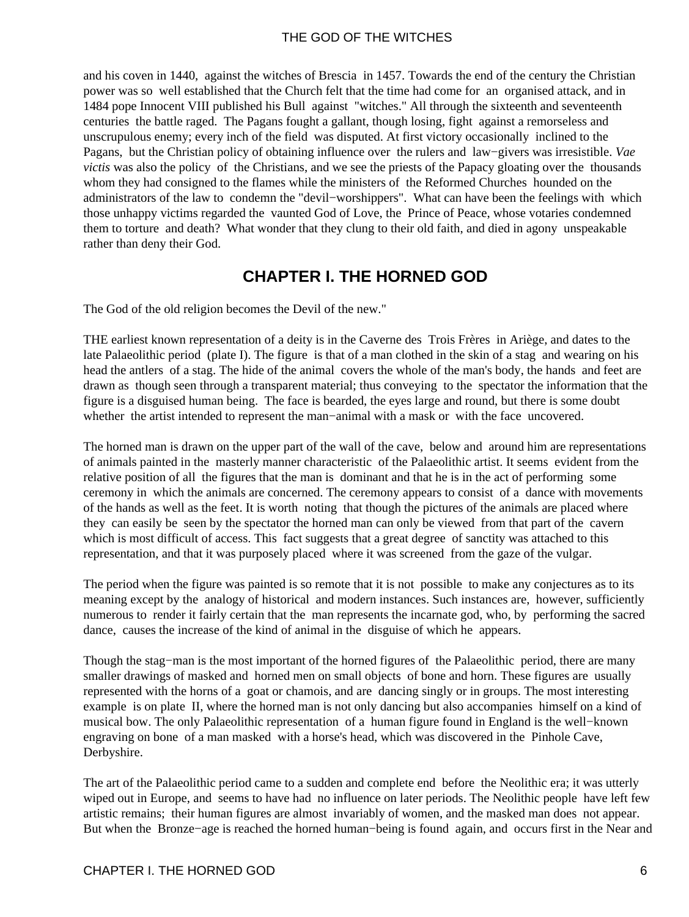and his coven in 1440, against the witches of Brescia in 1457. Towards the end of the century the Christian power was so well established that the Church felt that the time had come for an organised attack, and in 1484 pope Innocent VIII published his Bull against "witches." All through the sixteenth and seventeenth centuries the battle raged. The Pagans fought a gallant, though losing, fight against a remorseless and unscrupulous enemy; every inch of the field was disputed. At first victory occasionally inclined to the Pagans, but the Christian policy of obtaining influence over the rulers and law−givers was irresistible. *Vae victis* was also the policy of the Christians, and we see the priests of the Papacy gloating over the thousands whom they had consigned to the flames while the ministers of the Reformed Churches hounded on the administrators of the law to condemn the "devil−worshippers". What can have been the feelings with which those unhappy victims regarded the vaunted God of Love, the Prince of Peace, whose votaries condemned them to torture and death? What wonder that they clung to their old faith, and died in agony unspeakable rather than deny their God.

## CHAPTER I. THE HORNED GOD

The God of the old religion becomes the Devil of the new."

THE earliest known representation of a deity is in the Caverne des Trois Frères in Ariège, and dates to the late Palaeolithic period (plate I). The figure is that of a man clothed in the skin of a stag and wearing on his head the antlers of a stag. The hide of the animal covers the whole of the man's body, the hands and feet are drawn as though seen through a transparent material; thus conveying to the spectator the information that the figure is a disguised human being. The face is bearded, the eyes large and round, but there is some doubt whether the artist intended to represent the man−animal with a mask or with the face uncovered.

The horned man is drawn on the upper part of the wall of the cave, below and around him are representations of animals painted in the masterly manner characteristic of the Palaeolithic artist. It seems evident from the relative position of all the figures that the man is dominant and that he is in the act of performing some ceremony in which the animals are concerned. The ceremony appears to consist of a dance with movements of the hands as well as the feet. It is worth noting that though the pictures of the animals are placed where they can easily be seen by the spectator the horned man can only be viewed from that part of the cavern which is most difficult of access. This fact suggests that a great degree of sanctity was attached to this representation, and that it was purposely placed where it was screened from the gaze of the vulgar.

The period when the figure was painted is so remote that it is not possible to make any conjectures as to its meaning except by the analogy of historical and modern instances. Such instances are, however, sufficiently numerous to render it fairly certain that the man represents the incarnate god, who, by performing the sacred dance, causes the increase of the kind of animal in the disguise of which he appears.

Though the stag−man is the most important of the horned figures of the Palaeolithic period, there are many smaller drawings of masked and horned men on small objects of bone and horn. These figures are usually represented with the horns of a goat or chamois, and are dancing singly or in groups. The most interesting example is on plate II, where the horned man is not only dancing but also accompanies himself on a kind of musical bow. The only Palaeolithic representation of a human figure found in England is the well−known engraving on bone of a man masked with a horse's head, which was discovered in the Pinhole Cave, Derbyshire.

The art of the Palaeolithic period came to a sudden and complete end before the Neolithic era; it was utterly wiped out in Europe, and seems to have had no influence on later periods. The Neolithic people have left few artistic remains; their human figures are almost invariably of women, and the masked man does not appear. But when the Bronze−age is reached the horned human−being is found again, and occurs first in the Near and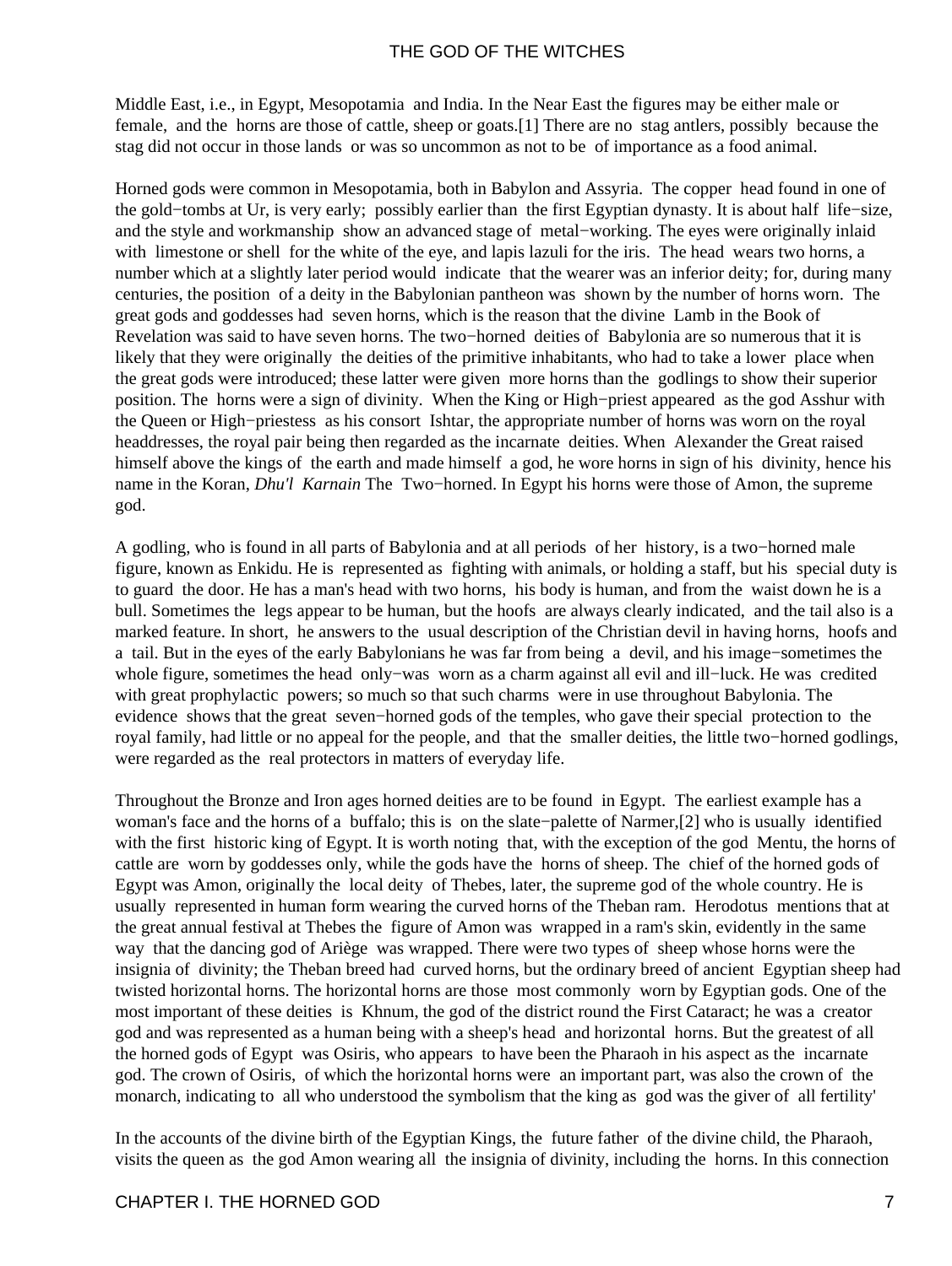Middle East, i.e., in Egypt, Mesopotamia and India. In the Near East the figures may be either male or female, and the horns are those of cattle, sheep or goats.[1] There are no stag antlers, possibly because the stag did not occur in those lands or was so uncommon as not to be of importance as a food animal.

Horned gods were common in Mesopotamia, both in Babylon and Assyria. The copper head found in one of the gold−tombs at Ur, is very early; possibly earlier than the first Egyptian dynasty. It is about half life−size, and the style and workmanship show an advanced stage of metal−working. The eyes were originally inlaid with limestone or shell for the white of the eye, and lapis lazuli for the iris. The head wears two horns, a number which at a slightly later period would indicate that the wearer was an inferior deity; for, during many centuries, the position of a deity in the Babylonian pantheon was shown by the number of horns worn. The great gods and goddesses had seven horns, which is the reason that the divine Lamb in the Book of Revelation was said to have seven horns. The two−horned deities of Babylonia are so numerous that it is likely that they were originally the deities of the primitive inhabitants, who had to take a lower place when the great gods were introduced; these latter were given more horns than the godlings to show their superior position. The horns were a sign of divinity. When the King or High−priest appeared as the god Asshur with the Queen or High−priestess as his consort Ishtar, the appropriate number of horns was worn on the royal headdresses, the royal pair being then regarded as the incarnate deities. When Alexander the Great raised himself above the kings of the earth and made himself a god, he wore horns in sign of his divinity, hence his name in the Koran, *Dhu'l Karnain* The Two−horned. In Egypt his horns were those of Amon, the supreme god.

A godling, who is found in all parts of Babylonia and at all periods of her history, is a two−horned male figure, known as Enkidu. He is represented as fighting with animals, or holding a staff, but his special duty is to guard the door. He has a man's head with two horns, his body is human, and from the waist down he is a bull. Sometimes the legs appear to be human, but the hoofs are always clearly indicated, and the tail also is a marked feature. In short, he answers to the usual description of the Christian devil in having horns, hoofs and a tail. But in the eyes of the early Babylonians he was far from being a devil, and his image−sometimes the whole figure, sometimes the head only−was worn as a charm against all evil and ill−luck. He was credited with great prophylactic powers; so much so that such charms were in use throughout Babylonia. The evidence shows that the great seven−horned gods of the temples, who gave their special protection to the royal family, had little or no appeal for the people, and that the smaller deities, the little two−horned godlings, were regarded as the real protectors in matters of everyday life.

Throughout the Bronze and Iron ages horned deities are to be found in Egypt. The earliest example has a woman's face and the horns of a buffalo; this is on the slate−palette of Narmer,[2] who is usually identified with the first historic king of Egypt. It is worth noting that, with the exception of the god Mentu, the horns of cattle are worn by goddesses only, while the gods have the horns of sheep. The chief of the horned gods of Egypt was Amon, originally the local deity of Thebes, later, the supreme god of the whole country. He is usually represented in human form wearing the curved horns of the Theban ram. Herodotus mentions that at the great annual festival at Thebes the figure of Amon was wrapped in a ram's skin, evidently in the same way that the dancing god of Ariège was wrapped. There were two types of sheep whose horns were the insignia of divinity; the Theban breed had curved horns, but the ordinary breed of ancient Egyptian sheep had twisted horizontal horns. The horizontal horns are those most commonly worn by Egyptian gods. One of the most important of these deities is Khnum, the god of the district round the First Cataract; he was a creator god and was represented as a human being with a sheep's head and horizontal horns. But the greatest of all the horned gods of Egypt was Osiris, who appears to have been the Pharaoh in his aspect as the incarnate god. The crown of Osiris, of which the horizontal horns were an important part, was also the crown of the monarch, indicating to all who understood the symbolism that the king as god was the giver of all fertility'

In the accounts of the divine birth of the Egyptian Kings, the future father of the divine child, the Pharaoh, visits the queen as the god Amon wearing all the insignia of divinity, including the horns. In this connection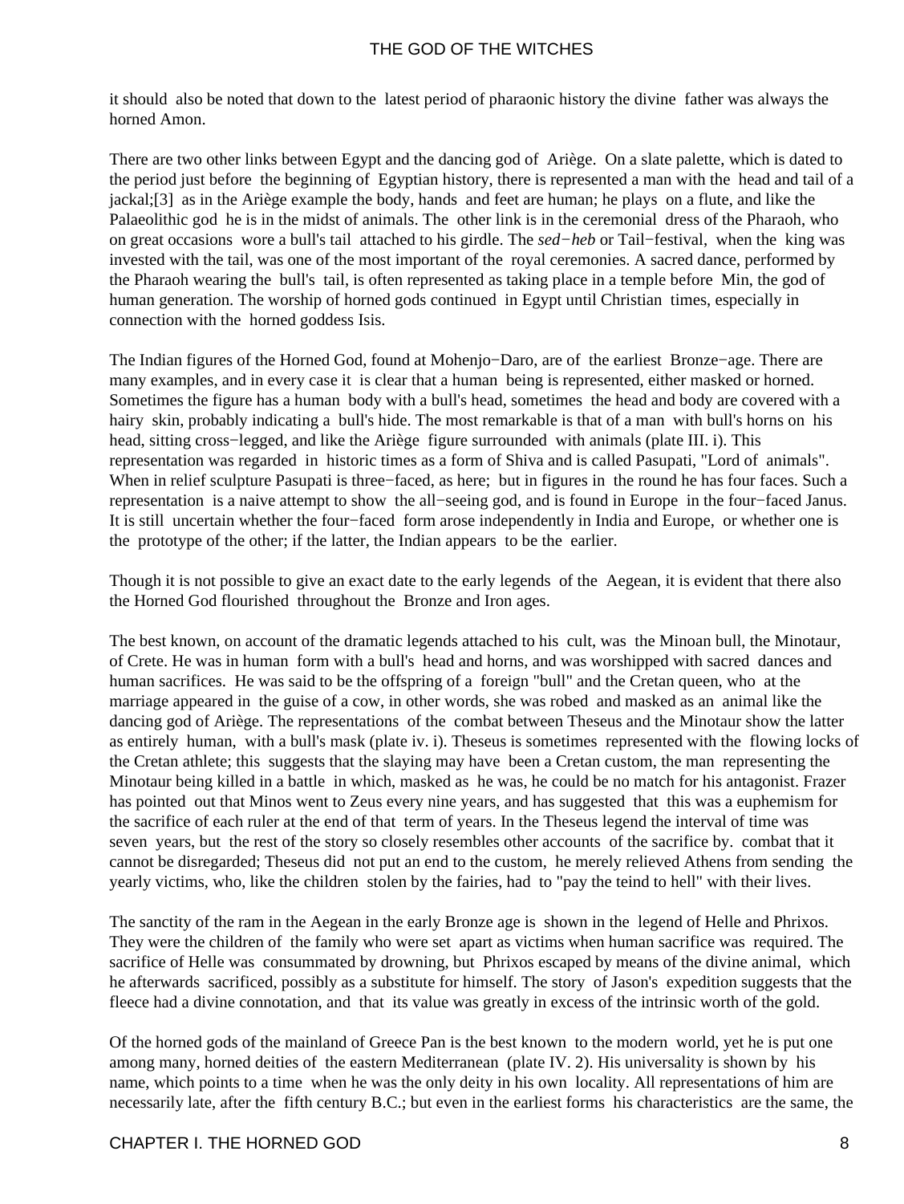it should also be noted that down to the latest period of pharaonic history the divine father was always the horned Amon.

There are two other links between Egypt and the dancing god of Ariège. On a slate palette, which is dated to the period just before the beginning of Egyptian history, there is represented a man with the head and tail of a jackal;[3] as in the Ariège example the body, hands and feet are human; he plays on a flute, and like the Palaeolithic god he is in the midst of animals. The other link is in the ceremonial dress of the Pharaoh, who on great occasions wore a bull's tail attached to his girdle. The *sed−heb* or Tail−festival, when the king was invested with the tail, was one of the most important of the royal ceremonies. A sacred dance, performed by the Pharaoh wearing the bull's tail, is often represented as taking place in a temple before Min, the god of human generation. The worship of horned gods continued in Egypt until Christian times, especially in connection with the horned goddess Isis.

The Indian figures of the Horned God, found at Mohenjo−Daro, are of the earliest Bronze−age. There are many examples, and in every case it is clear that a human being is represented, either masked or horned. Sometimes the figure has a human body with a bull's head, sometimes the head and body are covered with a hairy skin, probably indicating a bull's hide. The most remarkable is that of a man with bull's horns on his head, sitting cross−legged, and like the Ariège figure surrounded with animals (plate III. i). This representation was regarded in historic times as a form of Shiva and is called Pasupati, "Lord of animals". When in relief sculpture Pasupati is three−faced, as here; but in figures in the round he has four faces. Such a representation is a naive attempt to show the all−seeing god, and is found in Europe in the four−faced Janus. It is still uncertain whether the four−faced form arose independently in India and Europe, or whether one is the prototype of the other; if the latter, the Indian appears to be the earlier.

Though it is not possible to give an exact date to the early legends of the Aegean, it is evident that there also the Horned God flourished throughout the Bronze and Iron ages.

The best known, on account of the dramatic legends attached to his cult, was the Minoan bull, the Minotaur, of Crete. He was in human form with a bull's head and horns, and was worshipped with sacred dances and human sacrifices. He was said to be the offspring of a foreign "bull" and the Cretan queen, who at the marriage appeared in the guise of a cow, in other words, she was robed and masked as an animal like the dancing god of Ariège. The representations of the combat between Theseus and the Minotaur show the latter as entirely human, with a bull's mask (plate iv. i). Theseus is sometimes represented with the flowing locks of the Cretan athlete; this suggests that the slaying may have been a Cretan custom, the man representing the Minotaur being killed in a battle in which, masked as he was, he could be no match for his antagonist. Frazer has pointed out that Minos went to Zeus every nine years, and has suggested that this was a euphemism for the sacrifice of each ruler at the end of that term of years. In the Theseus legend the interval of time was seven years, but the rest of the story so closely resembles other accounts of the sacrifice by. combat that it cannot be disregarded; Theseus did not put an end to the custom, he merely relieved Athens from sending the yearly victims, who, like the children stolen by the fairies, had to "pay the teind to hell" with their lives.

The sanctity of the ram in the Aegean in the early Bronze age is shown in the legend of Helle and Phrixos. They were the children of the family who were set apart as victims when human sacrifice was required. The sacrifice of Helle was consummated by drowning, but Phrixos escaped by means of the divine animal, which he afterwards sacrificed, possibly as a substitute for himself. The story of Jason's expedition suggests that the fleece had a divine connotation, and that its value was greatly in excess of the intrinsic worth of the gold.

Of the horned gods of the mainland of Greece Pan is the best known to the modern world, yet he is put one among many, horned deities of the eastern Mediterranean (plate IV. 2). His universality is shown by his name, which points to a time when he was the only deity in his own locality. All representations of him are necessarily late, after the fifth century B.C.; but even in the earliest forms his characteristics are the same, the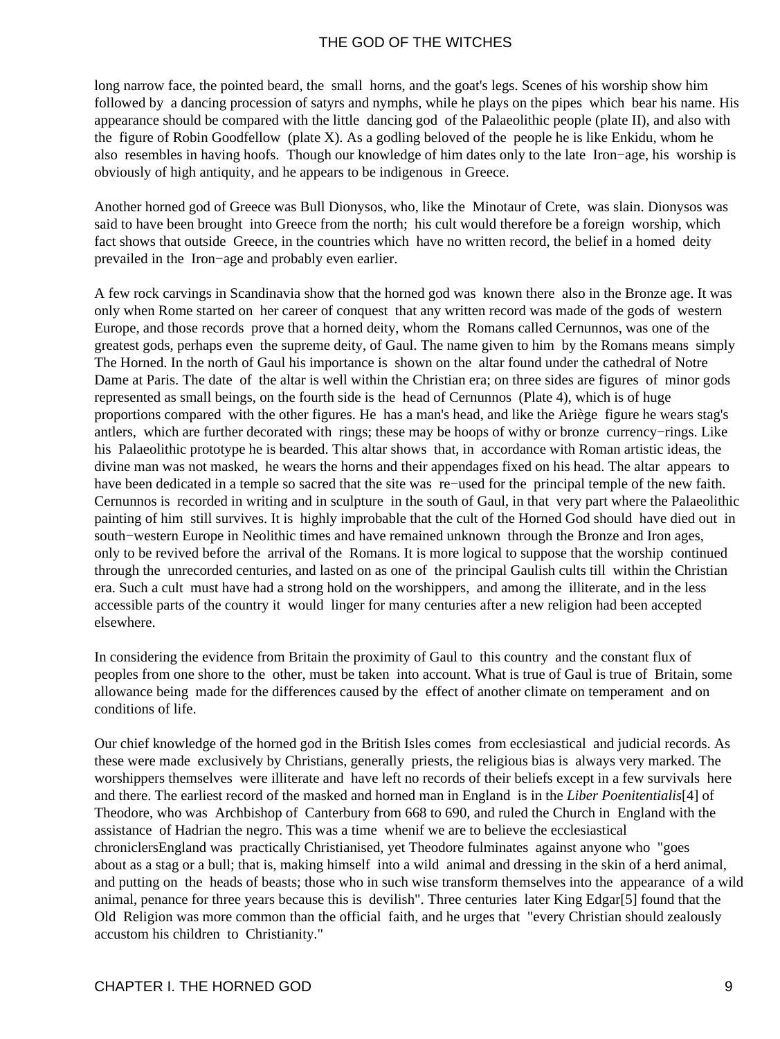long narrow face, the pointed beard, the small horns, and the goat's legs. Scenes of his worship show him followed by a dancing procession of satyrs and nymphs, while he plays on the pipes which bear his name. His appearance should be compared with the little dancing god of the Palaeolithic people (plate II), and also with the figure of Robin Goodfellow (plate X). As a godling beloved of the people he is like Enkidu, whom he also resembles in having hoofs. Though our knowledge of him dates only to the late Iron−age, his worship is obviously of high antiquity, and he appears to be indigenous in Greece.

Another horned god of Greece was Bull Dionysos, who, like the Minotaur of Crete, was slain. Dionysos was said to have been brought into Greece from the north; his cult would therefore be a foreign worship, which fact shows that outside Greece, in the countries which have no written record, the belief in a homed deity prevailed in the Iron−age and probably even earlier.

A few rock carvings in Scandinavia show that the horned god was known there also in the Bronze age. It was only when Rome started on her career of conquest that any written record was made of the gods of western Europe, and those records prove that a horned deity, whom the Romans called Cernunnos, was one of the greatest gods, perhaps even the supreme deity, of Gaul. The name given to him by the Romans means simply The Horned. In the north of Gaul his importance is shown on the altar found under the cathedral of Notre Dame at Paris. The date of the altar is well within the Christian era; on three sides are figures of minor gods represented as small beings, on the fourth side is the head of Cernunnos (Plate 4), which is of huge proportions compared with the other figures. He has a man's head, and like the Ariège figure he wears stag's antlers, which are further decorated with rings; these may be hoops of withy or bronze currency−rings. Like his Palaeolithic prototype he is bearded. This altar shows that, in accordance with Roman artistic ideas, the divine man was not masked, he wears the horns and their appendages fixed on his head. The altar appears to have been dedicated in a temple so sacred that the site was re−used for the principal temple of the new faith. Cernunnos is recorded in writing and in sculpture in the south of Gaul, in that very part where the Palaeolithic painting of him still survives. It is highly improbable that the cult of the Horned God should have died out in south−western Europe in Neolithic times and have remained unknown through the Bronze and Iron ages, only to be revived before the arrival of the Romans. It is more logical to suppose that the worship continued through the unrecorded centuries, and lasted on as one of the principal Gaulish cults till within the Christian era. Such a cult must have had a strong hold on the worshippers, and among the illiterate, and in the less accessible parts of the country it would linger for many centuries after a new religion had been accepted elsewhere.

In considering the evidence from Britain the proximity of Gaul to this country and the constant flux of peoples from one shore to the other, must be taken into account. What is true of Gaul is true of Britain, some allowance being made for the differences caused by the effect of another climate on temperament and on conditions of life.

Our chief knowledge of the horned god in the British Isles comes from ecclesiastical and judicial records. As these were made exclusively by Christians, generally priests, the religious bias is always very marked. The worshippers themselves were illiterate and have left no records of their beliefs except in a few survivals here and there. The earliest record of the masked and horned man in England is in the *Liber Poenitentialis*[4] of Theodore, who was Archbishop of Canterbury from 668 to 690, and ruled the Church in England with the assistance of Hadrian the negro. This was a time whenif we are to believe the ecclesiastical chroniclersEngland was practically Christianised, yet Theodore fulminates against anyone who "goes about as a stag or a bull; that is, making himself into a wild animal and dressing in the skin of a herd animal, and putting on the heads of beasts; those who in such wise transform themselves into the appearance of a wild animal, penance for three years because this is devilish". Three centuries later King Edgar[5] found that the Old Religion was more common than the official faith, and he urges that "every Christian should zealously accustom his children to Christianity."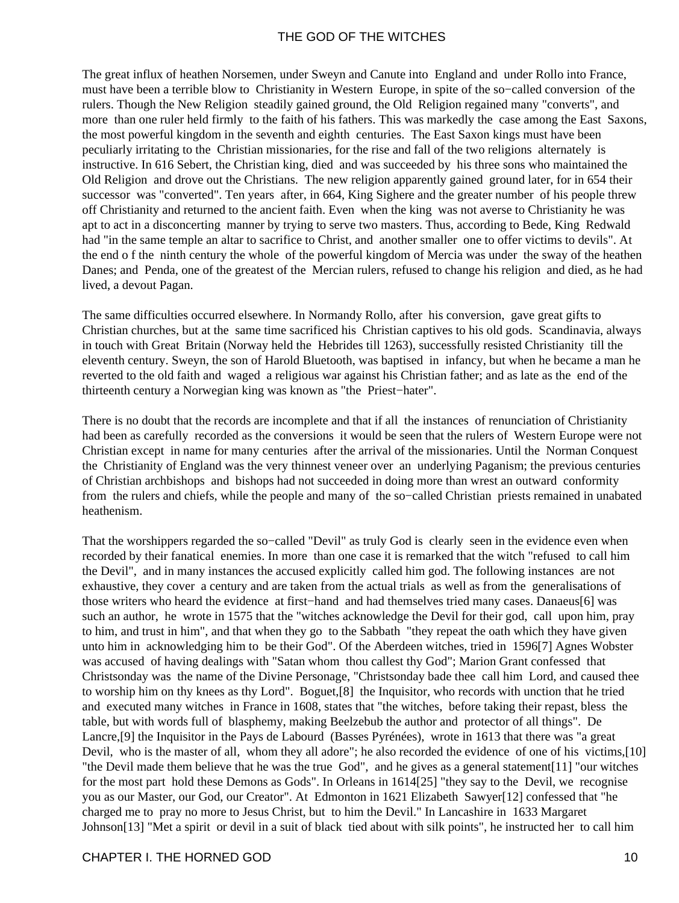The great influx of heathen Norsemen, under Sweyn and Canute into England and under Rollo into France, must have been a terrible blow to Christianity in Western Europe, in spite of the so−called conversion of the rulers. Though the New Religion steadily gained ground, the Old Religion regained many "converts", and more than one ruler held firmly to the faith of his fathers. This was markedly the case among the East Saxons, the most powerful kingdom in the seventh and eighth centuries. The East Saxon kings must have been peculiarly irritating to the Christian missionaries, for the rise and fall of the two religions alternately is instructive. In 616 Sebert, the Christian king, died and was succeeded by his three sons who maintained the Old Religion and drove out the Christians. The new religion apparently gained ground later, for in 654 their successor was "converted". Ten years after, in 664, King Sighere and the greater number of his people threw off Christianity and returned to the ancient faith. Even when the king was not averse to Christianity he was apt to act in a disconcerting manner by trying to serve two masters. Thus, according to Bede, King Redwald had "in the same temple an altar to sacrifice to Christ, and another smaller one to offer victims to devils". At the end o f the ninth century the whole of the powerful kingdom of Mercia was under the sway of the heathen Danes; and Penda, one of the greatest of the Mercian rulers, refused to change his religion and died, as he had lived, a devout Pagan.

The same difficulties occurred elsewhere. In Normandy Rollo, after his conversion, gave great gifts to Christian churches, but at the same time sacrificed his Christian captives to his old gods. Scandinavia, always in touch with Great Britain (Norway held the Hebrides till 1263), successfully resisted Christianity till the eleventh century. Sweyn, the son of Harold Bluetooth, was baptised in infancy, but when he became a man he reverted to the old faith and waged a religious war against his Christian father; and as late as the end of the thirteenth century a Norwegian king was known as "the Priest−hater".

There is no doubt that the records are incomplete and that if all the instances of renunciation of Christianity had been as carefully recorded as the conversions it would be seen that the rulers of Western Europe were not Christian except in name for many centuries after the arrival of the missionaries. Until the Norman Conquest the Christianity of England was the very thinnest veneer over an underlying Paganism; the previous centuries of Christian archbishops and bishops had not succeeded in doing more than wrest an outward conformity from the rulers and chiefs, while the people and many of the so−called Christian priests remained in unabated heathenism.

That the worshippers regarded the so−called "Devil" as truly God is clearly seen in the evidence even when recorded by their fanatical enemies. In more than one case it is remarked that the witch "refused to call him the Devil", and in many instances the accused explicitly called him god. The following instances are not exhaustive, they cover a century and are taken from the actual trials as well as from the generalisations of those writers who heard the evidence at first−hand and had themselves tried many cases. Danaeus[6] was such an author, he wrote in 1575 that the "witches acknowledge the Devil for their god, call upon him, pray to him, and trust in him", and that when they go to the Sabbath "they repeat the oath which they have given unto him in acknowledging him to be their God". Of the Aberdeen witches, tried in 1596[7] Agnes Wobster was accused of having dealings with "Satan whom thou callest thy God"; Marion Grant confessed that Christsonday was the name of the Divine Personage, "Christsonday bade thee call him Lord, and caused thee to worship him on thy knees as thy Lord". Boguet,[8] the Inquisitor, who records with unction that he tried and executed many witches in France in 1608, states that "the witches, before taking their repast, bless the table, but with words full of blasphemy, making Beelzebub the author and protector of all things". De Lancre,[9] the Inquisitor in the Pays de Labourd (Basses Pyrénées), wrote in 1613 that there was "a great Devil, who is the master of all, whom they all adore"; he also recorded the evidence of one of his victims,[10] "the Devil made them believe that he was the true God", and he gives as a general statement[11] "our witches for the most part hold these Demons as Gods". In Orleans in 1614[25] "they say to the Devil, we recognise you as our Master, our God, our Creator". At Edmonton in 1621 Elizabeth Sawyer[12] confessed that "he charged me to pray no more to Jesus Christ, but to him the Devil." In Lancashire in 1633 Margaret Johnson[13] "Met a spirit or devil in a suit of black tied about with silk points", he instructed her to call him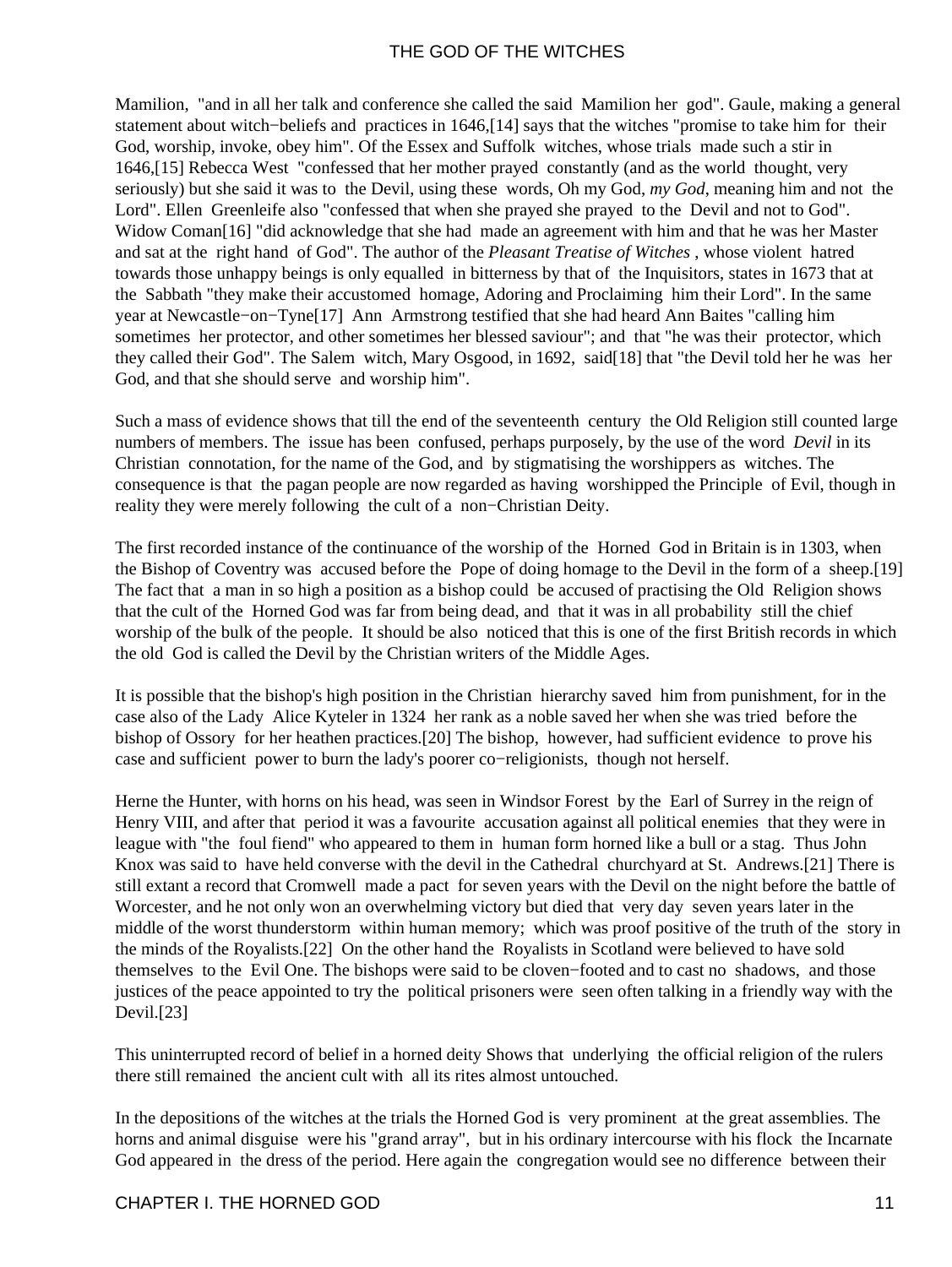Mamilion, "and in all her talk and conference she called the said Mamilion her god". Gaule, making a general statement about witch−beliefs and practices in 1646,[14] says that the witches "promise to take him for their God, worship, invoke, obey him". Of the Essex and Suffolk witches, whose trials made such a stir in 1646,[15] Rebecca West "confessed that her mother prayed constantly (and as the world thought, very seriously) but she said it was to the Devil, using these words, Oh my God, *my God*, meaning him and not the Lord". Ellen Greenleife also "confessed that when she prayed she prayed to the Devil and not to God". Widow Coman[16] "did acknowledge that she had made an agreement with him and that he was her Master and sat at the right hand of God". The author of the *Pleasant Treatise of Witches* , whose violent hatred towards those unhappy beings is only equalled in bitterness by that of the Inquisitors, states in 1673 that at the Sabbath "they make their accustomed homage, Adoring and Proclaiming him their Lord". In the same year at Newcastle−on−Tyne[17] Ann Armstrong testified that she had heard Ann Baites "calling him sometimes her protector, and other sometimes her blessed saviour"; and that "he was their protector, which they called their God". The Salem witch, Mary Osgood, in 1692, said[18] that "the Devil told her he was her God, and that she should serve and worship him".

Such a mass of evidence shows that till the end of the seventeenth century the Old Religion still counted large numbers of members. The issue has been confused, perhaps purposely, by the use of the word *Devil* in its Christian connotation, for the name of the God, and by stigmatising the worshippers as witches. The consequence is that the pagan people are now regarded as having worshipped the Principle of Evil, though in reality they were merely following the cult of a non−Christian Deity.

The first recorded instance of the continuance of the worship of the Horned God in Britain is in 1303, when the Bishop of Coventry was accused before the Pope of doing homage to the Devil in the form of a sheep.[19] The fact that a man in so high a position as a bishop could be accused of practising the Old Religion shows that the cult of the Horned God was far from being dead, and that it was in all probability still the chief worship of the bulk of the people. It should be also noticed that this is one of the first British records in which the old God is called the Devil by the Christian writers of the Middle Ages.

It is possible that the bishop's high position in the Christian hierarchy saved him from punishment, for in the case also of the Lady Alice Kyteler in 1324 her rank as a noble saved her when she was tried before the bishop of Ossory for her heathen practices.[20] The bishop, however, had sufficient evidence to prove his case and sufficient power to burn the lady's poorer co−religionists, though not herself.

Herne the Hunter, with horns on his head, was seen in Windsor Forest by the Earl of Surrey in the reign of Henry VIII, and after that period it was a favourite accusation against all political enemies that they were in league with "the foul fiend" who appeared to them in human form horned like a bull or a stag. Thus John Knox was said to have held converse with the devil in the Cathedral churchyard at St. Andrews.[21] There is still extant a record that Cromwell made a pact for seven years with the Devil on the night before the battle of Worcester, and he not only won an overwhelming victory but died that very day seven years later in the middle of the worst thunderstorm within human memory; which was proof positive of the truth of the story in the minds of the Royalists.[22] On the other hand the Royalists in Scotland were believed to have sold themselves to the Evil One. The bishops were said to be cloven−footed and to cast no shadows, and those justices of the peace appointed to try the political prisoners were seen often talking in a friendly way with the Devil.[23]

This uninterrupted record of belief in a horned deity Shows that underlying the official religion of the rulers there still remained the ancient cult with all its rites almost untouched.

In the depositions of the witches at the trials the Horned God is very prominent at the great assemblies. The horns and animal disguise were his "grand array", but in his ordinary intercourse with his flock the Incarnate God appeared in the dress of the period. Here again the congregation would see no difference between their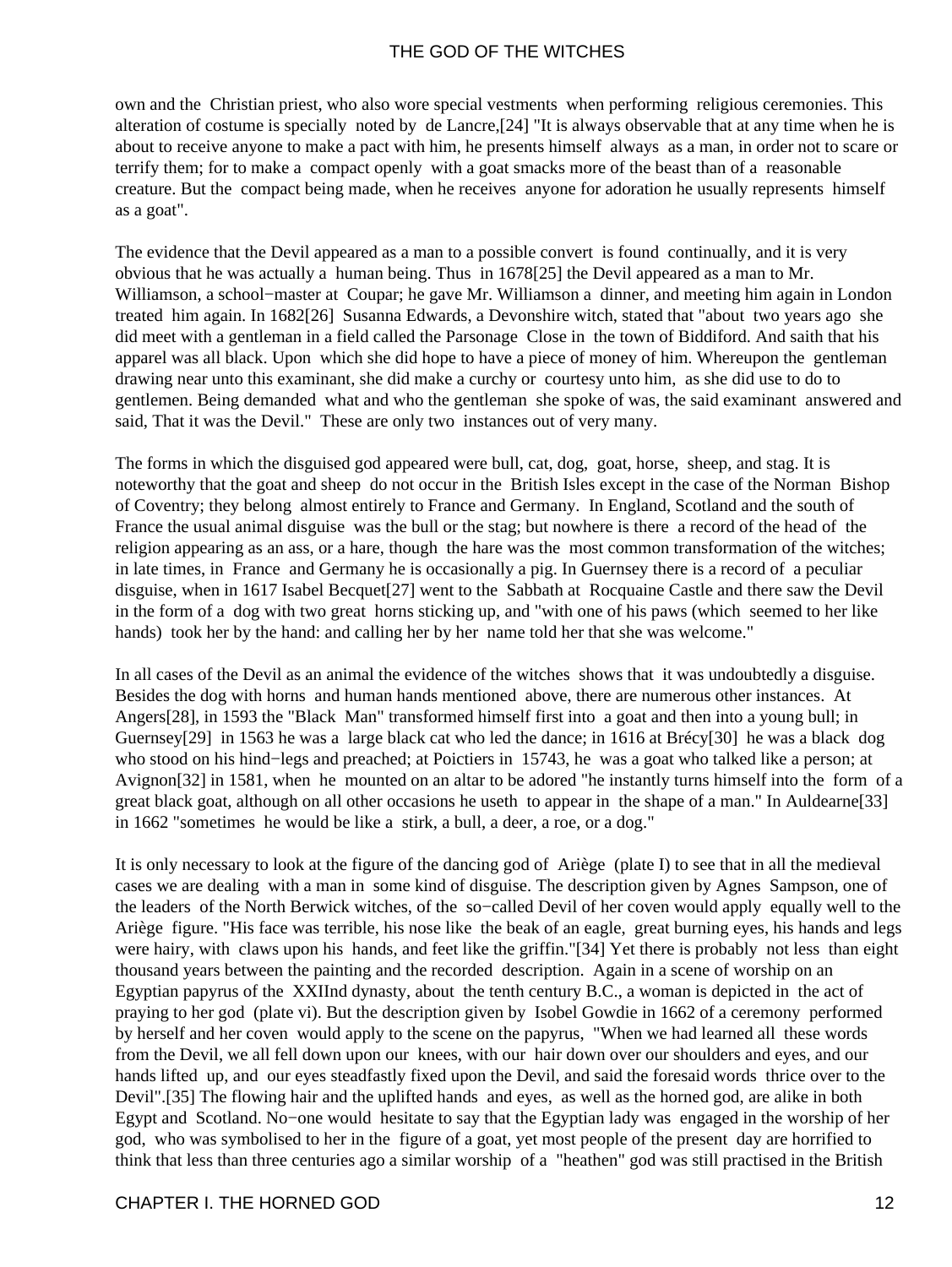own and the Christian priest, who also wore special vestments when performing religious ceremonies. This alteration of costume is specially noted by de Lancre,[24] "It is always observable that at any time when he is about to receive anyone to make a pact with him, he presents himself always as a man, in order not to scare or terrify them; for to make a compact openly with a goat smacks more of the beast than of a reasonable creature. But the compact being made, when he receives anyone for adoration he usually represents himself as a goat".

The evidence that the Devil appeared as a man to a possible convert is found continually, and it is very obvious that he was actually a human being. Thus in 1678[25] the Devil appeared as a man to Mr. Williamson, a school−master at Coupar; he gave Mr. Williamson a dinner, and meeting him again in London treated him again. In 1682[26] Susanna Edwards, a Devonshire witch, stated that "about two years ago she did meet with a gentleman in a field called the Parsonage Close in the town of Biddiford. And saith that his apparel was all black. Upon which she did hope to have a piece of money of him. Whereupon the gentleman drawing near unto this examinant, she did make a curchy or courtesy unto him, as she did use to do to gentlemen. Being demanded what and who the gentleman she spoke of was, the said examinant answered and said, That it was the Devil." These are only two instances out of very many.

The forms in which the disguised god appeared were bull, cat, dog, goat, horse, sheep, and stag. It is noteworthy that the goat and sheep do not occur in the British Isles except in the case of the Norman Bishop of Coventry; they belong almost entirely to France and Germany. In England, Scotland and the south of France the usual animal disguise was the bull or the stag; but nowhere is there a record of the head of the religion appearing as an ass, or a hare, though the hare was the most common transformation of the witches; in late times, in France and Germany he is occasionally a pig. In Guernsey there is a record of a peculiar disguise, when in 1617 Isabel Becquet[27] went to the Sabbath at Rocquaine Castle and there saw the Devil in the form of a dog with two great horns sticking up, and "with one of his paws (which seemed to her like hands) took her by the hand: and calling her by her name told her that she was welcome."

In all cases of the Devil as an animal the evidence of the witches shows that it was undoubtedly a disguise. Besides the dog with horns and human hands mentioned above, there are numerous other instances. At Angers[28], in 1593 the "Black Man" transformed himself first into a goat and then into a young bull; in Guernsey[29] in 1563 he was a large black cat who led the dance; in 1616 at Brécy[30] he was a black dog who stood on his hind−legs and preached; at Poictiers in 15743, he was a goat who talked like a person; at Avignon[32] in 1581, when he mounted on an altar to be adored "he instantly turns himself into the form of a great black goat, although on all other occasions he useth to appear in the shape of a man." In Auldearne[33] in 1662 "sometimes he would be like a stirk, a bull, a deer, a roe, or a dog."

It is only necessary to look at the figure of the dancing god of Ariège (plate I) to see that in all the medieval cases we are dealing with a man in some kind of disguise. The description given by Agnes Sampson, one of the leaders of the North Berwick witches, of the so−called Devil of her coven would apply equally well to the Ariège figure. "His face was terrible, his nose like the beak of an eagle, great burning eyes, his hands and legs were hairy, with claws upon his hands, and feet like the griffin."[34] Yet there is probably not less than eight thousand years between the painting and the recorded description. Again in a scene of worship on an Egyptian papyrus of the XXIInd dynasty, about the tenth century B.C., a woman is depicted in the act of praying to her god (plate vi). But the description given by Isobel Gowdie in 1662 of a ceremony performed by herself and her coven would apply to the scene on the papyrus, "When we had learned all these words from the Devil, we all fell down upon our knees, with our hair down over our shoulders and eyes, and our hands lifted up, and our eyes steadfastly fixed upon the Devil, and said the foresaid words thrice over to the Devil".[35] The flowing hair and the uplifted hands and eyes, as well as the horned god, are alike in both Egypt and Scotland. No−one would hesitate to say that the Egyptian lady was engaged in the worship of her god, who was symbolised to her in the figure of a goat, yet most people of the present day are horrified to think that less than three centuries ago a similar worship of a "heathen" god was still practised in the British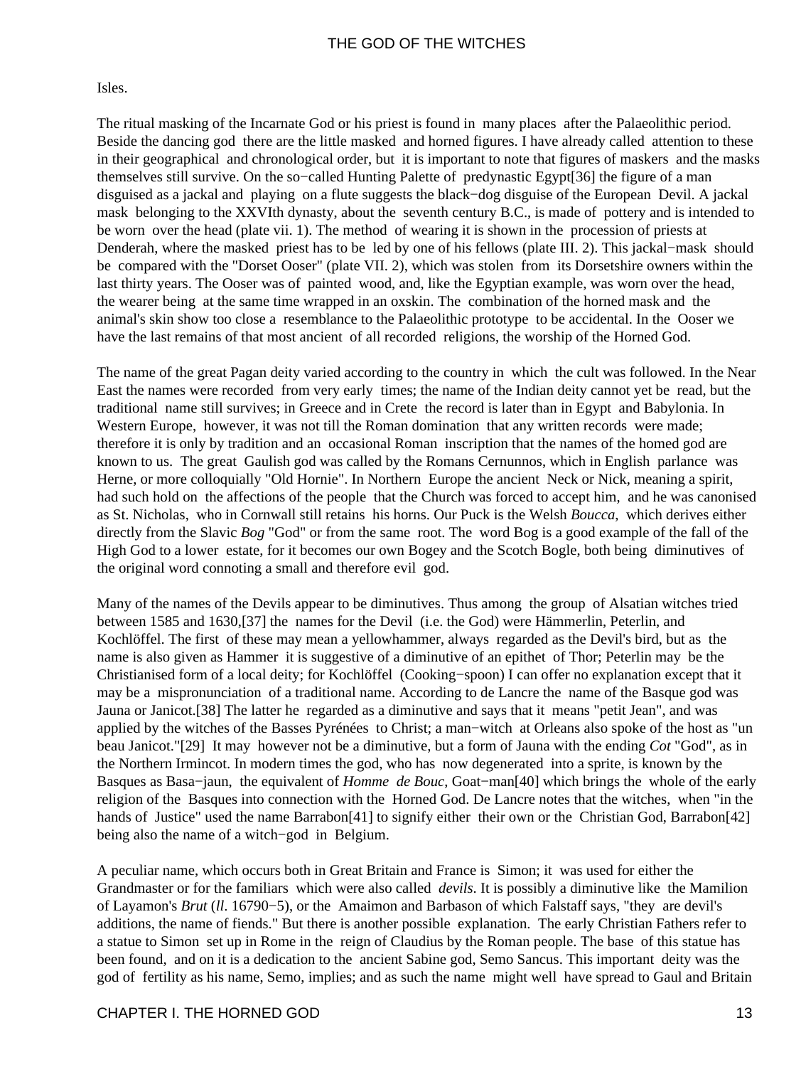Isles.

The ritual masking of the Incarnate God or his priest is found in many places after the Palaeolithic period. Beside the dancing god there are the little masked and horned figures. I have already called attention to these in their geographical and chronological order, but it is important to note that figures of maskers and the masks themselves still survive. On the so−called Hunting Palette of predynastic Egypt[36] the figure of a man disguised as a jackal and playing on a flute suggests the black−dog disguise of the European Devil. A jackal mask belonging to the XXVIth dynasty, about the seventh century B.C., is made of pottery and is intended to be worn over the head (plate vii. 1). The method of wearing it is shown in the procession of priests at Denderah, where the masked priest has to be led by one of his fellows (plate III. 2). This jackal−mask should be compared with the "Dorset Ooser" (plate VII. 2), which was stolen from its Dorsetshire owners within the last thirty years. The Ooser was of painted wood, and, like the Egyptian example, was worn over the head, the wearer being at the same time wrapped in an oxskin. The combination of the horned mask and the animal's skin show too close a resemblance to the Palaeolithic prototype to be accidental. In the Ooser we have the last remains of that most ancient of all recorded religions, the worship of the Horned God.

The name of the great Pagan deity varied according to the country in which the cult was followed. In the Near East the names were recorded from very early times; the name of the Indian deity cannot yet be read, but the traditional name still survives; in Greece and in Crete the record is later than in Egypt and Babylonia. In Western Europe, however, it was not till the Roman domination that any written records were made; therefore it is only by tradition and an occasional Roman inscription that the names of the homed god are known to us. The great Gaulish god was called by the Romans Cernunnos, which in English parlance was Herne, or more colloquially "Old Hornie". In Northern Europe the ancient Neck or Nick, meaning a spirit, had such hold on the affections of the people that the Church was forced to accept him, and he was canonised as St. Nicholas, who in Cornwall still retains his horns. Our Puck is the Welsh *Boucca*, which derives either directly from the Slavic *Bog* "God" or from the same root. The word Bog is a good example of the fall of the High God to a lower estate, for it becomes our own Bogey and the Scotch Bogle, both being diminutives of the original word connoting a small and therefore evil god.

Many of the names of the Devils appear to be diminutives. Thus among the group of Alsatian witches tried between 1585 and 1630,[37] the names for the Devil (i.e. the God) were Hämmerlin, Peterlin, and Kochlöffel. The first of these may mean a yellowhammer, always regarded as the Devil's bird, but as the name is also given as Hammer it is suggestive of a diminutive of an epithet of Thor; Peterlin may be the Christianised form of a local deity; for Kochlöffel (Cooking−spoon) I can offer no explanation except that it may be a mispronunciation of a traditional name. According to de Lancre the name of the Basque god was Jauna or Janicot.[38] The latter he regarded as a diminutive and says that it means "petit Jean", and was applied by the witches of the Basses Pyrénées to Christ; a man−witch at Orleans also spoke of the host as "un beau Janicot."[29] It may however not be a diminutive, but a form of Jauna with the ending *Cot* "God", as in the Northern Irmincot. In modern times the god, who has now degenerated into a sprite, is known by the Basques as Basa−jaun, the equivalent of *Homme de Bouc*, Goat−man[40] which brings the whole of the early religion of the Basques into connection with the Horned God. De Lancre notes that the witches, when "in the hands of Justice" used the name Barrabon[41] to signify either their own or the Christian God, Barrabon[42] being also the name of a witch−god in Belgium.

A peculiar name, which occurs both in Great Britain and France is Simon; it was used for either the Grandmaster or for the familiars which were also called *devils*. It is possibly a diminutive like the Mamilion of Layamon's *Brut* (*ll*. 16790−5), or the Amaimon and Barbason of which Falstaff says, "they are devil's additions, the name of fiends." But there is another possible explanation. The early Christian Fathers refer to a statue to Simon set up in Rome in the reign of Claudius by the Roman people. The base of this statue has been found, and on it is a dedication to the ancient Sabine god, Semo Sancus. This important deity was the god of fertility as his name, Semo, implies; and as such the name might well have spread to Gaul and Britain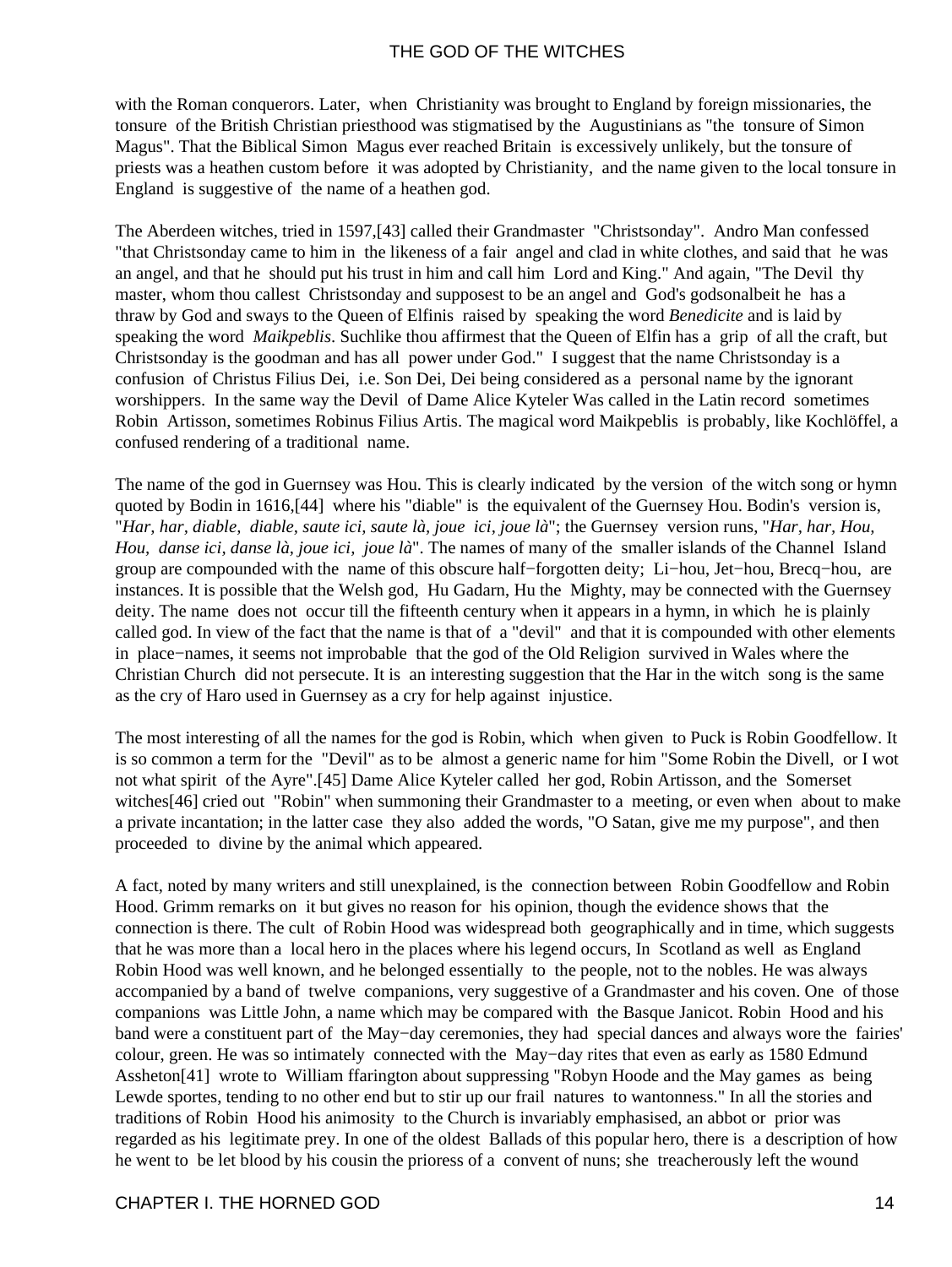with the Roman conquerors. Later, when Christianity was brought to England by foreign missionaries, the tonsure of the British Christian priesthood was stigmatised by the Augustinians as "the tonsure of Simon Magus". That the Biblical Simon Magus ever reached Britain is excessively unlikely, but the tonsure of priests was a heathen custom before it was adopted by Christianity, and the name given to the local tonsure in England is suggestive of the name of a heathen god.

The Aberdeen witches, tried in 1597,[43] called their Grandmaster "Christsonday". Andro Man confessed "that Christsonday came to him in the likeness of a fair angel and clad in white clothes, and said that he was an angel, and that he should put his trust in him and call him Lord and King." And again, "The Devil thy master, whom thou callest Christsonday and supposest to be an angel and God's godsonalbeit he has a thraw by God and sways to the Queen of Elfinis raised by speaking the word *Benedicite* and is laid by speaking the word *Maikpeblis*. Suchlike thou affirmest that the Queen of Elfin has a grip of all the craft, but Christsonday is the goodman and has all power under God." I suggest that the name Christsonday is a confusion of Christus Filius Dei, i.e. Son Dei, Dei being considered as a personal name by the ignorant worshippers. In the same way the Devil of Dame Alice Kyteler Was called in the Latin record sometimes Robin Artisson, sometimes Robinus Filius Artis. The magical word Maikpeblis is probably, like Kochlöffel, a confused rendering of a traditional name.

The name of the god in Guernsey was Hou. This is clearly indicated by the version of the witch song or hymn quoted by Bodin in 1616,[44] where his "diable" is the equivalent of the Guernsey Hou. Bodin's version is, "*Har, har, diable, diable, saute ici, saute là, joue ici, joue là*"; the Guernsey version runs, "*Har, har, Hou, Hou, danse ici, danse là, joue ici, joue là*". The names of many of the smaller islands of the Channel Island group are compounded with the name of this obscure half−forgotten deity; Li−hou, Jet−hou, Brecq−hou, are instances. It is possible that the Welsh god, Hu Gadarn, Hu the Mighty, may be connected with the Guernsey deity. The name does not occur till the fifteenth century when it appears in a hymn, in which he is plainly called god. In view of the fact that the name is that of a "devil" and that it is compounded with other elements in place−names, it seems not improbable that the god of the Old Religion survived in Wales where the Christian Church did not persecute. It is an interesting suggestion that the Har in the witch song is the same as the cry of Haro used in Guernsey as a cry for help against injustice.

The most interesting of all the names for the god is Robin, which when given to Puck is Robin Goodfellow. It is so common a term for the "Devil" as to be almost a generic name for him "Some Robin the Divell, or I wot not what spirit of the Ayre".[45] Dame Alice Kyteler called her god, Robin Artisson, and the Somerset witches[46] cried out "Robin" when summoning their Grandmaster to a meeting, or even when about to make a private incantation; in the latter case they also added the words, "O Satan, give me my purpose", and then proceeded to divine by the animal which appeared.

A fact, noted by many writers and still unexplained, is the connection between Robin Goodfellow and Robin Hood. Grimm remarks on it but gives no reason for his opinion, though the evidence shows that the connection is there. The cult of Robin Hood was widespread both geographically and in time, which suggests that he was more than a local hero in the places where his legend occurs, In Scotland as well as England Robin Hood was well known, and he belonged essentially to the people, not to the nobles. He was always accompanied by a band of twelve companions, very suggestive of a Grandmaster and his coven. One of those companions was Little John, a name which may be compared with the Basque Janicot. Robin Hood and his band were a constituent part of the May−day ceremonies, they had special dances and always wore the fairies' colour, green. He was so intimately connected with the May−day rites that even as early as 1580 Edmund Assheton[41] wrote to William ffarington about suppressing "Robyn Hoode and the May games as being Lewde sportes, tending to no other end but to stir up our frail natures to wantonness." In all the stories and traditions of Robin Hood his animosity to the Church is invariably emphasised, an abbot or prior was regarded as his legitimate prey. In one of the oldest Ballads of this popular hero, there is a description of how he went to be let blood by his cousin the prioress of a convent of nuns; she treacherously left the wound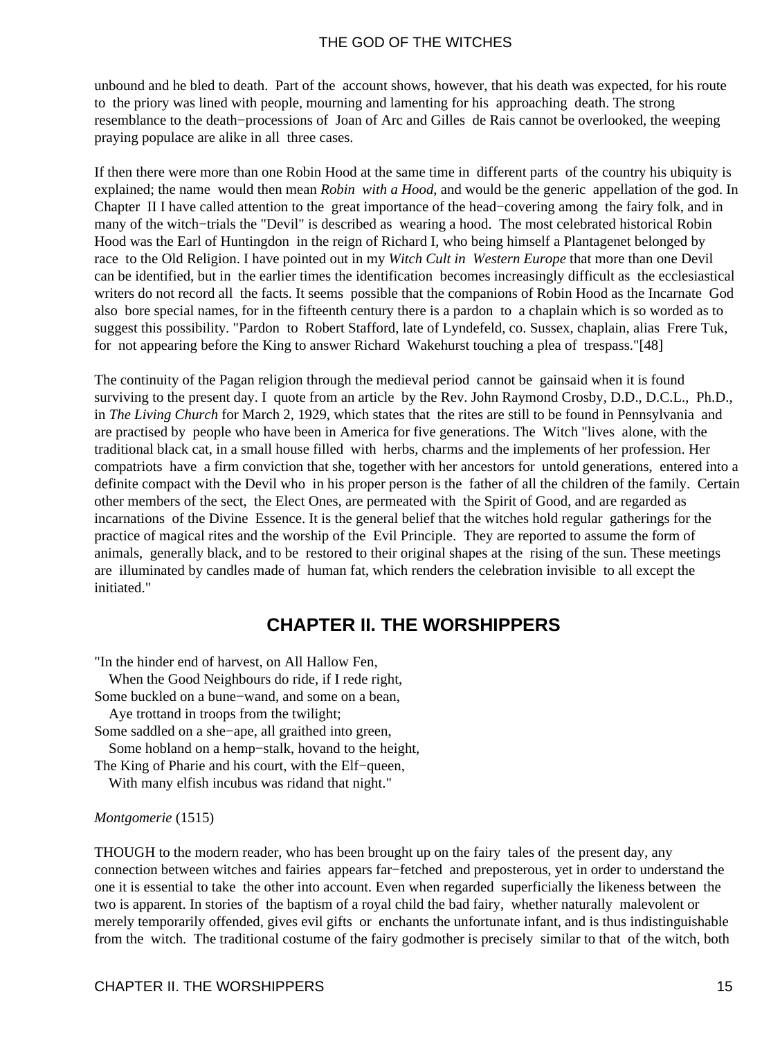unbound and he bled to death. Part of the account shows, however, that his death was expected, for his route to the priory was lined with people, mourning and lamenting for his approaching death. The strong resemblance to the death−processions of Joan of Arc and Gilles de Rais cannot be overlooked, the weeping praying populace are alike in all three cases.

If then there were more than one Robin Hood at the same time in different parts of the country his ubiquity is explained; the name would then mean *Robin with a Hood*, and would be the generic appellation of the god. In Chapter II I have called attention to the great importance of the head−covering among the fairy folk, and in many of the witch−trials the "Devil" is described as wearing a hood. The most celebrated historical Robin Hood was the Earl of Huntingdon in the reign of Richard I, who being himself a Plantagenet belonged by race to the Old Religion. I have pointed out in my *Witch Cult in Western Europe* that more than one Devil can be identified, but in the earlier times the identification becomes increasingly difficult as the ecclesiastical writers do not record all the facts. It seems possible that the companions of Robin Hood as the Incarnate God also bore special names, for in the fifteenth century there is a pardon to a chaplain which is so worded as to suggest this possibility. "Pardon to Robert Stafford, late of Lyndefeld, co. Sussex, chaplain, alias Frere Tuk, for not appearing before the King to answer Richard Wakehurst touching a plea of trespass."[48]

The continuity of the Pagan religion through the medieval period cannot be gainsaid when it is found surviving to the present day. I quote from an article by the Rev. John Raymond Crosby, D.D., D.C.L., Ph.D., in *The Living Church* for March 2, 1929, which states that the rites are still to be found in Pennsylvania and are practised by people who have been in America for five generations. The Witch "lives alone, with the traditional black cat, in a small house filled with herbs, charms and the implements of her profession. Her compatriots have a firm conviction that she, together with her ancestors for untold generations, entered into a definite compact with the Devil who in his proper person is the father of all the children of the family. Certain other members of the sect, the Elect Ones, are permeated with the Spirit of Good, and are regarded as incarnations of the Divine Essence. It is the general belief that the witches hold regular gatherings for the practice of magical rites and the worship of the Evil Principle. They are reported to assume the form of animals, generally black, and to be restored to their original shapes at the rising of the sun. These meetings are illuminated by candles made of human fat, which renders the celebration invisible to all except the initiated."

## CHAPTER II. THE WORSHIPPERS

"In the hinder end of harvest, on All Hallow Fen,
   When the Good Neighbours do ride, if I rede right,
Some buckled on a bune−wand, and some on a bean,
   Aye trottand in troops from the twilight;
Some saddled on a she−ape, all graithed into green,
   Some hobland on a hemp−stalk, hovand to the height,
The King of Pharie and his court, with the Elf−queen,
   With many elfish incubus was ridand that night."

*Montgomerie* (1515)

THOUGH to the modern reader, who has been brought up on the fairy tales of the present day, any connection between witches and fairies appears far−fetched and preposterous, yet in order to understand the one it is essential to take the other into account. Even when regarded superficially the likeness between the two is apparent. In stories of the baptism of a royal child the bad fairy, whether naturally malevolent or merely temporarily offended, gives evil gifts or enchants the unfortunate infant, and is thus indistinguishable from the witch. The traditional costume of the fairy godmother is precisely similar to that of the witch, both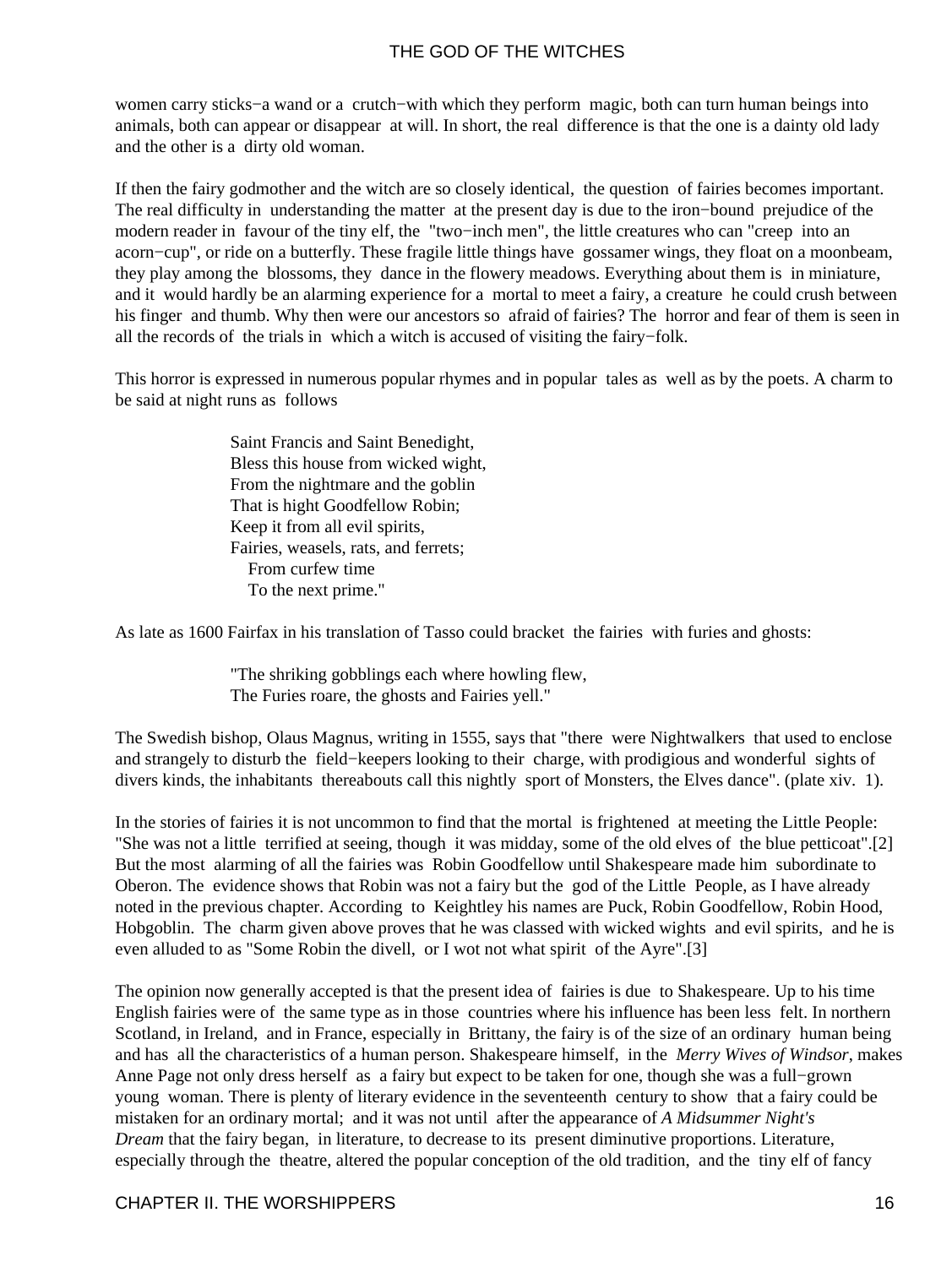women carry sticks−a wand or a crutch−with which they perform magic, both can turn human beings into animals, both can appear or disappear at will. In short, the real difference is that the one is a dainty old lady and the other is a dirty old woman.

If then the fairy godmother and the witch are so closely identical, the question of fairies becomes important. The real difficulty in understanding the matter at the present day is due to the iron−bound prejudice of the modern reader in favour of the tiny elf, the "two−inch men", the little creatures who can "creep into an acorn−cup", or ride on a butterfly. These fragile little things have gossamer wings, they float on a moonbeam, they play among the blossoms, they dance in the flowery meadows. Everything about them is in miniature, and it would hardly be an alarming experience for a mortal to meet a fairy, a creature he could crush between his finger and thumb. Why then were our ancestors so afraid of fairies? The horror and fear of them is seen in all the records of the trials in which a witch is accused of visiting the fairy−folk.

This horror is expressed in numerous popular rhymes and in popular tales as well as by the poets. A charm to be said at night runs as follows

> Saint Francis and Saint Benedight,
> Bless this house from wicked wight,
> From the nightmare and the goblin
> That is hight Goodfellow Robin;
> Keep it from all evil spirits,
> Fairies, weasels, rats, and ferrets;
> From curfew time
> To the next prime."

As late as 1600 Fairfax in his translation of Tasso could bracket the fairies with furies and ghosts:

> "The shriking gobblings each where howling flew,
> The Furies roare, the ghosts and Fairies yell."

The Swedish bishop, Olaus Magnus, writing in 1555, says that "there were Nightwalkers that used to enclose and strangely to disturb the field−keepers looking to their charge, with prodigious and wonderful sights of divers kinds, the inhabitants thereabouts call this nightly sport of Monsters, the Elves dance". (plate xiv. 1).

In the stories of fairies it is not uncommon to find that the mortal is frightened at meeting the Little People: "She was not a little terrified at seeing, though it was midday, some of the old elves of the blue petticoat".[2] But the most alarming of all the fairies was Robin Goodfellow until Shakespeare made him subordinate to Oberon. The evidence shows that Robin was not a fairy but the god of the Little People, as I have already noted in the previous chapter. According to Keightley his names are Puck, Robin Goodfellow, Robin Hood, Hobgoblin. The charm given above proves that he was classed with wicked wights and evil spirits, and he is even alluded to as "Some Robin the divell, or I wot not what spirit of the Ayre".[3]

The opinion now generally accepted is that the present idea of fairies is due to Shakespeare. Up to his time English fairies were of the same type as in those countries where his influence has been less felt. In northern Scotland, in Ireland, and in France, especially in Brittany, the fairy is of the size of an ordinary human being and has all the characteristics of a human person. Shakespeare himself, in the *Merry Wives of Windsor*, makes Anne Page not only dress herself as a fairy but expect to be taken for one, though she was a full−grown young woman. There is plenty of literary evidence in the seventeenth century to show that a fairy could be mistaken for an ordinary mortal; and it was not until after the appearance of *A Midsummer Night's Dream* that the fairy began, in literature, to decrease to its present diminutive proportions. Literature, especially through the theatre, altered the popular conception of the old tradition, and the tiny elf of fancy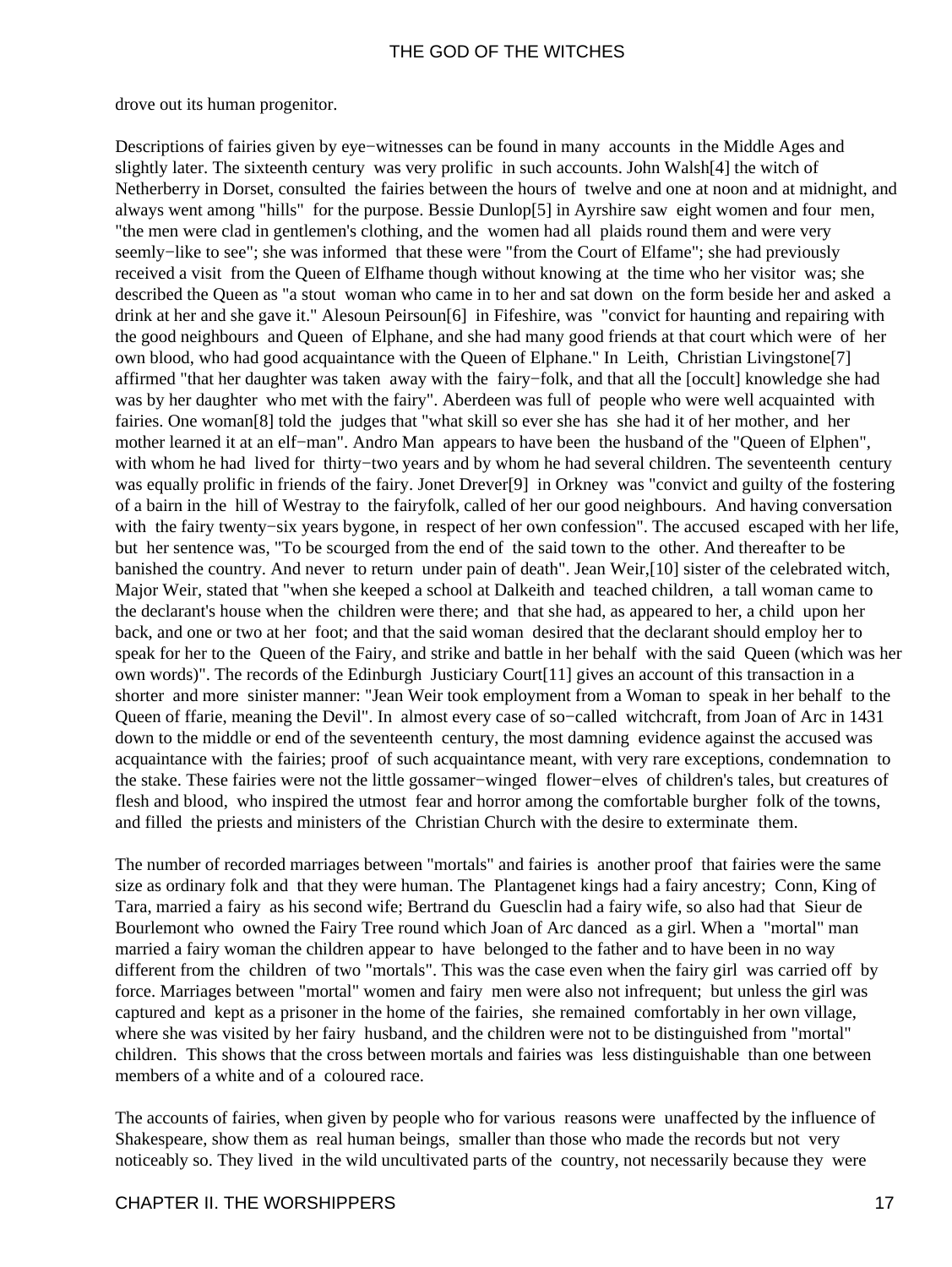drove out its human progenitor.

Descriptions of fairies given by eye−witnesses can be found in many accounts in the Middle Ages and slightly later. The sixteenth century was very prolific in such accounts. John Walsh[4] the witch of Netherberry in Dorset, consulted the fairies between the hours of twelve and one at noon and at midnight, and always went among "hills" for the purpose. Bessie Dunlop[5] in Ayrshire saw eight women and four men, "the men were clad in gentlemen's clothing, and the women had all plaids round them and were very seemly−like to see"; she was informed that these were "from the Court of Elfame"; she had previously received a visit from the Queen of Elfhame though without knowing at the time who her visitor was; she described the Queen as "a stout woman who came in to her and sat down on the form beside her and asked a drink at her and she gave it." Alesoun Peirsoun[6] in Fifeshire, was "convict for haunting and repairing with the good neighbours and Queen of Elphane, and she had many good friends at that court which were of her own blood, who had good acquaintance with the Queen of Elphane." In Leith, Christian Livingstone[7] affirmed "that her daughter was taken away with the fairy−folk, and that all the [occult] knowledge she had was by her daughter who met with the fairy". Aberdeen was full of people who were well acquainted with fairies. One woman[8] told the judges that "what skill so ever she has she had it of her mother, and her mother learned it at an elf−man". Andro Man appears to have been the husband of the "Queen of Elphen", with whom he had lived for thirty−two years and by whom he had several children. The seventeenth century was equally prolific in friends of the fairy. Jonet Drever[9] in Orkney was "convict and guilty of the fostering of a bairn in the hill of Westray to the fairyfolk, called of her our good neighbours. And having conversation with the fairy twenty−six years bygone, in respect of her own confession". The accused escaped with her life, but her sentence was, "To be scourged from the end of the said town to the other. And thereafter to be banished the country. And never to return under pain of death". Jean Weir,[10] sister of the celebrated witch, Major Weir, stated that "when she keeped a school at Dalkeith and teached children, a tall woman came to the declarant's house when the children were there; and that she had, as appeared to her, a child upon her back, and one or two at her foot; and that the said woman desired that the declarant should employ her to speak for her to the Queen of the Fairy, and strike and battle in her behalf with the said Queen (which was her own words)". The records of the Edinburgh Justiciary Court[11] gives an account of this transaction in a shorter and more sinister manner: "Jean Weir took employment from a Woman to speak in her behalf to the Queen of ffarie, meaning the Devil". In almost every case of so−called witchcraft, from Joan of Arc in 1431 down to the middle or end of the seventeenth century, the most damning evidence against the accused was acquaintance with the fairies; proof of such acquaintance meant, with very rare exceptions, condemnation to the stake. These fairies were not the little gossamer−winged flower−elves of children's tales, but creatures of flesh and blood, who inspired the utmost fear and horror among the comfortable burgher folk of the towns, and filled the priests and ministers of the Christian Church with the desire to exterminate them.

The number of recorded marriages between "mortals" and fairies is another proof that fairies were the same size as ordinary folk and that they were human. The Plantagenet kings had a fairy ancestry; Conn, King of Tara, married a fairy as his second wife; Bertrand du Guesclin had a fairy wife, so also had that Sieur de Bourlemont who owned the Fairy Tree round which Joan of Arc danced as a girl. When a "mortal" man married a fairy woman the children appear to have belonged to the father and to have been in no way different from the children of two "mortals". This was the case even when the fairy girl was carried off by force. Marriages between "mortal" women and fairy men were also not infrequent; but unless the girl was captured and kept as a prisoner in the home of the fairies, she remained comfortably in her own village, where she was visited by her fairy husband, and the children were not to be distinguished from "mortal" children. This shows that the cross between mortals and fairies was less distinguishable than one between members of a white and of a coloured race.

The accounts of fairies, when given by people who for various reasons were unaffected by the influence of Shakespeare, show them as real human beings, smaller than those who made the records but not very noticeably so. They lived in the wild uncultivated parts of the country, not necessarily because they were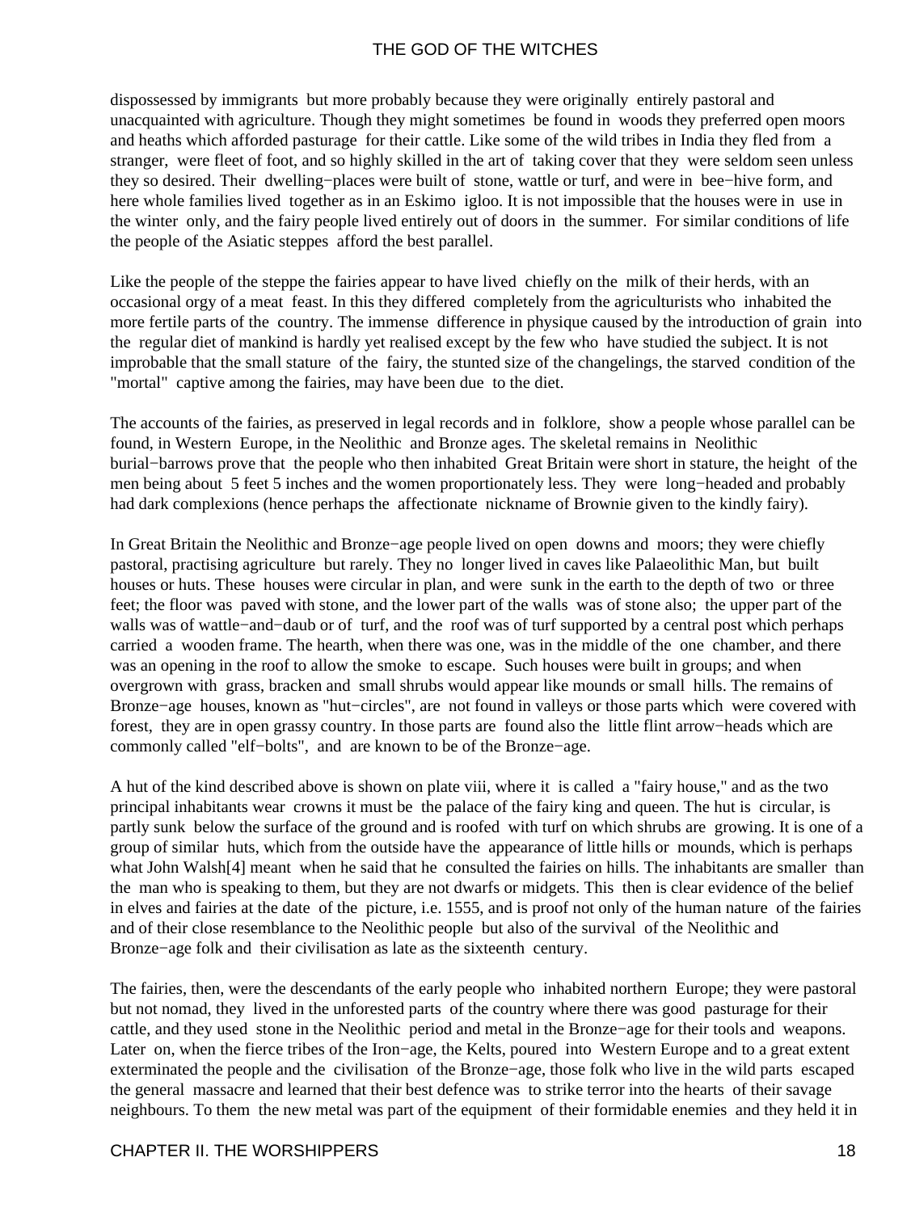dispossessed by immigrants but more probably because they were originally entirely pastoral and unacquainted with agriculture. Though they might sometimes be found in woods they preferred open moors and heaths which afforded pasturage for their cattle. Like some of the wild tribes in India they fled from a stranger, were fleet of foot, and so highly skilled in the art of taking cover that they were seldom seen unless they so desired. Their dwelling−places were built of stone, wattle or turf, and were in bee−hive form, and here whole families lived together as in an Eskimo igloo. It is not impossible that the houses were in use in the winter only, and the fairy people lived entirely out of doors in the summer. For similar conditions of life the people of the Asiatic steppes afford the best parallel.

Like the people of the steppe the fairies appear to have lived chiefly on the milk of their herds, with an occasional orgy of a meat feast. In this they differed completely from the agriculturists who inhabited the more fertile parts of the country. The immense difference in physique caused by the introduction of grain into the regular diet of mankind is hardly yet realised except by the few who have studied the subject. It is not improbable that the small stature of the fairy, the stunted size of the changelings, the starved condition of the "mortal" captive among the fairies, may have been due to the diet.

The accounts of the fairies, as preserved in legal records and in folklore, show a people whose parallel can be found, in Western Europe, in the Neolithic and Bronze ages. The skeletal remains in Neolithic burial−barrows prove that the people who then inhabited Great Britain were short in stature, the height of the men being about 5 feet 5 inches and the women proportionately less. They were long−headed and probably had dark complexions (hence perhaps the affectionate nickname of Brownie given to the kindly fairy).

In Great Britain the Neolithic and Bronze−age people lived on open downs and moors; they were chiefly pastoral, practising agriculture but rarely. They no longer lived in caves like Palaeolithic Man, but built houses or huts. These houses were circular in plan, and were sunk in the earth to the depth of two or three feet; the floor was paved with stone, and the lower part of the walls was of stone also; the upper part of the walls was of wattle−and−daub or of turf, and the roof was of turf supported by a central post which perhaps carried a wooden frame. The hearth, when there was one, was in the middle of the one chamber, and there was an opening in the roof to allow the smoke to escape. Such houses were built in groups; and when overgrown with grass, bracken and small shrubs would appear like mounds or small hills. The remains of Bronze−age houses, known as "hut−circles", are not found in valleys or those parts which were covered with forest, they are in open grassy country. In those parts are found also the little flint arrow−heads which are commonly called "elf−bolts", and are known to be of the Bronze−age.

A hut of the kind described above is shown on plate viii, where it is called a "fairy house," and as the two principal inhabitants wear crowns it must be the palace of the fairy king and queen. The hut is circular, is partly sunk below the surface of the ground and is roofed with turf on which shrubs are growing. It is one of a group of similar huts, which from the outside have the appearance of little hills or mounds, which is perhaps what John Walsh[4] meant when he said that he consulted the fairies on hills. The inhabitants are smaller than the man who is speaking to them, but they are not dwarfs or midgets. This then is clear evidence of the belief in elves and fairies at the date of the picture, i.e. 1555, and is proof not only of the human nature of the fairies and of their close resemblance to the Neolithic people but also of the survival of the Neolithic and Bronze−age folk and their civilisation as late as the sixteenth century.

The fairies, then, were the descendants of the early people who inhabited northern Europe; they were pastoral but not nomad, they lived in the unforested parts of the country where there was good pasturage for their cattle, and they used stone in the Neolithic period and metal in the Bronze−age for their tools and weapons. Later on, when the fierce tribes of the Iron−age, the Kelts, poured into Western Europe and to a great extent exterminated the people and the civilisation of the Bronze−age, those folk who live in the wild parts escaped the general massacre and learned that their best defence was to strike terror into the hearts of their savage neighbours. To them the new metal was part of the equipment of their formidable enemies and they held it in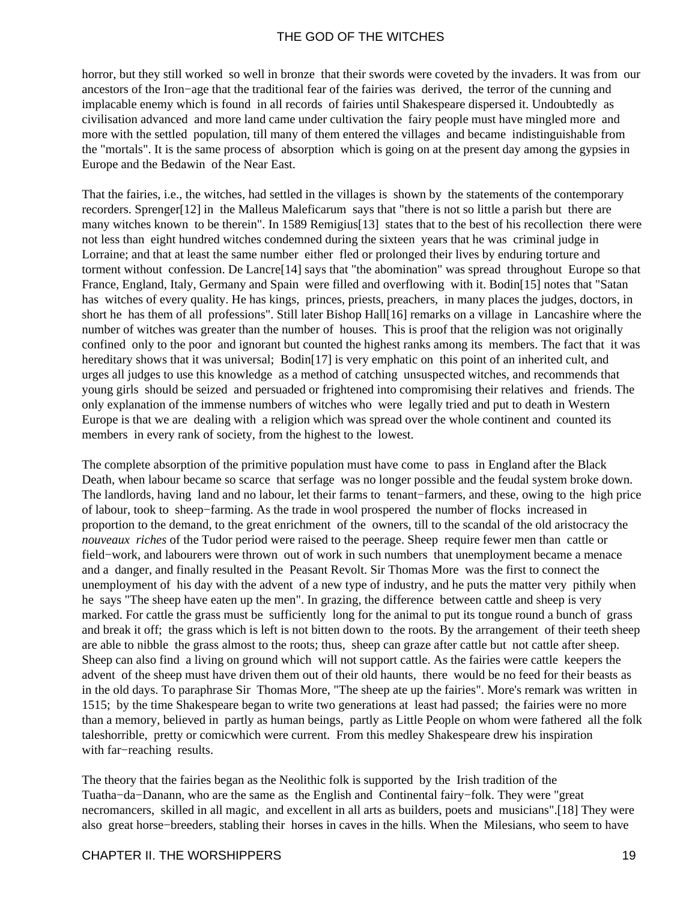horror, but they still worked so well in bronze that their swords were coveted by the invaders. It was from our ancestors of the Iron−age that the traditional fear of the fairies was derived, the terror of the cunning and implacable enemy which is found in all records of fairies until Shakespeare dispersed it. Undoubtedly as civilisation advanced and more land came under cultivation the fairy people must have mingled more and more with the settled population, till many of them entered the villages and became indistinguishable from the "mortals". It is the same process of absorption which is going on at the present day among the gypsies in Europe and the Bedawin of the Near East.

That the fairies, i.e., the witches, had settled in the villages is shown by the statements of the contemporary recorders. Sprenger[12] in the Malleus Maleficarum says that "there is not so little a parish but there are many witches known to be therein". In 1589 Remigius[13] states that to the best of his recollection there were not less than eight hundred witches condemned during the sixteen years that he was criminal judge in Lorraine; and that at least the same number either fled or prolonged their lives by enduring torture and torment without confession. De Lancre[14] says that "the abomination" was spread throughout Europe so that France, England, Italy, Germany and Spain were filled and overflowing with it. Bodin[15] notes that "Satan has witches of every quality. He has kings, princes, priests, preachers, in many places the judges, doctors, in short he has them of all professions". Still later Bishop Hall[16] remarks on a village in Lancashire where the number of witches was greater than the number of houses. This is proof that the religion was not originally confined only to the poor and ignorant but counted the highest ranks among its members. The fact that it was hereditary shows that it was universal; Bodin[17] is very emphatic on this point of an inherited cult, and urges all judges to use this knowledge as a method of catching unsuspected witches, and recommends that young girls should be seized and persuaded or frightened into compromising their relatives and friends. The only explanation of the immense numbers of witches who were legally tried and put to death in Western Europe is that we are dealing with a religion which was spread over the whole continent and counted its members in every rank of society, from the highest to the lowest.

The complete absorption of the primitive population must have come to pass in England after the Black Death, when labour became so scarce that serfage was no longer possible and the feudal system broke down. The landlords, having land and no labour, let their farms to tenant−farmers, and these, owing to the high price of labour, took to sheep−farming. As the trade in wool prospered the number of flocks increased in proportion to the demand, to the great enrichment of the owners, till to the scandal of the old aristocracy the *nouveaux riches* of the Tudor period were raised to the peerage. Sheep require fewer men than cattle or field−work, and labourers were thrown out of work in such numbers that unemployment became a menace and a danger, and finally resulted in the Peasant Revolt. Sir Thomas More was the first to connect the unemployment of his day with the advent of a new type of industry, and he puts the matter very pithily when he says "The sheep have eaten up the men". In grazing, the difference between cattle and sheep is very marked. For cattle the grass must be sufficiently long for the animal to put its tongue round a bunch of grass and break it off; the grass which is left is not bitten down to the roots. By the arrangement of their teeth sheep are able to nibble the grass almost to the roots; thus, sheep can graze after cattle but not cattle after sheep. Sheep can also find a living on ground which will not support cattle. As the fairies were cattle keepers the advent of the sheep must have driven them out of their old haunts, there would be no feed for their beasts as in the old days. To paraphrase Sir Thomas More, "The sheep ate up the fairies". More's remark was written in 1515; by the time Shakespeare began to write two generations at least had passed; the fairies were no more than a memory, believed in partly as human beings, partly as Little People on whom were fathered all the folk taleshorrible, pretty or comicwhich were current. From this medley Shakespeare drew his inspiration with far−reaching results.

The theory that the fairies began as the Neolithic folk is supported by the Irish tradition of the Tuatha−da−Danann, who are the same as the English and Continental fairy−folk. They were "great necromancers, skilled in all magic, and excellent in all arts as builders, poets and musicians".[18] They were also great horse−breeders, stabling their horses in caves in the hills. When the Milesians, who seem to have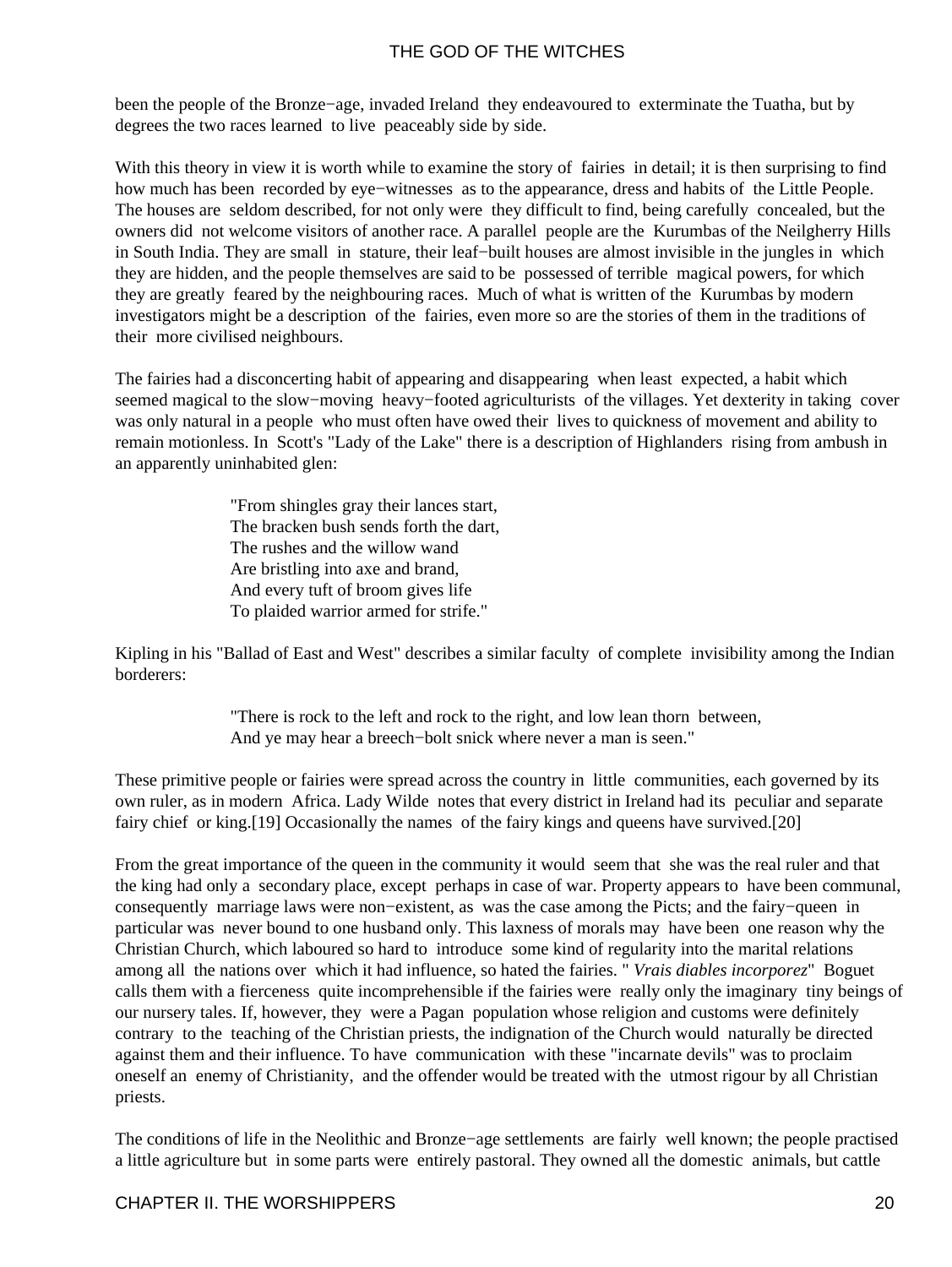been the people of the Bronze−age, invaded Ireland they endeavoured to exterminate the Tuatha, but by degrees the two races learned to live peaceably side by side.

With this theory in view it is worth while to examine the story of fairies in detail; it is then surprising to find how much has been recorded by eye−witnesses as to the appearance, dress and habits of the Little People. The houses are seldom described, for not only were they difficult to find, being carefully concealed, but the owners did not welcome visitors of another race. A parallel people are the Kurumbas of the Neilgherry Hills in South India. They are small in stature, their leaf−built houses are almost invisible in the jungles in which they are hidden, and the people themselves are said to be possessed of terrible magical powers, for which they are greatly feared by the neighbouring races. Much of what is written of the Kurumbas by modern investigators might be a description of the fairies, even more so are the stories of them in the traditions of their more civilised neighbours.

The fairies had a disconcerting habit of appearing and disappearing when least expected, a habit which seemed magical to the slow−moving heavy−footed agriculturists of the villages. Yet dexterity in taking cover was only natural in a people who must often have owed their lives to quickness of movement and ability to remain motionless. In Scott's "Lady of the Lake" there is a description of Highlanders rising from ambush in an apparently uninhabited glen:

> "From shingles gray their lances start,
> The bracken bush sends forth the dart,
> The rushes and the willow wand
> Are bristling into axe and brand,
> And every tuft of broom gives life
> To plaided warrior armed for strife."

Kipling in his "Ballad of East and West" describes a similar faculty of complete invisibility among the Indian borderers:

> "There is rock to the left and rock to the right, and low lean thorn between,
> And ye may hear a breech−bolt snick where never a man is seen."

These primitive people or fairies were spread across the country in little communities, each governed by its own ruler, as in modern Africa. Lady Wilde notes that every district in Ireland had its peculiar and separate fairy chief or king.[19] Occasionally the names of the fairy kings and queens have survived.[20]

From the great importance of the queen in the community it would seem that she was the real ruler and that the king had only a secondary place, except perhaps in case of war. Property appears to have been communal, consequently marriage laws were non−existent, as was the case among the Picts; and the fairy−queen in particular was never bound to one husband only. This laxness of morals may have been one reason why the Christian Church, which laboured so hard to introduce some kind of regularity into the marital relations among all the nations over which it had influence, so hated the fairies. "*Vrais diables incorporez*" Boguet calls them with a fierceness quite incomprehensible if the fairies were really only the imaginary tiny beings of our nursery tales. If, however, they were a Pagan population whose religion and customs were definitely contrary to the teaching of the Christian priests, the indignation of the Church would naturally be directed against them and their influence. To have communication with these "incarnate devils" was to proclaim oneself an enemy of Christianity, and the offender would be treated with the utmost rigour by all Christian priests.

The conditions of life in the Neolithic and Bronze−age settlements are fairly well known; the people practised a little agriculture but in some parts were entirely pastoral. They owned all the domestic animals, but cattle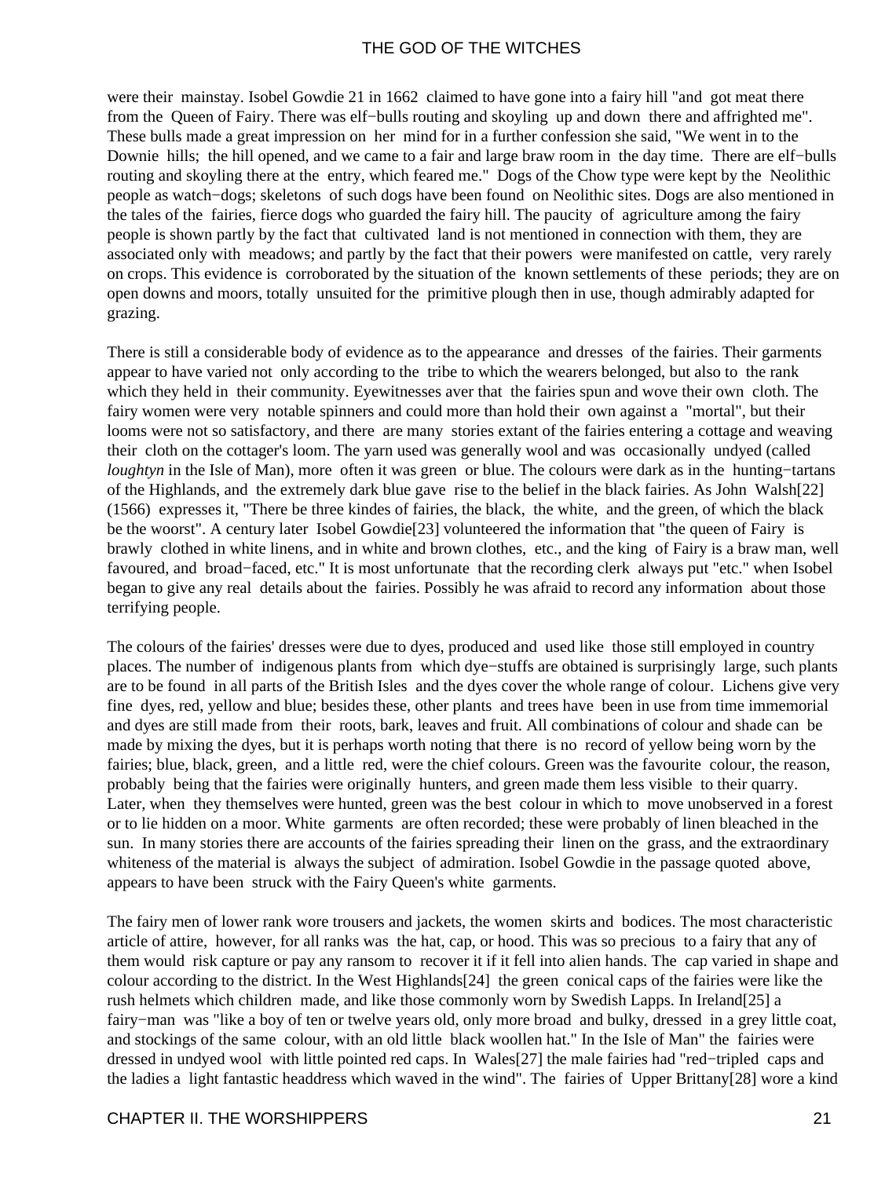were their mainstay. Isobel Gowdie 21 in 1662 claimed to have gone into a fairy hill "and got meat there from the Queen of Fairy. There was elf−bulls routing and skoyling up and down there and affrighted me". These bulls made a great impression on her mind for in a further confession she said, "We went in to the Downie hills; the hill opened, and we came to a fair and large braw room in the day time. There are elf−bulls routing and skoyling there at the entry, which feared me." Dogs of the Chow type were kept by the Neolithic people as watch−dogs; skeletons of such dogs have been found on Neolithic sites. Dogs are also mentioned in the tales of the fairies, fierce dogs who guarded the fairy hill. The paucity of agriculture among the fairy people is shown partly by the fact that cultivated land is not mentioned in connection with them, they are associated only with meadows; and partly by the fact that their powers were manifested on cattle, very rarely on crops. This evidence is corroborated by the situation of the known settlements of these periods; they are on open downs and moors, totally unsuited for the primitive plough then in use, though admirably adapted for grazing.

There is still a considerable body of evidence as to the appearance and dresses of the fairies. Their garments appear to have varied not only according to the tribe to which the wearers belonged, but also to the rank which they held in their community. Eyewitnesses aver that the fairies spun and wove their own cloth. The fairy women were very notable spinners and could more than hold their own against a "mortal", but their looms were not so satisfactory, and there are many stories extant of the fairies entering a cottage and weaving their cloth on the cottager's loom. The yarn used was generally wool and was occasionally undyed (called *loughtyn* in the Isle of Man), more often it was green or blue. The colours were dark as in the hunting−tartans of the Highlands, and the extremely dark blue gave rise to the belief in the black fairies. As John Walsh[22] (1566) expresses it, "There be three kindes of fairies, the black, the white, and the green, of which the black be the woorst". A century later Isobel Gowdie[23] volunteered the information that "the queen of Fairy is brawly clothed in white linens, and in white and brown clothes, etc., and the king of Fairy is a braw man, well favoured, and broad−faced, etc." It is most unfortunate that the recording clerk always put "etc." when Isobel began to give any real details about the fairies. Possibly he was afraid to record any information about those terrifying people.

The colours of the fairies' dresses were due to dyes, produced and used like those still employed in country places. The number of indigenous plants from which dye−stuffs are obtained is surprisingly large, such plants are to be found in all parts of the British Isles and the dyes cover the whole range of colour. Lichens give very fine dyes, red, yellow and blue; besides these, other plants and trees have been in use from time immemorial and dyes are still made from their roots, bark, leaves and fruit. All combinations of colour and shade can be made by mixing the dyes, but it is perhaps worth noting that there is no record of yellow being worn by the fairies; blue, black, green, and a little red, were the chief colours. Green was the favourite colour, the reason, probably being that the fairies were originally hunters, and green made them less visible to their quarry. Later, when they themselves were hunted, green was the best colour in which to move unobserved in a forest or to lie hidden on a moor. White garments are often recorded; these were probably of linen bleached in the sun. In many stories there are accounts of the fairies spreading their linen on the grass, and the extraordinary whiteness of the material is always the subject of admiration. Isobel Gowdie in the passage quoted above, appears to have been struck with the Fairy Queen's white garments.

The fairy men of lower rank wore trousers and jackets, the women skirts and bodices. The most characteristic article of attire, however, for all ranks was the hat, cap, or hood. This was so precious to a fairy that any of them would risk capture or pay any ransom to recover it if it fell into alien hands. The cap varied in shape and colour according to the district. In the West Highlands[24] the green conical caps of the fairies were like the rush helmets which children made, and like those commonly worn by Swedish Lapps. In Ireland[25] a fairy−man was "like a boy of ten or twelve years old, only more broad and bulky, dressed in a grey little coat, and stockings of the same colour, with an old little black woollen hat." In the Isle of Man" the fairies were dressed in undyed wool with little pointed red caps. In Wales[27] the male fairies had "red−tripled caps and the ladies a light fantastic headdress which waved in the wind". The fairies of Upper Brittany[28] wore a kind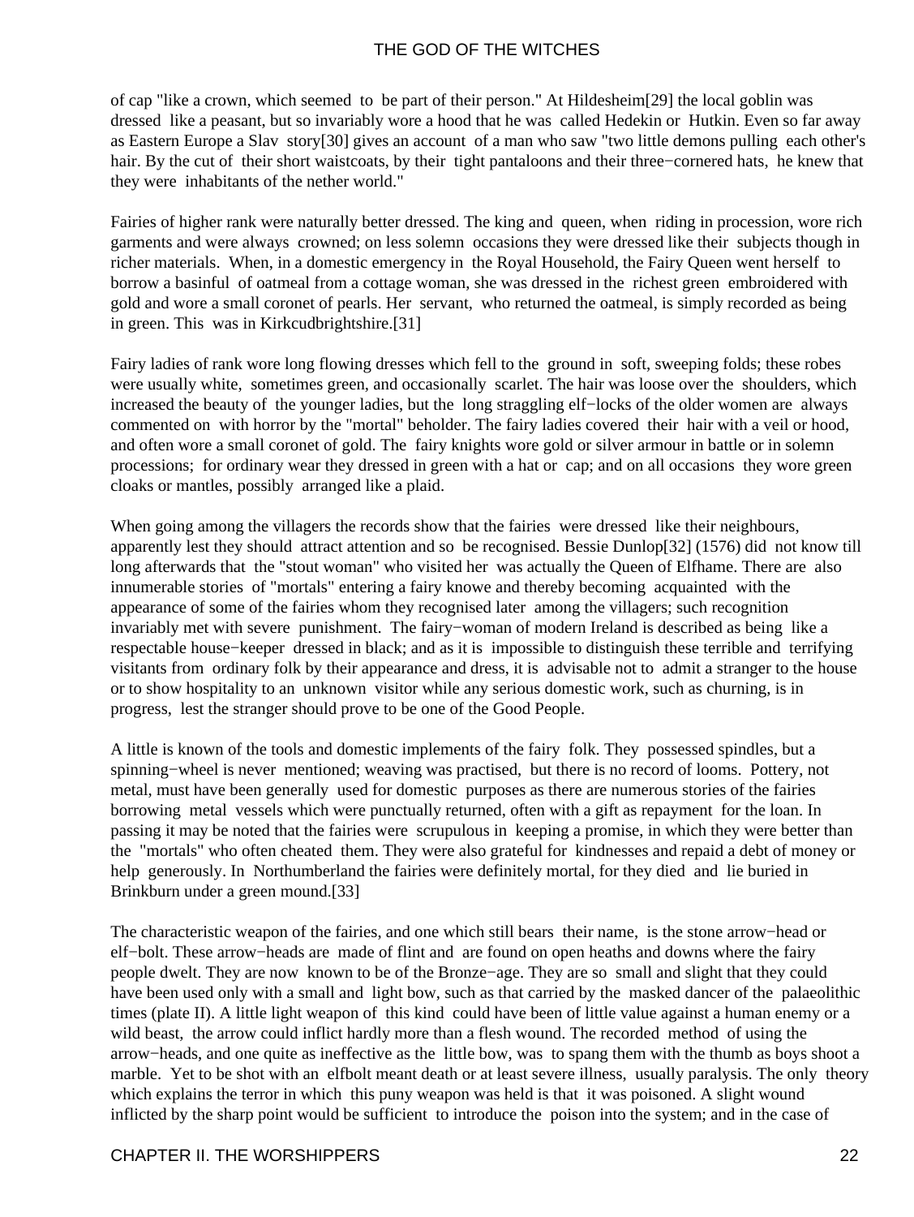of cap "like a crown, which seemed to be part of their person." At Hildesheim[29] the local goblin was dressed like a peasant, but so invariably wore a hood that he was called Hedekin or Hutkin. Even so far away as Eastern Europe a Slav story[30] gives an account of a man who saw "two little demons pulling each other's hair. By the cut of their short waistcoats, by their tight pantaloons and their three−cornered hats, he knew that they were inhabitants of the nether world."

Fairies of higher rank were naturally better dressed. The king and queen, when riding in procession, wore rich garments and were always crowned; on less solemn occasions they were dressed like their subjects though in richer materials. When, in a domestic emergency in the Royal Household, the Fairy Queen went herself to borrow a basinful of oatmeal from a cottage woman, she was dressed in the richest green embroidered with gold and wore a small coronet of pearls. Her servant, who returned the oatmeal, is simply recorded as being in green. This was in Kirkcudbrightshire.[31]

Fairy ladies of rank wore long flowing dresses which fell to the ground in soft, sweeping folds; these robes were usually white, sometimes green, and occasionally scarlet. The hair was loose over the shoulders, which increased the beauty of the younger ladies, but the long straggling elf−locks of the older women are always commented on with horror by the "mortal" beholder. The fairy ladies covered their hair with a veil or hood, and often wore a small coronet of gold. The fairy knights wore gold or silver armour in battle or in solemn processions; for ordinary wear they dressed in green with a hat or cap; and on all occasions they wore green cloaks or mantles, possibly arranged like a plaid.

When going among the villagers the records show that the fairies were dressed like their neighbours, apparently lest they should attract attention and so be recognised. Bessie Dunlop[32] (1576) did not know till long afterwards that the "stout woman" who visited her was actually the Queen of Elfhame. There are also innumerable stories of "mortals" entering a fairy knowe and thereby becoming acquainted with the appearance of some of the fairies whom they recognised later among the villagers; such recognition invariably met with severe punishment. The fairy−woman of modern Ireland is described as being like a respectable house−keeper dressed in black; and as it is impossible to distinguish these terrible and terrifying visitants from ordinary folk by their appearance and dress, it is advisable not to admit a stranger to the house or to show hospitality to an unknown visitor while any serious domestic work, such as churning, is in progress, lest the stranger should prove to be one of the Good People.

A little is known of the tools and domestic implements of the fairy folk. They possessed spindles, but a spinning−wheel is never mentioned; weaving was practised, but there is no record of looms. Pottery, not metal, must have been generally used for domestic purposes as there are numerous stories of the fairies borrowing metal vessels which were punctually returned, often with a gift as repayment for the loan. In passing it may be noted that the fairies were scrupulous in keeping a promise, in which they were better than the "mortals" who often cheated them. They were also grateful for kindnesses and repaid a debt of money or help generously. In Northumberland the fairies were definitely mortal, for they died and lie buried in Brinkburn under a green mound.[33]

The characteristic weapon of the fairies, and one which still bears their name, is the stone arrow−head or elf−bolt. These arrow−heads are made of flint and are found on open heaths and downs where the fairy people dwelt. They are now known to be of the Bronze−age. They are so small and slight that they could have been used only with a small and light bow, such as that carried by the masked dancer of the palaeolithic times (plate II). A little light weapon of this kind could have been of little value against a human enemy or a wild beast, the arrow could inflict hardly more than a flesh wound. The recorded method of using the arrow−heads, and one quite as ineffective as the little bow, was to spang them with the thumb as boys shoot a marble. Yet to be shot with an elfbolt meant death or at least severe illness, usually paralysis. The only theory which explains the terror in which this puny weapon was held is that it was poisoned. A slight wound inflicted by the sharp point would be sufficient to introduce the poison into the system; and in the case of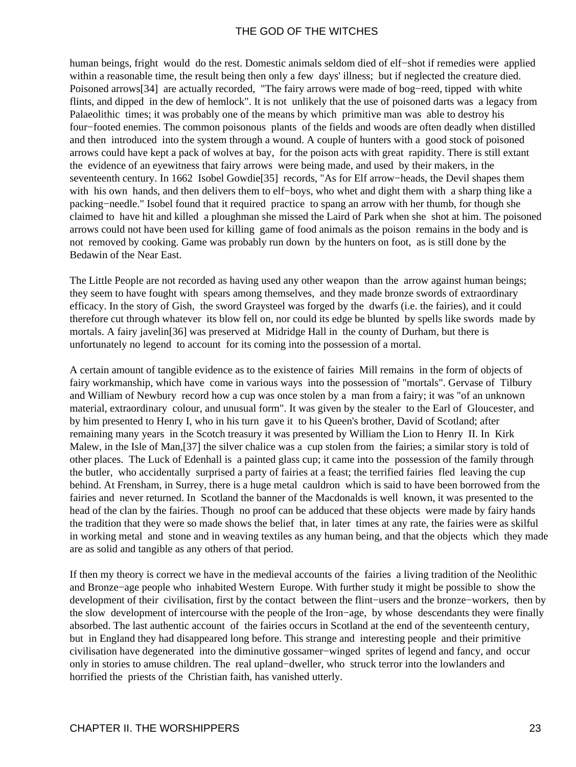human beings, fright would do the rest. Domestic animals seldom died of elf−shot if remedies were applied within a reasonable time, the result being then only a few days' illness; but if neglected the creature died. Poisoned arrows[34] are actually recorded, "The fairy arrows were made of bog−reed, tipped with white flints, and dipped in the dew of hemlock". It is not unlikely that the use of poisoned darts was a legacy from Palaeolithic times; it was probably one of the means by which primitive man was able to destroy his four−footed enemies. The common poisonous plants of the fields and woods are often deadly when distilled and then introduced into the system through a wound. A couple of hunters with a good stock of poisoned arrows could have kept a pack of wolves at bay, for the poison acts with great rapidity. There is still extant the evidence of an eyewitness that fairy arrows were being made, and used by their makers, in the seventeenth century. In 1662 Isobel Gowdie[35] records, "As for Elf arrow−heads, the Devil shapes them with his own hands, and then delivers them to elf−boys, who whet and dight them with a sharp thing like a packing−needle." Isobel found that it required practice to spang an arrow with her thumb, for though she claimed to have hit and killed a ploughman she missed the Laird of Park when she shot at him. The poisoned arrows could not have been used for killing game of food animals as the poison remains in the body and is not removed by cooking. Game was probably run down by the hunters on foot, as is still done by the Bedawin of the Near East.

The Little People are not recorded as having used any other weapon than the arrow against human beings; they seem to have fought with spears among themselves, and they made bronze swords of extraordinary efficacy. In the story of Gish, the sword Graysteel was forged by the dwarfs (i.e. the fairies), and it could therefore cut through whatever its blow fell on, nor could its edge be blunted by spells like swords made by mortals. A fairy javelin[36] was preserved at Midridge Hall in the county of Durham, but there is unfortunately no legend to account for its coming into the possession of a mortal.

A certain amount of tangible evidence as to the existence of fairies Mill remains in the form of objects of fairy workmanship, which have come in various ways into the possession of "mortals". Gervase of Tilbury and William of Newbury record how a cup was once stolen by a man from a fairy; it was "of an unknown material, extraordinary colour, and unusual form". It was given by the stealer to the Earl of Gloucester, and by him presented to Henry I, who in his turn gave it to his Queen's brother, David of Scotland; after remaining many years in the Scotch treasury it was presented by William the Lion to Henry II. In Kirk Malew, in the Isle of Man,[37] the silver chalice was a cup stolen from the fairies; a similar story is told of other places. The Luck of Edenhall is a painted glass cup; it came into the possession of the family through the butler, who accidentally surprised a party of fairies at a feast; the terrified fairies fled leaving the cup behind. At Frensham, in Surrey, there is a huge metal cauldron which is said to have been borrowed from the fairies and never returned. In Scotland the banner of the Macdonalds is well known, it was presented to the head of the clan by the fairies. Though no proof can be adduced that these objects were made by fairy hands the tradition that they were so made shows the belief that, in later times at any rate, the fairies were as skilful in working metal and stone and in weaving textiles as any human being, and that the objects which they made are as solid and tangible as any others of that period.

If then my theory is correct we have in the medieval accounts of the fairies a living tradition of the Neolithic and Bronze−age people who inhabited Western Europe. With further study it might be possible to show the development of their civilisation, first by the contact between the flint−users and the bronze−workers, then by the slow development of intercourse with the people of the Iron−age, by whose descendants they were finally absorbed. The last authentic account of the fairies occurs in Scotland at the end of the seventeenth century, but in England they had disappeared long before. This strange and interesting people and their primitive civilisation have degenerated into the diminutive gossamer−winged sprites of legend and fancy, and occur only in stories to amuse children. The real upland−dweller, who struck terror into the lowlanders and horrified the priests of the Christian faith, has vanished utterly.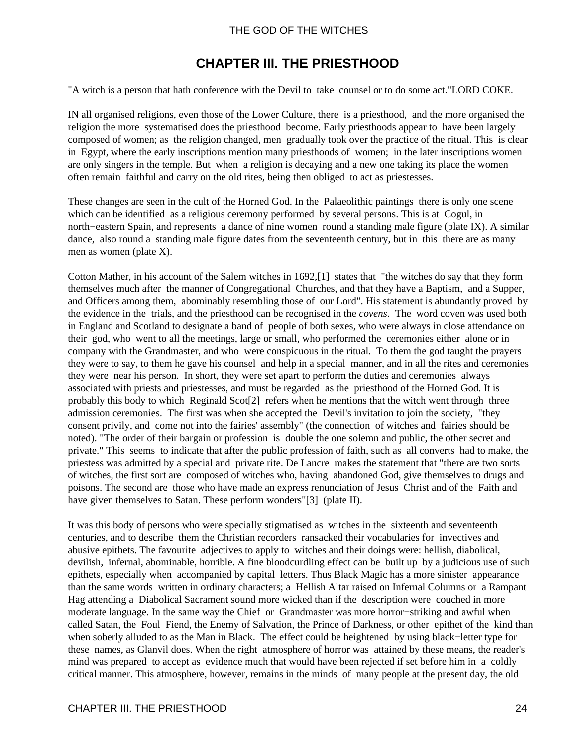## CHAPTER III. THE PRIESTHOOD

"A witch is a person that hath conference with the Devil to take counsel or to do some act."LORD COKE.

IN all organised religions, even those of the Lower Culture, there is a priesthood, and the more organised the religion the more systematised does the priesthood become. Early priesthoods appear to have been largely composed of women; as the religion changed, men gradually took over the practice of the ritual. This is clear in Egypt, where the early inscriptions mention many priesthoods of women; in the later inscriptions women are only singers in the temple. But when a religion is decaying and a new one taking its place the women often remain faithful and carry on the old rites, being then obliged to act as priestesses.

These changes are seen in the cult of the Horned God. In the Palaeolithic paintings there is only one scene which can be identified as a religious ceremony performed by several persons. This is at Cogul, in north−eastern Spain, and represents a dance of nine women round a standing male figure (plate IX). A similar dance, also round a standing male figure dates from the seventeenth century, but in this there are as many men as women (plate X).

Cotton Mather, in his account of the Salem witches in 1692,[1] states that "the witches do say that they form themselves much after the manner of Congregational Churches, and that they have a Baptism, and a Supper, and Officers among them, abominably resembling those of our Lord". His statement is abundantly proved by the evidence in the trials, and the priesthood can be recognised in the *covens*. The word coven was used both in England and Scotland to designate a band of people of both sexes, who were always in close attendance on their god, who went to all the meetings, large or small, who performed the ceremonies either alone or in company with the Grandmaster, and who were conspicuous in the ritual. To them the god taught the prayers they were to say, to them he gave his counsel and help in a special manner, and in all the rites and ceremonies they were near his person. In short, they were set apart to perform the duties and ceremonies always associated with priests and priestesses, and must be regarded as the priesthood of the Horned God. It is probably this body to which Reginald Scot[2] refers when he mentions that the witch went through three admission ceremonies. The first was when she accepted the Devil's invitation to join the society, "they consent privily, and come not into the fairies' assembly" (the connection of witches and fairies should be noted). "The order of their bargain or profession is double the one solemn and public, the other secret and private." This seems to indicate that after the public profession of faith, such as all converts had to make, the priestess was admitted by a special and private rite. De Lancre makes the statement that "there are two sorts of witches, the first sort are composed of witches who, having abandoned God, give themselves to drugs and poisons. The second are those who have made an express renunciation of Jesus Christ and of the Faith and have given themselves to Satan. These perform wonders"[3] (plate II).

It was this body of persons who were specially stigmatised as witches in the sixteenth and seventeenth centuries, and to describe them the Christian recorders ransacked their vocabularies for invectives and abusive epithets. The favourite adjectives to apply to witches and their doings were: hellish, diabolical, devilish, infernal, abominable, horrible. A fine bloodcurdling effect can be built up by a judicious use of such epithets, especially when accompanied by capital letters. Thus Black Magic has a more sinister appearance than the same words written in ordinary characters; a Hellish Altar raised on Infernal Columns or a Rampant Hag attending a Diabolical Sacrament sound more wicked than if the description were couched in more moderate language. In the same way the Chief or Grandmaster was more horror−striking and awful when called Satan, the Foul Fiend, the Enemy of Salvation, the Prince of Darkness, or other epithet of the kind than when soberly alluded to as the Man in Black. The effect could be heightened by using black−letter type for these names, as Glanvil does. When the right atmosphere of horror was attained by these means, the reader's mind was prepared to accept as evidence much that would have been rejected if set before him in a coldly critical manner. This atmosphere, however, remains in the minds of many people at the present day, the old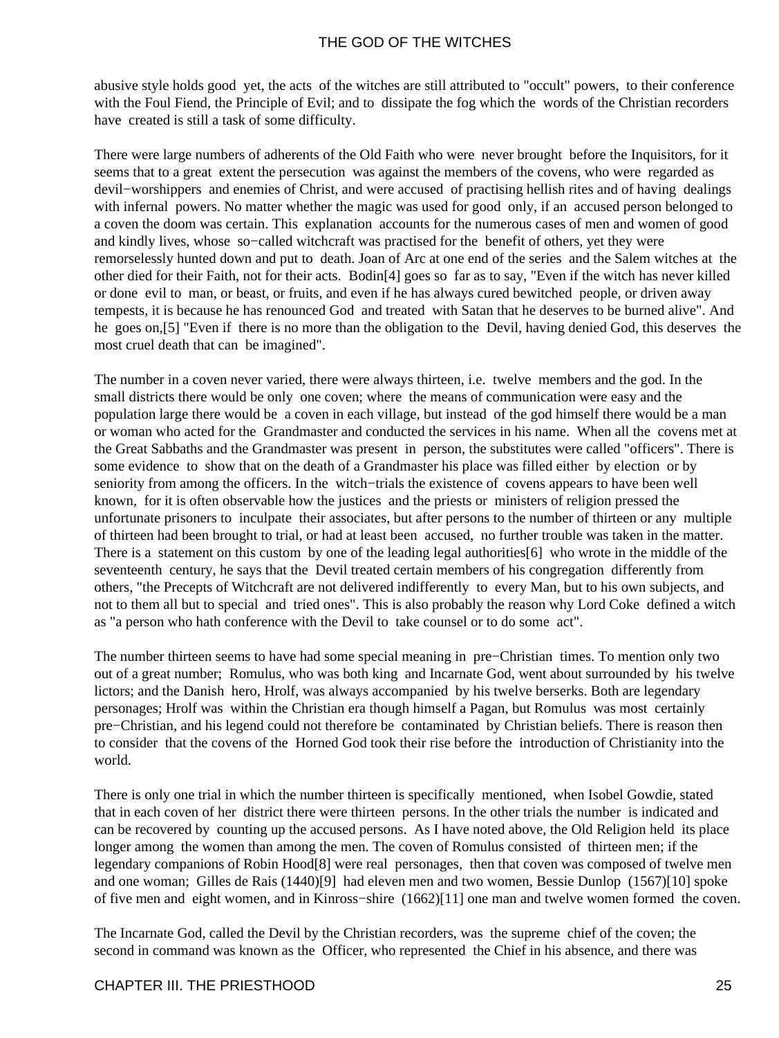abusive style holds good yet, the acts of the witches are still attributed to "occult" powers, to their conference with the Foul Fiend, the Principle of Evil; and to dissipate the fog which the words of the Christian recorders have created is still a task of some difficulty.

There were large numbers of adherents of the Old Faith who were never brought before the Inquisitors, for it seems that to a great extent the persecution was against the members of the covens, who were regarded as devil−worshippers and enemies of Christ, and were accused of practising hellish rites and of having dealings with infernal powers. No matter whether the magic was used for good only, if an accused person belonged to a coven the doom was certain. This explanation accounts for the numerous cases of men and women of good and kindly lives, whose so−called witchcraft was practised for the benefit of others, yet they were remorselessly hunted down and put to death. Joan of Arc at one end of the series and the Salem witches at the other died for their Faith, not for their acts. Bodin[4] goes so far as to say, "Even if the witch has never killed or done evil to man, or beast, or fruits, and even if he has always cured bewitched people, or driven away tempests, it is because he has renounced God and treated with Satan that he deserves to be burned alive". And he goes on,[5] "Even if there is no more than the obligation to the Devil, having denied God, this deserves the most cruel death that can be imagined".

The number in a coven never varied, there were always thirteen, i.e. twelve members and the god. In the small districts there would be only one coven; where the means of communication were easy and the population large there would be a coven in each village, but instead of the god himself there would be a man or woman who acted for the Grandmaster and conducted the services in his name. When all the covens met at the Great Sabbaths and the Grandmaster was present in person, the substitutes were called "officers". There is some evidence to show that on the death of a Grandmaster his place was filled either by election or by seniority from among the officers. In the witch−trials the existence of covens appears to have been well known, for it is often observable how the justices and the priests or ministers of religion pressed the unfortunate prisoners to inculpate their associates, but after persons to the number of thirteen or any multiple of thirteen had been brought to trial, or had at least been accused, no further trouble was taken in the matter. There is a statement on this custom by one of the leading legal authorities[6] who wrote in the middle of the seventeenth century, he says that the Devil treated certain members of his congregation differently from others, "the Precepts of Witchcraft are not delivered indifferently to every Man, but to his own subjects, and not to them all but to special and tried ones". This is also probably the reason why Lord Coke defined a witch as "a person who hath conference with the Devil to take counsel or to do some act".

The number thirteen seems to have had some special meaning in pre−Christian times. To mention only two out of a great number; Romulus, who was both king and Incarnate God, went about surrounded by his twelve lictors; and the Danish hero, Hrolf, was always accompanied by his twelve berserks. Both are legendary personages; Hrolf was within the Christian era though himself a Pagan, but Romulus was most certainly pre−Christian, and his legend could not therefore be contaminated by Christian beliefs. There is reason then to consider that the covens of the Horned God took their rise before the introduction of Christianity into the world.

There is only one trial in which the number thirteen is specifically mentioned, when Isobel Gowdie, stated that in each coven of her district there were thirteen persons. In the other trials the number is indicated and can be recovered by counting up the accused persons. As I have noted above, the Old Religion held its place longer among the women than among the men. The coven of Romulus consisted of thirteen men; if the legendary companions of Robin Hood[8] were real personages, then that coven was composed of twelve men and one woman; Gilles de Rais (1440)[9] had eleven men and two women, Bessie Dunlop (1567)[10] spoke of five men and eight women, and in Kinross−shire (1662)[11] one man and twelve women formed the coven.

The Incarnate God, called the Devil by the Christian recorders, was the supreme chief of the coven; the second in command was known as the Officer, who represented the Chief in his absence, and there was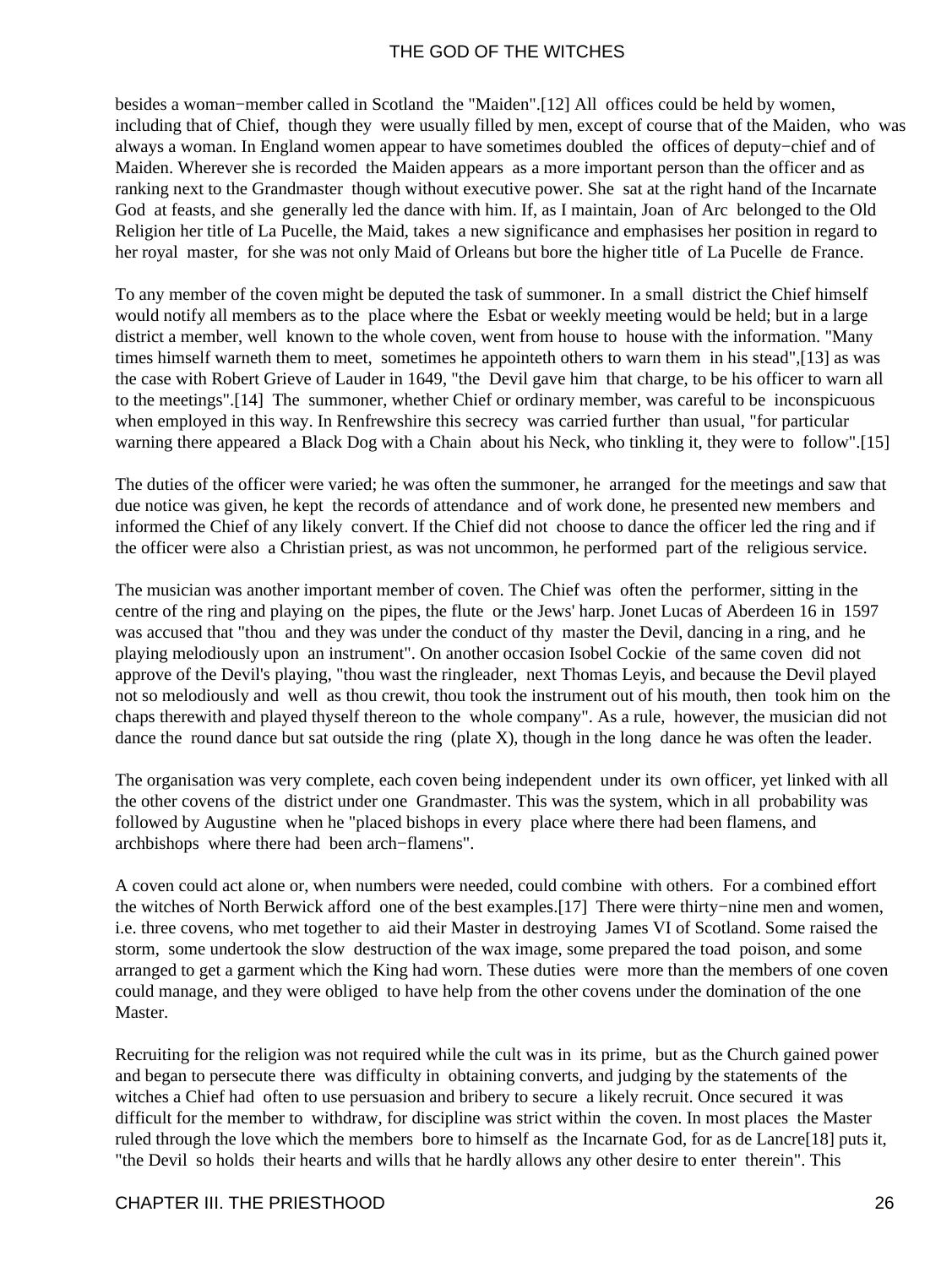besides a woman−member called in Scotland the "Maiden".[12] All offices could be held by women, including that of Chief, though they were usually filled by men, except of course that of the Maiden, who was always a woman. In England women appear to have sometimes doubled the offices of deputy−chief and of Maiden. Wherever she is recorded the Maiden appears as a more important person than the officer and as ranking next to the Grandmaster though without executive power. She sat at the right hand of the Incarnate God at feasts, and she generally led the dance with him. If, as I maintain, Joan of Arc belonged to the Old Religion her title of La Pucelle, the Maid, takes a new significance and emphasises her position in regard to her royal master, for she was not only Maid of Orleans but bore the higher title of La Pucelle de France.

To any member of the coven might be deputed the task of summoner. In a small district the Chief himself would notify all members as to the place where the Esbat or weekly meeting would be held; but in a large district a member, well known to the whole coven, went from house to house with the information. "Many times himself warneth them to meet, sometimes he appointeth others to warn them in his stead",[13] as was the case with Robert Grieve of Lauder in 1649, "the Devil gave him that charge, to be his officer to warn all to the meetings".[14] The summoner, whether Chief or ordinary member, was careful to be inconspicuous when employed in this way. In Renfrewshire this secrecy was carried further than usual, "for particular warning there appeared a Black Dog with a Chain about his Neck, who tinkling it, they were to follow".[15]

The duties of the officer were varied; he was often the summoner, he arranged for the meetings and saw that due notice was given, he kept the records of attendance and of work done, he presented new members and informed the Chief of any likely convert. If the Chief did not choose to dance the officer led the ring and if the officer were also a Christian priest, as was not uncommon, he performed part of the religious service.

The musician was another important member of coven. The Chief was often the performer, sitting in the centre of the ring and playing on the pipes, the flute or the Jews' harp. Jonet Lucas of Aberdeen 16 in 1597 was accused that "thou and they was under the conduct of thy master the Devil, dancing in a ring, and he playing melodiously upon an instrument". On another occasion Isobel Cockie of the same coven did not approve of the Devil's playing, "thou wast the ringleader, next Thomas Leyis, and because the Devil played not so melodiously and well as thou crewit, thou took the instrument out of his mouth, then took him on the chaps therewith and played thyself thereon to the whole company". As a rule, however, the musician did not dance the round dance but sat outside the ring (plate X), though in the long dance he was often the leader.

The organisation was very complete, each coven being independent under its own officer, yet linked with all the other covens of the district under one Grandmaster. This was the system, which in all probability was followed by Augustine when he "placed bishops in every place where there had been flamens, and archbishops where there had been arch−flamens".

A coven could act alone or, when numbers were needed, could combine with others. For a combined effort the witches of North Berwick afford one of the best examples.[17] There were thirty−nine men and women, i.e. three covens, who met together to aid their Master in destroying James VI of Scotland. Some raised the storm, some undertook the slow destruction of the wax image, some prepared the toad poison, and some arranged to get a garment which the King had worn. These duties were more than the members of one coven could manage, and they were obliged to have help from the other covens under the domination of the one Master.

Recruiting for the religion was not required while the cult was in its prime, but as the Church gained power and began to persecute there was difficulty in obtaining converts, and judging by the statements of the witches a Chief had often to use persuasion and bribery to secure a likely recruit. Once secured it was difficult for the member to withdraw, for discipline was strict within the coven. In most places the Master ruled through the love which the members bore to himself as the Incarnate God, for as de Lancre[18] puts it, "the Devil so holds their hearts and wills that he hardly allows any other desire to enter therein". This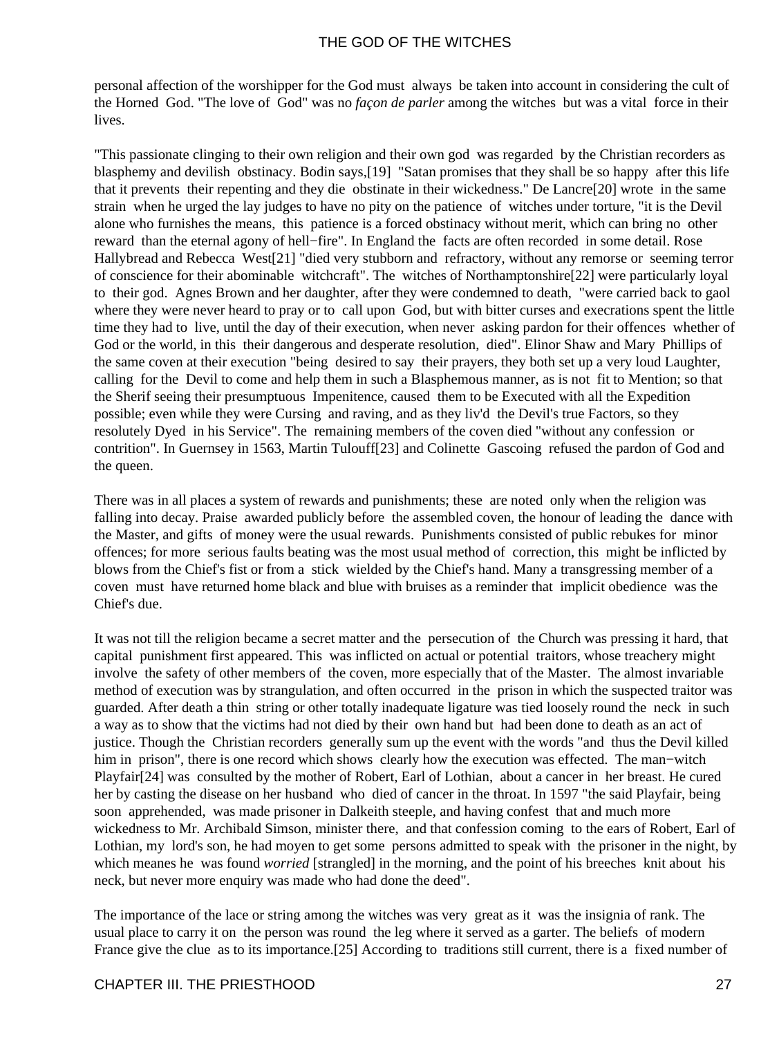personal affection of the worshipper for the God must always be taken into account in considering the cult of the Horned God. "The love of God" was no *façon de parler* among the witches but was a vital force in their lives.

"This passionate clinging to their own religion and their own god was regarded by the Christian recorders as blasphemy and devilish obstinacy. Bodin says,[19] "Satan promises that they shall be so happy after this life that it prevents their repenting and they die obstinate in their wickedness." De Lancre[20] wrote in the same strain when he urged the lay judges to have no pity on the patience of witches under torture, "it is the Devil alone who furnishes the means, this patience is a forced obstinacy without merit, which can bring no other reward than the eternal agony of hell−fire". In England the facts are often recorded in some detail. Rose Hallybread and Rebecca West[21] "died very stubborn and refractory, without any remorse or seeming terror of conscience for their abominable witchcraft". The witches of Northamptonshire[22] were particularly loyal to their god. Agnes Brown and her daughter, after they were condemned to death, "were carried back to gaol where they were never heard to pray or to call upon God, but with bitter curses and execrations spent the little time they had to live, until the day of their execution, when never asking pardon for their offences whether of God or the world, in this their dangerous and desperate resolution, died". Elinor Shaw and Mary Phillips of the same coven at their execution "being desired to say their prayers, they both set up a very loud Laughter, calling for the Devil to come and help them in such a Blasphemous manner, as is not fit to Mention; so that the Sherif seeing their presumptuous Impenitence, caused them to be Executed with all the Expedition possible; even while they were Cursing and raving, and as they liv'd the Devil's true Factors, so they resolutely Dyed in his Service". The remaining members of the coven died "without any confession or contrition". In Guernsey in 1563, Martin Tulouff[23] and Colinette Gascoing refused the pardon of God and the queen.

There was in all places a system of rewards and punishments; these are noted only when the religion was falling into decay. Praise awarded publicly before the assembled coven, the honour of leading the dance with the Master, and gifts of money were the usual rewards. Punishments consisted of public rebukes for minor offences; for more serious faults beating was the most usual method of correction, this might be inflicted by blows from the Chief's fist or from a stick wielded by the Chief's hand. Many a transgressing member of a coven must have returned home black and blue with bruises as a reminder that implicit obedience was the Chief's due.

It was not till the religion became a secret matter and the persecution of the Church was pressing it hard, that capital punishment first appeared. This was inflicted on actual or potential traitors, whose treachery might involve the safety of other members of the coven, more especially that of the Master. The almost invariable method of execution was by strangulation, and often occurred in the prison in which the suspected traitor was guarded. After death a thin string or other totally inadequate ligature was tied loosely round the neck in such a way as to show that the victims had not died by their own hand but had been done to death as an act of justice. Though the Christian recorders generally sum up the event with the words "and thus the Devil killed him in prison", there is one record which shows clearly how the execution was effected. The man−witch Playfair[24] was consulted by the mother of Robert, Earl of Lothian, about a cancer in her breast. He cured her by casting the disease on her husband who died of cancer in the throat. In 1597 "the said Playfair, being soon apprehended, was made prisoner in Dalkeith steeple, and having confest that and much more wickedness to Mr. Archibald Simson, minister there, and that confession coming to the ears of Robert, Earl of Lothian, my lord's son, he had moyen to get some persons admitted to speak with the prisoner in the night, by which meanes he was found *worried* [strangled] in the morning, and the point of his breeches knit about his neck, but never more enquiry was made who had done the deed".

The importance of the lace or string among the witches was very great as it was the insignia of rank. The usual place to carry it on the person was round the leg where it served as a garter. The beliefs of modern France give the clue as to its importance.[25] According to traditions still current, there is a fixed number of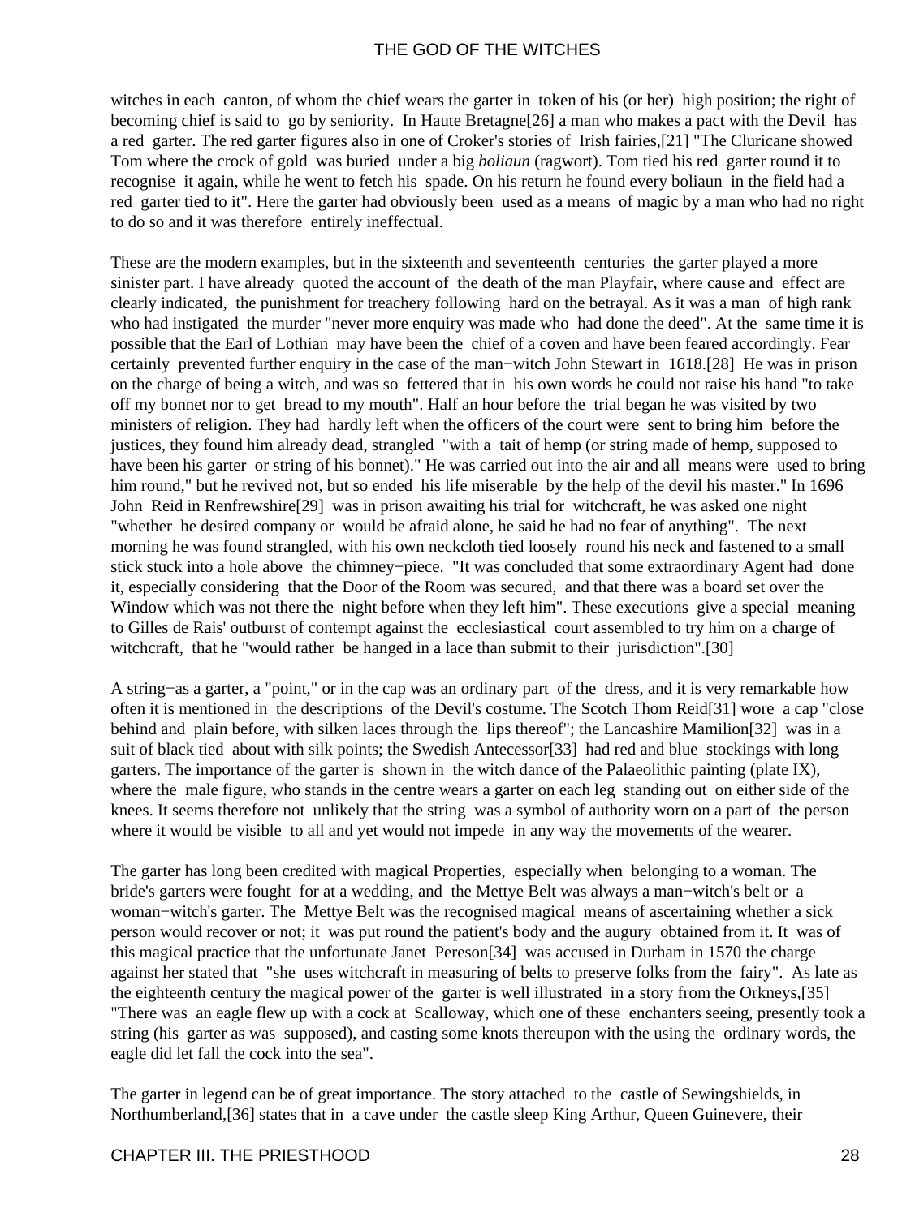witches in each canton, of whom the chief wears the garter in token of his (or her) high position; the right of becoming chief is said to go by seniority. In Haute Bretagne[26] a man who makes a pact with the Devil has a red garter. The red garter figures also in one of Croker's stories of Irish fairies,[21] "The Cluricane showed Tom where the crock of gold was buried under a big *boliaun* (ragwort). Tom tied his red garter round it to recognise it again, while he went to fetch his spade. On his return he found every boliaun in the field had a red garter tied to it". Here the garter had obviously been used as a means of magic by a man who had no right to do so and it was therefore entirely ineffectual.

These are the modern examples, but in the sixteenth and seventeenth centuries the garter played a more sinister part. I have already quoted the account of the death of the man Playfair, where cause and effect are clearly indicated, the punishment for treachery following hard on the betrayal. As it was a man of high rank who had instigated the murder "never more enquiry was made who had done the deed". At the same time it is possible that the Earl of Lothian may have been the chief of a coven and have been feared accordingly. Fear certainly prevented further enquiry in the case of the man−witch John Stewart in 1618.[28] He was in prison on the charge of being a witch, and was so fettered that in his own words he could not raise his hand "to take off my bonnet nor to get bread to my mouth". Half an hour before the trial began he was visited by two ministers of religion. They had hardly left when the officers of the court were sent to bring him before the justices, they found him already dead, strangled "with a tait of hemp (or string made of hemp, supposed to have been his garter or string of his bonnet)." He was carried out into the air and all means were used to bring him round," but he revived not, but so ended his life miserable by the help of the devil his master." In 1696 John Reid in Renfrewshire[29] was in prison awaiting his trial for witchcraft, he was asked one night "whether he desired company or would be afraid alone, he said he had no fear of anything". The next morning he was found strangled, with his own neckcloth tied loosely round his neck and fastened to a small stick stuck into a hole above the chimney−piece. "It was concluded that some extraordinary Agent had done it, especially considering that the Door of the Room was secured, and that there was a board set over the Window which was not there the night before when they left him". These executions give a special meaning to Gilles de Rais' outburst of contempt against the ecclesiastical court assembled to try him on a charge of witchcraft, that he "would rather be hanged in a lace than submit to their jurisdiction".[30]

A string−as a garter, a "point," or in the cap was an ordinary part of the dress, and it is very remarkable how often it is mentioned in the descriptions of the Devil's costume. The Scotch Thom Reid[31] wore a cap "close behind and plain before, with silken laces through the lips thereof"; the Lancashire Mamilion[32] was in a suit of black tied about with silk points; the Swedish Antecessor[33] had red and blue stockings with long garters. The importance of the garter is shown in the witch dance of the Palaeolithic painting (plate IX), where the male figure, who stands in the centre wears a garter on each leg standing out on either side of the knees. It seems therefore not unlikely that the string was a symbol of authority worn on a part of the person where it would be visible to all and yet would not impede in any way the movements of the wearer.

The garter has long been credited with magical Properties, especially when belonging to a woman. The bride's garters were fought for at a wedding, and the Mettye Belt was always a man−witch's belt or a woman−witch's garter. The Mettye Belt was the recognised magical means of ascertaining whether a sick person would recover or not; it was put round the patient's body and the augury obtained from it. It was of this magical practice that the unfortunate Janet Pereson[34] was accused in Durham in 1570 the charge against her stated that "she uses witchcraft in measuring of belts to preserve folks from the fairy". As late as the eighteenth century the magical power of the garter is well illustrated in a story from the Orkneys,[35] "There was an eagle flew up with a cock at Scalloway, which one of these enchanters seeing, presently took a string (his garter as was supposed), and casting some knots thereupon with the using the ordinary words, the eagle did let fall the cock into the sea".

The garter in legend can be of great importance. The story attached to the castle of Sewingshields, in Northumberland,[36] states that in a cave under the castle sleep King Arthur, Queen Guinevere, their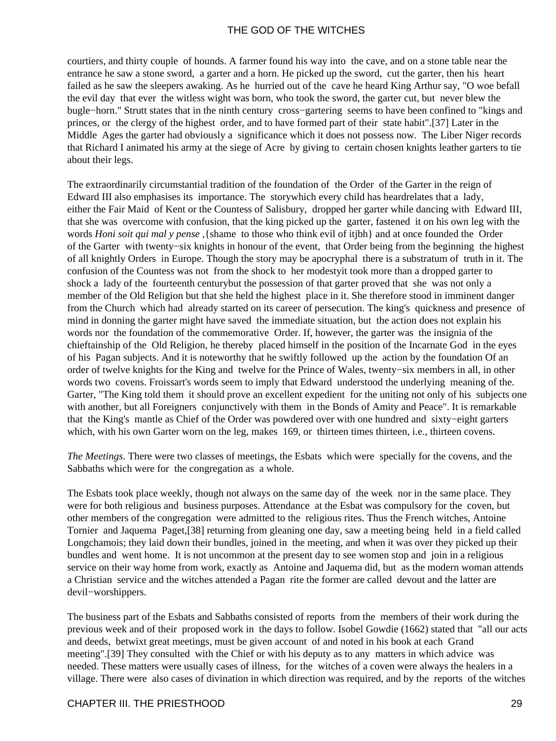courtiers, and thirty couple of hounds. A farmer found his way into the cave, and on a stone table near the entrance he saw a stone sword, a garter and a horn. He picked up the sword, cut the garter, then his heart failed as he saw the sleepers awaking. As he hurried out of the cave he heard King Arthur say, "O woe befall the evil day that ever the witless wight was born, who took the sword, the garter cut, but never blew the bugle−horn." Strutt states that in the ninth century cross−gartering seems to have been confined to "kings and princes, or the clergy of the highest order, and to have formed part of their state habit".[37] Later in the Middle Ages the garter had obviously a significance which it does not possess now. The Liber Niger records that Richard I animated his army at the siege of Acre by giving to certain chosen knights leather garters to tie about their legs.

The extraordinarily circumstantial tradition of the foundation of the Order of the Garter in the reign of Edward III also emphasises its importance. The storywhich every child has heardrelates that a lady, either the Fair Maid of Kent or the Countess of Salisbury, dropped her garter while dancing with Edward III, that she was overcome with confusion, that the king picked up the garter, fastened it on his own leg with the words *Honi soit qui mal y pense* ,{shame to those who think evil of itjbh} and at once founded the Order of the Garter with twenty−six knights in honour of the event, that Order being from the beginning the highest of all knightly Orders in Europe. Though the story may be apocryphal there is a substratum of truth in it. The confusion of the Countess was not from the shock to her modestyit took more than a dropped garter to shock a lady of the fourteenth centurybut the possession of that garter proved that she was not only a member of the Old Religion but that she held the highest place in it. She therefore stood in imminent danger from the Church which had already started on its career of persecution. The king's quickness and presence of mind in donning the garter might have saved the immediate situation, but the action does not explain his words nor the foundation of the commemorative Order. If, however, the garter was the insignia of the chieftainship of the Old Religion, he thereby placed himself in the position of the Incarnate God in the eyes of his Pagan subjects. And it is noteworthy that he swiftly followed up the action by the foundation Of an order of twelve knights for the King and twelve for the Prince of Wales, twenty−six members in all, in other words two covens. Froissart's words seem to imply that Edward understood the underlying meaning of the. Garter, "The King told them it should prove an excellent expedient for the uniting not only of his subjects one with another, but all Foreigners conjunctively with them in the Bonds of Amity and Peace". It is remarkable that the King's mantle as Chief of the Order was powdered over with one hundred and sixty−eight garters which, with his own Garter worn on the leg, makes 169, or thirteen times thirteen, i.e., thirteen covens.

*The Meetings*. There were two classes of meetings, the Esbats which were specially for the covens, and the Sabbaths which were for the congregation as a whole.

The Esbats took place weekly, though not always on the same day of the week nor in the same place. They were for both religious and business purposes. Attendance at the Esbat was compulsory for the coven, but other members of the congregation were admitted to the religious rites. Thus the French witches, Antoine Tornier and Jaquema Paget,[38] returning from gleaning one day, saw a meeting being held in a field called Longchamois; they laid down their bundles, joined in the meeting, and when it was over they picked up their bundles and went home. It is not uncommon at the present day to see women stop and join in a religious service on their way home from work, exactly as Antoine and Jaquema did, but as the modern woman attends a Christian service and the witches attended a Pagan rite the former are called devout and the latter are devil−worshippers.

The business part of the Esbats and Sabbaths consisted of reports from the members of their work during the previous week and of their proposed work in the days to follow. Isobel Gowdie (1662) stated that "all our acts and deeds, betwixt great meetings, must be given account of and noted in his book at each Grand meeting".[39] They consulted with the Chief or with his deputy as to any matters in which advice was needed. These matters were usually cases of illness, for the witches of a coven were always the healers in a village. There were also cases of divination in which direction was required, and by the reports of the witches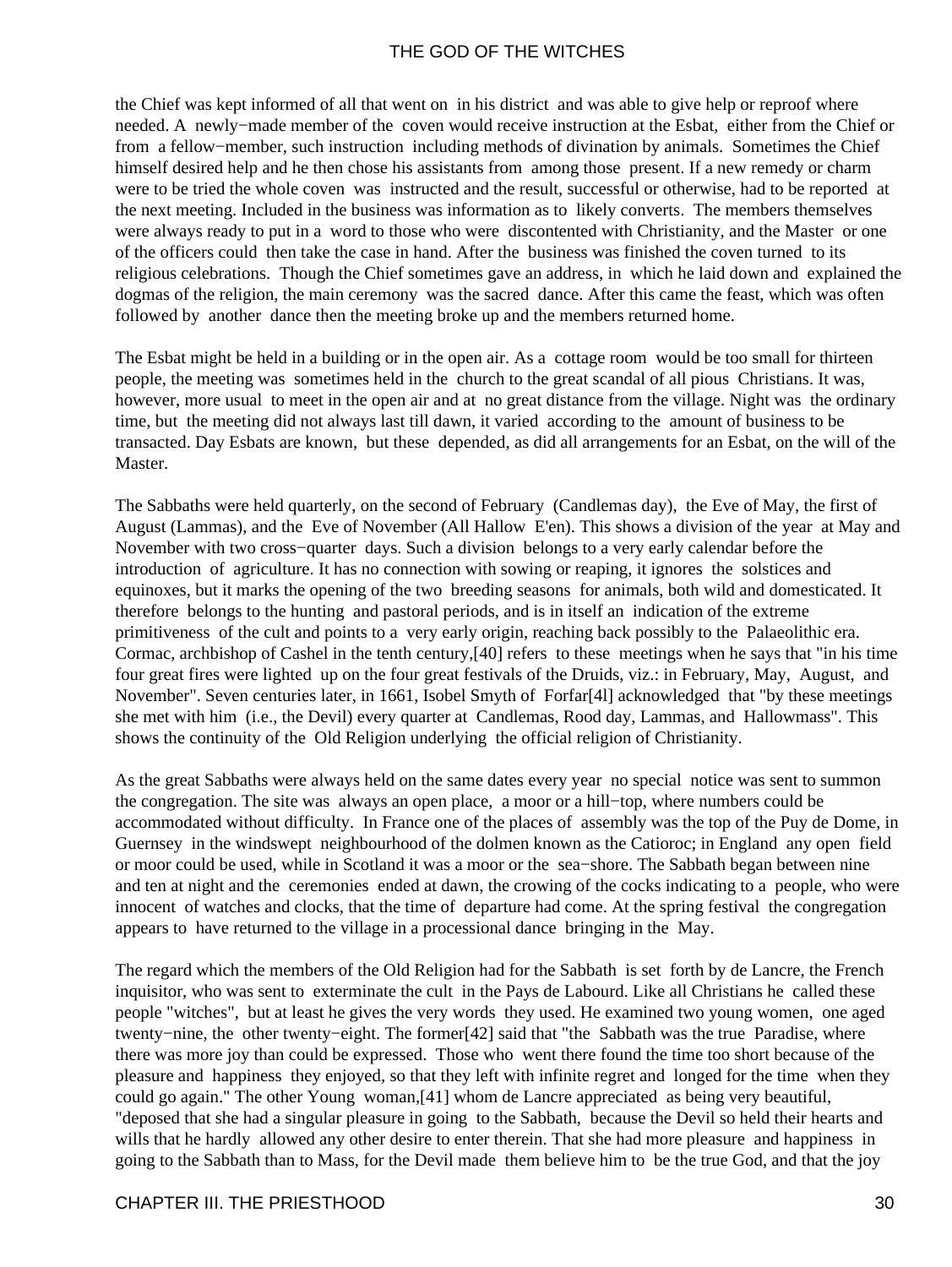the Chief was kept informed of all that went on in his district and was able to give help or reproof where needed. A newly−made member of the coven would receive instruction at the Esbat, either from the Chief or from a fellow−member, such instruction including methods of divination by animals. Sometimes the Chief himself desired help and he then chose his assistants from among those present. If a new remedy or charm were to be tried the whole coven was instructed and the result, successful or otherwise, had to be reported at the next meeting. Included in the business was information as to likely converts. The members themselves were always ready to put in a word to those who were discontented with Christianity, and the Master or one of the officers could then take the case in hand. After the business was finished the coven turned to its religious celebrations. Though the Chief sometimes gave an address, in which he laid down and explained the dogmas of the religion, the main ceremony was the sacred dance. After this came the feast, which was often followed by another dance then the meeting broke up and the members returned home.

The Esbat might be held in a building or in the open air. As a cottage room would be too small for thirteen people, the meeting was sometimes held in the church to the great scandal of all pious Christians. It was, however, more usual to meet in the open air and at no great distance from the village. Night was the ordinary time, but the meeting did not always last till dawn, it varied according to the amount of business to be transacted. Day Esbats are known, but these depended, as did all arrangements for an Esbat, on the will of the Master.

The Sabbaths were held quarterly, on the second of February (Candlemas day), the Eve of May, the first of August (Lammas), and the Eve of November (All Hallow E'en). This shows a division of the year at May and November with two cross−quarter days. Such a division belongs to a very early calendar before the introduction of agriculture. It has no connection with sowing or reaping, it ignores the solstices and equinoxes, but it marks the opening of the two breeding seasons for animals, both wild and domesticated. It therefore belongs to the hunting and pastoral periods, and is in itself an indication of the extreme primitiveness of the cult and points to a very early origin, reaching back possibly to the Palaeolithic era. Cormac, archbishop of Cashel in the tenth century,[40] refers to these meetings when he says that "in his time four great fires were lighted up on the four great festivals of the Druids, viz.: in February, May, August, and November". Seven centuries later, in 1661, Isobel Smyth of Forfar[4l] acknowledged that "by these meetings she met with him (i.e., the Devil) every quarter at Candlemas, Rood day, Lammas, and Hallowmass". This shows the continuity of the Old Religion underlying the official religion of Christianity.

As the great Sabbaths were always held on the same dates every year no special notice was sent to summon the congregation. The site was always an open place, a moor or a hill−top, where numbers could be accommodated without difficulty. In France one of the places of assembly was the top of the Puy de Dome, in Guernsey in the windswept neighbourhood of the dolmen known as the Catioroc; in England any open field or moor could be used, while in Scotland it was a moor or the sea−shore. The Sabbath began between nine and ten at night and the ceremonies ended at dawn, the crowing of the cocks indicating to a people, who were innocent of watches and clocks, that the time of departure had come. At the spring festival the congregation appears to have returned to the village in a processional dance bringing in the May.

The regard which the members of the Old Religion had for the Sabbath is set forth by de Lancre, the French inquisitor, who was sent to exterminate the cult in the Pays de Labourd. Like all Christians he called these people "witches", but at least he gives the very words they used. He examined two young women, one aged twenty−nine, the other twenty−eight. The former[42] said that "the Sabbath was the true Paradise, where there was more joy than could be expressed. Those who went there found the time too short because of the pleasure and happiness they enjoyed, so that they left with infinite regret and longed for the time when they could go again." The other Young woman,[41] whom de Lancre appreciated as being very beautiful, "deposed that she had a singular pleasure in going to the Sabbath, because the Devil so held their hearts and wills that he hardly allowed any other desire to enter therein. That she had more pleasure and happiness in going to the Sabbath than to Mass, for the Devil made them believe him to be the true God, and that the joy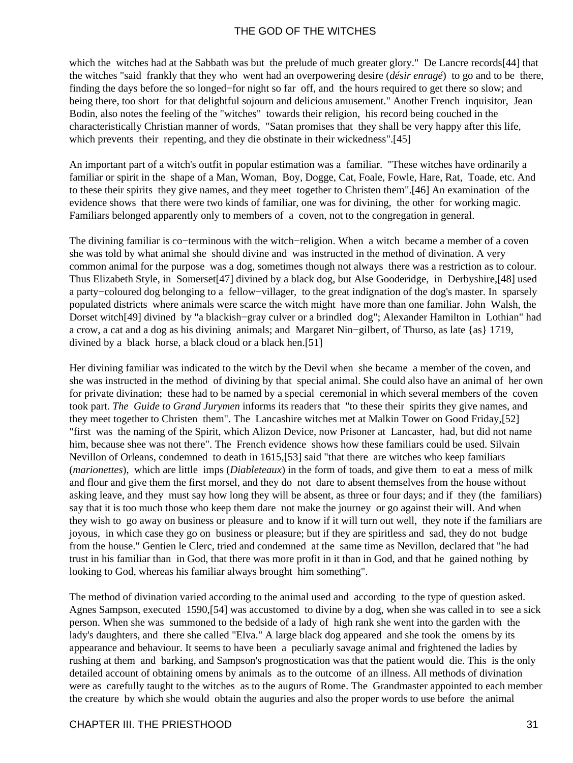which the witches had at the Sabbath was but the prelude of much greater glory." De Lancre records[44] that the witches "said frankly that they who went had an overpowering desire (*désir enragé*) to go and to be there, finding the days before the so longed−for night so far off, and the hours required to get there so slow; and being there, too short for that delightful sojourn and delicious amusement." Another French inquisitor, Jean Bodin, also notes the feeling of the "witches" towards their religion, his record being couched in the characteristically Christian manner of words, "Satan promises that they shall be very happy after this life, which prevents their repenting, and they die obstinate in their wickedness".[45]

An important part of a witch's outfit in popular estimation was a familiar. "These witches have ordinarily a familiar or spirit in the shape of a Man, Woman, Boy, Dogge, Cat, Foale, Fowle, Hare, Rat, Toade, etc. And to these their spirits they give names, and they meet together to Christen them".[46] An examination of the evidence shows that there were two kinds of familiar, one was for divining, the other for working magic. Familiars belonged apparently only to members of a coven, not to the congregation in general.

The divining familiar is co−terminous with the witch−religion. When a witch became a member of a coven she was told by what animal she should divine and was instructed in the method of divination. A very common animal for the purpose was a dog, sometimes though not always there was a restriction as to colour. Thus Elizabeth Style, in Somerset[47] divined by a black dog, but Alse Gooderidge, in Derbyshire,[48] used a party−coloured dog belonging to a fellow−villager, to the great indignation of the dog's master. In sparsely populated districts where animals were scarce the witch might have more than one familiar. John Walsh, the Dorset witch[49] divined by "a blackish−gray culver or a brindled dog"; Alexander Hamilton in Lothian" had a crow, a cat and a dog as his divining animals; and Margaret Nin−gilbert, of Thurso, as late {as} 1719, divined by a black horse, a black cloud or a black hen.[51]

Her divining familiar was indicated to the witch by the Devil when she became a member of the coven, and she was instructed in the method of divining by that special animal. She could also have an animal of her own for private divination; these had to be named by a special ceremonial in which several members of the coven took part. *The Guide to Grand Jurymen* informs its readers that "to these their spirits they give names, and they meet together to Christen them". The Lancashire witches met at Malkin Tower on Good Friday,[52] "first was the naming of the Spirit, which Alizon Device, now Prisoner at Lancaster, had, but did not name him, because shee was not there". The French evidence shows how these familiars could be used. Silvain Nevillon of Orleans, condemned to death in 1615,[53] said "that there are witches who keep familiars (*marionettes*), which are little imps (*Diableteaux*) in the form of toads, and give them to eat a mess of milk and flour and give them the first morsel, and they do not dare to absent themselves from the house without asking leave, and they must say how long they will be absent, as three or four days; and if they (the familiars) say that it is too much those who keep them dare not make the journey or go against their will. And when they wish to go away on business or pleasure and to know if it will turn out well, they note if the familiars are joyous, in which case they go on business or pleasure; but if they are spiritless and sad, they do not budge from the house." Gentien le Clerc, tried and condemned at the same time as Nevillon, declared that "he had trust in his familiar than in God, that there was more profit in it than in God, and that he gained nothing by looking to God, whereas his familiar always brought him something".

The method of divination varied according to the animal used and according to the type of question asked. Agnes Sampson, executed 1590,[54] was accustomed to divine by a dog, when she was called in to see a sick person. When she was summoned to the bedside of a lady of high rank she went into the garden with the lady's daughters, and there she called "Elva." A large black dog appeared and she took the omens by its appearance and behaviour. It seems to have been a peculiarly savage animal and frightened the ladies by rushing at them and barking, and Sampson's prognostication was that the patient would die. This is the only detailed account of obtaining omens by animals as to the outcome of an illness. All methods of divination were as carefully taught to the witches as to the augurs of Rome. The Grandmaster appointed to each member the creature by which she would obtain the auguries and also the proper words to use before the animal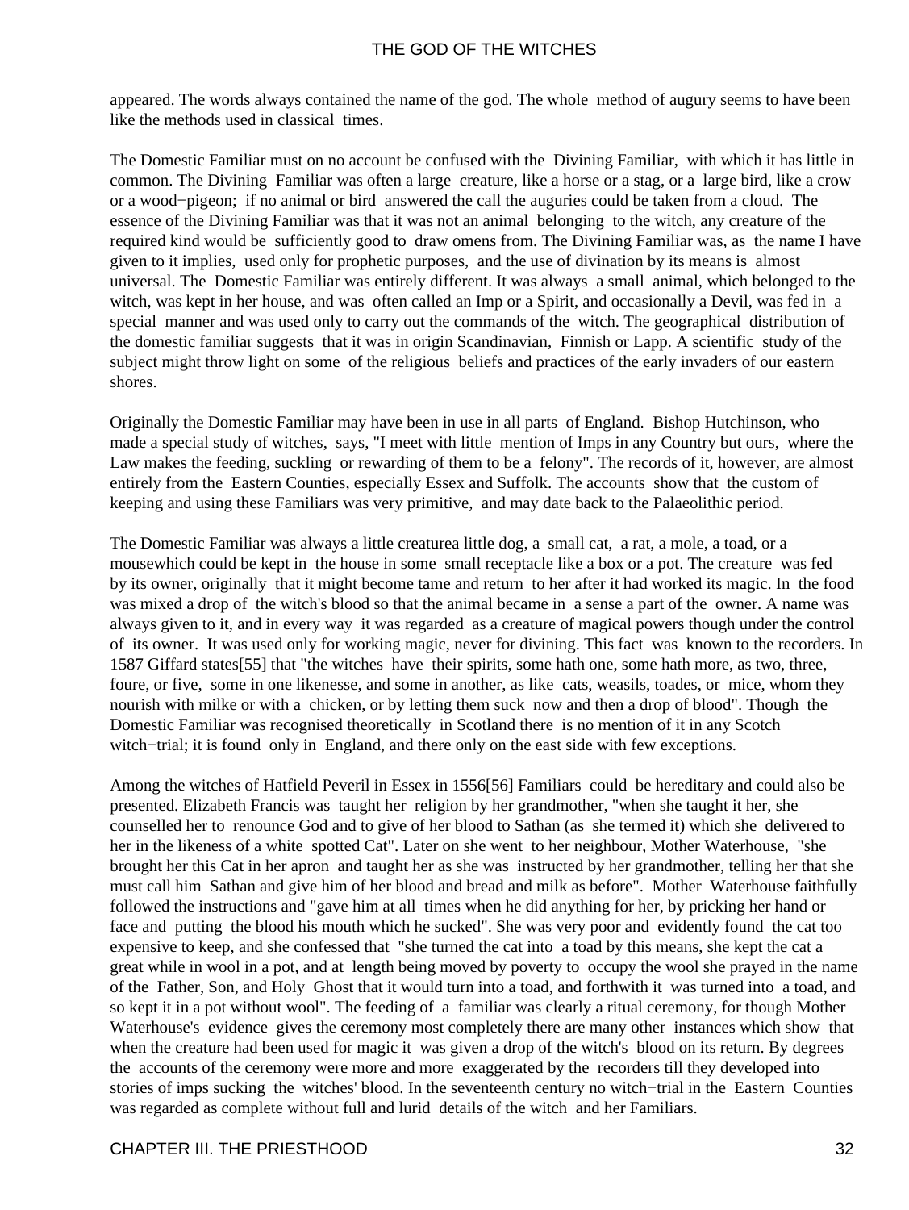appeared. The words always contained the name of the god. The whole method of augury seems to have been like the methods used in classical times.

The Domestic Familiar must on no account be confused with the Divining Familiar, with which it has little in common. The Divining Familiar was often a large creature, like a horse or a stag, or a large bird, like a crow or a wood−pigeon; if no animal or bird answered the call the auguries could be taken from a cloud. The essence of the Divining Familiar was that it was not an animal belonging to the witch, any creature of the required kind would be sufficiently good to draw omens from. The Divining Familiar was, as the name I have given to it implies, used only for prophetic purposes, and the use of divination by its means is almost universal. The Domestic Familiar was entirely different. It was always a small animal, which belonged to the witch, was kept in her house, and was often called an Imp or a Spirit, and occasionally a Devil, was fed in a special manner and was used only to carry out the commands of the witch. The geographical distribution of the domestic familiar suggests that it was in origin Scandinavian, Finnish or Lapp. A scientific study of the subject might throw light on some of the religious beliefs and practices of the early invaders of our eastern shores.

Originally the Domestic Familiar may have been in use in all parts of England. Bishop Hutchinson, who made a special study of witches, says, "I meet with little mention of Imps in any Country but ours, where the Law makes the feeding, suckling or rewarding of them to be a felony". The records of it, however, are almost entirely from the Eastern Counties, especially Essex and Suffolk. The accounts show that the custom of keeping and using these Familiars was very primitive, and may date back to the Palaeolithic period.

The Domestic Familiar was always a little creaturea little dog, a small cat, a rat, a mole, a toad, or a mousewhich could be kept in the house in some small receptacle like a box or a pot. The creature was fed by its owner, originally that it might become tame and return to her after it had worked its magic. In the food was mixed a drop of the witch's blood so that the animal became in a sense a part of the owner. A name was always given to it, and in every way it was regarded as a creature of magical powers though under the control of its owner. It was used only for working magic, never for divining. This fact was known to the recorders. In 1587 Giffard states[55] that "the witches have their spirits, some hath one, some hath more, as two, three, foure, or five, some in one likenesse, and some in another, as like cats, weasils, toades, or mice, whom they nourish with milke or with a chicken, or by letting them suck now and then a drop of blood". Though the Domestic Familiar was recognised theoretically in Scotland there is no mention of it in any Scotch witch−trial; it is found only in England, and there only on the east side with few exceptions.

Among the witches of Hatfield Peveril in Essex in 1556[56] Familiars could be hereditary and could also be presented. Elizabeth Francis was taught her religion by her grandmother, "when she taught it her, she counselled her to renounce God and to give of her blood to Sathan (as she termed it) which she delivered to her in the likeness of a white spotted Cat". Later on she went to her neighbour, Mother Waterhouse, "she brought her this Cat in her apron and taught her as she was instructed by her grandmother, telling her that she must call him Sathan and give him of her blood and bread and milk as before". Mother Waterhouse faithfully followed the instructions and "gave him at all times when he did anything for her, by pricking her hand or face and putting the blood his mouth which he sucked". She was very poor and evidently found the cat too expensive to keep, and she confessed that "she turned the cat into a toad by this means, she kept the cat a great while in wool in a pot, and at length being moved by poverty to occupy the wool she prayed in the name of the Father, Son, and Holy Ghost that it would turn into a toad, and forthwith it was turned into a toad, and so kept it in a pot without wool". The feeding of a familiar was clearly a ritual ceremony, for though Mother Waterhouse's evidence gives the ceremony most completely there are many other instances which show that when the creature had been used for magic it was given a drop of the witch's blood on its return. By degrees the accounts of the ceremony were more and more exaggerated by the recorders till they developed into stories of imps sucking the witches' blood. In the seventeenth century no witch−trial in the Eastern Counties was regarded as complete without full and lurid details of the witch and her Familiars.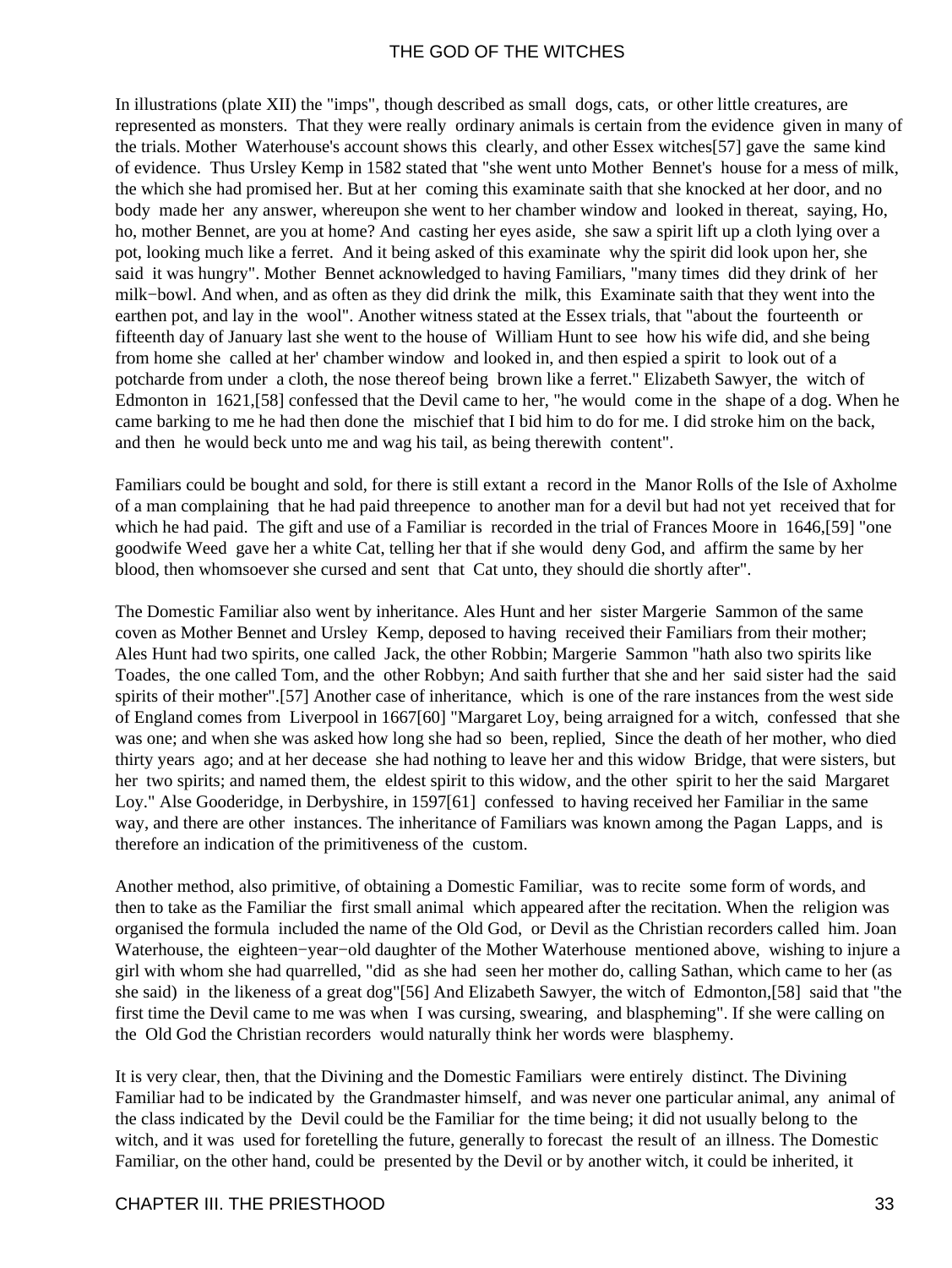In illustrations (plate XII) the "imps", though described as small dogs, cats, or other little creatures, are represented as monsters. That they were really ordinary animals is certain from the evidence given in many of the trials. Mother Waterhouse's account shows this clearly, and other Essex witches[57] gave the same kind of evidence. Thus Ursley Kemp in 1582 stated that "she went unto Mother Bennet's house for a mess of milk, the which she had promised her. But at her coming this examinate saith that she knocked at her door, and no body made her any answer, whereupon she went to her chamber window and looked in thereat, saying, Ho, ho, mother Bennet, are you at home? And casting her eyes aside, she saw a spirit lift up a cloth lying over a pot, looking much like a ferret. And it being asked of this examinate why the spirit did look upon her, she said it was hungry". Mother Bennet acknowledged to having Familiars, "many times did they drink of her milk−bowl. And when, and as often as they did drink the milk, this Examinate saith that they went into the earthen pot, and lay in the wool". Another witness stated at the Essex trials, that "about the fourteenth or fifteenth day of January last she went to the house of William Hunt to see how his wife did, and she being from home she called at her' chamber window and looked in, and then espied a spirit to look out of a potcharde from under a cloth, the nose thereof being brown like a ferret." Elizabeth Sawyer, the witch of Edmonton in 1621,[58] confessed that the Devil came to her, "he would come in the shape of a dog. When he came barking to me he had then done the mischief that I bid him to do for me. I did stroke him on the back, and then he would beck unto me and wag his tail, as being therewith content".

Familiars could be bought and sold, for there is still extant a record in the Manor Rolls of the Isle of Axholme of a man complaining that he had paid threepence to another man for a devil but had not yet received that for which he had paid. The gift and use of a Familiar is recorded in the trial of Frances Moore in 1646,[59] "one goodwife Weed gave her a white Cat, telling her that if she would deny God, and affirm the same by her blood, then whomsoever she cursed and sent that Cat unto, they should die shortly after".

The Domestic Familiar also went by inheritance. Ales Hunt and her sister Margerie Sammon of the same coven as Mother Bennet and Ursley Kemp, deposed to having received their Familiars from their mother; Ales Hunt had two spirits, one called Jack, the other Robbin; Margerie Sammon "hath also two spirits like Toades, the one called Tom, and the other Robbyn; And saith further that she and her said sister had the said spirits of their mother".[57] Another case of inheritance, which is one of the rare instances from the west side of England comes from Liverpool in 1667[60] "Margaret Loy, being arraigned for a witch, confessed that she was one; and when she was asked how long she had so been, replied, Since the death of her mother, who died thirty years ago; and at her decease she had nothing to leave her and this widow Bridge, that were sisters, but her two spirits; and named them, the eldest spirit to this widow, and the other spirit to her the said Margaret Loy." Alse Gooderidge, in Derbyshire, in 1597[61] confessed to having received her Familiar in the same way, and there are other instances. The inheritance of Familiars was known among the Pagan Lapps, and is therefore an indication of the primitiveness of the custom.

Another method, also primitive, of obtaining a Domestic Familiar, was to recite some form of words, and then to take as the Familiar the first small animal which appeared after the recitation. When the religion was organised the formula included the name of the Old God, or Devil as the Christian recorders called him. Joan Waterhouse, the eighteen−year−old daughter of the Mother Waterhouse mentioned above, wishing to injure a girl with whom she had quarrelled, "did as she had seen her mother do, calling Sathan, which came to her (as she said) in the likeness of a great dog"[56] And Elizabeth Sawyer, the witch of Edmonton,[58] said that "the first time the Devil came to me was when I was cursing, swearing, and blaspheming". If she were calling on the Old God the Christian recorders would naturally think her words were blasphemy.

It is very clear, then, that the Divining and the Domestic Familiars were entirely distinct. The Divining Familiar had to be indicated by the Grandmaster himself, and was never one particular animal, any animal of the class indicated by the Devil could be the Familiar for the time being; it did not usually belong to the witch, and it was used for foretelling the future, generally to forecast the result of an illness. The Domestic Familiar, on the other hand, could be presented by the Devil or by another witch, it could be inherited, it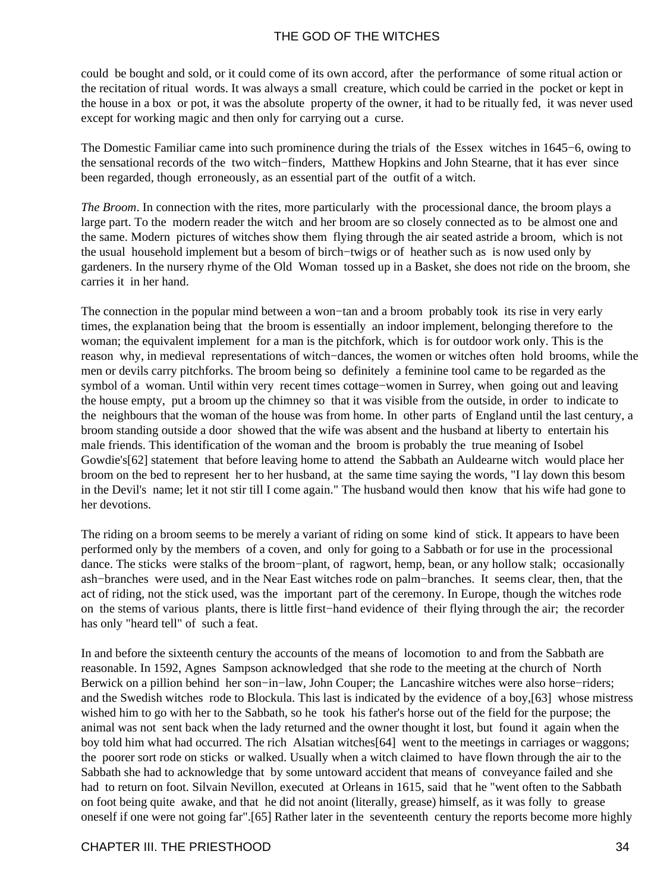could be bought and sold, or it could come of its own accord, after the performance of some ritual action or the recitation of ritual words. It was always a small creature, which could be carried in the pocket or kept in the house in a box or pot, it was the absolute property of the owner, it had to be ritually fed, it was never used except for working magic and then only for carrying out a curse.

The Domestic Familiar came into such prominence during the trials of the Essex witches in 1645−6, owing to the sensational records of the two witch−finders, Matthew Hopkins and John Stearne, that it has ever since been regarded, though erroneously, as an essential part of the outfit of a witch.

*The Broom*. In connection with the rites, more particularly with the processional dance, the broom plays a large part. To the modern reader the witch and her broom are so closely connected as to be almost one and the same. Modern pictures of witches show them flying through the air seated astride a broom, which is not the usual household implement but a besom of birch−twigs or of heather such as is now used only by gardeners. In the nursery rhyme of the Old Woman tossed up in a Basket, she does not ride on the broom, she carries it in her hand.

The connection in the popular mind between a won−tan and a broom probably took its rise in very early times, the explanation being that the broom is essentially an indoor implement, belonging therefore to the woman; the equivalent implement for a man is the pitchfork, which is for outdoor work only. This is the reason why, in medieval representations of witch−dances, the women or witches often hold brooms, while the men or devils carry pitchforks. The broom being so definitely a feminine tool came to be regarded as the symbol of a woman. Until within very recent times cottage−women in Surrey, when going out and leaving the house empty, put a broom up the chimney so that it was visible from the outside, in order to indicate to the neighbours that the woman of the house was from home. In other parts of England until the last century, a broom standing outside a door showed that the wife was absent and the husband at liberty to entertain his male friends. This identification of the woman and the broom is probably the true meaning of Isobel Gowdie's[62] statement that before leaving home to attend the Sabbath an Auldearne witch would place her broom on the bed to represent her to her husband, at the same time saying the words, "I lay down this besom in the Devil's name; let it not stir till I come again." The husband would then know that his wife had gone to her devotions.

The riding on a broom seems to be merely a variant of riding on some kind of stick. It appears to have been performed only by the members of a coven, and only for going to a Sabbath or for use in the processional dance. The sticks were stalks of the broom−plant, of ragwort, hemp, bean, or any hollow stalk; occasionally ash−branches were used, and in the Near East witches rode on palm−branches. It seems clear, then, that the act of riding, not the stick used, was the important part of the ceremony. In Europe, though the witches rode on the stems of various plants, there is little first−hand evidence of their flying through the air; the recorder has only "heard tell" of such a feat.

In and before the sixteenth century the accounts of the means of locomotion to and from the Sabbath are reasonable. In 1592, Agnes Sampson acknowledged that she rode to the meeting at the church of North Berwick on a pillion behind her son−in−law, John Couper; the Lancashire witches were also horse−riders; and the Swedish witches rode to Blockula. This last is indicated by the evidence of a boy,[63] whose mistress wished him to go with her to the Sabbath, so he took his father's horse out of the field for the purpose; the animal was not sent back when the lady returned and the owner thought it lost, but found it again when the boy told him what had occurred. The rich Alsatian witches[64] went to the meetings in carriages or waggons; the poorer sort rode on sticks or walked. Usually when a witch claimed to have flown through the air to the Sabbath she had to acknowledge that by some untoward accident that means of conveyance failed and she had to return on foot. Silvain Nevillon, executed at Orleans in 1615, said that he "went often to the Sabbath on foot being quite awake, and that he did not anoint (literally, grease) himself, as it was folly to grease oneself if one were not going far".[65] Rather later in the seventeenth century the reports become more highly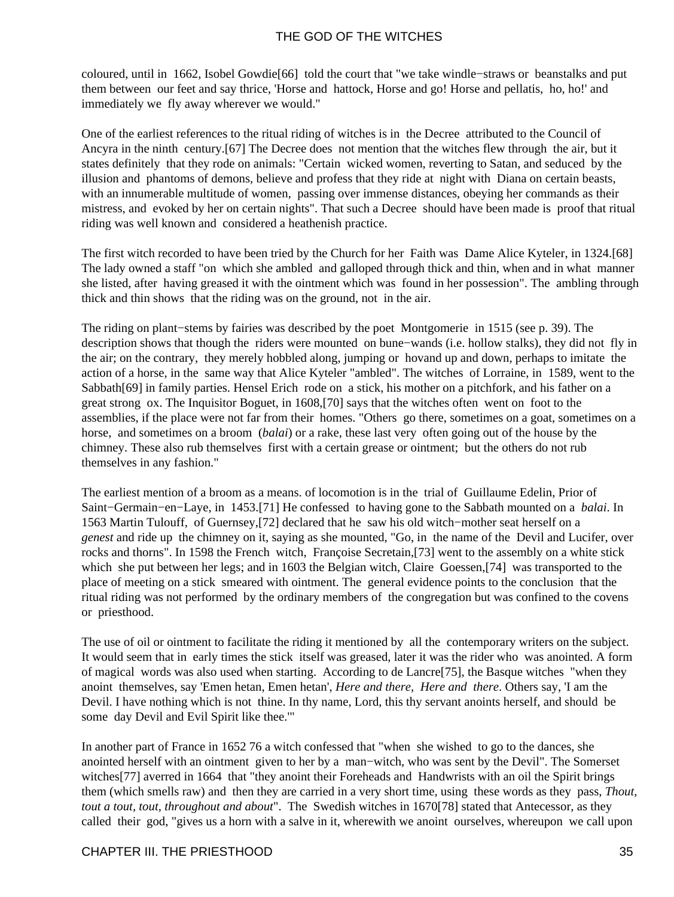coloured, until in 1662, Isobel Gowdie[66] told the court that "we take windle−straws or beanstalks and put them between our feet and say thrice, 'Horse and hattock, Horse and go! Horse and pellatis, ho, ho!' and immediately we fly away wherever we would."

One of the earliest references to the ritual riding of witches is in the Decree attributed to the Council of Ancyra in the ninth century.[67] The Decree does not mention that the witches flew through the air, but it states definitely that they rode on animals: "Certain wicked women, reverting to Satan, and seduced by the illusion and phantoms of demons, believe and profess that they ride at night with Diana on certain beasts, with an innumerable multitude of women, passing over immense distances, obeying her commands as their mistress, and evoked by her on certain nights". That such a Decree should have been made is proof that ritual riding was well known and considered a heathenish practice.

The first witch recorded to have been tried by the Church for her Faith was Dame Alice Kyteler, in 1324.[68] The lady owned a staff "on which she ambled and galloped through thick and thin, when and in what manner she listed, after having greased it with the ointment which was found in her possession". The ambling through thick and thin shows that the riding was on the ground, not in the air.

The riding on plant−stems by fairies was described by the poet Montgomerie in 1515 (see p. 39). The description shows that though the riders were mounted on bune−wands (i.e. hollow stalks), they did not fly in the air; on the contrary, they merely hobbled along, jumping or hovand up and down, perhaps to imitate the action of a horse, in the same way that Alice Kyteler "ambled". The witches of Lorraine, in 1589, went to the Sabbath[69] in family parties. Hensel Erich rode on a stick, his mother on a pitchfork, and his father on a great strong ox. The Inquisitor Boguet, in 1608,[70] says that the witches often went on foot to the assemblies, if the place were not far from their homes. "Others go there, sometimes on a goat, sometimes on a horse, and sometimes on a broom (*balai*) or a rake, these last very often going out of the house by the chimney. These also rub themselves first with a certain grease or ointment; but the others do not rub themselves in any fashion."

The earliest mention of a broom as a means. of locomotion is in the trial of Guillaume Edelin, Prior of Saint−Germain−en−Laye, in 1453.[71] He confessed to having gone to the Sabbath mounted on a *balai*. In 1563 Martin Tulouff, of Guernsey,[72] declared that he saw his old witch−mother seat herself on a *genest* and ride up the chimney on it, saying as she mounted, "Go, in the name of the Devil and Lucifer, over rocks and thorns". In 1598 the French witch, Françoise Secretain,[73] went to the assembly on a white stick which she put between her legs; and in 1603 the Belgian witch, Claire Goessen,[74] was transported to the place of meeting on a stick smeared with ointment. The general evidence points to the conclusion that the ritual riding was not performed by the ordinary members of the congregation but was confined to the covens or priesthood.

The use of oil or ointment to facilitate the riding it mentioned by all the contemporary writers on the subject. It would seem that in early times the stick itself was greased, later it was the rider who was anointed. A form of magical words was also used when starting. According to de Lancre[75], the Basque witches "when they anoint themselves, say 'Emen hetan, Emen hetan', *Here and there, Here and there*. Others say, 'I am the Devil. I have nothing which is not thine. In thy name, Lord, this thy servant anoints herself, and should be some day Devil and Evil Spirit like thee.'"

In another part of France in 1652 76 a witch confessed that "when she wished to go to the dances, she anointed herself with an ointment given to her by a man−witch, who was sent by the Devil". The Somerset witches[77] averred in 1664 that "they anoint their Foreheads and Handwrists with an oil the Spirit brings them (which smells raw) and then they are carried in a very short time, using these words as they pass, *Thout, tout a tout, tout, throughout and about*". The Swedish witches in 1670[78] stated that Antecessor, as they called their god, "gives us a horn with a salve in it, wherewith we anoint ourselves, whereupon we call upon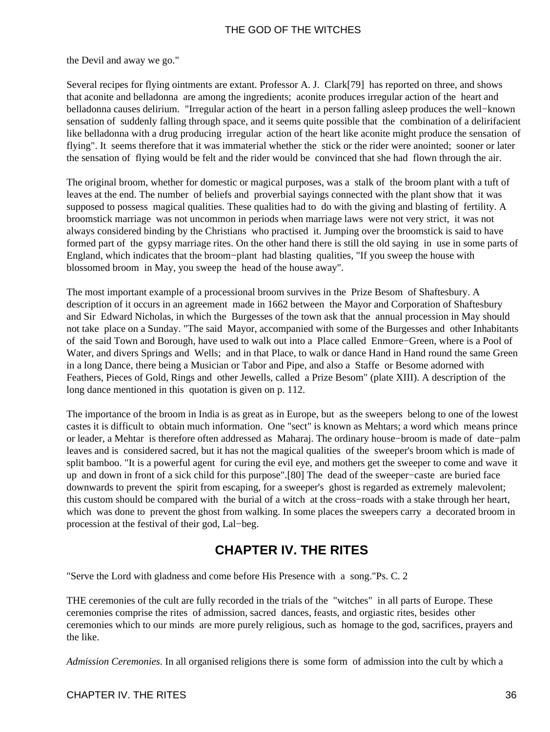the Devil and away we go."

Several recipes for flying ointments are extant. Professor A. J. Clark[79] has reported on three, and shows that aconite and belladonna are among the ingredients; aconite produces irregular action of the heart and belladonna causes delirium. "Irregular action of the heart in a person falling asleep produces the well−known sensation of suddenly falling through space, and it seems quite possible that the combination of a delirifacient like belladonna with a drug producing irregular action of the heart like aconite might produce the sensation of flying". It seems therefore that it was immaterial whether the stick or the rider were anointed; sooner or later the sensation of flying would be felt and the rider would be convinced that she had flown through the air.

The original broom, whether for domestic or magical purposes, was a stalk of the broom plant with a tuft of leaves at the end. The number of beliefs and proverbial sayings connected with the plant show that it was supposed to possess magical qualities. These qualities had to do with the giving and blasting of fertility. A broomstick marriage was not uncommon in periods when marriage laws were not very strict, it was not always considered binding by the Christians who practised it. Jumping over the broomstick is said to have formed part of the gypsy marriage rites. On the other hand there is still the old saying in use in some parts of England, which indicates that the broom−plant had blasting qualities, "If you sweep the house with blossomed broom in May, you sweep the head of the house away".

The most important example of a processional broom survives in the Prize Besom of Shaftesbury. A description of it occurs in an agreement made in 1662 between the Mayor and Corporation of Shaftesbury and Sir Edward Nicholas, in which the Burgesses of the town ask that the annual procession in May should not take place on a Sunday. "The said Mayor, accompanied with some of the Burgesses and other Inhabitants of the said Town and Borough, have used to walk out into a Place called Enmore−Green, where is a Pool of Water, and divers Springs and Wells; and in that Place, to walk or dance Hand in Hand round the same Green in a long Dance, there being a Musician or Tabor and Pipe, and also a Staffe or Besome adorned with Feathers, Pieces of Gold, Rings and other Jewells, called a Prize Besom" (plate XIII). A description of the long dance mentioned in this quotation is given on p. 112.

The importance of the broom in India is as great as in Europe, but as the sweepers belong to one of the lowest castes it is difficult to obtain much information. One "sect" is known as Mehtars; a word which means prince or leader, a Mehtar is therefore often addressed as Maharaj. The ordinary house−broom is made of date−palm leaves and is considered sacred, but it has not the magical qualities of the sweeper's broom which is made of split bamboo. "It is a powerful agent for curing the evil eye, and mothers get the sweeper to come and wave it up and down in front of a sick child for this purpose".[80] The dead of the sweeper−caste are buried face downwards to prevent the spirit from escaping, for a sweeper's ghost is regarded as extremely malevolent; this custom should be compared with the burial of a witch at the cross−roads with a stake through her heart, which was done to prevent the ghost from walking. In some places the sweepers carry a decorated broom in procession at the festival of their god, Lal−beg.

## CHAPTER IV. THE RITES

"Serve the Lord with gladness and come before His Presence with a song."Ps. C. 2

THE ceremonies of the cult are fully recorded in the trials of the "witches" in all parts of Europe. These ceremonies comprise the rites of admission, sacred dances, feasts, and orgiastic rites, besides other ceremonies which to our minds are more purely religious, such as homage to the god, sacrifices, prayers and the like.

*Admission Ceremonies*. In all organised religions there is some form of admission into the cult by which a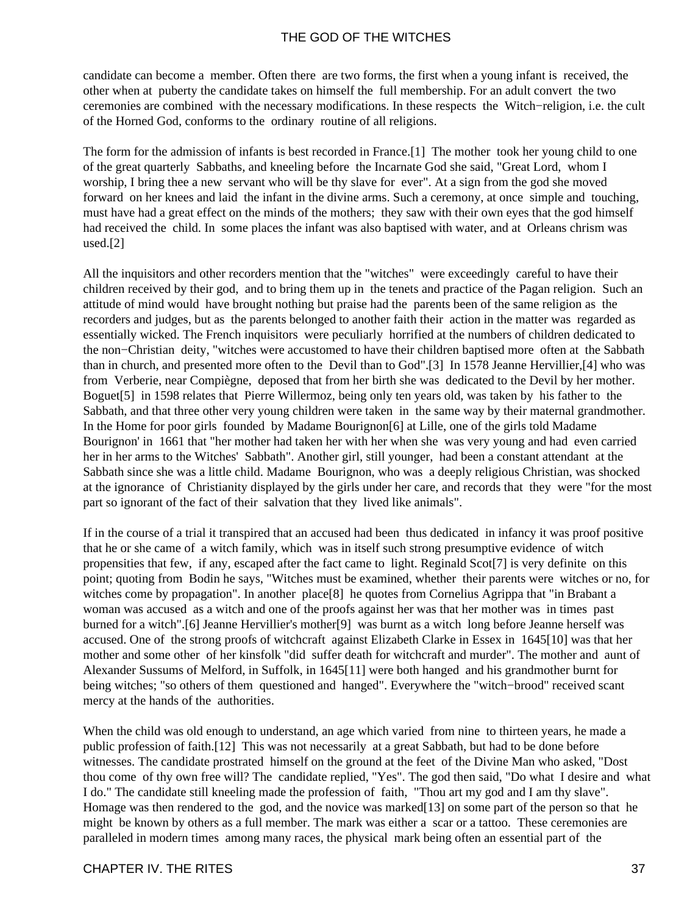candidate can become a member. Often there are two forms, the first when a young infant is received, the other when at puberty the candidate takes on himself the full membership. For an adult convert the two ceremonies are combined with the necessary modifications. In these respects the Witch−religion, i.e. the cult of the Horned God, conforms to the ordinary routine of all religions.

The form for the admission of infants is best recorded in France.[1] The mother took her young child to one of the great quarterly Sabbaths, and kneeling before the Incarnate God she said, "Great Lord, whom I worship, I bring thee a new servant who will be thy slave for ever". At a sign from the god she moved forward on her knees and laid the infant in the divine arms. Such a ceremony, at once simple and touching, must have had a great effect on the minds of the mothers; they saw with their own eyes that the god himself had received the child. In some places the infant was also baptised with water, and at Orleans chrism was used.[2]

All the inquisitors and other recorders mention that the "witches" were exceedingly careful to have their children received by their god, and to bring them up in the tenets and practice of the Pagan religion. Such an attitude of mind would have brought nothing but praise had the parents been of the same religion as the recorders and judges, but as the parents belonged to another faith their action in the matter was regarded as essentially wicked. The French inquisitors were peculiarly horrified at the numbers of children dedicated to the non−Christian deity, "witches were accustomed to have their children baptised more often at the Sabbath than in church, and presented more often to the Devil than to God".[3] In 1578 Jeanne Hervillier,[4] who was from Verberie, near Compiègne, deposed that from her birth she was dedicated to the Devil by her mother. Boguet[5] in 1598 relates that Pierre Willermoz, being only ten years old, was taken by his father to the Sabbath, and that three other very young children were taken in the same way by their maternal grandmother. In the Home for poor girls founded by Madame Bourignon[6] at Lille, one of the girls told Madame Bourignon' in 1661 that "her mother had taken her with her when she was very young and had even carried her in her arms to the Witches' Sabbath". Another girl, still younger, had been a constant attendant at the Sabbath since she was a little child. Madame Bourignon, who was a deeply religious Christian, was shocked at the ignorance of Christianity displayed by the girls under her care, and records that they were "for the most part so ignorant of the fact of their salvation that they lived like animals".

If in the course of a trial it transpired that an accused had been thus dedicated in infancy it was proof positive that he or she came of a witch family, which was in itself such strong presumptive evidence of witch propensities that few, if any, escaped after the fact came to light. Reginald Scot[7] is very definite on this point; quoting from Bodin he says, "Witches must be examined, whether their parents were witches or no, for witches come by propagation". In another place[8] he quotes from Cornelius Agrippa that "in Brabant a woman was accused as a witch and one of the proofs against her was that her mother was in times past burned for a witch".[6] Jeanne Hervillier's mother[9] was burnt as a witch long before Jeanne herself was accused. One of the strong proofs of witchcraft against Elizabeth Clarke in Essex in 1645[10] was that her mother and some other of her kinsfolk "did suffer death for witchcraft and murder". The mother and aunt of Alexander Sussums of Melford, in Suffolk, in 1645[11] were both hanged and his grandmother burnt for being witches; "so others of them questioned and hanged". Everywhere the "witch−brood" received scant mercy at the hands of the authorities.

When the child was old enough to understand, an age which varied from nine to thirteen years, he made a public profession of faith.[12] This was not necessarily at a great Sabbath, but had to be done before witnesses. The candidate prostrated himself on the ground at the feet of the Divine Man who asked, "Dost thou come of thy own free will? The candidate replied, "Yes". The god then said, "Do what I desire and what I do." The candidate still kneeling made the profession of faith, "Thou art my god and I am thy slave". Homage was then rendered to the god, and the novice was marked[13] on some part of the person so that he might be known by others as a full member. The mark was either a scar or a tattoo. These ceremonies are paralleled in modern times among many races, the physical mark being often an essential part of the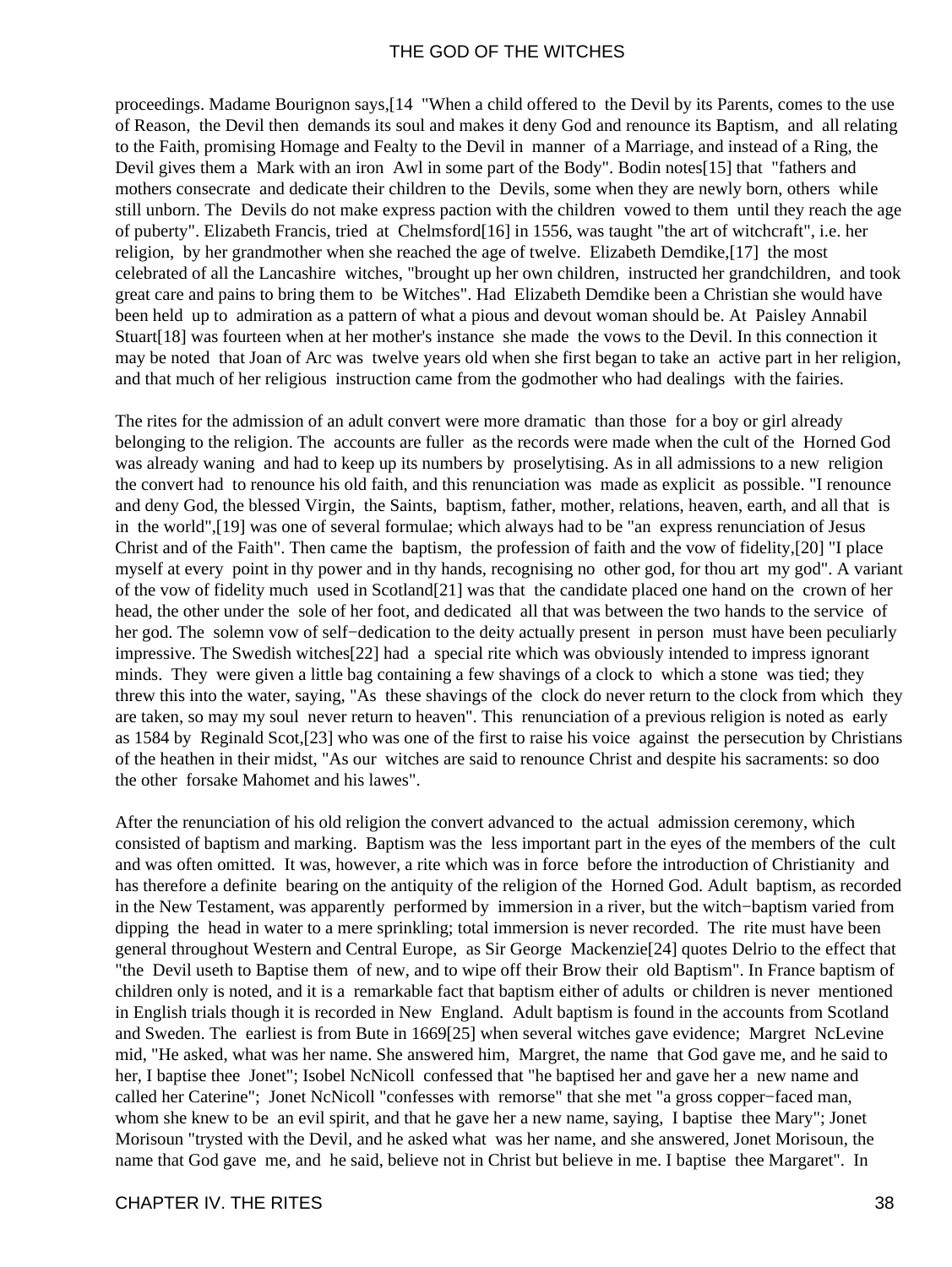proceedings. Madame Bourignon says,[14 "When a child offered to the Devil by its Parents, comes to the use of Reason, the Devil then demands its soul and makes it deny God and renounce its Baptism, and all relating to the Faith, promising Homage and Fealty to the Devil in manner of a Marriage, and instead of a Ring, the Devil gives them a Mark with an iron Awl in some part of the Body". Bodin notes[15] that "fathers and mothers consecrate and dedicate their children to the Devils, some when they are newly born, others while still unborn. The Devils do not make express paction with the children vowed to them until they reach the age of puberty". Elizabeth Francis, tried at Chelmsford[16] in 1556, was taught "the art of witchcraft", i.e. her religion, by her grandmother when she reached the age of twelve. Elizabeth Demdike,[17] the most celebrated of all the Lancashire witches, "brought up her own children, instructed her grandchildren, and took great care and pains to bring them to be Witches". Had Elizabeth Demdike been a Christian she would have been held up to admiration as a pattern of what a pious and devout woman should be. At Paisley Annabil Stuart[18] was fourteen when at her mother's instance she made the vows to the Devil. In this connection it may be noted that Joan of Arc was twelve years old when she first began to take an active part in her religion, and that much of her religious instruction came from the godmother who had dealings with the fairies.

The rites for the admission of an adult convert were more dramatic than those for a boy or girl already belonging to the religion. The accounts are fuller as the records were made when the cult of the Horned God was already waning and had to keep up its numbers by proselytising. As in all admissions to a new religion the convert had to renounce his old faith, and this renunciation was made as explicit as possible. "I renounce and deny God, the blessed Virgin, the Saints, baptism, father, mother, relations, heaven, earth, and all that is in the world",[19] was one of several formulae; which always had to be "an express renunciation of Jesus Christ and of the Faith". Then came the baptism, the profession of faith and the vow of fidelity,[20] "I place myself at every point in thy power and in thy hands, recognising no other god, for thou art my god". A variant of the vow of fidelity much used in Scotland[21] was that the candidate placed one hand on the crown of her head, the other under the sole of her foot, and dedicated all that was between the two hands to the service of her god. The solemn vow of self−dedication to the deity actually present in person must have been peculiarly impressive. The Swedish witches[22] had a special rite which was obviously intended to impress ignorant minds. They were given a little bag containing a few shavings of a clock to which a stone was tied; they threw this into the water, saying, "As these shavings of the clock do never return to the clock from which they are taken, so may my soul never return to heaven". This renunciation of a previous religion is noted as early as 1584 by Reginald Scot,[23] who was one of the first to raise his voice against the persecution by Christians of the heathen in their midst, "As our witches are said to renounce Christ and despite his sacraments: so doo the other forsake Mahomet and his lawes".

After the renunciation of his old religion the convert advanced to the actual admission ceremony, which consisted of baptism and marking. Baptism was the less important part in the eyes of the members of the cult and was often omitted. It was, however, a rite which was in force before the introduction of Christianity and has therefore a definite bearing on the antiquity of the religion of the Horned God. Adult baptism, as recorded in the New Testament, was apparently performed by immersion in a river, but the witch−baptism varied from dipping the head in water to a mere sprinkling; total immersion is never recorded. The rite must have been general throughout Western and Central Europe, as Sir George Mackenzie[24] quotes Delrio to the effect that "the Devil useth to Baptise them of new, and to wipe off their Brow their old Baptism". In France baptism of children only is noted, and it is a remarkable fact that baptism either of adults or children is never mentioned in English trials though it is recorded in New England. Adult baptism is found in the accounts from Scotland and Sweden. The earliest is from Bute in 1669[25] when several witches gave evidence; Margret NcLevine mid, "He asked, what was her name. She answered him, Margret, the name that God gave me, and he said to her, I baptise thee Jonet"; Isobel NcNicoll confessed that "he baptised her and gave her a new name and called her Caterine"; Jonet NcNicoll "confesses with remorse" that she met "a gross copper−faced man, whom she knew to be an evil spirit, and that he gave her a new name, saying, I baptise thee Mary"; Jonet Morisoun "trysted with the Devil, and he asked what was her name, and she answered, Jonet Morisoun, the name that God gave me, and he said, believe not in Christ but believe in me. I baptise thee Margaret". In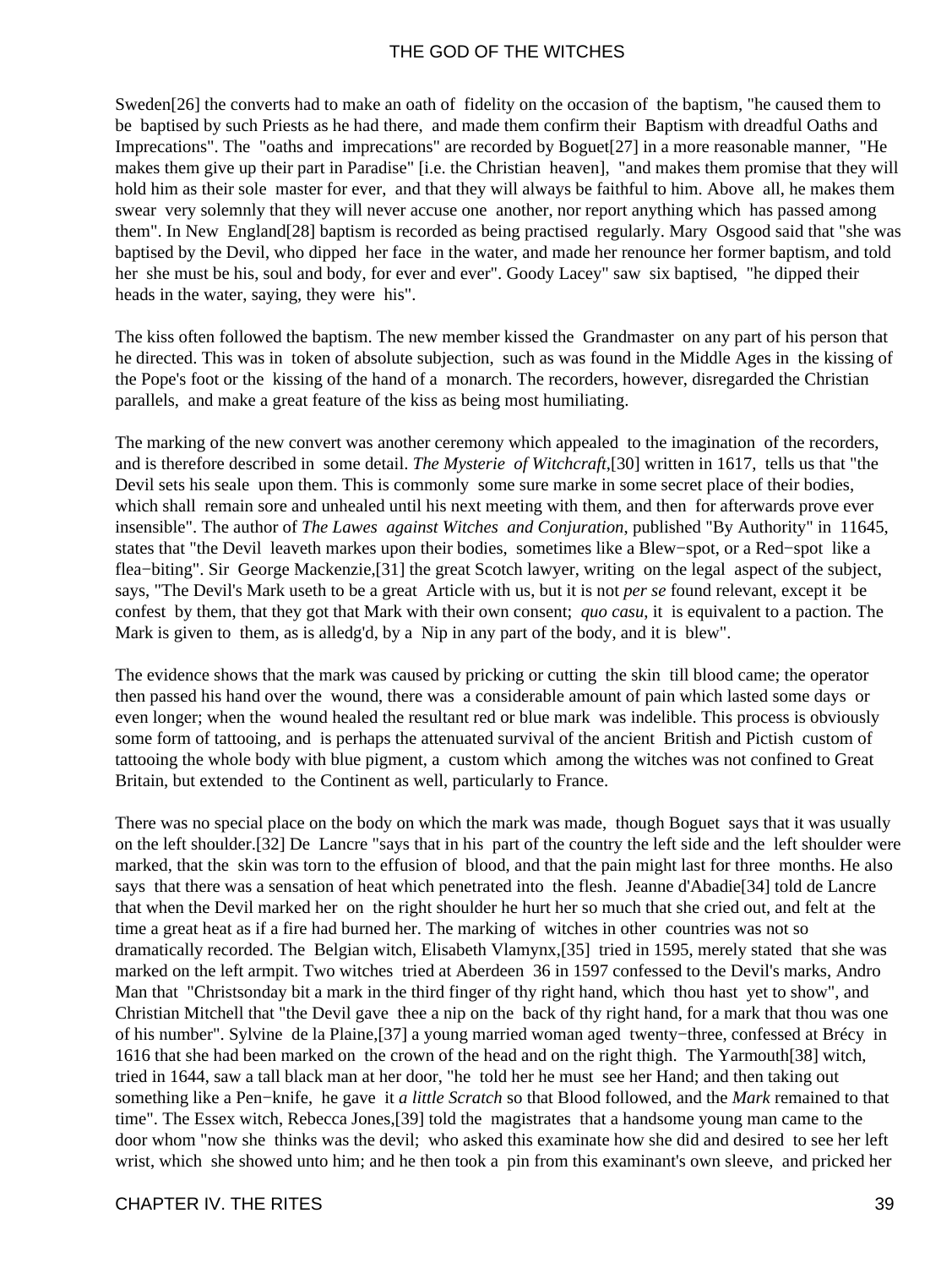Sweden[26] the converts had to make an oath of fidelity on the occasion of the baptism, "he caused them to be baptised by such Priests as he had there, and made them confirm their Baptism with dreadful Oaths and Imprecations". The "oaths and imprecations" are recorded by Boguet[27] in a more reasonable manner, "He makes them give up their part in Paradise" [i.e. the Christian heaven], "and makes them promise that they will hold him as their sole master for ever, and that they will always be faithful to him. Above all, he makes them swear very solemnly that they will never accuse one another, nor report anything which has passed among them". In New England[28] baptism is recorded as being practised regularly. Mary Osgood said that "she was baptised by the Devil, who dipped her face in the water, and made her renounce her former baptism, and told her she must be his, soul and body, for ever and ever". Goody Lacey" saw six baptised, "he dipped their heads in the water, saying, they were his".

The kiss often followed the baptism. The new member kissed the Grandmaster on any part of his person that he directed. This was in token of absolute subjection, such as was found in the Middle Ages in the kissing of the Pope's foot or the kissing of the hand of a monarch. The recorders, however, disregarded the Christian parallels, and make a great feature of the kiss as being most humiliating.

The marking of the new convert was another ceremony which appealed to the imagination of the recorders, and is therefore described in some detail. *The Mysterie of Witchcraft*,[30] written in 1617, tells us that "the Devil sets his seale upon them. This is commonly some sure marke in some secret place of their bodies, which shall remain sore and unhealed until his next meeting with them, and then for afterwards prove ever insensible". The author of *The Lawes against Witches and Conjuration*, published "By Authority" in 11645, states that "the Devil leaveth markes upon their bodies, sometimes like a Blew−spot, or a Red−spot like a flea−biting". Sir George Mackenzie,[31] the great Scotch lawyer, writing on the legal aspect of the subject, says, "The Devil's Mark useth to be a great Article with us, but it is not *per se* found relevant, except it be confest by them, that they got that Mark with their own consent; *quo casu*, it is equivalent to a paction. The Mark is given to them, as is alledg'd, by a Nip in any part of the body, and it is blew".

The evidence shows that the mark was caused by pricking or cutting the skin till blood came; the operator then passed his hand over the wound, there was a considerable amount of pain which lasted some days or even longer; when the wound healed the resultant red or blue mark was indelible. This process is obviously some form of tattooing, and is perhaps the attenuated survival of the ancient British and Pictish custom of tattooing the whole body with blue pigment, a custom which among the witches was not confined to Great Britain, but extended to the Continent as well, particularly to France.

There was no special place on the body on which the mark was made, though Boguet says that it was usually on the left shoulder.[32] De Lancre "says that in his part of the country the left side and the left shoulder were marked, that the skin was torn to the effusion of blood, and that the pain might last for three months. He also says that there was a sensation of heat which penetrated into the flesh. Jeanne d'Abadie[34] told de Lancre that when the Devil marked her on the right shoulder he hurt her so much that she cried out, and felt at the time a great heat as if a fire had burned her. The marking of witches in other countries was not so dramatically recorded. The Belgian witch, Elisabeth Vlamynx,[35] tried in 1595, merely stated that she was marked on the left armpit. Two witches tried at Aberdeen 36 in 1597 confessed to the Devil's marks, Andro Man that "Christsonday bit a mark in the third finger of thy right hand, which thou hast yet to show", and Christian Mitchell that "the Devil gave thee a nip on the back of thy right hand, for a mark that thou was one of his number". Sylvine de la Plaine,[37] a young married woman aged twenty−three, confessed at Brécy in 1616 that she had been marked on the crown of the head and on the right thigh. The Yarmouth[38] witch, tried in 1644, saw a tall black man at her door, "he told her he must see her Hand; and then taking out something like a Pen−knife, he gave it *a little Scratch* so that Blood followed, and the *Mark* remained to that time". The Essex witch, Rebecca Jones,[39] told the magistrates that a handsome young man came to the door whom "now she thinks was the devil; who asked this examinate how she did and desired to see her left wrist, which she showed unto him; and he then took a pin from this examinant's own sleeve, and pricked her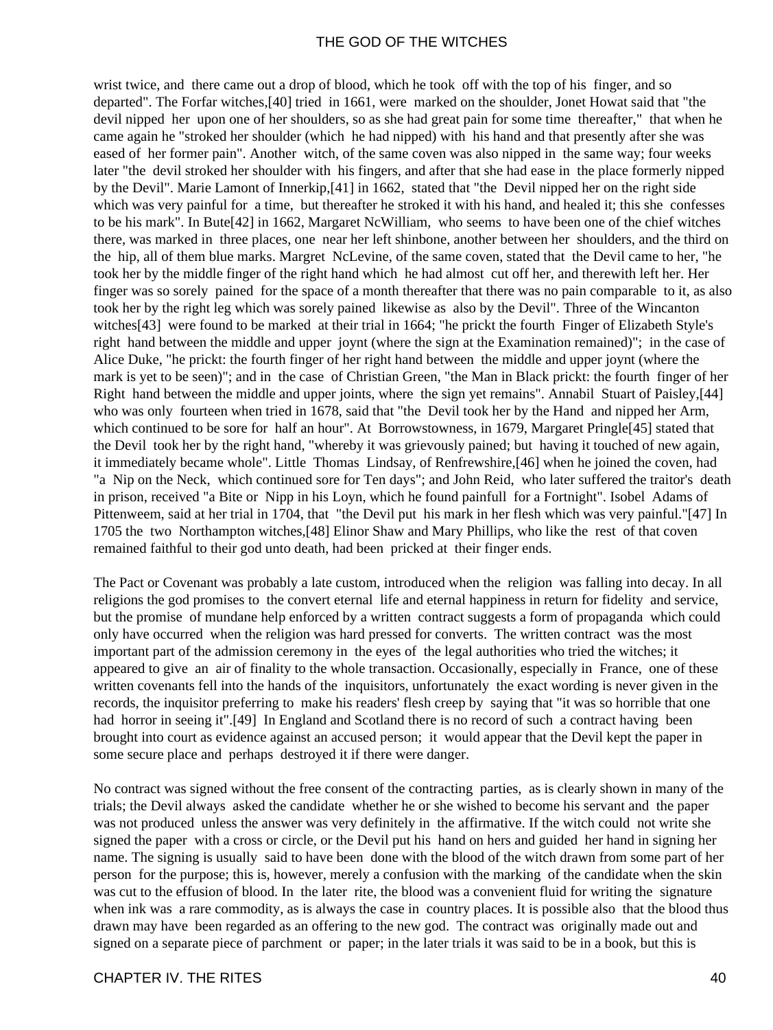wrist twice, and there came out a drop of blood, which he took off with the top of his finger, and so departed". The Forfar witches,[40] tried in 1661, were marked on the shoulder, Jonet Howat said that "the devil nipped her upon one of her shoulders, so as she had great pain for some time thereafter," that when he came again he "stroked her shoulder (which he had nipped) with his hand and that presently after she was eased of her former pain". Another witch, of the same coven was also nipped in the same way; four weeks later "the devil stroked her shoulder with his fingers, and after that she had ease in the place formerly nipped by the Devil". Marie Lamont of Innerkip,[41] in 1662, stated that "the Devil nipped her on the right side which was very painful for a time, but thereafter he stroked it with his hand, and healed it; this she confesses to be his mark". In Bute[42] in 1662, Margaret NcWilliam, who seems to have been one of the chief witches there, was marked in three places, one near her left shinbone, another between her shoulders, and the third on the hip, all of them blue marks. Margret NcLevine, of the same coven, stated that the Devil came to her, "he took her by the middle finger of the right hand which he had almost cut off her, and therewith left her. Her finger was so sorely pained for the space of a month thereafter that there was no pain comparable to it, as also took her by the right leg which was sorely pained likewise as also by the Devil". Three of the Wincanton witches[43] were found to be marked at their trial in 1664; "he prickt the fourth Finger of Elizabeth Style's right hand between the middle and upper joynt (where the sign at the Examination remained)"; in the case of Alice Duke, "he prickt: the fourth finger of her right hand between the middle and upper joynt (where the mark is yet to be seen)"; and in the case of Christian Green, "the Man in Black prickt: the fourth finger of her Right hand between the middle and upper joints, where the sign yet remains". Annabil Stuart of Paisley,[44] who was only fourteen when tried in 1678, said that "the Devil took her by the Hand and nipped her Arm, which continued to be sore for half an hour". At Borrowstowness, in 1679, Margaret Pringle[45] stated that the Devil took her by the right hand, "whereby it was grievously pained; but having it touched of new again, it immediately became whole". Little Thomas Lindsay, of Renfrewshire,[46] when he joined the coven, had "a Nip on the Neck, which continued sore for Ten days"; and John Reid, who later suffered the traitor's death in prison, received "a Bite or Nipp in his Loyn, which he found painfull for a Fortnight". Isobel Adams of Pittenweem, said at her trial in 1704, that "the Devil put his mark in her flesh which was very painful."[47] In 1705 the two Northampton witches,[48] Elinor Shaw and Mary Phillips, who like the rest of that coven remained faithful to their god unto death, had been pricked at their finger ends.

The Pact or Covenant was probably a late custom, introduced when the religion was falling into decay. In all religions the god promises to the convert eternal life and eternal happiness in return for fidelity and service, but the promise of mundane help enforced by a written contract suggests a form of propaganda which could only have occurred when the religion was hard pressed for converts. The written contract was the most important part of the admission ceremony in the eyes of the legal authorities who tried the witches; it appeared to give an air of finality to the whole transaction. Occasionally, especially in France, one of these written covenants fell into the hands of the inquisitors, unfortunately the exact wording is never given in the records, the inquisitor preferring to make his readers' flesh creep by saying that "it was so horrible that one had horror in seeing it".[49] In England and Scotland there is no record of such a contract having been brought into court as evidence against an accused person; it would appear that the Devil kept the paper in some secure place and perhaps destroyed it if there were danger.

No contract was signed without the free consent of the contracting parties, as is clearly shown in many of the trials; the Devil always asked the candidate whether he or she wished to become his servant and the paper was not produced unless the answer was very definitely in the affirmative. If the witch could not write she signed the paper with a cross or circle, or the Devil put his hand on hers and guided her hand in signing her name. The signing is usually said to have been done with the blood of the witch drawn from some part of her person for the purpose; this is, however, merely a confusion with the marking of the candidate when the skin was cut to the effusion of blood. In the later rite, the blood was a convenient fluid for writing the signature when ink was a rare commodity, as is always the case in country places. It is possible also that the blood thus drawn may have been regarded as an offering to the new god. The contract was originally made out and signed on a separate piece of parchment or paper; in the later trials it was said to be in a book, but this is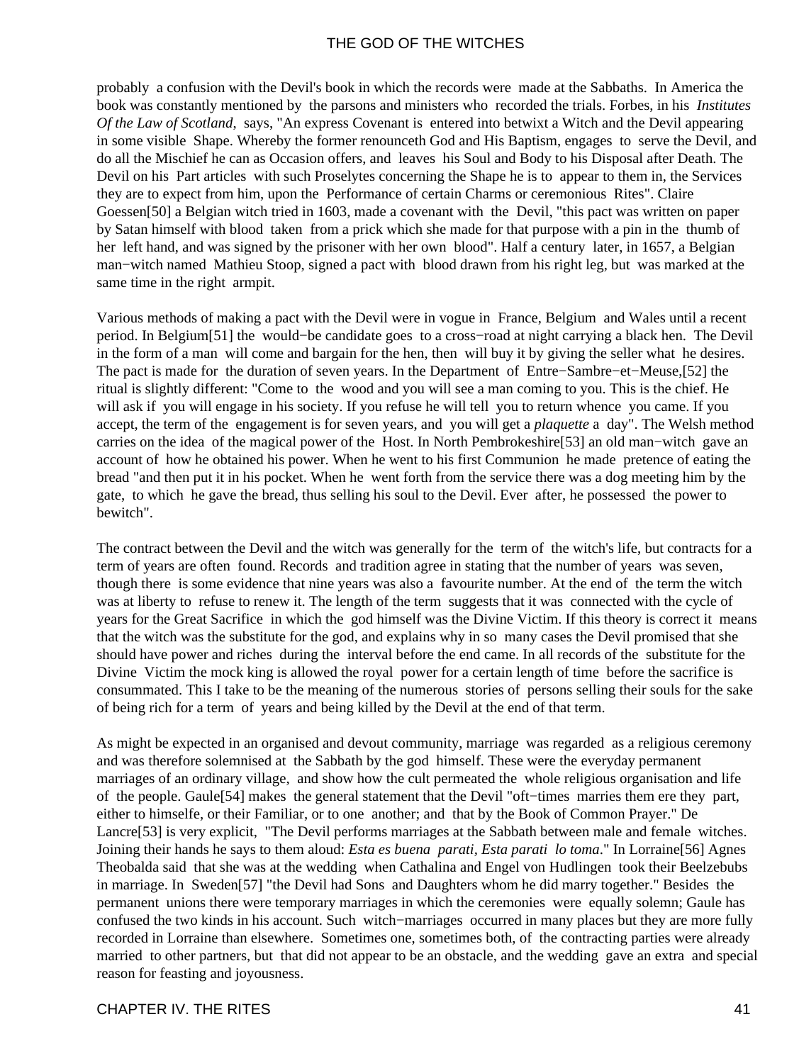probably a confusion with the Devil's book in which the records were made at the Sabbaths. In America the book was constantly mentioned by the parsons and ministers who recorded the trials. Forbes, in his *Institutes Of the Law of Scotland*, says, "An express Covenant is entered into betwixt a Witch and the Devil appearing in some visible Shape. Whereby the former renounceth God and His Baptism, engages to serve the Devil, and do all the Mischief he can as Occasion offers, and leaves his Soul and Body to his Disposal after Death. The Devil on his Part articles with such Proselytes concerning the Shape he is to appear to them in, the Services they are to expect from him, upon the Performance of certain Charms or ceremonious Rites". Claire Goessen[50] a Belgian witch tried in 1603, made a covenant with the Devil, "this pact was written on paper by Satan himself with blood taken from a prick which she made for that purpose with a pin in the thumb of her left hand, and was signed by the prisoner with her own blood". Half a century later, in 1657, a Belgian man−witch named Mathieu Stoop, signed a pact with blood drawn from his right leg, but was marked at the same time in the right armpit.

Various methods of making a pact with the Devil were in vogue in France, Belgium and Wales until a recent period. In Belgium[51] the would−be candidate goes to a cross−road at night carrying a black hen. The Devil in the form of a man will come and bargain for the hen, then will buy it by giving the seller what he desires. The pact is made for the duration of seven years. In the Department of Entre−Sambre−et−Meuse,[52] the ritual is slightly different: "Come to the wood and you will see a man coming to you. This is the chief. He will ask if you will engage in his society. If you refuse he will tell you to return whence you came. If you accept, the term of the engagement is for seven years, and you will get a *plaquette* a day". The Welsh method carries on the idea of the magical power of the Host. In North Pembrokeshire[53] an old man−witch gave an account of how he obtained his power. When he went to his first Communion he made pretence of eating the bread "and then put it in his pocket. When he went forth from the service there was a dog meeting him by the gate, to which he gave the bread, thus selling his soul to the Devil. Ever after, he possessed the power to bewitch".

The contract between the Devil and the witch was generally for the term of the witch's life, but contracts for a term of years are often found. Records and tradition agree in stating that the number of years was seven, though there is some evidence that nine years was also a favourite number. At the end of the term the witch was at liberty to refuse to renew it. The length of the term suggests that it was connected with the cycle of years for the Great Sacrifice in which the god himself was the Divine Victim. If this theory is correct it means that the witch was the substitute for the god, and explains why in so many cases the Devil promised that she should have power and riches during the interval before the end came. In all records of the substitute for the Divine Victim the mock king is allowed the royal power for a certain length of time before the sacrifice is consummated. This I take to be the meaning of the numerous stories of persons selling their souls for the sake of being rich for a term of years and being killed by the Devil at the end of that term.

As might be expected in an organised and devout community, marriage was regarded as a religious ceremony and was therefore solemnised at the Sabbath by the god himself. These were the everyday permanent marriages of an ordinary village, and show how the cult permeated the whole religious organisation and life of the people. Gaule[54] makes the general statement that the Devil "oft−times marries them ere they part, either to himselfe, or their Familiar, or to one another; and that by the Book of Common Prayer." De Lancre[53] is very explicit, "The Devil performs marriages at the Sabbath between male and female witches. Joining their hands he says to them aloud: *Esta es buena parati, Esta parati lo toma*." In Lorraine[56] Agnes Theobalda said that she was at the wedding when Cathalina and Engel von Hudlingen took their Beelzebubs in marriage. In Sweden[57] "the Devil had Sons and Daughters whom he did marry together." Besides the permanent unions there were temporary marriages in which the ceremonies were equally solemn; Gaule has confused the two kinds in his account. Such witch−marriages occurred in many places but they are more fully recorded in Lorraine than elsewhere. Sometimes one, sometimes both, of the contracting parties were already married to other partners, but that did not appear to be an obstacle, and the wedding gave an extra and special reason for feasting and joyousness.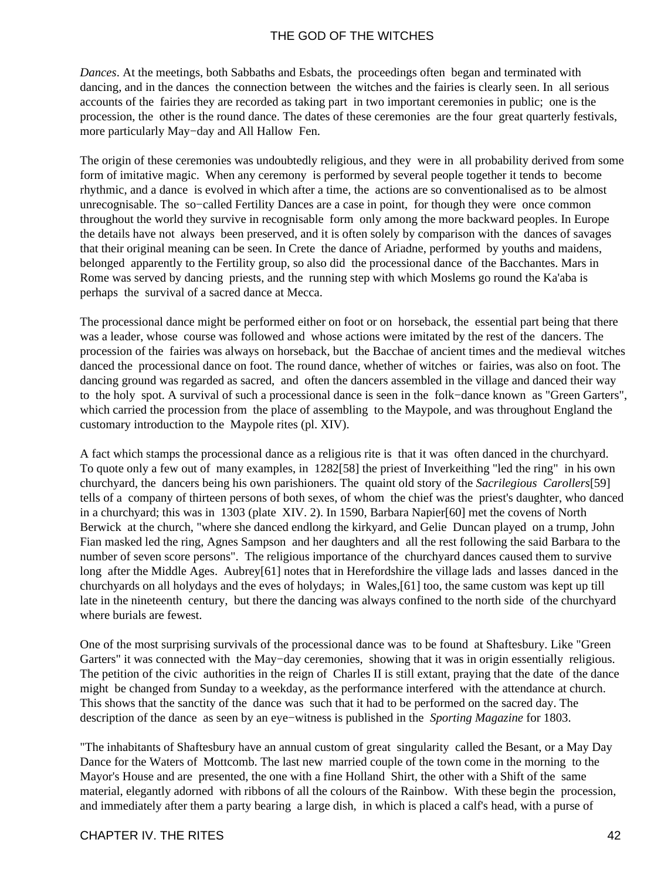*Dances*. At the meetings, both Sabbaths and Esbats, the proceedings often began and terminated with dancing, and in the dances the connection between the witches and the fairies is clearly seen. In all serious accounts of the fairies they are recorded as taking part in two important ceremonies in public; one is the procession, the other is the round dance. The dates of these ceremonies are the four great quarterly festivals, more particularly May−day and All Hallow Fen.

The origin of these ceremonies was undoubtedly religious, and they were in all probability derived from some form of imitative magic. When any ceremony is performed by several people together it tends to become rhythmic, and a dance is evolved in which after a time, the actions are so conventionalised as to be almost unrecognisable. The so−called Fertility Dances are a case in point, for though they were once common throughout the world they survive in recognisable form only among the more backward peoples. In Europe the details have not always been preserved, and it is often solely by comparison with the dances of savages that their original meaning can be seen. In Crete the dance of Ariadne, performed by youths and maidens, belonged apparently to the Fertility group, so also did the processional dance of the Bacchantes. Mars in Rome was served by dancing priests, and the running step with which Moslems go round the Ka'aba is perhaps the survival of a sacred dance at Mecca.

The processional dance might be performed either on foot or on horseback, the essential part being that there was a leader, whose course was followed and whose actions were imitated by the rest of the dancers. The procession of the fairies was always on horseback, but the Bacchae of ancient times and the medieval witches danced the processional dance on foot. The round dance, whether of witches or fairies, was also on foot. The dancing ground was regarded as sacred, and often the dancers assembled in the village and danced their way to the holy spot. A survival of such a processional dance is seen in the folk−dance known as "Green Garters", which carried the procession from the place of assembling to the Maypole, and was throughout England the customary introduction to the Maypole rites (pl. XIV).

A fact which stamps the processional dance as a religious rite is that it was often danced in the churchyard. To quote only a few out of many examples, in 1282[58] the priest of Inverkeithing "led the ring" in his own churchyard, the dancers being his own parishioners. The quaint old story of the *Sacrilegious Carollers*[59] tells of a company of thirteen persons of both sexes, of whom the chief was the priest's daughter, who danced in a churchyard; this was in 1303 (plate XIV. 2). In 1590, Barbara Napier[60] met the covens of North Berwick at the church, "where she danced endlong the kirkyard, and Gelie Duncan played on a trump, John Fian masked led the ring, Agnes Sampson and her daughters and all the rest following the said Barbara to the number of seven score persons". The religious importance of the churchyard dances caused them to survive long after the Middle Ages. Aubrey[61] notes that in Herefordshire the village lads and lasses danced in the churchyards on all holydays and the eves of holydays; in Wales,[61] too, the same custom was kept up till late in the nineteenth century, but there the dancing was always confined to the north side of the churchyard where burials are fewest.

One of the most surprising survivals of the processional dance was to be found at Shaftesbury. Like "Green Garters" it was connected with the May−day ceremonies, showing that it was in origin essentially religious. The petition of the civic authorities in the reign of Charles II is still extant, praying that the date of the dance might be changed from Sunday to a weekday, as the performance interfered with the attendance at church. This shows that the sanctity of the dance was such that it had to be performed on the sacred day. The description of the dance as seen by an eye−witness is published in the *Sporting Magazine* for 1803.

"The inhabitants of Shaftesbury have an annual custom of great singularity called the Besant, or a May Day Dance for the Waters of Mottcomb. The last new married couple of the town come in the morning to the Mayor's House and are presented, the one with a fine Holland Shirt, the other with a Shift of the same material, elegantly adorned with ribbons of all the colours of the Rainbow. With these begin the procession, and immediately after them a party bearing a large dish, in which is placed a calf's head, with a purse of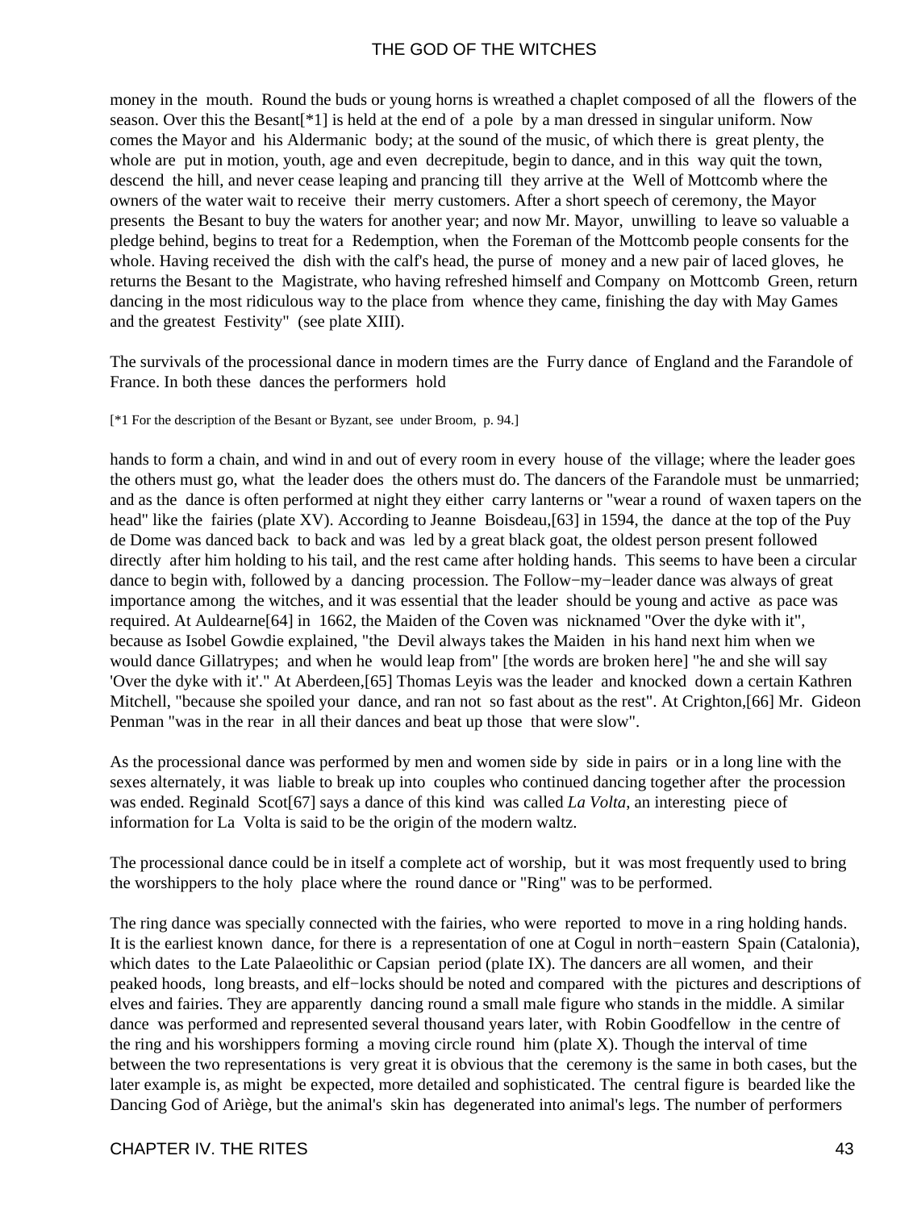money in the mouth. Round the buds or young horns is wreathed a chaplet composed of all the flowers of the season. Over this the Besant[*1] is held at the end of a pole by a man dressed in singular uniform. Now comes the Mayor and his Aldermanic body; at the sound of the music, of which there is great plenty, the whole are put in motion, youth, age and even decrepitude, begin to dance, and in this way quit the town, descend the hill, and never cease leaping and prancing till they arrive at the Well of Mottcomb where the owners of the water wait to receive their merry customers. After a short speech of ceremony, the Mayor presents the Besant to buy the waters for another year; and now Mr. Mayor, unwilling to leave so valuable a pledge behind, begins to treat for a Redemption, when the Foreman of the Mottcomb people consents for the whole. Having received the dish with the calf's head, the purse of money and a new pair of laced gloves, he returns the Besant to the Magistrate, who having refreshed himself and Company on Mottcomb Green, return dancing in the most ridiculous way to the place from whence they came, finishing the day with May Games and the greatest Festivity" (see plate XIII).

The survivals of the processional dance in modern times are the Furry dance of England and the Farandole of France. In both these dances the performers hold hands to form a chain, and wind in and out of every room in every house of the village; where the leader goes the others must go, what the leader does the others must do. The dancers of the Farandole must be unmarried; and as the dance is often performed at night they either carry lanterns or "wear a round of waxen tapers on the head" like the fairies (plate XV). According to Jeanne Boisdeau,[63] in 1594, the dance at the top of the Puy de Dome was danced back to back and was led by a great black goat, the oldest person present followed directly after him holding to his tail, and the rest came after holding hands. This seems to have been a circular dance to begin with, followed by a dancing procession. The Follow−my−leader dance was always of great importance among the witches, and it was essential that the leader should be young and active as pace was required. At Auldearne[64] in 1662, the Maiden of the Coven was nicknamed "Over the dyke with it", because as Isobel Gowdie explained, "the Devil always takes the Maiden in his hand next him when we would dance Gillatrypes; and when he would leap from" [the words are broken here] "he and she will say 'Over the dyke with it'." At Aberdeen,[65] Thomas Leyis was the leader and knocked down a certain Kathren Mitchell, "because she spoiled your dance, and ran not so fast about as the rest". At Crighton,[66] Mr. Gideon Penman "was in the rear in all their dances and beat up those that were slow".

As the processional dance was performed by men and women side by side in pairs or in a long line with the sexes alternately, it was liable to break up into couples who continued dancing together after the procession was ended. Reginald Scot[67] says a dance of this kind was called *La Volta*, an interesting piece of information for La Volta is said to be the origin of the modern waltz.

The processional dance could be in itself a complete act of worship, but it was most frequently used to bring the worshippers to the holy place where the round dance or "Ring" was to be performed.

The ring dance was specially connected with the fairies, who were reported to move in a ring holding hands. It is the earliest known dance, for there is a representation of one at Cogul in north−eastern Spain (Catalonia), which dates to the Late Palaeolithic or Capsian period (plate IX). The dancers are all women, and their peaked hoods, long breasts, and elf−locks should be noted and compared with the pictures and descriptions of elves and fairies. They are apparently dancing round a small male figure who stands in the middle. A similar dance was performed and represented several thousand years later, with Robin Goodfellow in the centre of the ring and his worshippers forming a moving circle round him (plate X). Though the interval of time between the two representations is very great it is obvious that the ceremony is the same in both cases, but the later example is, as might be expected, more detailed and sophisticated. The central figure is bearded like the Dancing God of Ariège, but the animal's skin has degenerated into animal's legs. The number of performers

[*1 For the description of the Besant or Byzant, see under Broom, p. 94.]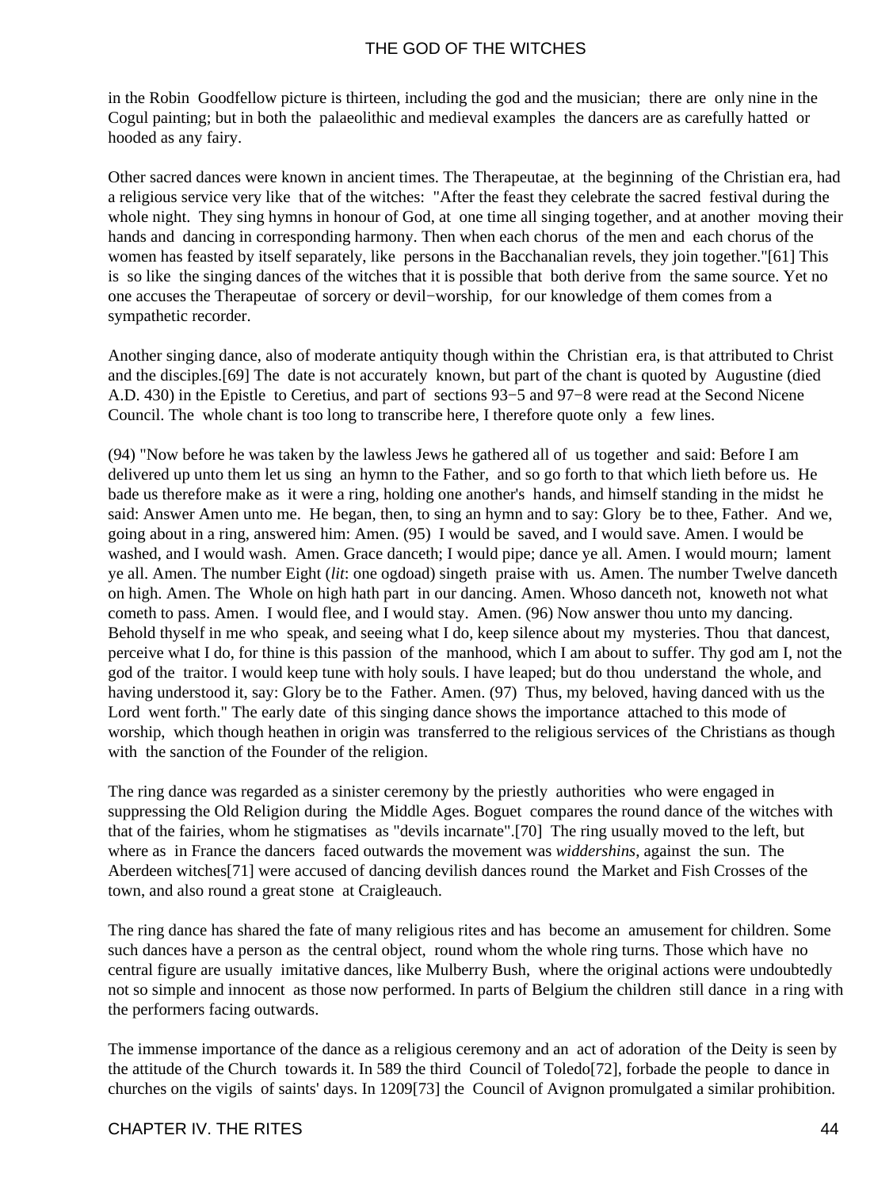in the Robin Goodfellow picture is thirteen, including the god and the musician; there are only nine in the Cogul painting; but in both the palaeolithic and medieval examples the dancers are as carefully hatted or hooded as any fairy.

Other sacred dances were known in ancient times. The Therapeutae, at the beginning of the Christian era, had a religious service very like that of the witches: "After the feast they celebrate the sacred festival during the whole night. They sing hymns in honour of God, at one time all singing together, and at another moving their hands and dancing in corresponding harmony. Then when each chorus of the men and each chorus of the women has feasted by itself separately, like persons in the Bacchanalian revels, they join together."[61] This is so like the singing dances of the witches that it is possible that both derive from the same source. Yet no one accuses the Therapeutae of sorcery or devil−worship, for our knowledge of them comes from a sympathetic recorder.

Another singing dance, also of moderate antiquity though within the Christian era, is that attributed to Christ and the disciples.[69] The date is not accurately known, but part of the chant is quoted by Augustine (died A.D. 430) in the Epistle to Ceretius, and part of sections 93−5 and 97−8 were read at the Second Nicene Council. The whole chant is too long to transcribe here, I therefore quote only a few lines.

(94) "Now before he was taken by the lawless Jews he gathered all of us together and said: Before I am delivered up unto them let us sing an hymn to the Father, and so go forth to that which lieth before us. He bade us therefore make as it were a ring, holding one another's hands, and himself standing in the midst he said: Answer Amen unto me. He began, then, to sing an hymn and to say: Glory be to thee, Father. And we, going about in a ring, answered him: Amen. (95) I would be saved, and I would save. Amen. I would be washed, and I would wash. Amen. Grace danceth; I would pipe; dance ye all. Amen. I would mourn; lament ye all. Amen. The number Eight (*lit*: one ogdoad) singeth praise with us. Amen. The number Twelve danceth on high. Amen. The Whole on high hath part in our dancing. Amen. Whoso danceth not, knoweth not what cometh to pass. Amen. I would flee, and I would stay. Amen. (96) Now answer thou unto my dancing. Behold thyself in me who speak, and seeing what I do, keep silence about my mysteries. Thou that dancest, perceive what I do, for thine is this passion of the manhood, which I am about to suffer. Thy god am I, not the god of the traitor. I would keep tune with holy souls. I have leaped; but do thou understand the whole, and having understood it, say: Glory be to the Father. Amen. (97) Thus, my beloved, having danced with us the Lord went forth." The early date of this singing dance shows the importance attached to this mode of worship, which though heathen in origin was transferred to the religious services of the Christians as though with the sanction of the Founder of the religion.

The ring dance was regarded as a sinister ceremony by the priestly authorities who were engaged in suppressing the Old Religion during the Middle Ages. Boguet compares the round dance of the witches with that of the fairies, whom he stigmatises as "devils incarnate".[70] The ring usually moved to the left, but where as in France the dancers faced outwards the movement was *widdershins*, against the sun. The Aberdeen witches[71] were accused of dancing devilish dances round the Market and Fish Crosses of the town, and also round a great stone at Craigleauch.

The ring dance has shared the fate of many religious rites and has become an amusement for children. Some such dances have a person as the central object, round whom the whole ring turns. Those which have no central figure are usually imitative dances, like Mulberry Bush, where the original actions were undoubtedly not so simple and innocent as those now performed. In parts of Belgium the children still dance in a ring with the performers facing outwards.

The immense importance of the dance as a religious ceremony and an act of adoration of the Deity is seen by the attitude of the Church towards it. In 589 the third Council of Toledo[72], forbade the people to dance in churches on the vigils of saints' days. In 1209[73] the Council of Avignon promulgated a similar prohibition.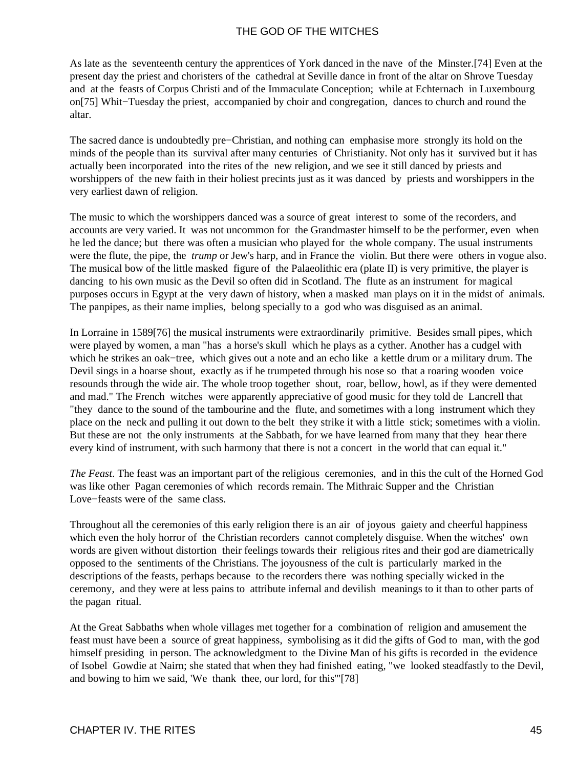As late as the seventeenth century the apprentices of York danced in the nave of the Minster.[74] Even at the present day the priest and choristers of the cathedral at Seville dance in front of the altar on Shrove Tuesday and at the feasts of Corpus Christi and of the Immaculate Conception; while at Echternach in Luxembourg on[75] Whit−Tuesday the priest, accompanied by choir and congregation, dances to church and round the altar.

The sacred dance is undoubtedly pre−Christian, and nothing can emphasise more strongly its hold on the minds of the people than its survival after many centuries of Christianity. Not only has it survived but it has actually been incorporated into the rites of the new religion, and we see it still danced by priests and worshippers of the new faith in their holiest precints just as it was danced by priests and worshippers in the very earliest dawn of religion.

The music to which the worshippers danced was a source of great interest to some of the recorders, and accounts are very varied. It was not uncommon for the Grandmaster himself to be the performer, even when he led the dance; but there was often a musician who played for the whole company. The usual instruments were the flute, the pipe, the *trump* or Jew's harp, and in France the violin. But there were others in vogue also. The musical bow of the little masked figure of the Palaeolithic era (plate II) is very primitive, the player is dancing to his own music as the Devil so often did in Scotland. The flute as an instrument for magical purposes occurs in Egypt at the very dawn of history, when a masked man plays on it in the midst of animals. The panpipes, as their name implies, belong specially to a god who was disguised as an animal.

In Lorraine in 1589[76] the musical instruments were extraordinarily primitive. Besides small pipes, which were played by women, a man "has a horse's skull which he plays as a cyther. Another has a cudgel with which he strikes an oak−tree, which gives out a note and an echo like a kettle drum or a military drum. The Devil sings in a hoarse shout, exactly as if he trumpeted through his nose so that a roaring wooden voice resounds through the wide air. The whole troop together shout, roar, bellow, howl, as if they were demented and mad." The French witches were apparently appreciative of good music for they told de Lancrell that "they dance to the sound of the tambourine and the flute, and sometimes with a long instrument which they place on the neck and pulling it out down to the belt they strike it with a little stick; sometimes with a violin. But these are not the only instruments at the Sabbath, for we have learned from many that they hear there every kind of instrument, with such harmony that there is not a concert in the world that can equal it."

*The Feast*. The feast was an important part of the religious ceremonies, and in this the cult of the Horned God was like other Pagan ceremonies of which records remain. The Mithraic Supper and the Christian Love−feasts were of the same class.

Throughout all the ceremonies of this early religion there is an air of joyous gaiety and cheerful happiness which even the holy horror of the Christian recorders cannot completely disguise. When the witches' own words are given without distortion their feelings towards their religious rites and their god are diametrically opposed to the sentiments of the Christians. The joyousness of the cult is particularly marked in the descriptions of the feasts, perhaps because to the recorders there was nothing specially wicked in the ceremony, and they were at less pains to attribute infernal and devilish meanings to it than to other parts of the pagan ritual.

At the Great Sabbaths when whole villages met together for a combination of religion and amusement the feast must have been a source of great happiness, symbolising as it did the gifts of God to man, with the god himself presiding in person. The acknowledgment to the Divine Man of his gifts is recorded in the evidence of Isobel Gowdie at Nairn; she stated that when they had finished eating, "we looked steadfastly to the Devil, and bowing to him we said, 'We thank thee, our lord, for this'"[78]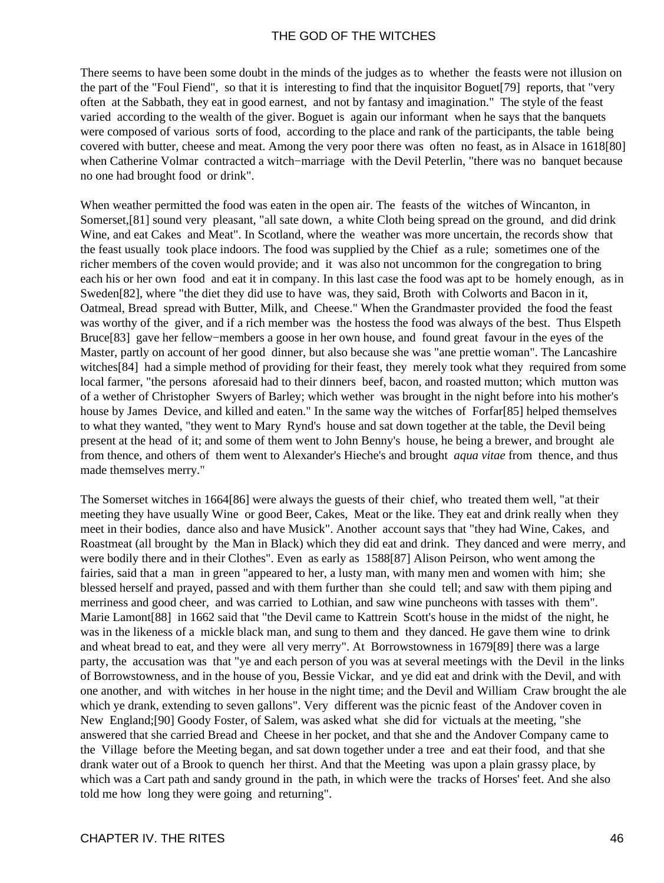There seems to have been some doubt in the minds of the judges as to whether the feasts were not illusion on the part of the "Foul Fiend", so that it is interesting to find that the inquisitor Boguet[79] reports, that "very often at the Sabbath, they eat in good earnest, and not by fantasy and imagination." The style of the feast varied according to the wealth of the giver. Boguet is again our informant when he says that the banquets were composed of various sorts of food, according to the place and rank of the participants, the table being covered with butter, cheese and meat. Among the very poor there was often no feast, as in Alsace in 1618[80] when Catherine Volmar contracted a witch−marriage with the Devil Peterlin, "there was no banquet because no one had brought food or drink".

When weather permitted the food was eaten in the open air. The feasts of the witches of Wincanton, in Somerset,[81] sound very pleasant, "all sate down, a white Cloth being spread on the ground, and did drink Wine, and eat Cakes and Meat". In Scotland, where the weather was more uncertain, the records show that the feast usually took place indoors. The food was supplied by the Chief as a rule; sometimes one of the richer members of the coven would provide; and it was also not uncommon for the congregation to bring each his or her own food and eat it in company. In this last case the food was apt to be homely enough, as in Sweden[82], where "the diet they did use to have was, they said, Broth with Colworts and Bacon in it, Oatmeal, Bread spread with Butter, Milk, and Cheese." When the Grandmaster provided the food the feast was worthy of the giver, and if a rich member was the hostess the food was always of the best. Thus Elspeth Bruce[83] gave her fellow−members a goose in her own house, and found great favour in the eyes of the Master, partly on account of her good dinner, but also because she was "ane prettie woman". The Lancashire witches[84] had a simple method of providing for their feast, they merely took what they required from some local farmer, "the persons aforesaid had to their dinners beef, bacon, and roasted mutton; which mutton was of a wether of Christopher Swyers of Barley; which wether was brought in the night before into his mother's house by James Device, and killed and eaten." In the same way the witches of Forfar[85] helped themselves to what they wanted, "they went to Mary Rynd's house and sat down together at the table, the Devil being present at the head of it; and some of them went to John Benny's house, he being a brewer, and brought ale from thence, and others of them went to Alexander's Hieche's and brought *aqua vitae* from thence, and thus made themselves merry."

The Somerset witches in 1664[86] were always the guests of their chief, who treated them well, "at their meeting they have usually Wine or good Beer, Cakes, Meat or the like. They eat and drink really when they meet in their bodies, dance also and have Musick". Another account says that "they had Wine, Cakes, and Roastmeat (all brought by the Man in Black) which they did eat and drink. They danced and were merry, and were bodily there and in their Clothes". Even as early as 1588[87] Alison Peirson, who went among the fairies, said that a man in green "appeared to her, a lusty man, with many men and women with him; she blessed herself and prayed, passed and with them further than she could tell; and saw with them piping and merriness and good cheer, and was carried to Lothian, and saw wine puncheons with tasses with them". Marie Lamont[88] in 1662 said that "the Devil came to Kattrein Scott's house in the midst of the night, he was in the likeness of a mickle black man, and sung to them and they danced. He gave them wine to drink and wheat bread to eat, and they were all very merry". At Borrowstowness in 1679[89] there was a large party, the accusation was that "ye and each person of you was at several meetings with the Devil in the links of Borrowstowness, and in the house of you, Bessie Vickar, and ye did eat and drink with the Devil, and with one another, and with witches in her house in the night time; and the Devil and William Craw brought the ale which ye drank, extending to seven gallons". Very different was the picnic feast of the Andover coven in New England;[90] Goody Foster, of Salem, was asked what she did for victuals at the meeting, "she answered that she carried Bread and Cheese in her pocket, and that she and the Andover Company came to the Village before the Meeting began, and sat down together under a tree and eat their food, and that she drank water out of a Brook to quench her thirst. And that the Meeting was upon a plain grassy place, by which was a Cart path and sandy ground in the path, in which were the tracks of Horses' feet. And she also told me how long they were going and returning".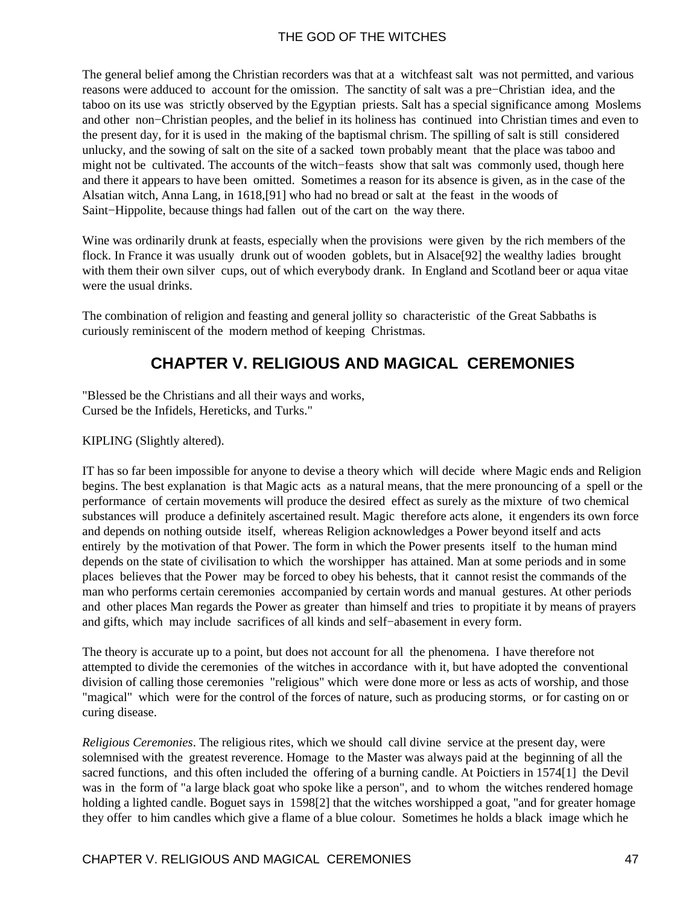The general belief among the Christian recorders was that at a witchfeast salt was not permitted, and various reasons were adduced to account for the omission. The sanctity of salt was a pre−Christian idea, and the taboo on its use was strictly observed by the Egyptian priests. Salt has a special significance among Moslems and other non−Christian peoples, and the belief in its holiness has continued into Christian times and even to the present day, for it is used in the making of the baptismal chrism. The spilling of salt is still considered unlucky, and the sowing of salt on the site of a sacked town probably meant that the place was taboo and might not be cultivated. The accounts of the witch−feasts show that salt was commonly used, though here and there it appears to have been omitted. Sometimes a reason for its absence is given, as in the case of the Alsatian witch, Anna Lang, in 1618,[91] who had no bread or salt at the feast in the woods of Saint−Hippolite, because things had fallen out of the cart on the way there.

Wine was ordinarily drunk at feasts, especially when the provisions were given by the rich members of the flock. In France it was usually drunk out of wooden goblets, but in Alsace[92] the wealthy ladies brought with them their own silver cups, out of which everybody drank. In England and Scotland beer or aqua vitae were the usual drinks.

The combination of religion and feasting and general jollity so characteristic of the Great Sabbaths is curiously reminiscent of the modern method of keeping Christmas.

## CHAPTER V. RELIGIOUS AND MAGICAL CEREMONIES

"Blessed be the Christians and all their ways and works,
Cursed be the Infidels, Hereticks, and Turks."

KIPLING (Slightly altered).

IT has so far been impossible for anyone to devise a theory which will decide where Magic ends and Religion begins. The best explanation is that Magic acts as a natural means, that the mere pronouncing of a spell or the performance of certain movements will produce the desired effect as surely as the mixture of two chemical substances will produce a definitely ascertained result. Magic therefore acts alone, it engenders its own force and depends on nothing outside itself, whereas Religion acknowledges a Power beyond itself and acts entirely by the motivation of that Power. The form in which the Power presents itself to the human mind depends on the state of civilisation to which the worshipper has attained. Man at some periods and in some places believes that the Power may be forced to obey his behests, that it cannot resist the commands of the man who performs certain ceremonies accompanied by certain words and manual gestures. At other periods and other places Man regards the Power as greater than himself and tries to propitiate it by means of prayers and gifts, which may include sacrifices of all kinds and self−abasement in every form.

The theory is accurate up to a point, but does not account for all the phenomena. I have therefore not attempted to divide the ceremonies of the witches in accordance with it, but have adopted the conventional division of calling those ceremonies "religious" which were done more or less as acts of worship, and those "magical" which were for the control of the forces of nature, such as producing storms, or for casting on or curing disease.

*Religious Ceremonies*. The religious rites, which we should call divine service at the present day, were solemnised with the greatest reverence. Homage to the Master was always paid at the beginning of all the sacred functions, and this often included the offering of a burning candle. At Poictiers in 1574[1] the Devil was in the form of "a large black goat who spoke like a person", and to whom the witches rendered homage holding a lighted candle. Boguet says in 1598[2] that the witches worshipped a goat, "and for greater homage they offer to him candles which give a flame of a blue colour. Sometimes he holds a black image which he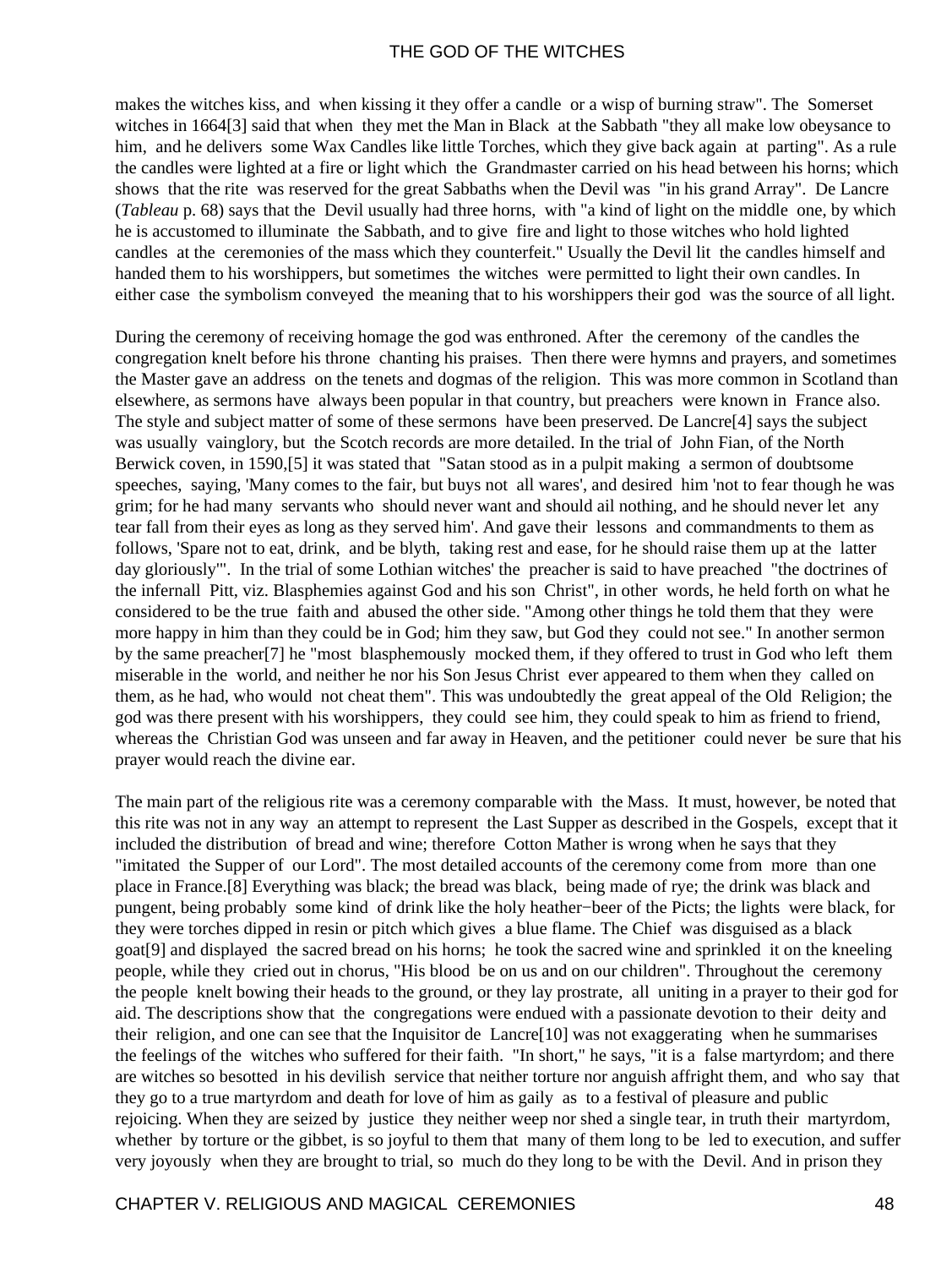makes the witches kiss, and when kissing it they offer a candle or a wisp of burning straw". The Somerset witches in 1664[3] said that when they met the Man in Black at the Sabbath "they all make low obeysance to him, and he delivers some Wax Candles like little Torches, which they give back again at parting". As a rule the candles were lighted at a fire or light which the Grandmaster carried on his head between his horns; which shows that the rite was reserved for the great Sabbaths when the Devil was "in his grand Array". De Lancre (*Tableau* p. 68) says that the Devil usually had three horns, with "a kind of light on the middle one, by which he is accustomed to illuminate the Sabbath, and to give fire and light to those witches who hold lighted candles at the ceremonies of the mass which they counterfeit." Usually the Devil lit the candles himself and handed them to his worshippers, but sometimes the witches were permitted to light their own candles. In either case the symbolism conveyed the meaning that to his worshippers their god was the source of all light.

During the ceremony of receiving homage the god was enthroned. After the ceremony of the candles the congregation knelt before his throne chanting his praises. Then there were hymns and prayers, and sometimes the Master gave an address on the tenets and dogmas of the religion. This was more common in Scotland than elsewhere, as sermons have always been popular in that country, but preachers were known in France also. The style and subject matter of some of these sermons have been preserved. De Lancre[4] says the subject was usually vainglory, but the Scotch records are more detailed. In the trial of John Fian, of the North Berwick coven, in 1590,[5] it was stated that "Satan stood as in a pulpit making a sermon of doubtsome speeches, saying, 'Many comes to the fair, but buys not all wares', and desired him 'not to fear though he was grim; for he had many servants who should never want and should ail nothing, and he should never let any tear fall from their eyes as long as they served him'. And gave their lessons and commandments to them as follows, 'Spare not to eat, drink, and be blyth, taking rest and ease, for he should raise them up at the latter day gloriously'". In the trial of some Lothian witches' the preacher is said to have preached "the doctrines of the infernall Pitt, viz. Blasphemies against God and his son Christ", in other words, he held forth on what he considered to be the true faith and abused the other side. "Among other things he told them that they were more happy in him than they could be in God; him they saw, but God they could not see." In another sermon by the same preacher[7] he "most blasphemously mocked them, if they offered to trust in God who left them miserable in the world, and neither he nor his Son Jesus Christ ever appeared to them when they called on them, as he had, who would not cheat them". This was undoubtedly the great appeal of the Old Religion; the god was there present with his worshippers, they could see him, they could speak to him as friend to friend, whereas the Christian God was unseen and far away in Heaven, and the petitioner could never be sure that his prayer would reach the divine ear.

The main part of the religious rite was a ceremony comparable with the Mass. It must, however, be noted that this rite was not in any way an attempt to represent the Last Supper as described in the Gospels, except that it included the distribution of bread and wine; therefore Cotton Mather is wrong when he says that they "imitated the Supper of our Lord". The most detailed accounts of the ceremony come from more than one place in France.[8] Everything was black; the bread was black, being made of rye; the drink was black and pungent, being probably some kind of drink like the holy heather−beer of the Picts; the lights were black, for they were torches dipped in resin or pitch which gives a blue flame. The Chief was disguised as a black goat[9] and displayed the sacred bread on his horns; he took the sacred wine and sprinkled it on the kneeling people, while they cried out in chorus, "His blood be on us and on our children". Throughout the ceremony the people knelt bowing their heads to the ground, or they lay prostrate, all uniting in a prayer to their god for aid. The descriptions show that the congregations were endued with a passionate devotion to their deity and their religion, and one can see that the Inquisitor de Lancre[10] was not exaggerating when he summarises the feelings of the witches who suffered for their faith. "In short," he says, "it is a false martyrdom; and there are witches so besotted in his devilish service that neither torture nor anguish affright them, and who say that they go to a true martyrdom and death for love of him as gaily as to a festival of pleasure and public rejoicing. When they are seized by justice they neither weep nor shed a single tear, in truth their martyrdom, whether by torture or the gibbet, is so joyful to them that many of them long to be led to execution, and suffer very joyously when they are brought to trial, so much do they long to be with the Devil. And in prison they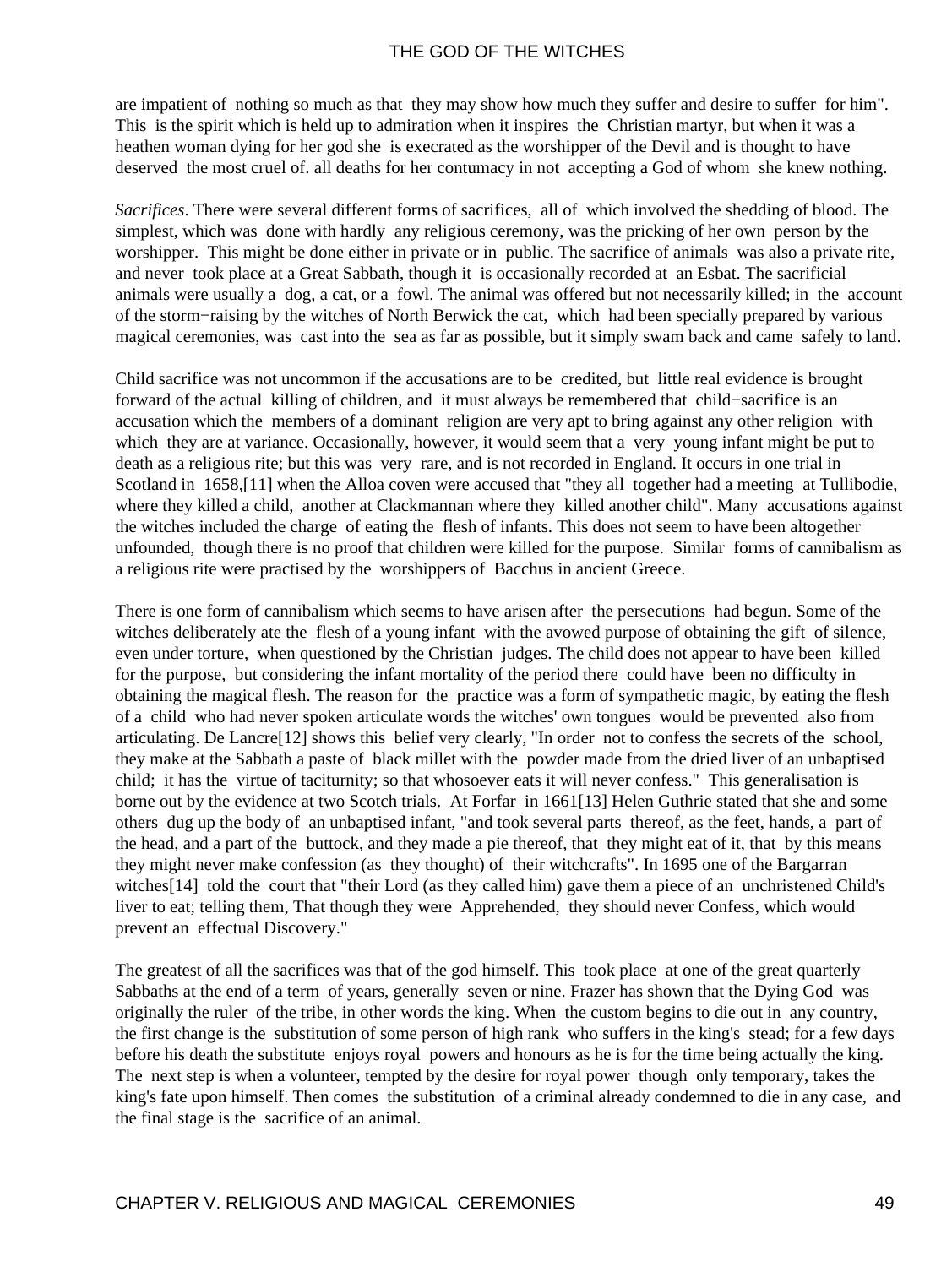are impatient of nothing so much as that they may show how much they suffer and desire to suffer for him". This is the spirit which is held up to admiration when it inspires the Christian martyr, but when it was a heathen woman dying for her god she is execrated as the worshipper of the Devil and is thought to have deserved the most cruel of. all deaths for her contumacy in not accepting a God of whom she knew nothing.

*Sacrifices*. There were several different forms of sacrifices, all of which involved the shedding of blood. The simplest, which was done with hardly any religious ceremony, was the pricking of her own person by the worshipper. This might be done either in private or in public. The sacrifice of animals was also a private rite, and never took place at a Great Sabbath, though it is occasionally recorded at an Esbat. The sacrificial animals were usually a dog, a cat, or a fowl. The animal was offered but not necessarily killed; in the account of the storm−raising by the witches of North Berwick the cat, which had been specially prepared by various magical ceremonies, was cast into the sea as far as possible, but it simply swam back and came safely to land.

Child sacrifice was not uncommon if the accusations are to be credited, but little real evidence is brought forward of the actual killing of children, and it must always be remembered that child−sacrifice is an accusation which the members of a dominant religion are very apt to bring against any other religion with which they are at variance. Occasionally, however, it would seem that a very young infant might be put to death as a religious rite; but this was very rare, and is not recorded in England. It occurs in one trial in Scotland in 1658,[11] when the Alloa coven were accused that "they all together had a meeting at Tullibodie, where they killed a child, another at Clackmannan where they killed another child". Many accusations against the witches included the charge of eating the flesh of infants. This does not seem to have been altogether unfounded, though there is no proof that children were killed for the purpose. Similar forms of cannibalism as a religious rite were practised by the worshippers of Bacchus in ancient Greece.

There is one form of cannibalism which seems to have arisen after the persecutions had begun. Some of the witches deliberately ate the flesh of a young infant with the avowed purpose of obtaining the gift of silence, even under torture, when questioned by the Christian judges. The child does not appear to have been killed for the purpose, but considering the infant mortality of the period there could have been no difficulty in obtaining the magical flesh. The reason for the practice was a form of sympathetic magic, by eating the flesh of a child who had never spoken articulate words the witches' own tongues would be prevented also from articulating. De Lancre[12] shows this belief very clearly, "In order not to confess the secrets of the school, they make at the Sabbath a paste of black millet with the powder made from the dried liver of an unbaptised child; it has the virtue of taciturnity; so that whosoever eats it will never confess." This generalisation is borne out by the evidence at two Scotch trials. At Forfar in 1661[13] Helen Guthrie stated that she and some others dug up the body of an unbaptised infant, "and took several parts thereof, as the feet, hands, a part of the head, and a part of the buttock, and they made a pie thereof, that they might eat of it, that by this means they might never make confession (as they thought) of their witchcrafts". In 1695 one of the Bargarran witches[14] told the court that "their Lord (as they called him) gave them a piece of an unchristened Child's liver to eat; telling them, That though they were Apprehended, they should never Confess, which would prevent an effectual Discovery."

The greatest of all the sacrifices was that of the god himself. This took place at one of the great quarterly Sabbaths at the end of a term of years, generally seven or nine. Frazer has shown that the Dying God was originally the ruler of the tribe, in other words the king. When the custom begins to die out in any country, the first change is the substitution of some person of high rank who suffers in the king's stead; for a few days before his death the substitute enjoys royal powers and honours as he is for the time being actually the king. The next step is when a volunteer, tempted by the desire for royal power though only temporary, takes the king's fate upon himself. Then comes the substitution of a criminal already condemned to die in any case, and the final stage is the sacrifice of an animal.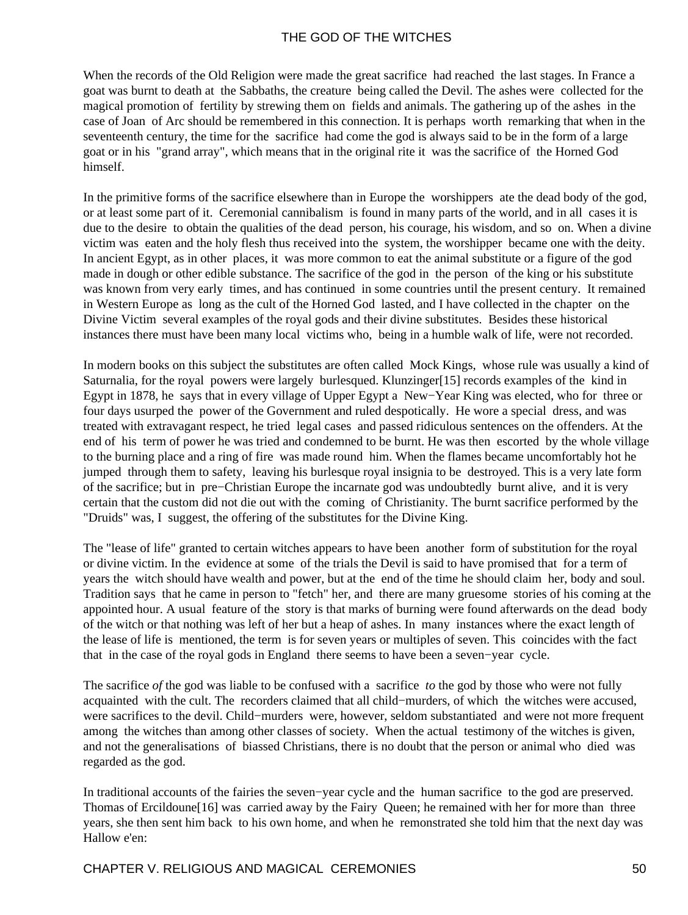When the records of the Old Religion were made the great sacrifice had reached the last stages. In France a goat was burnt to death at the Sabbaths, the creature being called the Devil. The ashes were collected for the magical promotion of fertility by strewing them on fields and animals. The gathering up of the ashes in the case of Joan of Arc should be remembered in this connection. It is perhaps worth remarking that when in the seventeenth century, the time for the sacrifice had come the god is always said to be in the form of a large goat or in his "grand array", which means that in the original rite it was the sacrifice of the Horned God himself.

In the primitive forms of the sacrifice elsewhere than in Europe the worshippers ate the dead body of the god, or at least some part of it. Ceremonial cannibalism is found in many parts of the world, and in all cases it is due to the desire to obtain the qualities of the dead person, his courage, his wisdom, and so on. When a divine victim was eaten and the holy flesh thus received into the system, the worshipper became one with the deity. In ancient Egypt, as in other places, it was more common to eat the animal substitute or a figure of the god made in dough or other edible substance. The sacrifice of the god in the person of the king or his substitute was known from very early times, and has continued in some countries until the present century. It remained in Western Europe as long as the cult of the Horned God lasted, and I have collected in the chapter on the Divine Victim several examples of the royal gods and their divine substitutes. Besides these historical instances there must have been many local victims who, being in a humble walk of life, were not recorded.

In modern books on this subject the substitutes are often called Mock Kings, whose rule was usually a kind of Saturnalia, for the royal powers were largely burlesqued. Klunzinger[15] records examples of the kind in Egypt in 1878, he says that in every village of Upper Egypt a New−Year King was elected, who for three or four days usurped the power of the Government and ruled despotically. He wore a special dress, and was treated with extravagant respect, he tried legal cases and passed ridiculous sentences on the offenders. At the end of his term of power he was tried and condemned to be burnt. He was then escorted by the whole village to the burning place and a ring of fire was made round him. When the flames became uncomfortably hot he jumped through them to safety, leaving his burlesque royal insignia to be destroyed. This is a very late form of the sacrifice; but in pre−Christian Europe the incarnate god was undoubtedly burnt alive, and it is very certain that the custom did not die out with the coming of Christianity. The burnt sacrifice performed by the "Druids" was, I suggest, the offering of the substitutes for the Divine King.

The "lease of life" granted to certain witches appears to have been another form of substitution for the royal or divine victim. In the evidence at some of the trials the Devil is said to have promised that for a term of years the witch should have wealth and power, but at the end of the time he should claim her, body and soul. Tradition says that he came in person to "fetch" her, and there are many gruesome stories of his coming at the appointed hour. A usual feature of the story is that marks of burning were found afterwards on the dead body of the witch or that nothing was left of her but a heap of ashes. In many instances where the exact length of the lease of life is mentioned, the term is for seven years or multiples of seven. This coincides with the fact that in the case of the royal gods in England there seems to have been a seven−year cycle.

The sacrifice *of* the god was liable to be confused with a sacrifice *to* the god by those who were not fully acquainted with the cult. The recorders claimed that all child−murders, of which the witches were accused, were sacrifices to the devil. Child−murders were, however, seldom substantiated and were not more frequent among the witches than among other classes of society. When the actual testimony of the witches is given, and not the generalisations of biassed Christians, there is no doubt that the person or animal who died was regarded as the god.

In traditional accounts of the fairies the seven−year cycle and the human sacrifice to the god are preserved. Thomas of Ercildoune[16] was carried away by the Fairy Queen; he remained with her for more than three years, she then sent him back to his own home, and when he remonstrated she told him that the next day was Hallow e'en: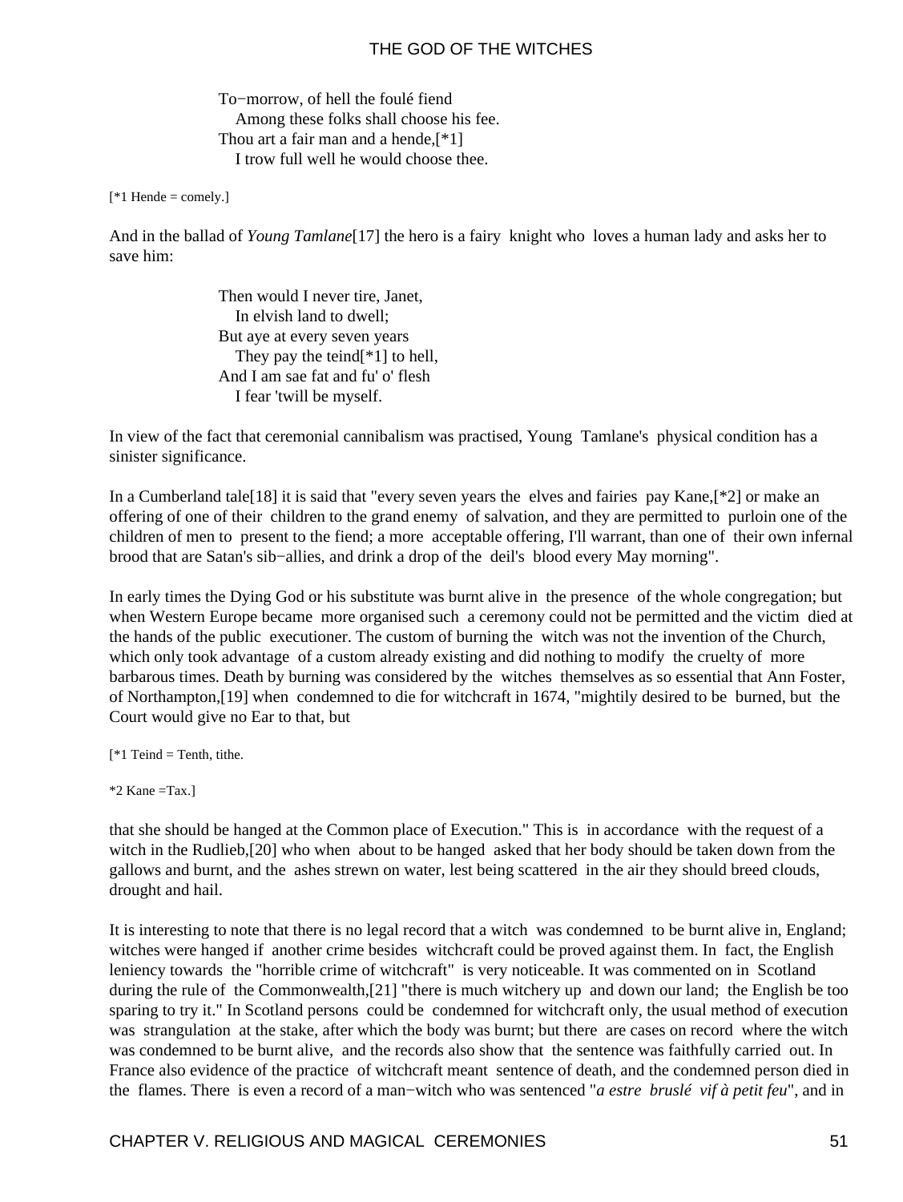To−morrow, of hell the foulé fiend
   Among these folks shall choose his fee.
Thou art a fair man and a hende,[*1]
   I trow full well he would choose thee.

[*1 Hende = comely.]

And in the ballad of *Young Tamlane*[17] the hero is a fairy knight who loves a human lady and asks her to save him:

Then would I never tire, Janet,
   In elvish land to dwell;
But aye at every seven years
   They pay the teind[*1] to hell,
And I am sae fat and fu' o' flesh
   I fear 'twill be myself.

In view of the fact that ceremonial cannibalism was practised, Young Tamlane's physical condition has a sinister significance.

In a Cumberland tale[18] it is said that "every seven years the elves and fairies pay Kane,[*2] or make an offering of one of their children to the grand enemy of salvation, and they are permitted to purloin one of the children of men to present to the fiend; a more acceptable offering, I'll warrant, than one of their own infernal brood that are Satan's sib−allies, and drink a drop of the deil's blood every May morning".

In early times the Dying God or his substitute was burnt alive in the presence of the whole congregation; but when Western Europe became more organised such a ceremony could not be permitted and the victim died at the hands of the public executioner. The custom of burning the witch was not the invention of the Church, which only took advantage of a custom already existing and did nothing to modify the cruelty of more barbarous times. Death by burning was considered by the witches themselves as so essential that Ann Foster, of Northampton,[19] when condemned to die for witchcraft in 1674, "mightily desired to be burned, but the Court would give no Ear to that, but

[*1 Teind = Tenth, tithe.

*2 Kane =Tax.]

that she should be hanged at the Common place of Execution." This is in accordance with the request of a witch in the Rudlieb,[20] who when about to be hanged asked that her body should be taken down from the gallows and burnt, and the ashes strewn on water, lest being scattered in the air they should breed clouds, drought and hail.

It is interesting to note that there is no legal record that a witch was condemned to be burnt alive in, England; witches were hanged if another crime besides witchcraft could be proved against them. In fact, the English leniency towards the "horrible crime of witchcraft" is very noticeable. It was commented on in Scotland during the rule of the Commonwealth,[21] "there is much witchery up and down our land; the English be too sparing to try it." In Scotland persons could be condemned for witchcraft only, the usual method of execution was strangulation at the stake, after which the body was burnt; but there are cases on record where the witch was condemned to be burnt alive, and the records also show that the sentence was faithfully carried out. In France also evidence of the practice of witchcraft meant sentence of death, and the condemned person died in the flames. There is even a record of a man−witch who was sentenced "*a estre bruslé vif à petit feu*", and in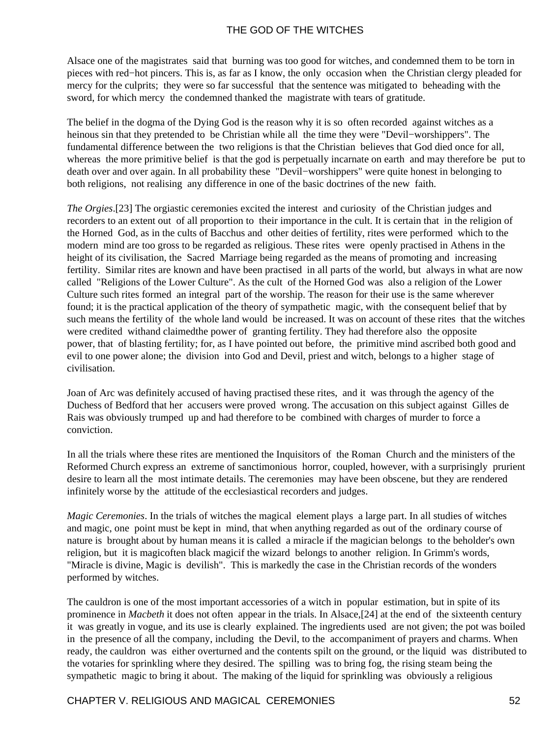Alsace one of the magistrates said that burning was too good for witches, and condemned them to be torn in pieces with red−hot pincers. This is, as far as I know, the only occasion when the Christian clergy pleaded for mercy for the culprits; they were so far successful that the sentence was mitigated to beheading with the sword, for which mercy the condemned thanked the magistrate with tears of gratitude.

The belief in the dogma of the Dying God is the reason why it is so often recorded against witches as a heinous sin that they pretended to be Christian while all the time they were "Devil−worshippers". The fundamental difference between the two religions is that the Christian believes that God died once for all, whereas the more primitive belief is that the god is perpetually incarnate on earth and may therefore be put to death over and over again. In all probability these "Devil−worshippers" were quite honest in belonging to both religions, not realising any difference in one of the basic doctrines of the new faith.

*The Orgies*.[23] The orgiastic ceremonies excited the interest and curiosity of the Christian judges and recorders to an extent out of all proportion to their importance in the cult. It is certain that in the religion of the Horned God, as in the cults of Bacchus and other deities of fertility, rites were performed which to the modern mind are too gross to be regarded as religious. These rites were openly practised in Athens in the height of its civilisation, the Sacred Marriage being regarded as the means of promoting and increasing fertility. Similar rites are known and have been practised in all parts of the world, but always in what are now called "Religions of the Lower Culture". As the cult of the Horned God was also a religion of the Lower Culture such rites formed an integral part of the worship. The reason for their use is the same wherever found; it is the practical application of the theory of sympathetic magic, with the consequent belief that by such means the fertility of the whole land would be increased. It was on account of these rites that the witches were credited withand claimedthe power of granting fertility. They had therefore also the opposite power, that of blasting fertility; for, as I have pointed out before, the primitive mind ascribed both good and evil to one power alone; the division into God and Devil, priest and witch, belongs to a higher stage of civilisation.

Joan of Arc was definitely accused of having practised these rites, and it was through the agency of the Duchess of Bedford that her accusers were proved wrong. The accusation on this subject against Gilles de Rais was obviously trumped up and had therefore to be combined with charges of murder to force a conviction.

In all the trials where these rites are mentioned the Inquisitors of the Roman Church and the ministers of the Reformed Church express an extreme of sanctimonious horror, coupled, however, with a surprisingly prurient desire to learn all the most intimate details. The ceremonies may have been obscene, but they are rendered infinitely worse by the attitude of the ecclesiastical recorders and judges.

*Magic Ceremonies*. In the trials of witches the magical element plays a large part. In all studies of witches and magic, one point must be kept in mind, that when anything regarded as out of the ordinary course of nature is brought about by human means it is called a miracle if the magician belongs to the beholder's own religion, but it is magicoften black magicif the wizard belongs to another religion. In Grimm's words, "Miracle is divine, Magic is devilish". This is markedly the case in the Christian records of the wonders performed by witches.

The cauldron is one of the most important accessories of a witch in popular estimation, but in spite of its prominence in *Macbeth* it does not often appear in the trials. In Alsace,[24] at the end of the sixteenth century it was greatly in vogue, and its use is clearly explained. The ingredients used are not given; the pot was boiled in the presence of all the company, including the Devil, to the accompaniment of prayers and charms. When ready, the cauldron was either overturned and the contents spilt on the ground, or the liquid was distributed to the votaries for sprinkling where they desired. The spilling was to bring fog, the rising steam being the sympathetic magic to bring it about. The making of the liquid for sprinkling was obviously a religious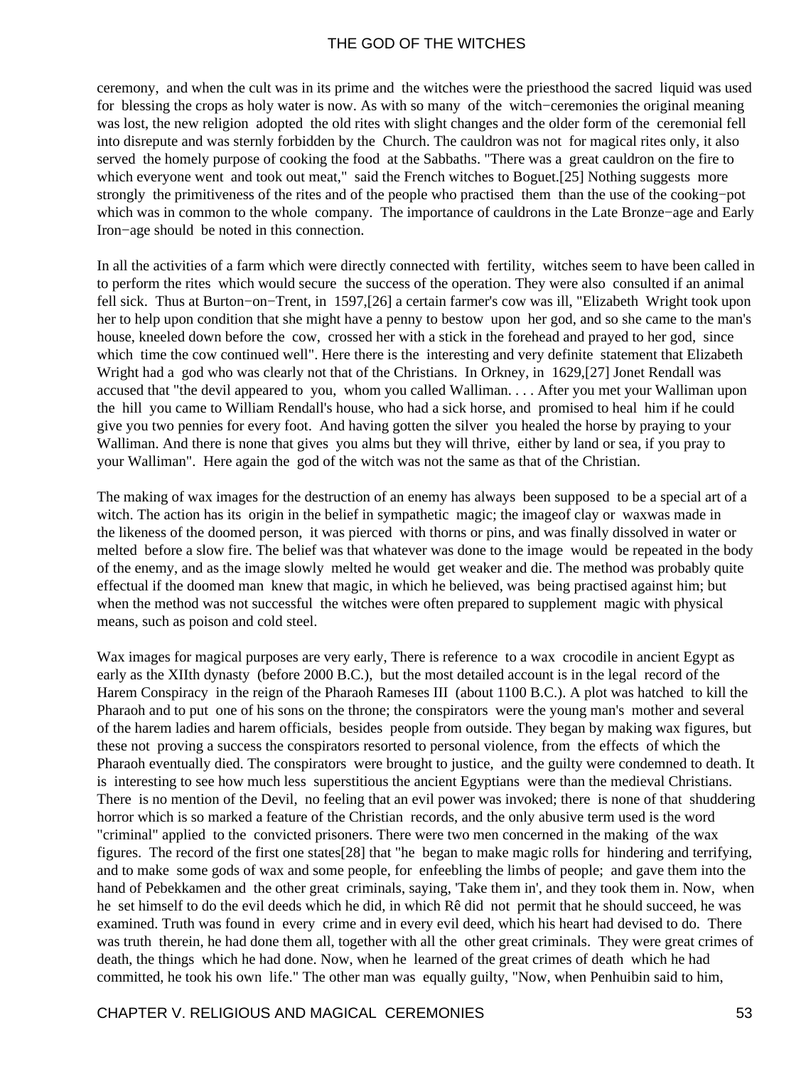ceremony, and when the cult was in its prime and the witches were the priesthood the sacred liquid was used for blessing the crops as holy water is now. As with so many of the witch−ceremonies the original meaning was lost, the new religion adopted the old rites with slight changes and the older form of the ceremonial fell into disrepute and was sternly forbidden by the Church. The cauldron was not for magical rites only, it also served the homely purpose of cooking the food at the Sabbaths. "There was a great cauldron on the fire to which everyone went and took out meat," said the French witches to Boguet.[25] Nothing suggests more strongly the primitiveness of the rites and of the people who practised them than the use of the cooking−pot which was in common to the whole company. The importance of cauldrons in the Late Bronze−age and Early Iron−age should be noted in this connection.

In all the activities of a farm which were directly connected with fertility, witches seem to have been called in to perform the rites which would secure the success of the operation. They were also consulted if an animal fell sick. Thus at Burton−on−Trent, in 1597,[26] a certain farmer's cow was ill, "Elizabeth Wright took upon her to help upon condition that she might have a penny to bestow upon her god, and so she came to the man's house, kneeled down before the cow, crossed her with a stick in the forehead and prayed to her god, since which time the cow continued well". Here there is the interesting and very definite statement that Elizabeth Wright had a god who was clearly not that of the Christians. In Orkney, in 1629,[27] Jonet Rendall was accused that "the devil appeared to you, whom you called Walliman. . . . After you met your Walliman upon the hill you came to William Rendall's house, who had a sick horse, and promised to heal him if he could give you two pennies for every foot. And having gotten the silver you healed the horse by praying to your Walliman. And there is none that gives you alms but they will thrive, either by land or sea, if you pray to your Walliman". Here again the god of the witch was not the same as that of the Christian.

The making of wax images for the destruction of an enemy has always been supposed to be a special art of a witch. The action has its origin in the belief in sympathetic magic; the imageof clay or waxwas made in the likeness of the doomed person, it was pierced with thorns or pins, and was finally dissolved in water or melted before a slow fire. The belief was that whatever was done to the image would be repeated in the body of the enemy, and as the image slowly melted he would get weaker and die. The method was probably quite effectual if the doomed man knew that magic, in which he believed, was being practised against him; but when the method was not successful the witches were often prepared to supplement magic with physical means, such as poison and cold steel.

Wax images for magical purposes are very early, There is reference to a wax crocodile in ancient Egypt as early as the XIIth dynasty (before 2000 B.C.), but the most detailed account is in the legal record of the Harem Conspiracy in the reign of the Pharaoh Rameses III (about 1100 B.C.). A plot was hatched to kill the Pharaoh and to put one of his sons on the throne; the conspirators were the young man's mother and several of the harem ladies and harem officials, besides people from outside. They began by making wax figures, but these not proving a success the conspirators resorted to personal violence, from the effects of which the Pharaoh eventually died. The conspirators were brought to justice, and the guilty were condemned to death. It is interesting to see how much less superstitious the ancient Egyptians were than the medieval Christians. There is no mention of the Devil, no feeling that an evil power was invoked; there is none of that shuddering horror which is so marked a feature of the Christian records, and the only abusive term used is the word "criminal" applied to the convicted prisoners. There were two men concerned in the making of the wax figures. The record of the first one states[28] that "he began to make magic rolls for hindering and terrifying, and to make some gods of wax and some people, for enfeebling the limbs of people; and gave them into the hand of Pebekkamen and the other great criminals, saying, 'Take them in', and they took them in. Now, when he set himself to do the evil deeds which he did, in which Rê did not permit that he should succeed, he was examined. Truth was found in every crime and in every evil deed, which his heart had devised to do. There was truth therein, he had done them all, together with all the other great criminals. They were great crimes of death, the things which he had done. Now, when he learned of the great crimes of death which he had committed, he took his own life." The other man was equally guilty, "Now, when Penhuibin said to him,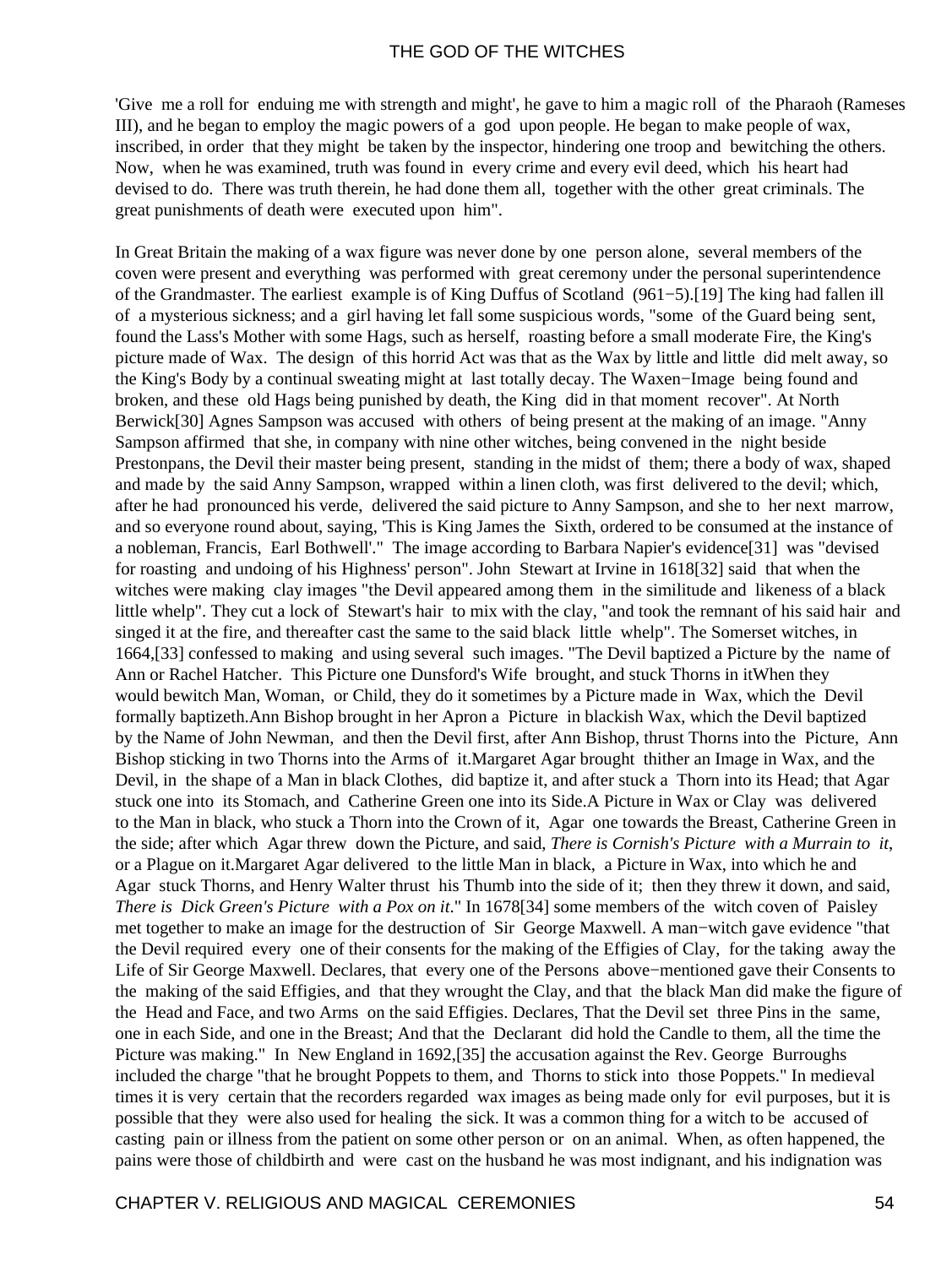'Give me a roll for enduing me with strength and might', he gave to him a magic roll of the Pharaoh (Rameses III), and he began to employ the magic powers of a god upon people. He began to make people of wax, inscribed, in order that they might be taken by the inspector, hindering one troop and bewitching the others. Now, when he was examined, truth was found in every crime and every evil deed, which his heart had devised to do. There was truth therein, he had done them all, together with the other great criminals. The great punishments of death were executed upon him".

In Great Britain the making of a wax figure was never done by one person alone, several members of the coven were present and everything was performed with great ceremony under the personal superintendence of the Grandmaster. The earliest example is of King Duffus of Scotland (961−5).[19] The king had fallen ill of a mysterious sickness; and a girl having let fall some suspicious words, "some of the Guard being sent, found the Lass's Mother with some Hags, such as herself, roasting before a small moderate Fire, the King's picture made of Wax. The design of this horrid Act was that as the Wax by little and little did melt away, so the King's Body by a continual sweating might at last totally decay. The Waxen−Image being found and broken, and these old Hags being punished by death, the King did in that moment recover". At North Berwick[30] Agnes Sampson was accused with others of being present at the making of an image. "Anny Sampson affirmed that she, in company with nine other witches, being convened in the night beside Prestonpans, the Devil their master being present, standing in the midst of them; there a body of wax, shaped and made by the said Anny Sampson, wrapped within a linen cloth, was first delivered to the devil; which, after he had pronounced his verde, delivered the said picture to Anny Sampson, and she to her next marrow, and so everyone round about, saying, 'This is King James the Sixth, ordered to be consumed at the instance of a nobleman, Francis, Earl Bothwell'." The image according to Barbara Napier's evidence[31] was "devised for roasting and undoing of his Highness' person". John Stewart at Irvine in 1618[32] said that when the witches were making clay images "the Devil appeared among them in the similitude and likeness of a black little whelp". They cut a lock of Stewart's hair to mix with the clay, "and took the remnant of his said hair and singed it at the fire, and thereafter cast the same to the said black little whelp". The Somerset witches, in 1664,[33] confessed to making and using several such images. "The Devil baptized a Picture by the name of Ann or Rachel Hatcher. This Picture one Dunsford's Wife brought, and stuck Thorns in itWhen they would bewitch Man, Woman, or Child, they do it sometimes by a Picture made in Wax, which the Devil formally baptizeth.Ann Bishop brought in her Apron a Picture in blackish Wax, which the Devil baptized by the Name of John Newman, and then the Devil first, after Ann Bishop, thrust Thorns into the Picture, Ann Bishop sticking in two Thorns into the Arms of it.Margaret Agar brought thither an Image in Wax, and the Devil, in the shape of a Man in black Clothes, did baptize it, and after stuck a Thorn into its Head; that Agar stuck one into its Stomach, and Catherine Green one into its Side.A Picture in Wax or Clay was delivered to the Man in black, who stuck a Thorn into the Crown of it, Agar one towards the Breast, Catherine Green in the side; after which Agar threw down the Picture, and said, *There is Cornish's Picture with a Murrain to it*, or a Plague on it.Margaret Agar delivered to the little Man in black, a Picture in Wax, into which he and Agar stuck Thorns, and Henry Walter thrust his Thumb into the side of it; then they threw it down, and said, *There is Dick Green's Picture with a Pox on it*." In 1678[34] some members of the witch coven of Paisley met together to make an image for the destruction of Sir George Maxwell. A man−witch gave evidence "that the Devil required every one of their consents for the making of the Effigies of Clay, for the taking away the Life of Sir George Maxwell. Declares, that every one of the Persons above−mentioned gave their Consents to the making of the said Effigies, and that they wrought the Clay, and that the black Man did make the figure of the Head and Face, and two Arms on the said Effigies. Declares, That the Devil set three Pins in the same, one in each Side, and one in the Breast; And that the Declarant did hold the Candle to them, all the time the Picture was making." In New England in 1692,[35] the accusation against the Rev. George Burroughs included the charge "that he brought Poppets to them, and Thorns to stick into those Poppets." In medieval times it is very certain that the recorders regarded wax images as being made only for evil purposes, but it is possible that they were also used for healing the sick. It was a common thing for a witch to be accused of casting pain or illness from the patient on some other person or on an animal. When, as often happened, the pains were those of childbirth and were cast on the husband he was most indignant, and his indignation was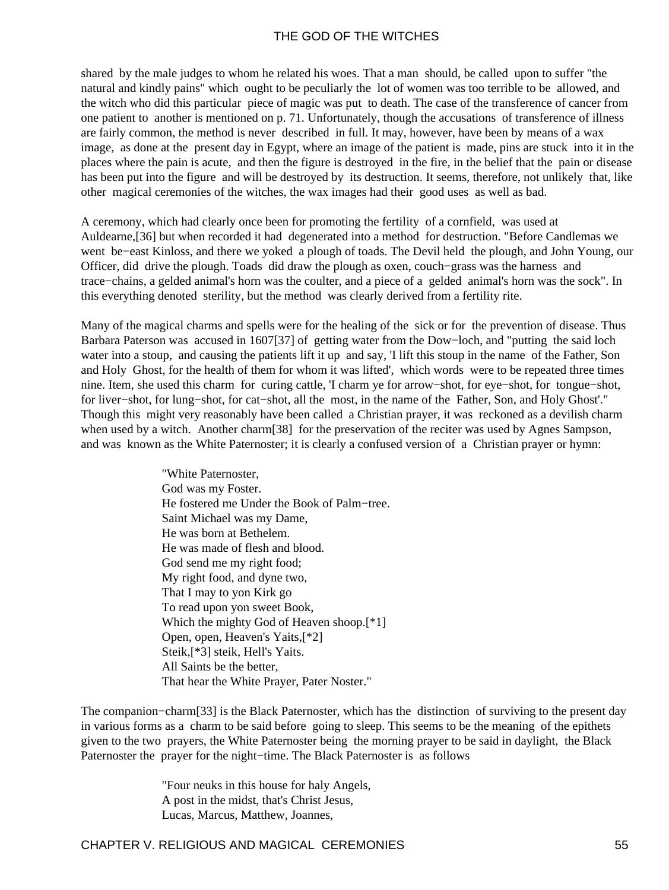shared by the male judges to whom he related his woes. That a man should, be called upon to suffer "the natural and kindly pains" which ought to be peculiarly the lot of women was too terrible to be allowed, and the witch who did this particular piece of magic was put to death. The case of the transference of cancer from one patient to another is mentioned on p. 71. Unfortunately, though the accusations of transference of illness are fairly common, the method is never described in full. It may, however, have been by means of a wax image, as done at the present day in Egypt, where an image of the patient is made, pins are stuck into it in the places where the pain is acute, and then the figure is destroyed in the fire, in the belief that the pain or disease has been put into the figure and will be destroyed by its destruction. It seems, therefore, not unlikely that, like other magical ceremonies of the witches, the wax images had their good uses as well as bad.

A ceremony, which had clearly once been for promoting the fertility of a cornfield, was used at Auldearne,[36] but when recorded it had degenerated into a method for destruction. "Before Candlemas we went be−east Kinloss, and there we yoked a plough of toads. The Devil held the plough, and John Young, our Officer, did drive the plough. Toads did draw the plough as oxen, couch−grass was the harness and trace−chains, a gelded animal's horn was the coulter, and a piece of a gelded animal's horn was the sock". In this everything denoted sterility, but the method was clearly derived from a fertility rite.

Many of the magical charms and spells were for the healing of the sick or for the prevention of disease. Thus Barbara Paterson was accused in 1607[37] of getting water from the Dow−loch, and "putting the said loch water into a stoup, and causing the patients lift it up and say, 'I lift this stoup in the name of the Father, Son and Holy Ghost, for the health of them for whom it was lifted', which words were to be repeated three times nine. Item, she used this charm for curing cattle, 'I charm ye for arrow−shot, for eye−shot, for tongue−shot, for liver−shot, for lung−shot, for cat−shot, all the most, in the name of the Father, Son, and Holy Ghost'." Though this might very reasonably have been called a Christian prayer, it was reckoned as a devilish charm when used by a witch. Another charm[38] for the preservation of the reciter was used by Agnes Sampson, and was known as the White Paternoster; it is clearly a confused version of a Christian prayer or hymn:

> "White Paternoster,
> God was my Foster.
> He fostered me Under the Book of Palm−tree.
> Saint Michael was my Dame,
> He was born at Bethelem.
> He was made of flesh and blood.
> God send me my right food;
> My right food, and dyne two,
> That I may to yon Kirk go
> To read upon yon sweet Book,
> Which the mighty God of Heaven shoop.[*1]
> Open, open, Heaven's Yaits,[*2]
> Steik,[*3] steik, Hell's Yaits.
> All Saints be the better,
> That hear the White Prayer, Pater Noster."

The companion−charm[33] is the Black Paternoster, which has the distinction of surviving to the present day in various forms as a charm to be said before going to sleep. This seems to be the meaning of the epithets given to the two prayers, the White Paternoster being the morning prayer to be said in daylight, the Black Paternoster the prayer for the night−time. The Black Paternoster is as follows

> "Four neuks in this house for haly Angels,
> A post in the midst, that's Christ Jesus,
> Lucas, Marcus, Matthew, Joannes,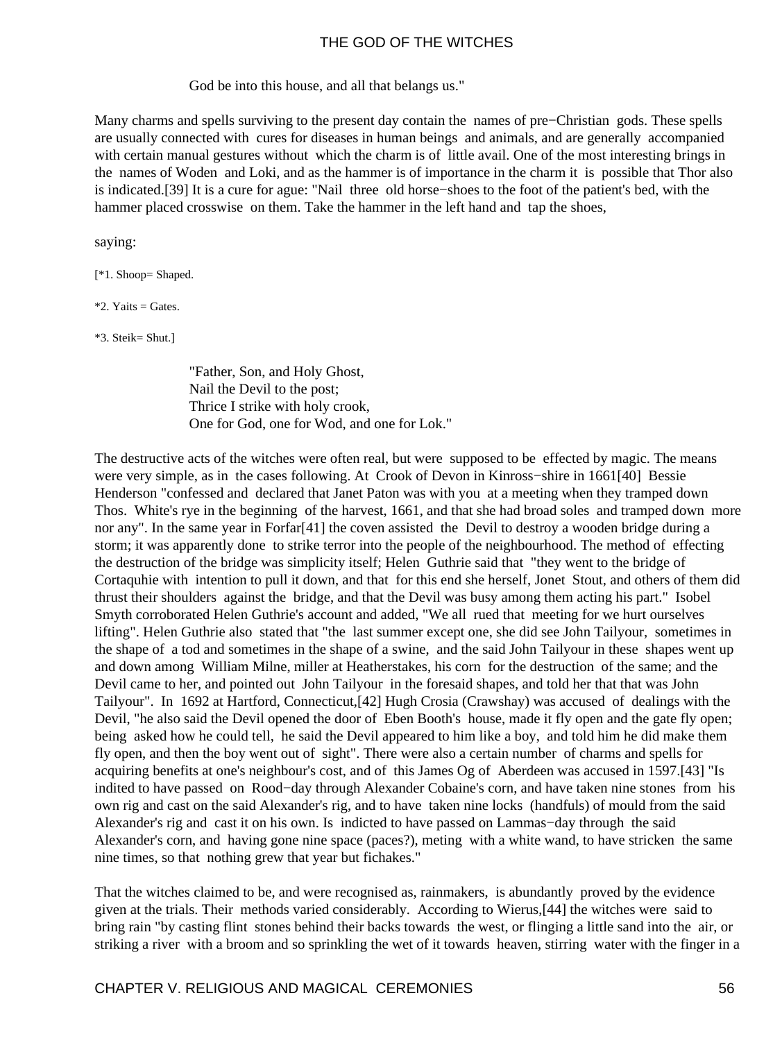God be into this house, and all that belangs us."

Many charms and spells surviving to the present day contain the names of pre−Christian gods. These spells are usually connected with cures for diseases in human beings and animals, and are generally accompanied with certain manual gestures without which the charm is of little avail. One of the most interesting brings in the names of Woden and Loki, and as the hammer is of importance in the charm it is possible that Thor also is indicated.[39] It is a cure for ague: "Nail three old horse−shoes to the foot of the patient's bed, with the hammer placed crosswise on them. Take the hammer in the left hand and tap the shoes,

saying:

[*1. Shoop= Shaped.

*2. Yaits = Gates.

*3. Steik= Shut.]

"Father, Son, and Holy Ghost,
Nail the Devil to the post;
Thrice I strike with holy crook,
One for God, one for Wod, and one for Lok."

The destructive acts of the witches were often real, but were supposed to be effected by magic. The means were very simple, as in the cases following. At Crook of Devon in Kinross−shire in 1661[40] Bessie Henderson "confessed and declared that Janet Paton was with you at a meeting when they tramped down Thos. White's rye in the beginning of the harvest, 1661, and that she had broad soles and tramped down more nor any". In the same year in Forfar[41] the coven assisted the Devil to destroy a wooden bridge during a storm; it was apparently done to strike terror into the people of the neighbourhood. The method of effecting the destruction of the bridge was simplicity itself; Helen Guthrie said that "they went to the bridge of Cortaquhie with intention to pull it down, and that for this end she herself, Jonet Stout, and others of them did thrust their shoulders against the bridge, and that the Devil was busy among them acting his part." Isobel Smyth corroborated Helen Guthrie's account and added, "We all rued that meeting for we hurt ourselves lifting". Helen Guthrie also stated that "the last summer except one, she did see John Tailyour, sometimes in the shape of a tod and sometimes in the shape of a swine, and the said John Tailyour in these shapes went up and down among William Milne, miller at Heatherstakes, his corn for the destruction of the same; and the Devil came to her, and pointed out John Tailyour in the foresaid shapes, and told her that that was John Tailyour". In 1692 at Hartford, Connecticut,[42] Hugh Crosia (Crawshay) was accused of dealings with the Devil, "he also said the Devil opened the door of Eben Booth's house, made it fly open and the gate fly open; being asked how he could tell, he said the Devil appeared to him like a boy, and told him he did make them fly open, and then the boy went out of sight". There were also a certain number of charms and spells for acquiring benefits at one's neighbour's cost, and of this James Og of Aberdeen was accused in 1597.[43] "Is indited to have passed on Rood−day through Alexander Cobaine's corn, and have taken nine stones from his own rig and cast on the said Alexander's rig, and to have taken nine locks (handfuls) of mould from the said Alexander's rig and cast it on his own. Is indicted to have passed on Lammas−day through the said Alexander's corn, and having gone nine space (paces?), meting with a white wand, to have stricken the same nine times, so that nothing grew that year but fichakes."

That the witches claimed to be, and were recognised as, rainmakers, is abundantly proved by the evidence given at the trials. Their methods varied considerably. According to Wierus,[44] the witches were said to bring rain "by casting flint stones behind their backs towards the west, or flinging a little sand into the air, or striking a river with a broom and so sprinkling the wet of it towards heaven, stirring water with the finger in a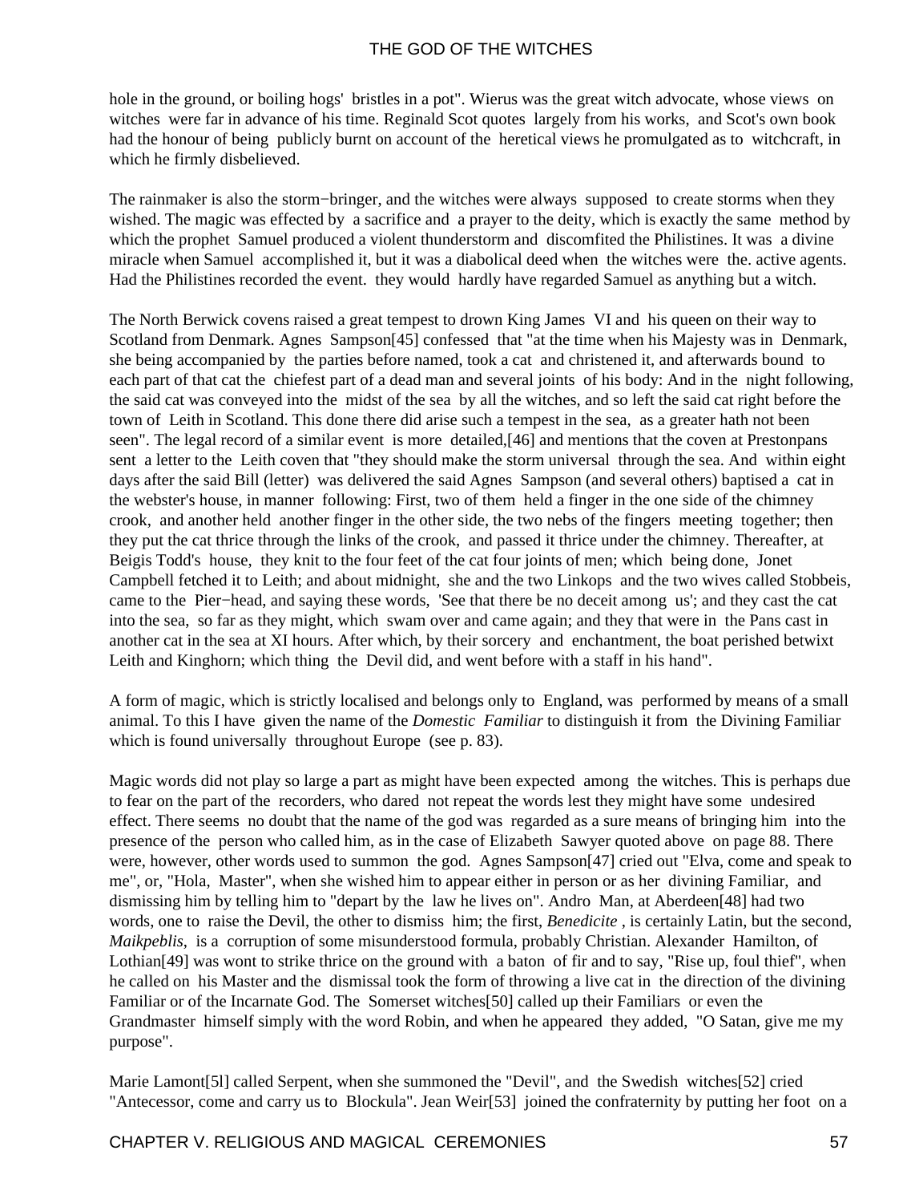hole in the ground, or boiling hogs' bristles in a pot". Wierus was the great witch advocate, whose views on witches were far in advance of his time. Reginald Scot quotes largely from his works, and Scot's own book had the honour of being publicly burnt on account of the heretical views he promulgated as to witchcraft, in which he firmly disbelieved.

The rainmaker is also the storm−bringer, and the witches were always supposed to create storms when they wished. The magic was effected by a sacrifice and a prayer to the deity, which is exactly the same method by which the prophet Samuel produced a violent thunderstorm and discomfited the Philistines. It was a divine miracle when Samuel accomplished it, but it was a diabolical deed when the witches were the. active agents. Had the Philistines recorded the event. they would hardly have regarded Samuel as anything but a witch.

The North Berwick covens raised a great tempest to drown King James VI and his queen on their way to Scotland from Denmark. Agnes Sampson[45] confessed that "at the time when his Majesty was in Denmark, she being accompanied by the parties before named, took a cat and christened it, and afterwards bound to each part of that cat the chiefest part of a dead man and several joints of his body: And in the night following, the said cat was conveyed into the midst of the sea by all the witches, and so left the said cat right before the town of Leith in Scotland. This done there did arise such a tempest in the sea, as a greater hath not been seen". The legal record of a similar event is more detailed,[46] and mentions that the coven at Prestonpans sent a letter to the Leith coven that "they should make the storm universal through the sea. And within eight days after the said Bill (letter) was delivered the said Agnes Sampson (and several others) baptised a cat in the webster's house, in manner following: First, two of them held a finger in the one side of the chimney crook, and another held another finger in the other side, the two nebs of the fingers meeting together; then they put the cat thrice through the links of the crook, and passed it thrice under the chimney. Thereafter, at Beigis Todd's house, they knit to the four feet of the cat four joints of men; which being done, Jonet Campbell fetched it to Leith; and about midnight, she and the two Linkops and the two wives called Stobbeis, came to the Pier−head, and saying these words, 'See that there be no deceit among us'; and they cast the cat into the sea, so far as they might, which swam over and came again; and they that were in the Pans cast in another cat in the sea at XI hours. After which, by their sorcery and enchantment, the boat perished betwixt Leith and Kinghorn; which thing the Devil did, and went before with a staff in his hand".

A form of magic, which is strictly localised and belongs only to England, was performed by means of a small animal. To this I have given the name of the *Domestic Familiar* to distinguish it from the Divining Familiar which is found universally throughout Europe (see p. 83).

Magic words did not play so large a part as might have been expected among the witches. This is perhaps due to fear on the part of the recorders, who dared not repeat the words lest they might have some undesired effect. There seems no doubt that the name of the god was regarded as a sure means of bringing him into the presence of the person who called him, as in the case of Elizabeth Sawyer quoted above on page 88. There were, however, other words used to summon the god. Agnes Sampson[47] cried out "Elva, come and speak to me", or, "Hola, Master", when she wished him to appear either in person or as her divining Familiar, and dismissing him by telling him to "depart by the law he lives on". Andro Man, at Aberdeen[48] had two words, one to raise the Devil, the other to dismiss him; the first, *Benedicite* , is certainly Latin, but the second, *Maikpeblis*, is a corruption of some misunderstood formula, probably Christian. Alexander Hamilton, of Lothian[49] was wont to strike thrice on the ground with a baton of fir and to say, "Rise up, foul thief", when he called on his Master and the dismissal took the form of throwing a live cat in the direction of the divining Familiar or of the Incarnate God. The Somerset witches[50] called up their Familiars or even the Grandmaster himself simply with the word Robin, and when he appeared they added, "O Satan, give me my purpose".

Marie Lamont[5l] called Serpent, when she summoned the "Devil", and the Swedish witches[52] cried "Antecessor, come and carry us to Blockula". Jean Weir[53] joined the confraternity by putting her foot on a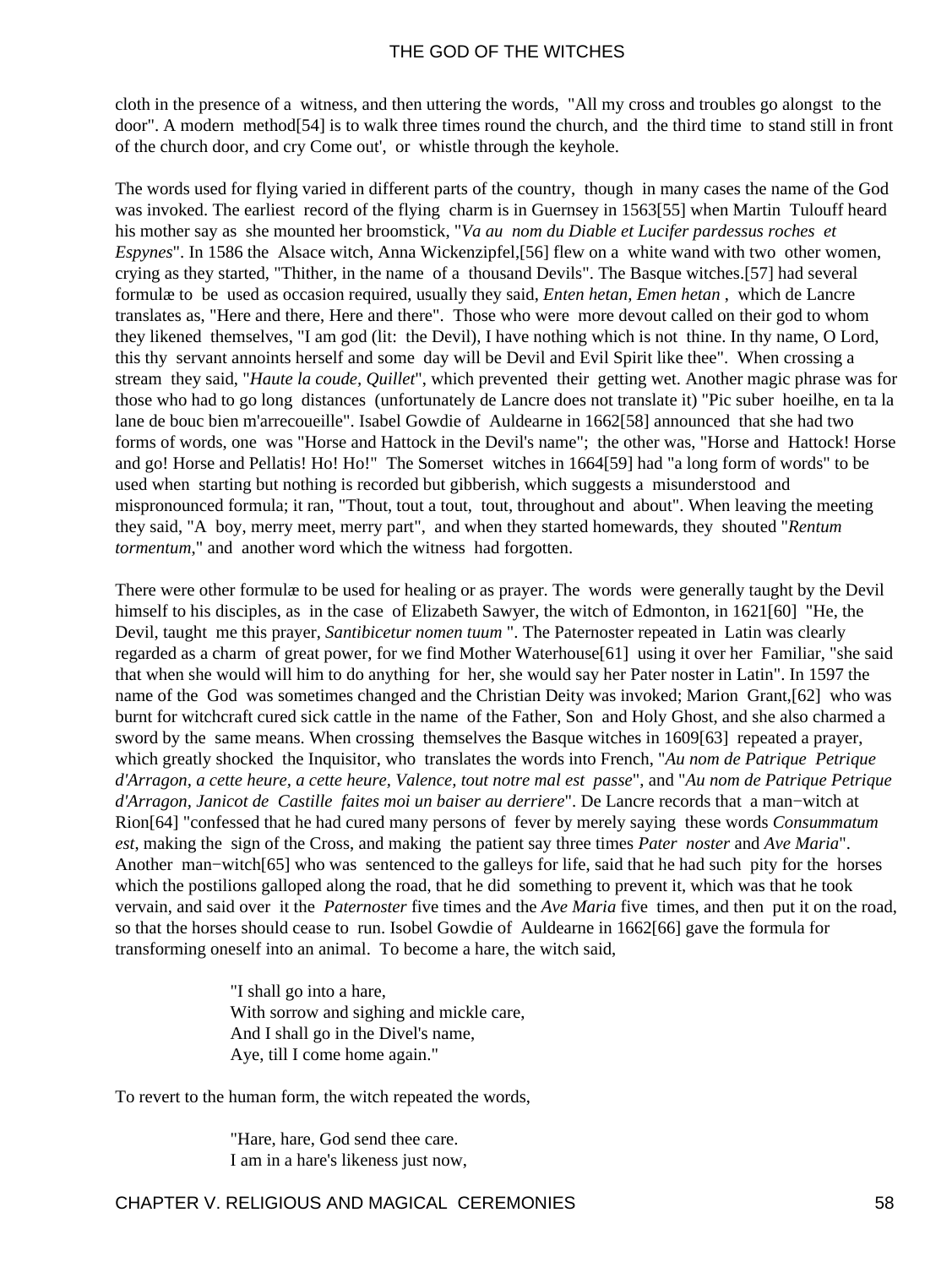cloth in the presence of a witness, and then uttering the words, "All my cross and troubles go alongst to the door". A modern method[54] is to walk three times round the church, and the third time to stand still in front of the church door, and cry Come out', or whistle through the keyhole.

The words used for flying varied in different parts of the country, though in many cases the name of the God was invoked. The earliest record of the flying charm is in Guernsey in 1563[55] when Martin Tulouff heard his mother say as she mounted her broomstick, "*Va au nom du Diable et Lucifer pardessus roches et Espynes*". In 1586 the Alsace witch, Anna Wickenzipfel,[56] flew on a white wand with two other women, crying as they started, "Thither, in the name of a thousand Devils". The Basque witches.[57] had several formulæ to be used as occasion required, usually they said, *Enten hetan, Emen hetan* , which de Lancre translates as, "Here and there, Here and there". Those who were more devout called on their god to whom they likened themselves, "I am god (lit: the Devil), I have nothing which is not thine. In thy name, O Lord, this thy servant annoints herself and some day will be Devil and Evil Spirit like thee". When crossing a stream they said, "*Haute la coude, Quillet*", which prevented their getting wet. Another magic phrase was for those who had to go long distances (unfortunately de Lancre does not translate it) "Pic suber hoeilhe, en ta la lane de bouc bien m'arrecoueille". Isabel Gowdie of Auldearne in 1662[58] announced that she had two forms of words, one was "Horse and Hattock in the Devil's name"; the other was, "Horse and Hattock! Horse and go! Horse and Pellatis! Ho! Ho!" The Somerset witches in 1664[59] had "a long form of words" to be used when starting but nothing is recorded but gibberish, which suggests a misunderstood and mispronounced formula; it ran, "Thout, tout a tout, tout, throughout and about". When leaving the meeting they said, "A boy, merry meet, merry part", and when they started homewards, they shouted "*Rentum tormentum*," and another word which the witness had forgotten.

There were other formulæ to be used for healing or as prayer. The words were generally taught by the Devil himself to his disciples, as in the case of Elizabeth Sawyer, the witch of Edmonton, in 1621[60] "He, the Devil, taught me this prayer, *Santibicetur nomen tuum* ". The Paternoster repeated in Latin was clearly regarded as a charm of great power, for we find Mother Waterhouse[61] using it over her Familiar, "she said that when she would will him to do anything for her, she would say her Pater noster in Latin". In 1597 the name of the God was sometimes changed and the Christian Deity was invoked; Marion Grant,[62] who was burnt for witchcraft cured sick cattle in the name of the Father, Son and Holy Ghost, and she also charmed a sword by the same means. When crossing themselves the Basque witches in 1609[63] repeated a prayer, which greatly shocked the Inquisitor, who translates the words into French, "*Au nom de Patrique Petrique d'Arragon, a cette heure, a cette heure, Valence, tout notre mal est passe*", and "*Au nom de Patrique Petrique d'Arragon, Janicot de Castille faites moi un baiser au derriere*". De Lancre records that a man−witch at Rion[64] "confessed that he had cured many persons of fever by merely saying these words *Consummatum est*, making the sign of the Cross, and making the patient say three times *Pater noster* and *Ave Maria*". Another man−witch[65] who was sentenced to the galleys for life, said that he had such pity for the horses which the postilions galloped along the road, that he did something to prevent it, which was that he took vervain, and said over it the *Paternoster* five times and the *Ave Maria* five times, and then put it on the road, so that the horses should cease to run. Isobel Gowdie of Auldearne in 1662[66] gave the formula for transforming oneself into an animal. To become a hare, the witch said,

> "I shall go into a hare,
> With sorrow and sighing and mickle care,
> And I shall go in the Divel's name,
> Aye, till I come home again."

To revert to the human form, the witch repeated the words,

> "Hare, hare, God send thee care.
> I am in a hare's likeness just now,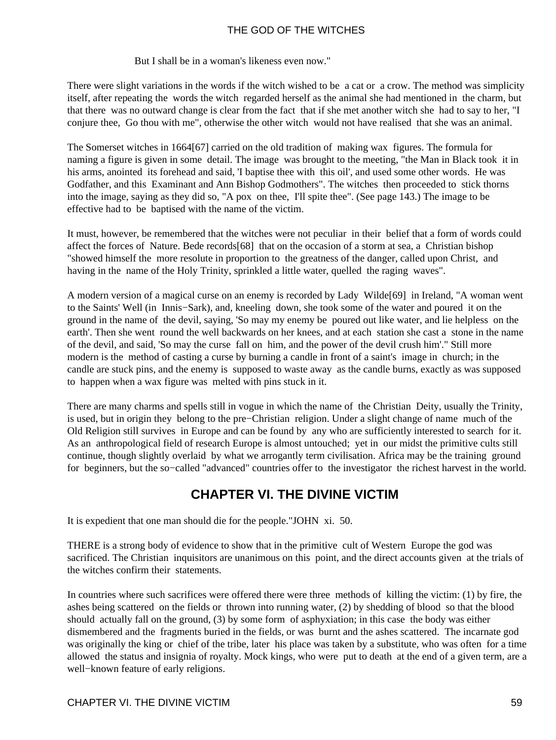But I shall be in a woman's likeness even now."

There were slight variations in the words if the witch wished to be a cat or a crow. The method was simplicity itself, after repeating the words the witch regarded herself as the animal she had mentioned in the charm, but that there was no outward change is clear from the fact that if she met another witch she had to say to her, "I conjure thee, Go thou with me", otherwise the other witch would not have realised that she was an animal.

The Somerset witches in 1664[67] carried on the old tradition of making wax figures. The formula for naming a figure is given in some detail. The image was brought to the meeting, "the Man in Black took it in his arms, anointed its forehead and said, 'I baptise thee with this oil', and used some other words. He was Godfather, and this Examinant and Ann Bishop Godmothers". The witches then proceeded to stick thorns into the image, saying as they did so, "A pox on thee, I'll spite thee". (See page 143.) The image to be effective had to be baptised with the name of the victim.

It must, however, be remembered that the witches were not peculiar in their belief that a form of words could affect the forces of Nature. Bede records[68] that on the occasion of a storm at sea, a Christian bishop "showed himself the more resolute in proportion to the greatness of the danger, called upon Christ, and having in the name of the Holy Trinity, sprinkled a little water, quelled the raging waves".

A modern version of a magical curse on an enemy is recorded by Lady Wilde[69] in Ireland, "A woman went to the Saints' Well (in Innis−Sark), and, kneeling down, she took some of the water and poured it on the ground in the name of the devil, saying, 'So may my enemy be poured out like water, and lie helpless on the earth'. Then she went round the well backwards on her knees, and at each station she cast a stone in the name of the devil, and said, 'So may the curse fall on him, and the power of the devil crush him'." Still more modern is the method of casting a curse by burning a candle in front of a saint's image in church; in the candle are stuck pins, and the enemy is supposed to waste away as the candle burns, exactly as was supposed to happen when a wax figure was melted with pins stuck in it.

There are many charms and spells still in vogue in which the name of the Christian Deity, usually the Trinity, is used, but in origin they belong to the pre−Christian religion. Under a slight change of name much of the Old Religion still survives in Europe and can be found by any who are sufficiently interested to search for it. As an anthropological field of research Europe is almost untouched; yet in our midst the primitive cults still continue, though slightly overlaid by what we arrogantly term civilisation. Africa may be the training ground for beginners, but the so−called "advanced" countries offer to the investigator the richest harvest in the world.

## CHAPTER VI. THE DIVINE VICTIM

It is expedient that one man should die for the people."JOHN xi. 50.

THERE is a strong body of evidence to show that in the primitive cult of Western Europe the god was sacrificed. The Christian inquisitors are unanimous on this point, and the direct accounts given at the trials of the witches confirm their statements.

In countries where such sacrifices were offered there were three methods of killing the victim: (1) by fire, the ashes being scattered on the fields or thrown into running water, (2) by shedding of blood so that the blood should actually fall on the ground, (3) by some form of asphyxiation; in this case the body was either dismembered and the fragments buried in the fields, or was burnt and the ashes scattered. The incarnate god was originally the king or chief of the tribe, later his place was taken by a substitute, who was often for a time allowed the status and insignia of royalty. Mock kings, who were put to death at the end of a given term, are a well−known feature of early religions.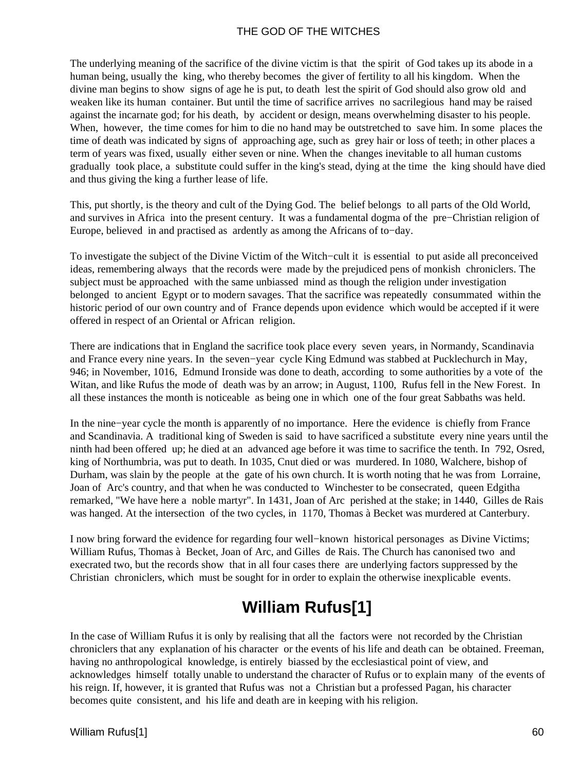The underlying meaning of the sacrifice of the divine victim is that the spirit of God takes up its abode in a human being, usually the king, who thereby becomes the giver of fertility to all his kingdom. When the divine man begins to show signs of age he is put, to death lest the spirit of God should also grow old and weaken like its human container. But until the time of sacrifice arrives no sacrilegious hand may be raised against the incarnate god; for his death, by accident or design, means overwhelming disaster to his people. When, however, the time comes for him to die no hand may be outstretched to save him. In some places the time of death was indicated by signs of approaching age, such as grey hair or loss of teeth; in other places a term of years was fixed, usually either seven or nine. When the changes inevitable to all human customs gradually took place, a substitute could suffer in the king's stead, dying at the time the king should have died and thus giving the king a further lease of life.

This, put shortly, is the theory and cult of the Dying God. The belief belongs to all parts of the Old World, and survives in Africa into the present century. It was a fundamental dogma of the pre−Christian religion of Europe, believed in and practised as ardently as among the Africans of to−day.

To investigate the subject of the Divine Victim of the Witch−cult it is essential to put aside all preconceived ideas, remembering always that the records were made by the prejudiced pens of monkish chroniclers. The subject must be approached with the same unbiassed mind as though the religion under investigation belonged to ancient Egypt or to modern savages. That the sacrifice was repeatedly consummated within the historic period of our own country and of France depends upon evidence which would be accepted if it were offered in respect of an Oriental or African religion.

There are indications that in England the sacrifice took place every seven years, in Normandy, Scandinavia and France every nine years. In the seven−year cycle King Edmund was stabbed at Pucklechurch in May, 946; in November, 1016, Edmund Ironside was done to death, according to some authorities by a vote of the Witan, and like Rufus the mode of death was by an arrow; in August, 1100, Rufus fell in the New Forest. In all these instances the month is noticeable as being one in which one of the four great Sabbaths was held.

In the nine−year cycle the month is apparently of no importance. Here the evidence is chiefly from France and Scandinavia. A traditional king of Sweden is said to have sacrificed a substitute every nine years until the ninth had been offered up; he died at an advanced age before it was time to sacrifice the tenth. In 792, Osred, king of Northumbria, was put to death. In 1035, Cnut died or was murdered. In 1080, Walchere, bishop of Durham, was slain by the people at the gate of his own church. It is worth noting that he was from Lorraine, Joan of Arc's country, and that when he was conducted to Winchester to be consecrated, queen Edgitha remarked, "We have here a noble martyr". In 1431, Joan of Arc perished at the stake; in 1440, Gilles de Rais was hanged. At the intersection of the two cycles, in 1170, Thomas à Becket was murdered at Canterbury.

I now bring forward the evidence for regarding four well−known historical personages as Divine Victims; William Rufus, Thomas à Becket, Joan of Arc, and Gilles de Rais. The Church has canonised two and execrated two, but the records show that in all four cases there are underlying factors suppressed by the Christian chroniclers, which must be sought for in order to explain the otherwise inexplicable events.

## William Rufus[1]

In the case of William Rufus it is only by realising that all the factors were not recorded by the Christian chroniclers that any explanation of his character or the events of his life and death can be obtained. Freeman, having no anthropological knowledge, is entirely biassed by the ecclesiastical point of view, and acknowledges himself totally unable to understand the character of Rufus or to explain many of the events of his reign. If, however, it is granted that Rufus was not a Christian but a professed Pagan, his character becomes quite consistent, and his life and death are in keeping with his religion.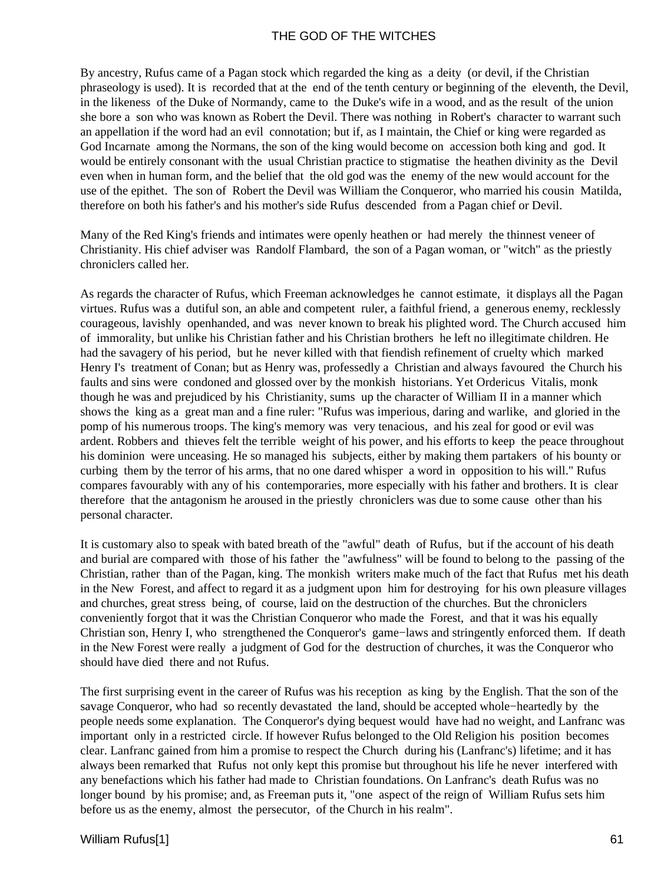By ancestry, Rufus came of a Pagan stock which regarded the king as a deity (or devil, if the Christian phraseology is used). It is recorded that at the end of the tenth century or beginning of the eleventh, the Devil, in the likeness of the Duke of Normandy, came to the Duke's wife in a wood, and as the result of the union she bore a son who was known as Robert the Devil. There was nothing in Robert's character to warrant such an appellation if the word had an evil connotation; but if, as I maintain, the Chief or king were regarded as God Incarnate among the Normans, the son of the king would become on accession both king and god. It would be entirely consonant with the usual Christian practice to stigmatise the heathen divinity as the Devil even when in human form, and the belief that the old god was the enemy of the new would account for the use of the epithet. The son of Robert the Devil was William the Conqueror, who married his cousin Matilda, therefore on both his father's and his mother's side Rufus descended from a Pagan chief or Devil.

Many of the Red King's friends and intimates were openly heathen or had merely the thinnest veneer of Christianity. His chief adviser was Randolf Flambard, the son of a Pagan woman, or "witch" as the priestly chroniclers called her.

As regards the character of Rufus, which Freeman acknowledges he cannot estimate, it displays all the Pagan virtues. Rufus was a dutiful son, an able and competent ruler, a faithful friend, a generous enemy, recklessly courageous, lavishly openhanded, and was never known to break his plighted word. The Church accused him of immorality, but unlike his Christian father and his Christian brothers he left no illegitimate children. He had the savagery of his period, but he never killed with that fiendish refinement of cruelty which marked Henry I's treatment of Conan; but as Henry was, professedly a Christian and always favoured the Church his faults and sins were condoned and glossed over by the monkish historians. Yet Ordericus Vitalis, monk though he was and prejudiced by his Christianity, sums up the character of William II in a manner which shows the king as a great man and a fine ruler: "Rufus was imperious, daring and warlike, and gloried in the pomp of his numerous troops. The king's memory was very tenacious, and his zeal for good or evil was ardent. Robbers and thieves felt the terrible weight of his power, and his efforts to keep the peace throughout his dominion were unceasing. He so managed his subjects, either by making them partakers of his bounty or curbing them by the terror of his arms, that no one dared whisper a word in opposition to his will." Rufus compares favourably with any of his contemporaries, more especially with his father and brothers. It is clear therefore that the antagonism he aroused in the priestly chroniclers was due to some cause other than his personal character.

It is customary also to speak with bated breath of the "awful" death of Rufus, but if the account of his death and burial are compared with those of his father the "awfulness" will be found to belong to the passing of the Christian, rather than of the Pagan, king. The monkish writers make much of the fact that Rufus met his death in the New Forest, and affect to regard it as a judgment upon him for destroying for his own pleasure villages and churches, great stress being, of course, laid on the destruction of the churches. But the chroniclers conveniently forgot that it was the Christian Conqueror who made the Forest, and that it was his equally Christian son, Henry I, who strengthened the Conqueror's game−laws and stringently enforced them. If death in the New Forest were really a judgment of God for the destruction of churches, it was the Conqueror who should have died there and not Rufus.

The first surprising event in the career of Rufus was his reception as king by the English. That the son of the savage Conqueror, who had so recently devastated the land, should be accepted whole−heartedly by the people needs some explanation. The Conqueror's dying bequest would have had no weight, and Lanfranc was important only in a restricted circle. If however Rufus belonged to the Old Religion his position becomes clear. Lanfranc gained from him a promise to respect the Church during his (Lanfranc's) lifetime; and it has always been remarked that Rufus not only kept this promise but throughout his life he never interfered with any benefactions which his father had made to Christian foundations. On Lanfranc's death Rufus was no longer bound by his promise; and, as Freeman puts it, "one aspect of the reign of William Rufus sets him before us as the enemy, almost the persecutor, of the Church in his realm".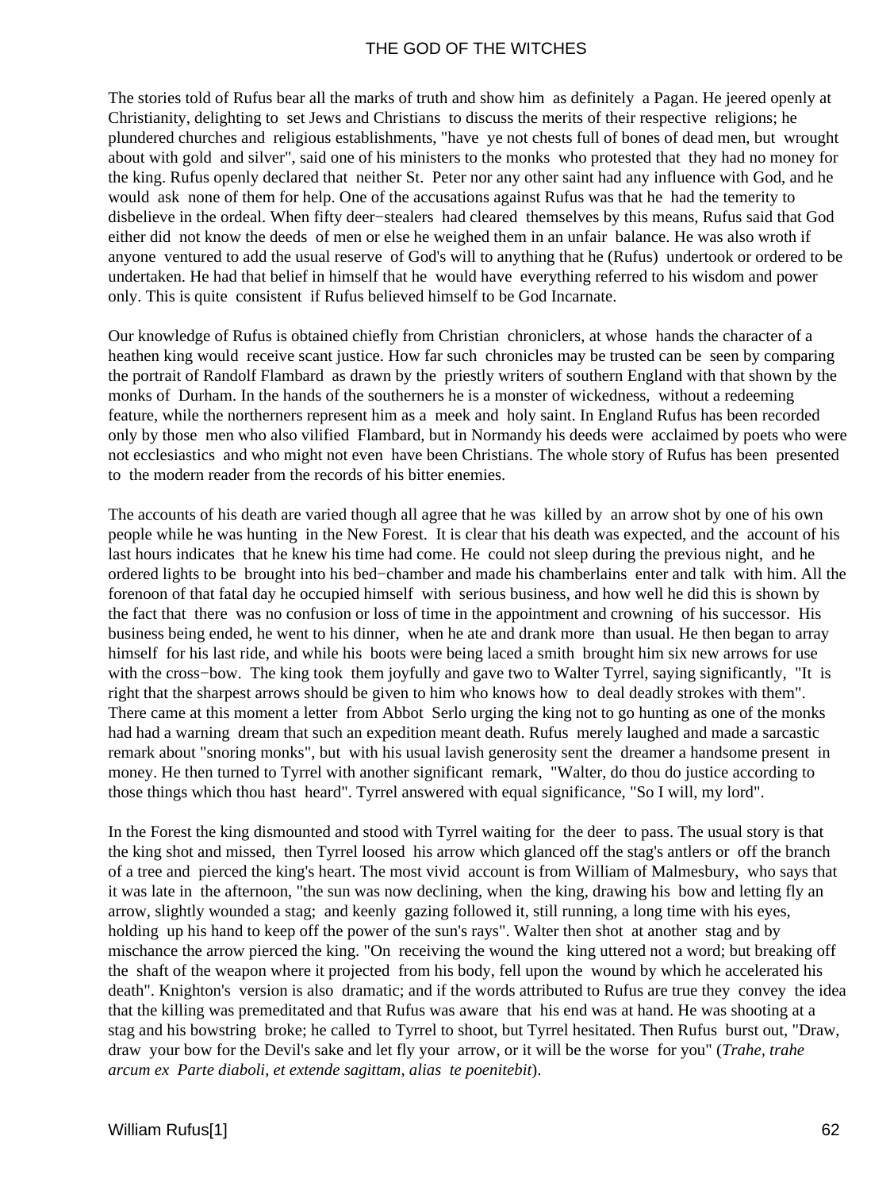The stories told of Rufus bear all the marks of truth and show him as definitely a Pagan. He jeered openly at Christianity, delighting to set Jews and Christians to discuss the merits of their respective religions; he plundered churches and religious establishments, "have ye not chests full of bones of dead men, but wrought about with gold and silver", said one of his ministers to the monks who protested that they had no money for the king. Rufus openly declared that neither St. Peter nor any other saint had any influence with God, and he would ask none of them for help. One of the accusations against Rufus was that he had the temerity to disbelieve in the ordeal. When fifty deer−stealers had cleared themselves by this means, Rufus said that God either did not know the deeds of men or else he weighed them in an unfair balance. He was also wroth if anyone ventured to add the usual reserve of God's will to anything that he (Rufus) undertook or ordered to be undertaken. He had that belief in himself that he would have everything referred to his wisdom and power only. This is quite consistent if Rufus believed himself to be God Incarnate.

Our knowledge of Rufus is obtained chiefly from Christian chroniclers, at whose hands the character of a heathen king would receive scant justice. How far such chronicles may be trusted can be seen by comparing the portrait of Randolf Flambard as drawn by the priestly writers of southern England with that shown by the monks of Durham. In the hands of the southerners he is a monster of wickedness, without a redeeming feature, while the northerners represent him as a meek and holy saint. In England Rufus has been recorded only by those men who also vilified Flambard, but in Normandy his deeds were acclaimed by poets who were not ecclesiastics and who might not even have been Christians. The whole story of Rufus has been presented to the modern reader from the records of his bitter enemies.

The accounts of his death are varied though all agree that he was killed by an arrow shot by one of his own people while he was hunting in the New Forest. It is clear that his death was expected, and the account of his last hours indicates that he knew his time had come. He could not sleep during the previous night, and he ordered lights to be brought into his bed−chamber and made his chamberlains enter and talk with him. All the forenoon of that fatal day he occupied himself with serious business, and how well he did this is shown by the fact that there was no confusion or loss of time in the appointment and crowning of his successor. His business being ended, he went to his dinner, when he ate and drank more than usual. He then began to array himself for his last ride, and while his boots were being laced a smith brought him six new arrows for use with the cross−bow. The king took them joyfully and gave two to Walter Tyrrel, saying significantly, "It is right that the sharpest arrows should be given to him who knows how to deal deadly strokes with them". There came at this moment a letter from Abbot Serlo urging the king not to go hunting as one of the monks had had a warning dream that such an expedition meant death. Rufus merely laughed and made a sarcastic remark about "snoring monks", but with his usual lavish generosity sent the dreamer a handsome present in money. He then turned to Tyrrel with another significant remark, "Walter, do thou do justice according to those things which thou hast heard". Tyrrel answered with equal significance, "So I will, my lord".

In the Forest the king dismounted and stood with Tyrrel waiting for the deer to pass. The usual story is that the king shot and missed, then Tyrrel loosed his arrow which glanced off the stag's antlers or off the branch of a tree and pierced the king's heart. The most vivid account is from William of Malmesbury, who says that it was late in the afternoon, "the sun was now declining, when the king, drawing his bow and letting fly an arrow, slightly wounded a stag; and keenly gazing followed it, still running, a long time with his eyes, holding up his hand to keep off the power of the sun's rays". Walter then shot at another stag and by mischance the arrow pierced the king. "On receiving the wound the king uttered not a word; but breaking off the shaft of the weapon where it projected from his body, fell upon the wound by which he accelerated his death". Knighton's version is also dramatic; and if the words attributed to Rufus are true they convey the idea that the killing was premeditated and that Rufus was aware that his end was at hand. He was shooting at a stag and his bowstring broke; he called to Tyrrel to shoot, but Tyrrel hesitated. Then Rufus burst out, "Draw, draw your bow for the Devil's sake and let fly your arrow, or it will be the worse for you" (*Trahe, trahe arcum ex Parte diaboli, et extende sagittam, alias te poenitebit*).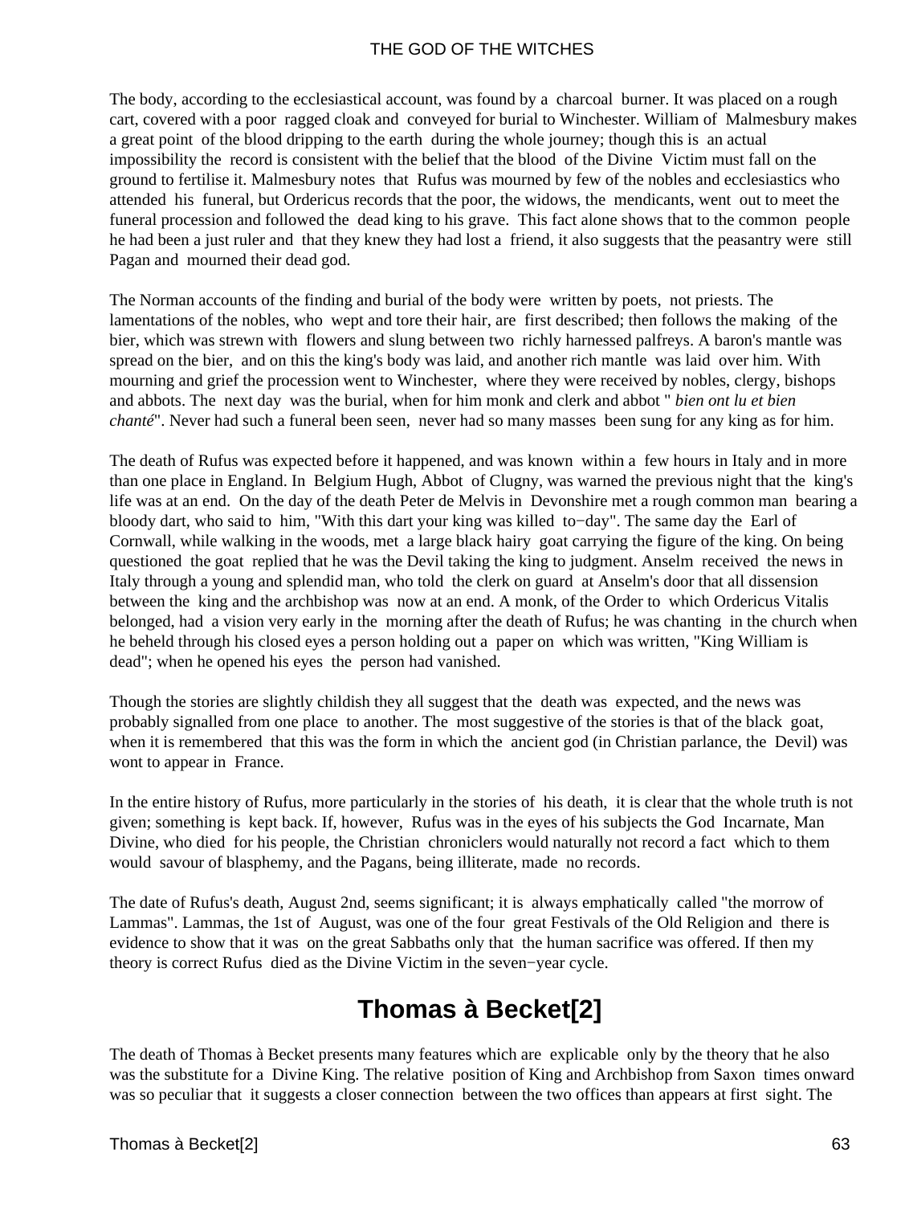The body, according to the ecclesiastical account, was found by a charcoal burner. It was placed on a rough cart, covered with a poor ragged cloak and conveyed for burial to Winchester. William of Malmesbury makes a great point of the blood dripping to the earth during the whole journey; though this is an actual impossibility the record is consistent with the belief that the blood of the Divine Victim must fall on the ground to fertilise it. Malmesbury notes that Rufus was mourned by few of the nobles and ecclesiastics who attended his funeral, but Ordericus records that the poor, the widows, the mendicants, went out to meet the funeral procession and followed the dead king to his grave. This fact alone shows that to the common people he had been a just ruler and that they knew they had lost a friend, it also suggests that the peasantry were still Pagan and mourned their dead god.

The Norman accounts of the finding and burial of the body were written by poets, not priests. The lamentations of the nobles, who wept and tore their hair, are first described; then follows the making of the bier, which was strewn with flowers and slung between two richly harnessed palfreys. A baron's mantle was spread on the bier, and on this the king's body was laid, and another rich mantle was laid over him. With mourning and grief the procession went to Winchester, where they were received by nobles, clergy, bishops and abbots. The next day was the burial, when for him monk and clerk and abbot " *bien ont lu et bien chanté*". Never had such a funeral been seen, never had so many masses been sung for any king as for him.

The death of Rufus was expected before it happened, and was known within a few hours in Italy and in more than one place in England. In Belgium Hugh, Abbot of Clugny, was warned the previous night that the king's life was at an end. On the day of the death Peter de Melvis in Devonshire met a rough common man bearing a bloody dart, who said to him, "With this dart your king was killed to−day". The same day the Earl of Cornwall, while walking in the woods, met a large black hairy goat carrying the figure of the king. On being questioned the goat replied that he was the Devil taking the king to judgment. Anselm received the news in Italy through a young and splendid man, who told the clerk on guard at Anselm's door that all dissension between the king and the archbishop was now at an end. A monk, of the Order to which Ordericus Vitalis belonged, had a vision very early in the morning after the death of Rufus; he was chanting in the church when he beheld through his closed eyes a person holding out a paper on which was written, "King William is dead"; when he opened his eyes the person had vanished.

Though the stories are slightly childish they all suggest that the death was expected, and the news was probably signalled from one place to another. The most suggestive of the stories is that of the black goat, when it is remembered that this was the form in which the ancient god (in Christian parlance, the Devil) was wont to appear in France.

In the entire history of Rufus, more particularly in the stories of his death, it is clear that the whole truth is not given; something is kept back. If, however, Rufus was in the eyes of his subjects the God Incarnate, Man Divine, who died for his people, the Christian chroniclers would naturally not record a fact which to them would savour of blasphemy, and the Pagans, being illiterate, made no records.

The date of Rufus's death, August 2nd, seems significant; it is always emphatically called "the morrow of Lammas". Lammas, the 1st of August, was one of the four great Festivals of the Old Religion and there is evidence to show that it was on the great Sabbaths only that the human sacrifice was offered. If then my theory is correct Rufus died as the Divine Victim in the seven−year cycle.

## Thomas à Becket[2]

The death of Thomas à Becket presents many features which are explicable only by the theory that he also was the substitute for a Divine King. The relative position of King and Archbishop from Saxon times onward was so peculiar that it suggests a closer connection between the two offices than appears at first sight. The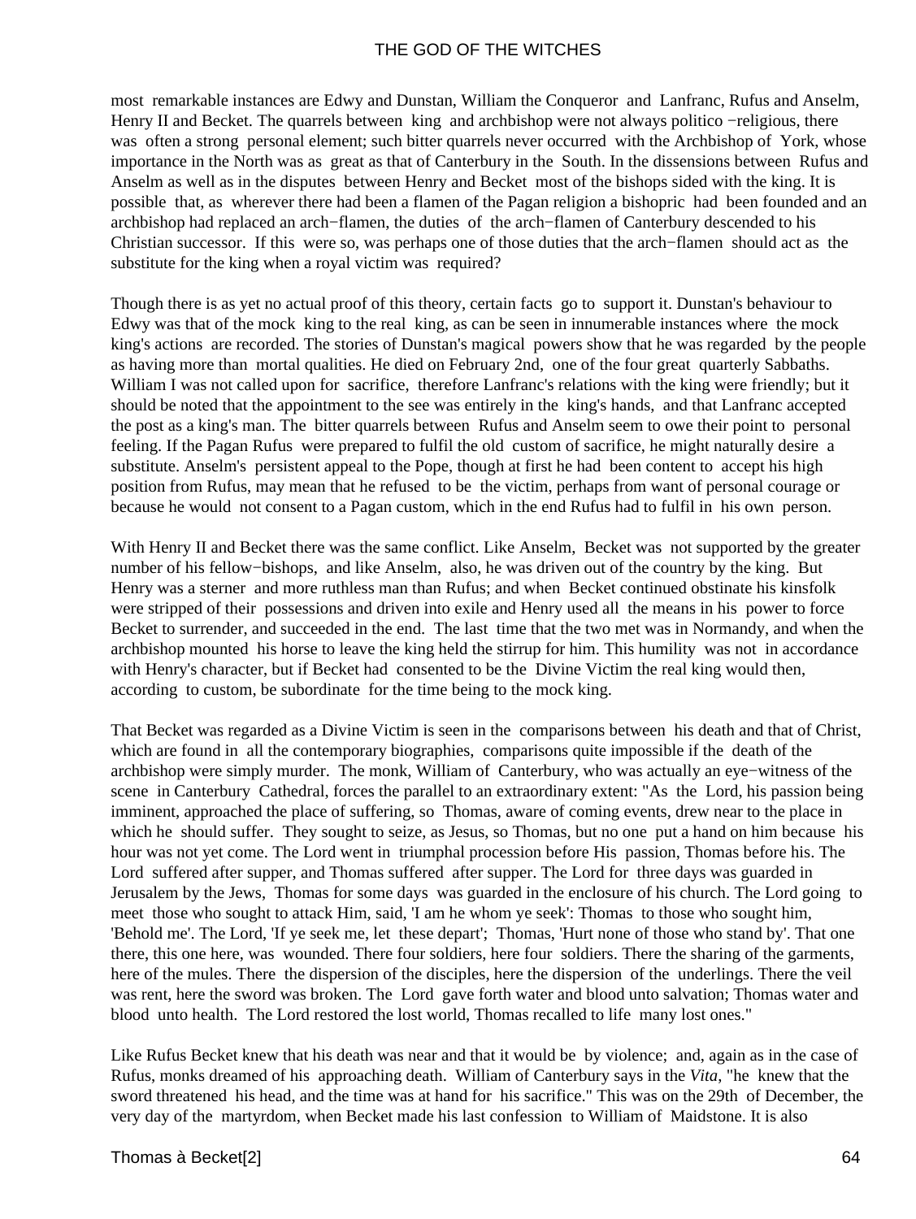most remarkable instances are Edwy and Dunstan, William the Conqueror and Lanfranc, Rufus and Anselm, Henry II and Becket. The quarrels between king and archbishop were not always politico−religious, there was often a strong personal element; such bitter quarrels never occurred with the Archbishop of York, whose importance in the North was as great as that of Canterbury in the South. In the dissensions between Rufus and Anselm as well as in the disputes between Henry and Becket most of the bishops sided with the king. It is possible that, as wherever there had been a flamen of the Pagan religion a bishopric had been founded and an archbishop had replaced an arch−flamen, the duties of the arch−flamen of Canterbury descended to his Christian successor. If this were so, was perhaps one of those duties that the arch−flamen should act as the substitute for the king when a royal victim was required?

Though there is as yet no actual proof of this theory, certain facts go to support it. Dunstan's behaviour to Edwy was that of the mock king to the real king, as can be seen in innumerable instances where the mock king's actions are recorded. The stories of Dunstan's magical powers show that he was regarded by the people as having more than mortal qualities. He died on February 2nd, one of the four great quarterly Sabbaths. William I was not called upon for sacrifice, therefore Lanfranc's relations with the king were friendly; but it should be noted that the appointment to the see was entirely in the king's hands, and that Lanfranc accepted the post as a king's man. The bitter quarrels between Rufus and Anselm seem to owe their point to personal feeling. If the Pagan Rufus were prepared to fulfil the old custom of sacrifice, he might naturally desire a substitute. Anselm's persistent appeal to the Pope, though at first he had been content to accept his high position from Rufus, may mean that he refused to be the victim, perhaps from want of personal courage or because he would not consent to a Pagan custom, which in the end Rufus had to fulfil in his own person.

With Henry II and Becket there was the same conflict. Like Anselm, Becket was not supported by the greater number of his fellow−bishops, and like Anselm, also, he was driven out of the country by the king. But Henry was a sterner and more ruthless man than Rufus; and when Becket continued obstinate his kinsfolk were stripped of their possessions and driven into exile and Henry used all the means in his power to force Becket to surrender, and succeeded in the end. The last time that the two met was in Normandy, and when the archbishop mounted his horse to leave the king held the stirrup for him. This humility was not in accordance with Henry's character, but if Becket had consented to be the Divine Victim the real king would then, according to custom, be subordinate for the time being to the mock king.

That Becket was regarded as a Divine Victim is seen in the comparisons between his death and that of Christ, which are found in all the contemporary biographies, comparisons quite impossible if the death of the archbishop were simply murder. The monk, William of Canterbury, who was actually an eye−witness of the scene in Canterbury Cathedral, forces the parallel to an extraordinary extent: "As the Lord, his passion being imminent, approached the place of suffering, so Thomas, aware of coming events, drew near to the place in which he should suffer. They sought to seize, as Jesus, so Thomas, but no one put a hand on him because his hour was not yet come. The Lord went in triumphal procession before His passion, Thomas before his. The Lord suffered after supper, and Thomas suffered after supper. The Lord for three days was guarded in Jerusalem by the Jews, Thomas for some days was guarded in the enclosure of his church. The Lord going to meet those who sought to attack Him, said, 'I am he whom ye seek': Thomas to those who sought him, 'Behold me'. The Lord, 'If ye seek me, let these depart'; Thomas, 'Hurt none of those who stand by'. That one there, this one here, was wounded. There four soldiers, here four soldiers. There the sharing of the garments, here of the mules. There the dispersion of the disciples, here the dispersion of the underlings. There the veil was rent, here the sword was broken. The Lord gave forth water and blood unto salvation; Thomas water and blood unto health. The Lord restored the lost world, Thomas recalled to life many lost ones."

Like Rufus Becket knew that his death was near and that it would be by violence; and, again as in the case of Rufus, monks dreamed of his approaching death. William of Canterbury says in the *Vita*, "he knew that the sword threatened his head, and the time was at hand for his sacrifice." This was on the 29th of December, the very day of the martyrdom, when Becket made his last confession to William of Maidstone. It is also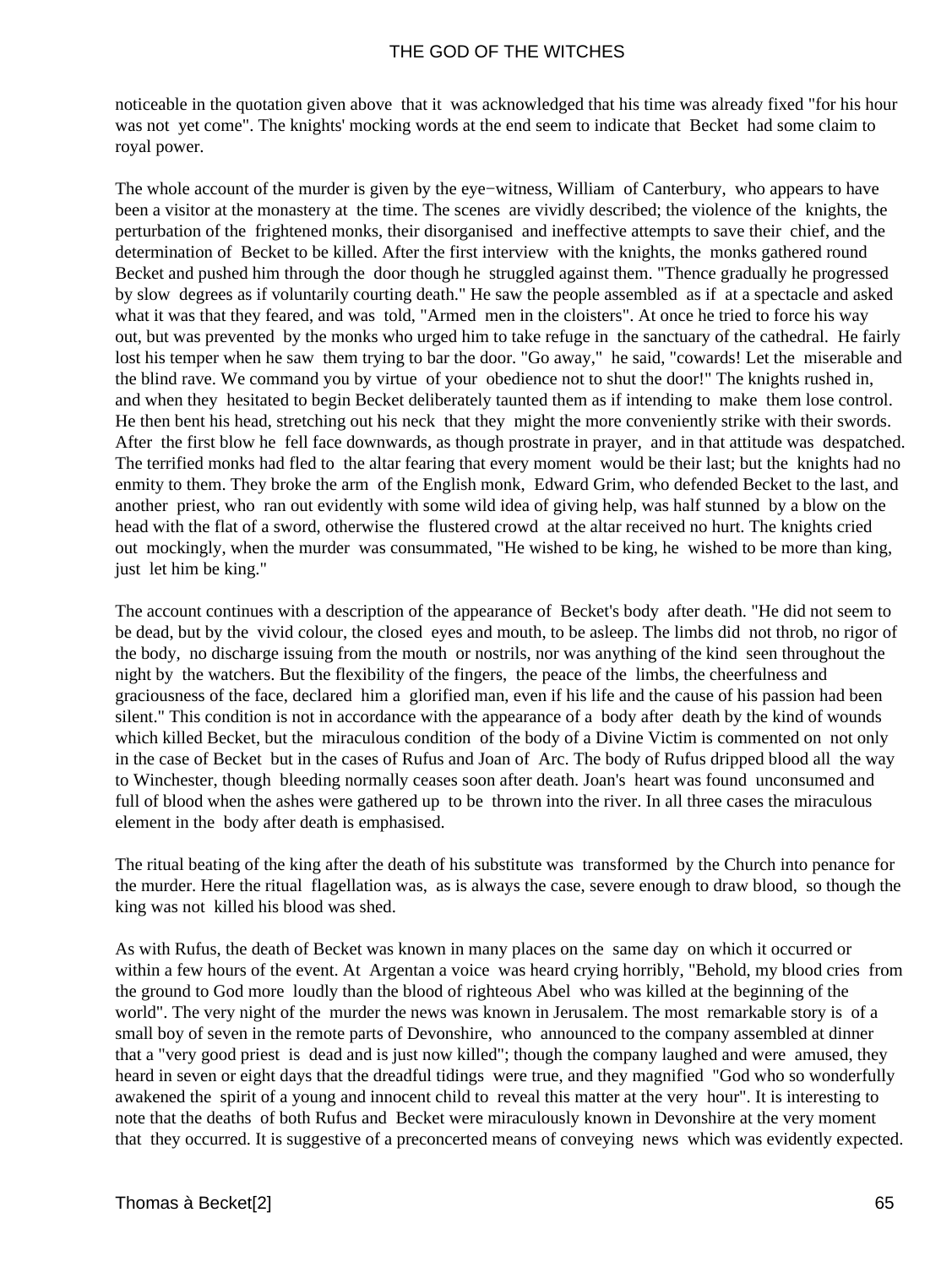noticeable in the quotation given above that it was acknowledged that his time was already fixed "for his hour was not yet come". The knights' mocking words at the end seem to indicate that Becket had some claim to royal power.

The whole account of the murder is given by the eye−witness, William of Canterbury, who appears to have been a visitor at the monastery at the time. The scenes are vividly described; the violence of the knights, the perturbation of the frightened monks, their disorganised and ineffective attempts to save their chief, and the determination of Becket to be killed. After the first interview with the knights, the monks gathered round Becket and pushed him through the door though he struggled against them. "Thence gradually he progressed by slow degrees as if voluntarily courting death." He saw the people assembled as if at a spectacle and asked what it was that they feared, and was told, "Armed men in the cloisters". At once he tried to force his way out, but was prevented by the monks who urged him to take refuge in the sanctuary of the cathedral. He fairly lost his temper when he saw them trying to bar the door. "Go away," he said, "cowards! Let the miserable and the blind rave. We command you by virtue of your obedience not to shut the door!" The knights rushed in, and when they hesitated to begin Becket deliberately taunted them as if intending to make them lose control. He then bent his head, stretching out his neck that they might the more conveniently strike with their swords. After the first blow he fell face downwards, as though prostrate in prayer, and in that attitude was despatched. The terrified monks had fled to the altar fearing that every moment would be their last; but the knights had no enmity to them. They broke the arm of the English monk, Edward Grim, who defended Becket to the last, and another priest, who ran out evidently with some wild idea of giving help, was half stunned by a blow on the head with the flat of a sword, otherwise the flustered crowd at the altar received no hurt. The knights cried out mockingly, when the murder was consummated, "He wished to be king, he wished to be more than king, just let him be king."

The account continues with a description of the appearance of Becket's body after death. "He did not seem to be dead, but by the vivid colour, the closed eyes and mouth, to be asleep. The limbs did not throb, no rigor of the body, no discharge issuing from the mouth or nostrils, nor was anything of the kind seen throughout the night by the watchers. But the flexibility of the fingers, the peace of the limbs, the cheerfulness and graciousness of the face, declared him a glorified man, even if his life and the cause of his passion had been silent." This condition is not in accordance with the appearance of a body after death by the kind of wounds which killed Becket, but the miraculous condition of the body of a Divine Victim is commented on not only in the case of Becket but in the cases of Rufus and Joan of Arc. The body of Rufus dripped blood all the way to Winchester, though bleeding normally ceases soon after death. Joan's heart was found unconsumed and full of blood when the ashes were gathered up to be thrown into the river. In all three cases the miraculous element in the body after death is emphasised.

The ritual beating of the king after the death of his substitute was transformed by the Church into penance for the murder. Here the ritual flagellation was, as is always the case, severe enough to draw blood, so though the king was not killed his blood was shed.

As with Rufus, the death of Becket was known in many places on the same day on which it occurred or within a few hours of the event. At Argentan a voice was heard crying horribly, "Behold, my blood cries from the ground to God more loudly than the blood of righteous Abel who was killed at the beginning of the world". The very night of the murder the news was known in Jerusalem. The most remarkable story is of a small boy of seven in the remote parts of Devonshire, who announced to the company assembled at dinner that a "very good priest is dead and is just now killed"; though the company laughed and were amused, they heard in seven or eight days that the dreadful tidings were true, and they magnified "God who so wonderfully awakened the spirit of a young and innocent child to reveal this matter at the very hour". It is interesting to note that the deaths of both Rufus and Becket were miraculously known in Devonshire at the very moment that they occurred. It is suggestive of a preconcerted means of conveying news which was evidently expected.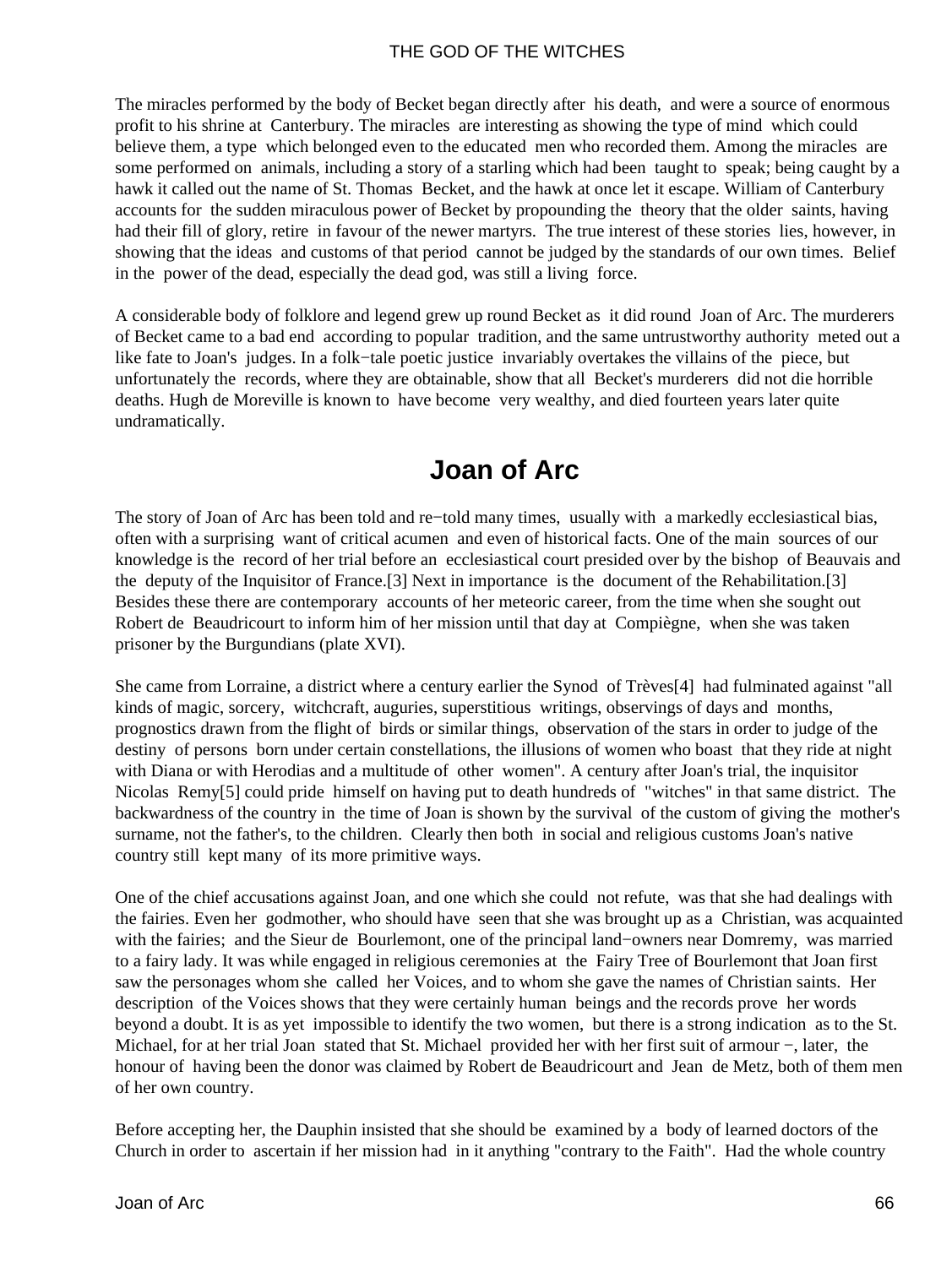The miracles performed by the body of Becket began directly after his death, and were a source of enormous profit to his shrine at Canterbury. The miracles are interesting as showing the type of mind which could believe them, a type which belonged even to the educated men who recorded them. Among the miracles are some performed on animals, including a story of a starling which had been taught to speak; being caught by a hawk it called out the name of St. Thomas Becket, and the hawk at once let it escape. William of Canterbury accounts for the sudden miraculous power of Becket by propounding the theory that the older saints, having had their fill of glory, retire in favour of the newer martyrs. The true interest of these stories lies, however, in showing that the ideas and customs of that period cannot be judged by the standards of our own times. Belief in the power of the dead, especially the dead god, was still a living force.

A considerable body of folklore and legend grew up round Becket as it did round Joan of Arc. The murderers of Becket came to a bad end according to popular tradition, and the same untrustworthy authority meted out a like fate to Joan's judges. In a folk−tale poetic justice invariably overtakes the villains of the piece, but unfortunately the records, where they are obtainable, show that all Becket's murderers did not die horrible deaths. Hugh de Moreville is known to have become very wealthy, and died fourteen years later quite undramatically.

## Joan of Arc

The story of Joan of Arc has been told and re−told many times, usually with a markedly ecclesiastical bias, often with a surprising want of critical acumen and even of historical facts. One of the main sources of our knowledge is the record of her trial before an ecclesiastical court presided over by the bishop of Beauvais and the deputy of the Inquisitor of France.[3] Next in importance is the document of the Rehabilitation.[3] Besides these there are contemporary accounts of her meteoric career, from the time when she sought out Robert de Beaudricourt to inform him of her mission until that day at Compiègne, when she was taken prisoner by the Burgundians (plate XVI).

She came from Lorraine, a district where a century earlier the Synod of Trèves[4] had fulminated against "all kinds of magic, sorcery, witchcraft, auguries, superstitious writings, observings of days and months, prognostics drawn from the flight of birds or similar things, observation of the stars in order to judge of the destiny of persons born under certain constellations, the illusions of women who boast that they ride at night with Diana or with Herodias and a multitude of other women". A century after Joan's trial, the inquisitor Nicolas Remy[5] could pride himself on having put to death hundreds of "witches" in that same district. The backwardness of the country in the time of Joan is shown by the survival of the custom of giving the mother's surname, not the father's, to the children. Clearly then both in social and religious customs Joan's native country still kept many of its more primitive ways.

One of the chief accusations against Joan, and one which she could not refute, was that she had dealings with the fairies. Even her godmother, who should have seen that she was brought up as a Christian, was acquainted with the fairies; and the Sieur de Bourlemont, one of the principal land−owners near Domremy, was married to a fairy lady. It was while engaged in religious ceremonies at the Fairy Tree of Bourlemont that Joan first saw the personages whom she called her Voices, and to whom she gave the names of Christian saints. Her description of the Voices shows that they were certainly human beings and the records prove her words beyond a doubt. It is as yet impossible to identify the two women, but there is a strong indication as to the St. Michael, for at her trial Joan stated that St. Michael provided her with her first suit of armour −, later, the honour of having been the donor was claimed by Robert de Beaudricourt and Jean de Metz, both of them men of her own country.

Before accepting her, the Dauphin insisted that she should be examined by a body of learned doctors of the Church in order to ascertain if her mission had in it anything "contrary to the Faith". Had the whole country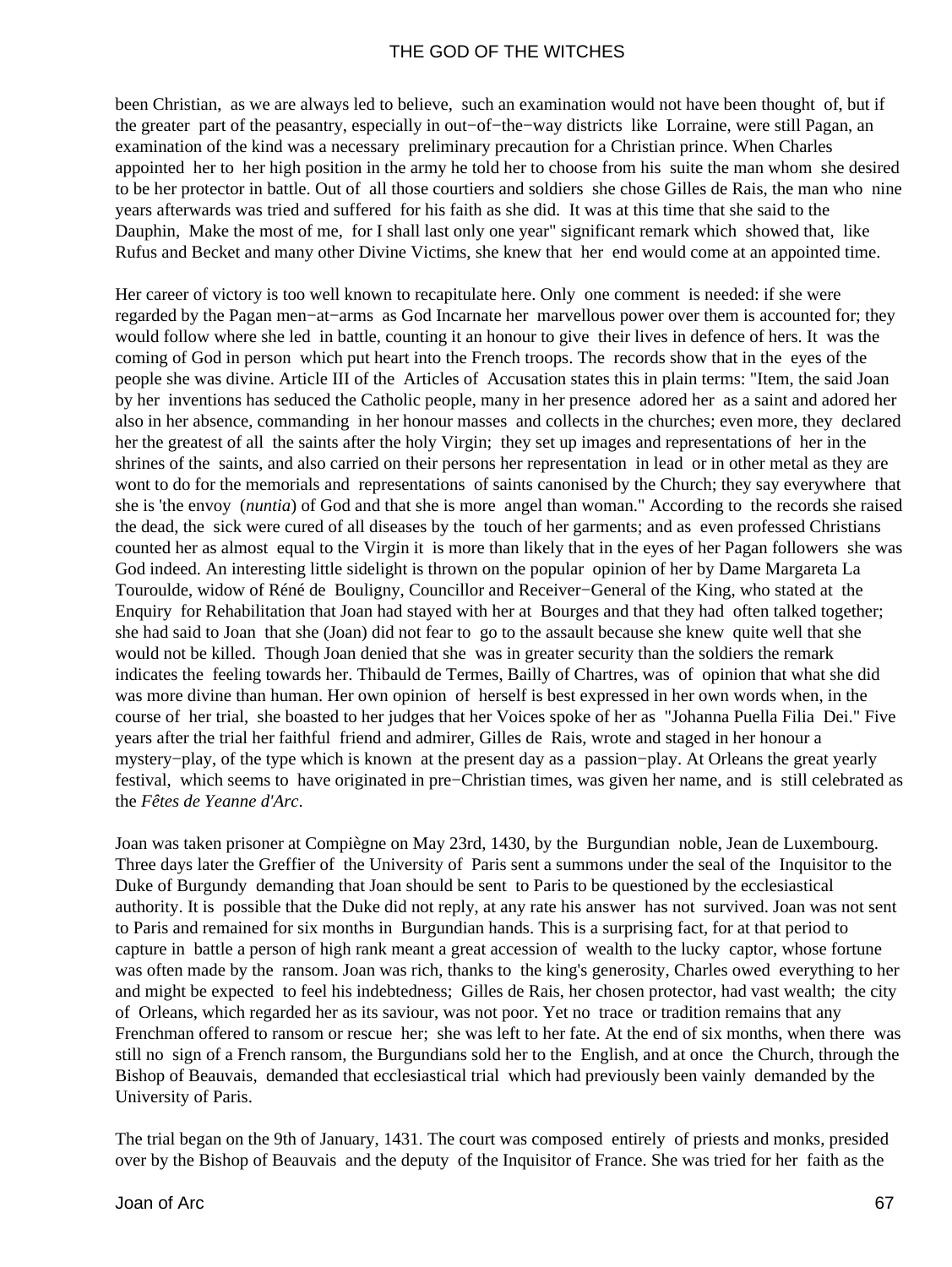been Christian, as we are always led to believe, such an examination would not have been thought of, but if the greater part of the peasantry, especially in out−of−the−way districts like Lorraine, were still Pagan, an examination of the kind was a necessary preliminary precaution for a Christian prince. When Charles appointed her to her high position in the army he told her to choose from his suite the man whom she desired to be her protector in battle. Out of all those courtiers and soldiers she chose Gilles de Rais, the man who nine years afterwards was tried and suffered for his faith as she did. It was at this time that she said to the Dauphin, Make the most of me, for I shall last only one year" significant remark which showed that, like Rufus and Becket and many other Divine Victims, she knew that her end would come at an appointed time.

Her career of victory is too well known to recapitulate here. Only one comment is needed: if she were regarded by the Pagan men−at−arms as God Incarnate her marvellous power over them is accounted for; they would follow where she led in battle, counting it an honour to give their lives in defence of hers. It was the coming of God in person which put heart into the French troops. The records show that in the eyes of the people she was divine. Article III of the Articles of Accusation states this in plain terms: "Item, the said Joan by her inventions has seduced the Catholic people, many in her presence adored her as a saint and adored her also in her absence, commanding in her honour masses and collects in the churches; even more, they declared her the greatest of all the saints after the holy Virgin; they set up images and representations of her in the shrines of the saints, and also carried on their persons her representation in lead or in other metal as they are wont to do for the memorials and representations of saints canonised by the Church; they say everywhere that she is 'the envoy (*nuntia*) of God and that she is more angel than woman." According to the records she raised the dead, the sick were cured of all diseases by the touch of her garments; and as even professed Christians counted her as almost equal to the Virgin it is more than likely that in the eyes of her Pagan followers she was God indeed. An interesting little sidelight is thrown on the popular opinion of her by Dame Margareta La Touroulde, widow of Réné de Bouligny, Councillor and Receiver−General of the King, who stated at the Enquiry for Rehabilitation that Joan had stayed with her at Bourges and that they had often talked together; she had said to Joan that she (Joan) did not fear to go to the assault because she knew quite well that she would not be killed. Though Joan denied that she was in greater security than the soldiers the remark indicates the feeling towards her. Thibauld de Termes, Bailly of Chartres, was of opinion that what she did was more divine than human. Her own opinion of herself is best expressed in her own words when, in the course of her trial, she boasted to her judges that her Voices spoke of her as "Johanna Puella Filia Dei." Five years after the trial her faithful friend and admirer, Gilles de Rais, wrote and staged in her honour a mystery−play, of the type which is known at the present day as a passion−play. At Orleans the great yearly festival, which seems to have originated in pre−Christian times, was given her name, and is still celebrated as the *Fêtes de Yeanne d'Arc*.

Joan was taken prisoner at Compiègne on May 23rd, 1430, by the Burgundian noble, Jean de Luxembourg. Three days later the Greffier of the University of Paris sent a summons under the seal of the Inquisitor to the Duke of Burgundy demanding that Joan should be sent to Paris to be questioned by the ecclesiastical authority. It is possible that the Duke did not reply, at any rate his answer has not survived. Joan was not sent to Paris and remained for six months in Burgundian hands. This is a surprising fact, for at that period to capture in battle a person of high rank meant a great accession of wealth to the lucky captor, whose fortune was often made by the ransom. Joan was rich, thanks to the king's generosity, Charles owed everything to her and might be expected to feel his indebtedness; Gilles de Rais, her chosen protector, had vast wealth; the city of Orleans, which regarded her as its saviour, was not poor. Yet no trace or tradition remains that any Frenchman offered to ransom or rescue her; she was left to her fate. At the end of six months, when there was still no sign of a French ransom, the Burgundians sold her to the English, and at once the Church, through the Bishop of Beauvais, demanded that ecclesiastical trial which had previously been vainly demanded by the University of Paris.

The trial began on the 9th of January, 1431. The court was composed entirely of priests and monks, presided over by the Bishop of Beauvais and the deputy of the Inquisitor of France. She was tried for her faith as the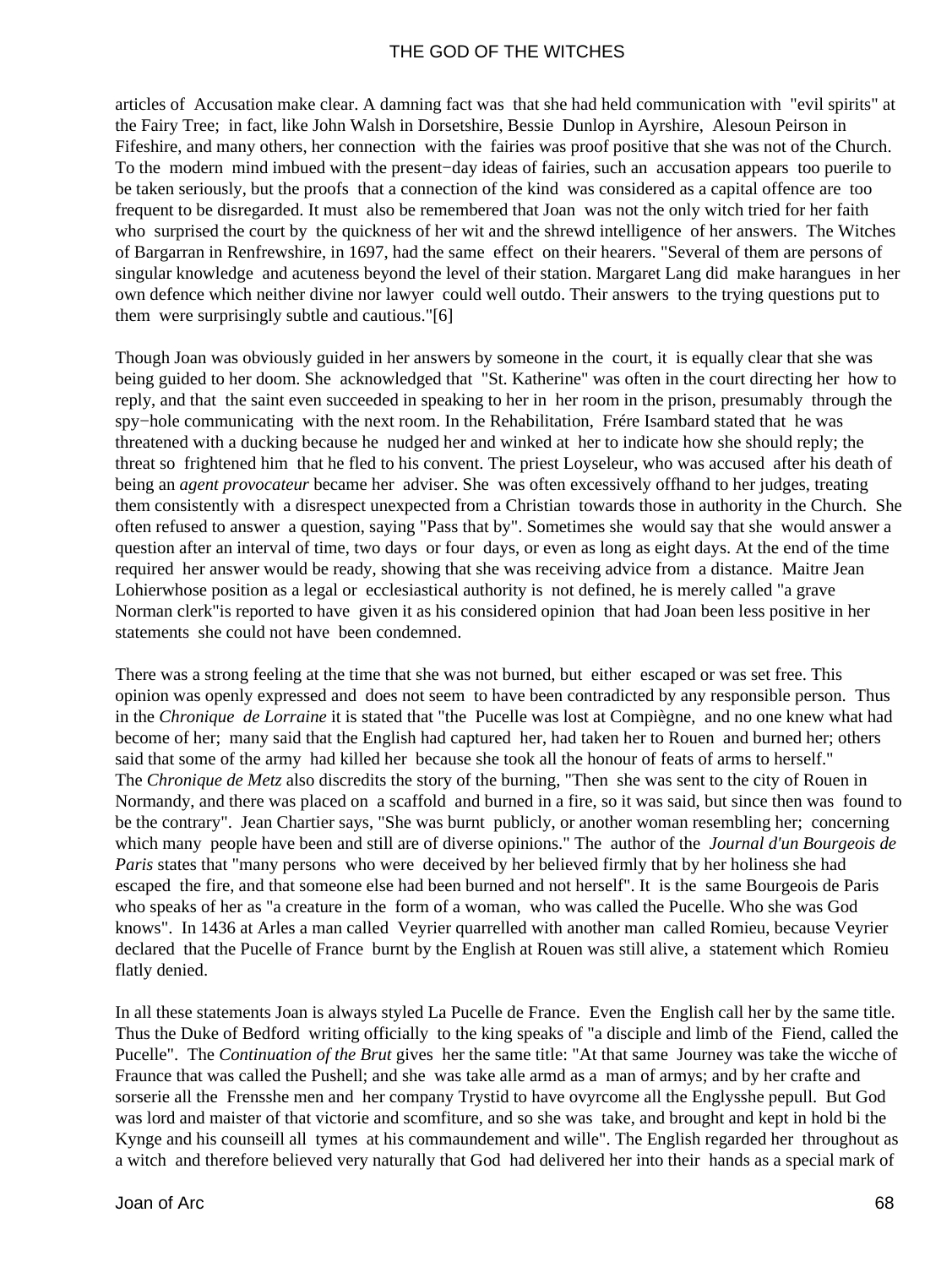articles of Accusation make clear. A damning fact was that she had held communication with "evil spirits" at the Fairy Tree; in fact, like John Walsh in Dorsetshire, Bessie Dunlop in Ayrshire, Alesoun Peirson in Fifeshire, and many others, her connection with the fairies was proof positive that she was not of the Church. To the modern mind imbued with the present−day ideas of fairies, such an accusation appears too puerile to be taken seriously, but the proofs that a connection of the kind was considered as a capital offence are too frequent to be disregarded. It must also be remembered that Joan was not the only witch tried for her faith who surprised the court by the quickness of her wit and the shrewd intelligence of her answers. The Witches of Bargarran in Renfrewshire, in 1697, had the same effect on their hearers. "Several of them are persons of singular knowledge and acuteness beyond the level of their station. Margaret Lang did make harangues in her own defence which neither divine nor lawyer could well outdo. Their answers to the trying questions put to them were surprisingly subtle and cautious."[6]

Though Joan was obviously guided in her answers by someone in the court, it is equally clear that she was being guided to her doom. She acknowledged that "St. Katherine" was often in the court directing her how to reply, and that the saint even succeeded in speaking to her in her room in the prison, presumably through the spy−hole communicating with the next room. In the Rehabilitation, Frére Isambard stated that he was threatened with a ducking because he nudged her and winked at her to indicate how she should reply; the threat so frightened him that he fled to his convent. The priest Loyseleur, who was accused after his death of being an *agent provocateur* became her adviser. She was often excessively offhand to her judges, treating them consistently with a disrespect unexpected from a Christian towards those in authority in the Church. She often refused to answer a question, saying "Pass that by". Sometimes she would say that she would answer a question after an interval of time, two days or four days, or even as long as eight days. At the end of the time required her answer would be ready, showing that she was receiving advice from a distance. Maitre Jean Lohierwhose position as a legal or ecclesiastical authority is not defined, he is merely called "a grave Norman clerk"is reported to have given it as his considered opinion that had Joan been less positive in her statements she could not have been condemned.

There was a strong feeling at the time that she was not burned, but either escaped or was set free. This opinion was openly expressed and does not seem to have been contradicted by any responsible person. Thus in the *Chronique de Lorraine* it is stated that "the Pucelle was lost at Compiègne, and no one knew what had become of her; many said that the English had captured her, had taken her to Rouen and burned her; others said that some of the army had killed her because she took all the honour of feats of arms to herself." The *Chronique de Metz* also discredits the story of the burning, "Then she was sent to the city of Rouen in Normandy, and there was placed on a scaffold and burned in a fire, so it was said, but since then was found to be the contrary". Jean Chartier says, "She was burnt publicly, or another woman resembling her; concerning which many people have been and still are of diverse opinions." The author of the *Journal d'un Bourgeois de Paris* states that "many persons who were deceived by her believed firmly that by her holiness she had escaped the fire, and that someone else had been burned and not herself". It is the same Bourgeois de Paris who speaks of her as "a creature in the form of a woman, who was called the Pucelle. Who she was God knows". In 1436 at Arles a man called Veyrier quarrelled with another man called Romieu, because Veyrier declared that the Pucelle of France burnt by the English at Rouen was still alive, a statement which Romieu flatly denied.

In all these statements Joan is always styled La Pucelle de France. Even the English call her by the same title. Thus the Duke of Bedford writing officially to the king speaks of "a disciple and limb of the Fiend, called the Pucelle". The *Continuation of the Brut* gives her the same title: "At that same Journey was take the wicche of Fraunce that was called the Pushell; and she was take alle armd as a man of armys; and by her crafte and sorserie all the Frensshe men and her company Trystid to have ovyrcome all the Englysshe pepull. But God was lord and maister of that victorie and scomfiture, and so she was take, and brought and kept in hold bi the Kynge and his counseill all tymes at his commaundement and wille". The English regarded her throughout as a witch and therefore believed very naturally that God had delivered her into their hands as a special mark of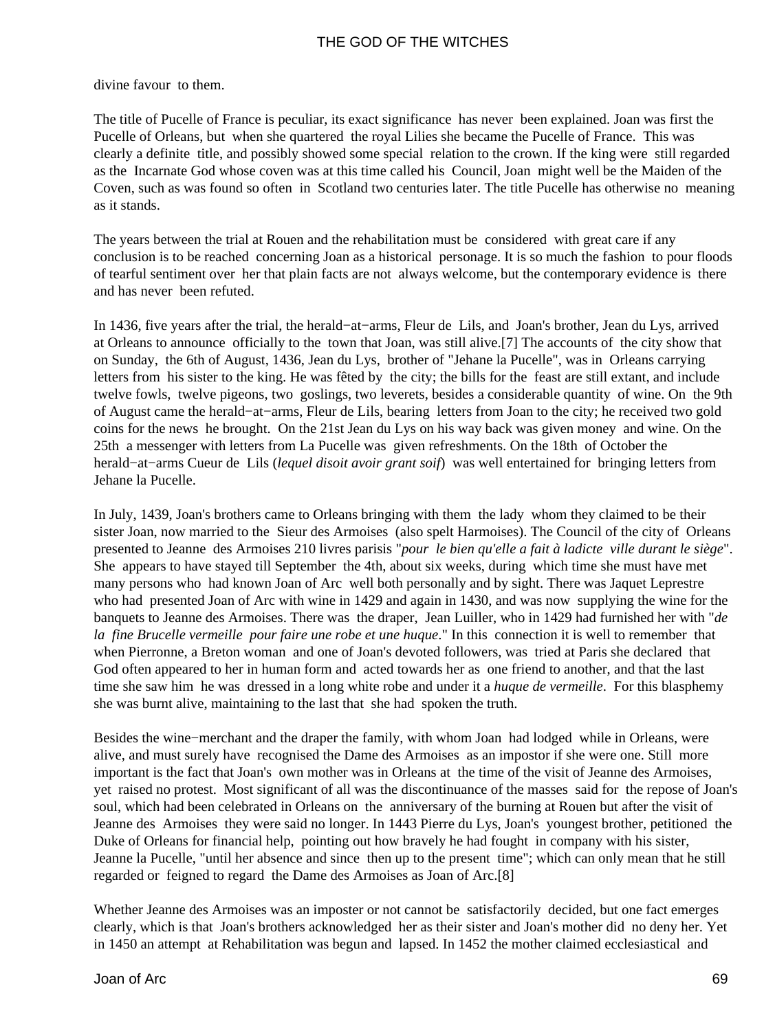divine favour to them.

The title of Pucelle of France is peculiar, its exact significance has never been explained. Joan was first the Pucelle of Orleans, but when she quartered the royal Lilies she became the Pucelle of France. This was clearly a definite title, and possibly showed some special relation to the crown. If the king were still regarded as the Incarnate God whose coven was at this time called his Council, Joan might well be the Maiden of the Coven, such as was found so often in Scotland two centuries later. The title Pucelle has otherwise no meaning as it stands.

The years between the trial at Rouen and the rehabilitation must be considered with great care if any conclusion is to be reached concerning Joan as a historical personage. It is so much the fashion to pour floods of tearful sentiment over her that plain facts are not always welcome, but the contemporary evidence is there and has never been refuted.

In 1436, five years after the trial, the herald−at−arms, Fleur de Lils, and Joan's brother, Jean du Lys, arrived at Orleans to announce officially to the town that Joan, was still alive.[7] The accounts of the city show that on Sunday, the 6th of August, 1436, Jean du Lys, brother of "Jehane la Pucelle", was in Orleans carrying letters from his sister to the king. He was fêted by the city; the bills for the feast are still extant, and include twelve fowls, twelve pigeons, two goslings, two leverets, besides a considerable quantity of wine. On the 9th of August came the herald−at−arms, Fleur de Lils, bearing letters from Joan to the city; he received two gold coins for the news he brought. On the 21st Jean du Lys on his way back was given money and wine. On the 25th a messenger with letters from La Pucelle was given refreshments. On the 18th of October the herald−at−arms Cueur de Lils (*lequel disoit avoir grant soif*) was well entertained for bringing letters from Jehane la Pucelle.

In July, 1439, Joan's brothers came to Orleans bringing with them the lady whom they claimed to be their sister Joan, now married to the Sieur des Armoises (also spelt Harmoises). The Council of the city of Orleans presented to Jeanne des Armoises 210 livres parisis "*pour le bien qu'elle a fait à ladicte ville durant le siège*". She appears to have stayed till September the 4th, about six weeks, during which time she must have met many persons who had known Joan of Arc well both personally and by sight. There was Jaquet Leprestre who had presented Joan of Arc with wine in 1429 and again in 1430, and was now supplying the wine for the banquets to Jeanne des Armoises. There was the draper, Jean Luiller, who in 1429 had furnished her with "*de la fine Brucelle vermeille pour faire une robe et une huque*." In this connection it is well to remember that when Pierronne, a Breton woman and one of Joan's devoted followers, was tried at Paris she declared that God often appeared to her in human form and acted towards her as one friend to another, and that the last time she saw him he was dressed in a long white robe and under it a *huque de vermeille*. For this blasphemy she was burnt alive, maintaining to the last that she had spoken the truth.

Besides the wine−merchant and the draper the family, with whom Joan had lodged while in Orleans, were alive, and must surely have recognised the Dame des Armoises as an impostor if she were one. Still more important is the fact that Joan's own mother was in Orleans at the time of the visit of Jeanne des Armoises, yet raised no protest. Most significant of all was the discontinuance of the masses said for the repose of Joan's soul, which had been celebrated in Orleans on the anniversary of the burning at Rouen but after the visit of Jeanne des Armoises they were said no longer. In 1443 Pierre du Lys, Joan's youngest brother, petitioned the Duke of Orleans for financial help, pointing out how bravely he had fought in company with his sister, Jeanne la Pucelle, "until her absence and since then up to the present time"; which can only mean that he still regarded or feigned to regard the Dame des Armoises as Joan of Arc.[8]

Whether Jeanne des Armoises was an imposter or not cannot be satisfactorily decided, but one fact emerges clearly, which is that Joan's brothers acknowledged her as their sister and Joan's mother did no deny her. Yet in 1450 an attempt at Rehabilitation was begun and lapsed. In 1452 the mother claimed ecclesiastical and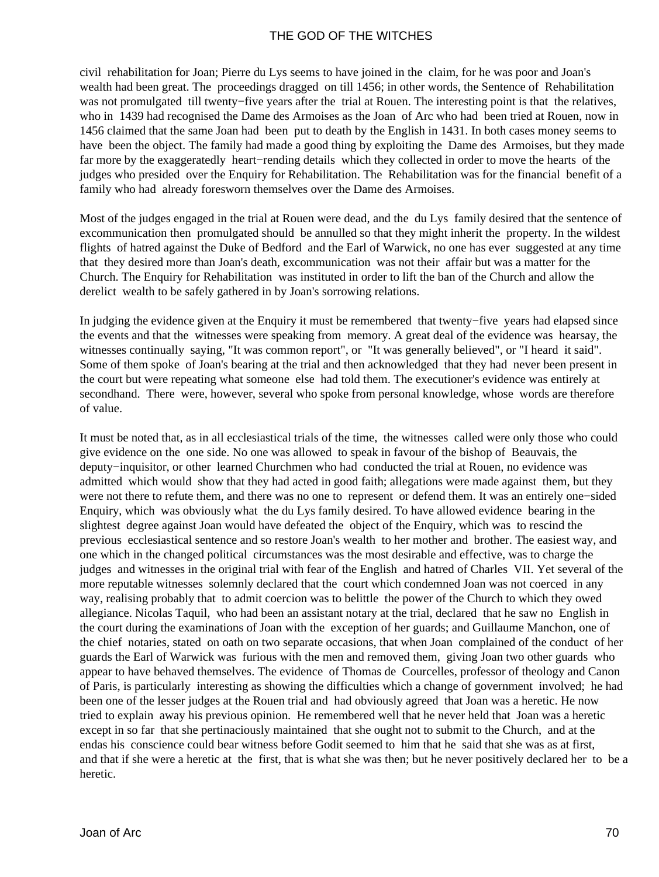civil rehabilitation for Joan; Pierre du Lys seems to have joined in the claim, for he was poor and Joan's wealth had been great. The proceedings dragged on till 1456; in other words, the Sentence of Rehabilitation was not promulgated till twenty−five years after the trial at Rouen. The interesting point is that the relatives, who in 1439 had recognised the Dame des Armoises as the Joan of Arc who had been tried at Rouen, now in 1456 claimed that the same Joan had been put to death by the English in 1431. In both cases money seems to have been the object. The family had made a good thing by exploiting the Dame des Armoises, but they made far more by the exaggeratedly heart−rending details which they collected in order to move the hearts of the judges who presided over the Enquiry for Rehabilitation. The Rehabilitation was for the financial benefit of a family who had already foresworn themselves over the Dame des Armoises.

Most of the judges engaged in the trial at Rouen were dead, and the du Lys family desired that the sentence of excommunication then promulgated should be annulled so that they might inherit the property. In the wildest flights of hatred against the Duke of Bedford and the Earl of Warwick, no one has ever suggested at any time that they desired more than Joan's death, excommunication was not their affair but was a matter for the Church. The Enquiry for Rehabilitation was instituted in order to lift the ban of the Church and allow the derelict wealth to be safely gathered in by Joan's sorrowing relations.

In judging the evidence given at the Enquiry it must be remembered that twenty−five years had elapsed since the events and that the witnesses were speaking from memory. A great deal of the evidence was hearsay, the witnesses continually saying, "It was common report", or "It was generally believed", or "I heard it said". Some of them spoke of Joan's bearing at the trial and then acknowledged that they had never been present in the court but were repeating what someone else had told them. The executioner's evidence was entirely at secondhand. There were, however, several who spoke from personal knowledge, whose words are therefore of value.

It must be noted that, as in all ecclesiastical trials of the time, the witnesses called were only those who could give evidence on the one side. No one was allowed to speak in favour of the bishop of Beauvais, the deputy−inquisitor, or other learned Churchmen who had conducted the trial at Rouen, no evidence was admitted which would show that they had acted in good faith; allegations were made against them, but they were not there to refute them, and there was no one to represent or defend them. It was an entirely one−sided Enquiry, which was obviously what the du Lys family desired. To have allowed evidence bearing in the slightest degree against Joan would have defeated the object of the Enquiry, which was to rescind the previous ecclesiastical sentence and so restore Joan's wealth to her mother and brother. The easiest way, and one which in the changed political circumstances was the most desirable and effective, was to charge the judges and witnesses in the original trial with fear of the English and hatred of Charles VII. Yet several of the more reputable witnesses solemnly declared that the court which condemned Joan was not coerced in any way, realising probably that to admit coercion was to belittle the power of the Church to which they owed allegiance. Nicolas Taquil, who had been an assistant notary at the trial, declared that he saw no English in the court during the examinations of Joan with the exception of her guards; and Guillaume Manchon, one of the chief notaries, stated on oath on two separate occasions, that when Joan complained of the conduct of her guards the Earl of Warwick was furious with the men and removed them, giving Joan two other guards who appear to have behaved themselves. The evidence of Thomas de Courcelles, professor of theology and Canon of Paris, is particularly interesting as showing the difficulties which a change of government involved; he had been one of the lesser judges at the Rouen trial and had obviously agreed that Joan was a heretic. He now tried to explain away his previous opinion. He remembered well that he never held that Joan was a heretic except in so far that she pertinaciously maintained that she ought not to submit to the Church, and at the endas his conscience could bear witness before Godit seemed to him that he said that she was as at first, and that if she were a heretic at the first, that is what she was then; but he never positively declared her to be a heretic.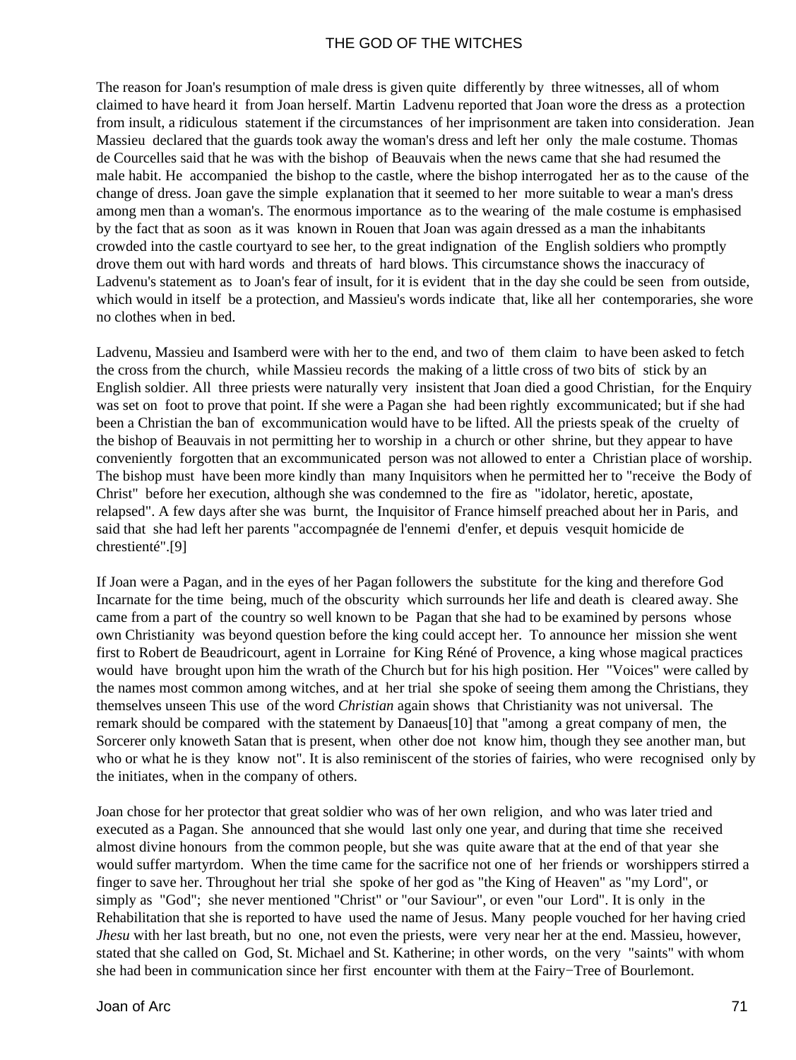The reason for Joan's resumption of male dress is given quite differently by three witnesses, all of whom claimed to have heard it from Joan herself. Martin Ladvenu reported that Joan wore the dress as a protection from insult, a ridiculous statement if the circumstances of her imprisonment are taken into consideration. Jean Massieu declared that the guards took away the woman's dress and left her only the male costume. Thomas de Courcelles said that he was with the bishop of Beauvais when the news came that she had resumed the male habit. He accompanied the bishop to the castle, where the bishop interrogated her as to the cause of the change of dress. Joan gave the simple explanation that it seemed to her more suitable to wear a man's dress among men than a woman's. The enormous importance as to the wearing of the male costume is emphasised by the fact that as soon as it was known in Rouen that Joan was again dressed as a man the inhabitants crowded into the castle courtyard to see her, to the great indignation of the English soldiers who promptly drove them out with hard words and threats of hard blows. This circumstance shows the inaccuracy of Ladvenu's statement as to Joan's fear of insult, for it is evident that in the day she could be seen from outside, which would in itself be a protection, and Massieu's words indicate that, like all her contemporaries, she wore no clothes when in bed.

Ladvenu, Massieu and Isamberd were with her to the end, and two of them claim to have been asked to fetch the cross from the church, while Massieu records the making of a little cross of two bits of stick by an English soldier. All three priests were naturally very insistent that Joan died a good Christian, for the Enquiry was set on foot to prove that point. If she were a Pagan she had been rightly excommunicated; but if she had been a Christian the ban of excommunication would have to be lifted. All the priests speak of the cruelty of the bishop of Beauvais in not permitting her to worship in a church or other shrine, but they appear to have conveniently forgotten that an excommunicated person was not allowed to enter a Christian place of worship. The bishop must have been more kindly than many Inquisitors when he permitted her to "receive the Body of Christ" before her execution, although she was condemned to the fire as "idolator, heretic, apostate, relapsed". A few days after she was burnt, the Inquisitor of France himself preached about her in Paris, and said that she had left her parents "accompagnée de l'ennemi d'enfer, et depuis vesquit homicide de chrestienté".[9]

If Joan were a Pagan, and in the eyes of her Pagan followers the substitute for the king and therefore God Incarnate for the time being, much of the obscurity which surrounds her life and death is cleared away. She came from a part of the country so well known to be Pagan that she had to be examined by persons whose own Christianity was beyond question before the king could accept her. To announce her mission she went first to Robert de Beaudricourt, agent in Lorraine for King Réné of Provence, a king whose magical practices would have brought upon him the wrath of the Church but for his high position. Her "Voices" were called by the names most common among witches, and at her trial she spoke of seeing them among the Christians, they themselves unseen This use of the word *Christian* again shows that Christianity was not universal. The remark should be compared with the statement by Danaeus[10] that "among a great company of men, the Sorcerer only knoweth Satan that is present, when other doe not know him, though they see another man, but who or what he is they know not". It is also reminiscent of the stories of fairies, who were recognised only by the initiates, when in the company of others.

Joan chose for her protector that great soldier who was of her own religion, and who was later tried and executed as a Pagan. She announced that she would last only one year, and during that time she received almost divine honours from the common people, but she was quite aware that at the end of that year she would suffer martyrdom. When the time came for the sacrifice not one of her friends or worshippers stirred a finger to save her. Throughout her trial she spoke of her god as "the King of Heaven" as "my Lord", or simply as "God"; she never mentioned "Christ" or "our Saviour", or even "our Lord". It is only in the Rehabilitation that she is reported to have used the name of Jesus. Many people vouched for her having cried *Jhesu* with her last breath, but no one, not even the priests, were very near her at the end. Massieu, however, stated that she called on God, St. Michael and St. Katherine; in other words, on the very "saints" with whom she had been in communication since her first encounter with them at the Fairy−Tree of Bourlemont.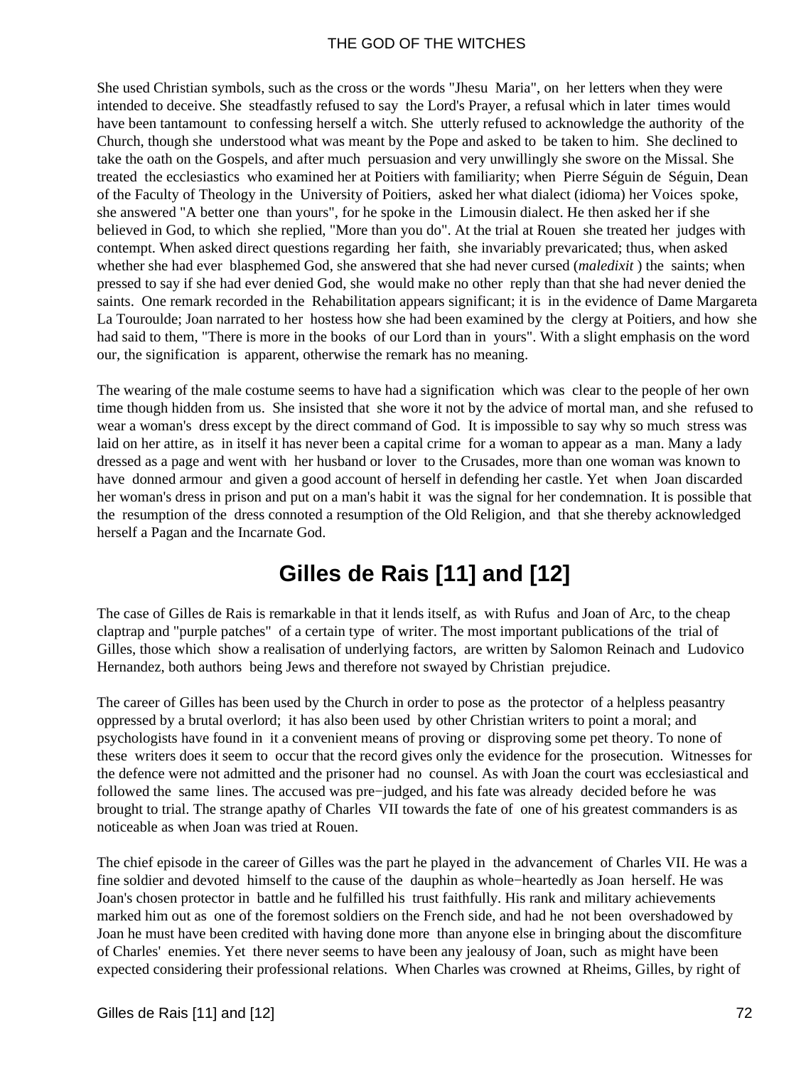She used Christian symbols, such as the cross or the words "Jhesu Maria", on her letters when they were intended to deceive. She steadfastly refused to say the Lord's Prayer, a refusal which in later times would have been tantamount to confessing herself a witch. She utterly refused to acknowledge the authority of the Church, though she understood what was meant by the Pope and asked to be taken to him. She declined to take the oath on the Gospels, and after much persuasion and very unwillingly she swore on the Missal. She treated the ecclesiastics who examined her at Poitiers with familiarity; when Pierre Séguin de Séguin, Dean of the Faculty of Theology in the University of Poitiers, asked her what dialect (idioma) her Voices spoke, she answered "A better one than yours", for he spoke in the Limousin dialect. He then asked her if she believed in God, to which she replied, "More than you do". At the trial at Rouen she treated her judges with contempt. When asked direct questions regarding her faith, she invariably prevaricated; thus, when asked whether she had ever blasphemed God, she answered that she had never cursed (*maledixit* ) the saints; when pressed to say if she had ever denied God, she would make no other reply than that she had never denied the saints. One remark recorded in the Rehabilitation appears significant; it is in the evidence of Dame Margareta La Touroulde; Joan narrated to her hostess how she had been examined by the clergy at Poitiers, and how she had said to them, "There is more in the books of our Lord than in yours". With a slight emphasis on the word our, the signification is apparent, otherwise the remark has no meaning.

The wearing of the male costume seems to have had a signification which was clear to the people of her own time though hidden from us. She insisted that she wore it not by the advice of mortal man, and she refused to wear a woman's dress except by the direct command of God. It is impossible to say why so much stress was laid on her attire, as in itself it has never been a capital crime for a woman to appear as a man. Many a lady dressed as a page and went with her husband or lover to the Crusades, more than one woman was known to have donned armour and given a good account of herself in defending her castle. Yet when Joan discarded her woman's dress in prison and put on a man's habit it was the signal for her condemnation. It is possible that the resumption of the dress connoted a resumption of the Old Religion, and that she thereby acknowledged herself a Pagan and the Incarnate God.

## Gilles de Rais [11] and [12]

The case of Gilles de Rais is remarkable in that it lends itself, as with Rufus and Joan of Arc, to the cheap claptrap and "purple patches" of a certain type of writer. The most important publications of the trial of Gilles, those which show a realisation of underlying factors, are written by Salomon Reinach and Ludovico Hernandez, both authors being Jews and therefore not swayed by Christian prejudice.

The career of Gilles has been used by the Church in order to pose as the protector of a helpless peasantry oppressed by a brutal overlord; it has also been used by other Christian writers to point a moral; and psychologists have found in it a convenient means of proving or disproving some pet theory. To none of these writers does it seem to occur that the record gives only the evidence for the prosecution. Witnesses for the defence were not admitted and the prisoner had no counsel. As with Joan the court was ecclesiastical and followed the same lines. The accused was pre−judged, and his fate was already decided before he was brought to trial. The strange apathy of Charles VII towards the fate of one of his greatest commanders is as noticeable as when Joan was tried at Rouen.

The chief episode in the career of Gilles was the part he played in the advancement of Charles VII. He was a fine soldier and devoted himself to the cause of the dauphin as whole−heartedly as Joan herself. He was Joan's chosen protector in battle and he fulfilled his trust faithfully. His rank and military achievements marked him out as one of the foremost soldiers on the French side, and had he not been overshadowed by Joan he must have been credited with having done more than anyone else in bringing about the discomfiture of Charles' enemies. Yet there never seems to have been any jealousy of Joan, such as might have been expected considering their professional relations. When Charles was crowned at Rheims, Gilles, by right of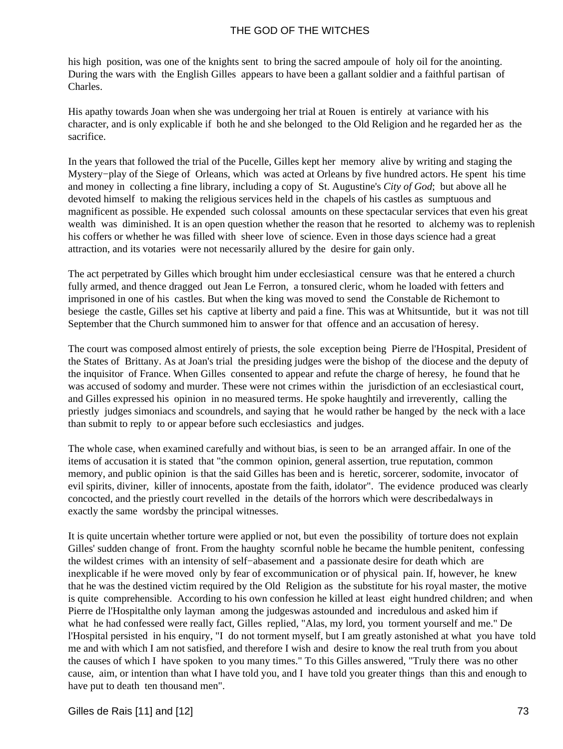his high position, was one of the knights sent to bring the sacred ampoule of holy oil for the anointing. During the wars with the English Gilles appears to have been a gallant soldier and a faithful partisan of Charles.

His apathy towards Joan when she was undergoing her trial at Rouen is entirely at variance with his character, and is only explicable if both he and she belonged to the Old Religion and he regarded her as the sacrifice.

In the years that followed the trial of the Pucelle, Gilles kept her memory alive by writing and staging the Mystery−play of the Siege of Orleans, which was acted at Orleans by five hundred actors. He spent his time and money in collecting a fine library, including a copy of St. Augustine's *City of God*; but above all he devoted himself to making the religious services held in the chapels of his castles as sumptuous and magnificent as possible. He expended such colossal amounts on these spectacular services that even his great wealth was diminished. It is an open question whether the reason that he resorted to alchemy was to replenish his coffers or whether he was filled with sheer love of science. Even in those days science had a great attraction, and its votaries were not necessarily allured by the desire for gain only.

The act perpetrated by Gilles which brought him under ecclesiastical censure was that he entered a church fully armed, and thence dragged out Jean Le Ferron, a tonsured cleric, whom he loaded with fetters and imprisoned in one of his castles. But when the king was moved to send the Constable de Richemont to besiege the castle, Gilles set his captive at liberty and paid a fine. This was at Whitsuntide, but it was not till September that the Church summoned him to answer for that offence and an accusation of heresy.

The court was composed almost entirely of priests, the sole exception being Pierre de l'Hospital, President of the States of Brittany. As at Joan's trial the presiding judges were the bishop of the diocese and the deputy of the inquisitor of France. When Gilles consented to appear and refute the charge of heresy, he found that he was accused of sodomy and murder. These were not crimes within the jurisdiction of an ecclesiastical court, and Gilles expressed his opinion in no measured terms. He spoke haughtily and irreverently, calling the priestly judges simoniacs and scoundrels, and saying that he would rather be hanged by the neck with a lace than submit to reply to or appear before such ecclesiastics and judges.

The whole case, when examined carefully and without bias, is seen to be an arranged affair. In one of the items of accusation it is stated that "the common opinion, general assertion, true reputation, common memory, and public opinion is that the said Gilles has been and is heretic, sorcerer, sodomite, invocator of evil spirits, diviner, killer of innocents, apostate from the faith, idolator". The evidence produced was clearly concocted, and the priestly court revelled in the details of the horrors which were describedalways in exactly the same wordsby the principal witnesses.

It is quite uncertain whether torture were applied or not, but even the possibility of torture does not explain Gilles' sudden change of front. From the haughty scornful noble he became the humble penitent, confessing the wildest crimes with an intensity of self−abasement and a passionate desire for death which are inexplicable if he were moved only by fear of excommunication or of physical pain. If, however, he knew that he was the destined victim required by the Old Religion as the substitute for his royal master, the motive is quite comprehensible. According to his own confession he killed at least eight hundred children; and when Pierre de l'Hospitalthe only layman among the judgeswas astounded and incredulous and asked him if what he had confessed were really fact, Gilles replied, "Alas, my lord, you torment yourself and me." De l'Hospital persisted in his enquiry, "I do not torment myself, but I am greatly astonished at what you have told me and with which I am not satisfied, and therefore I wish and desire to know the real truth from you about the causes of which I have spoken to you many times." To this Gilles answered, "Truly there was no other cause, aim, or intention than what I have told you, and I have told you greater things than this and enough to have put to death ten thousand men".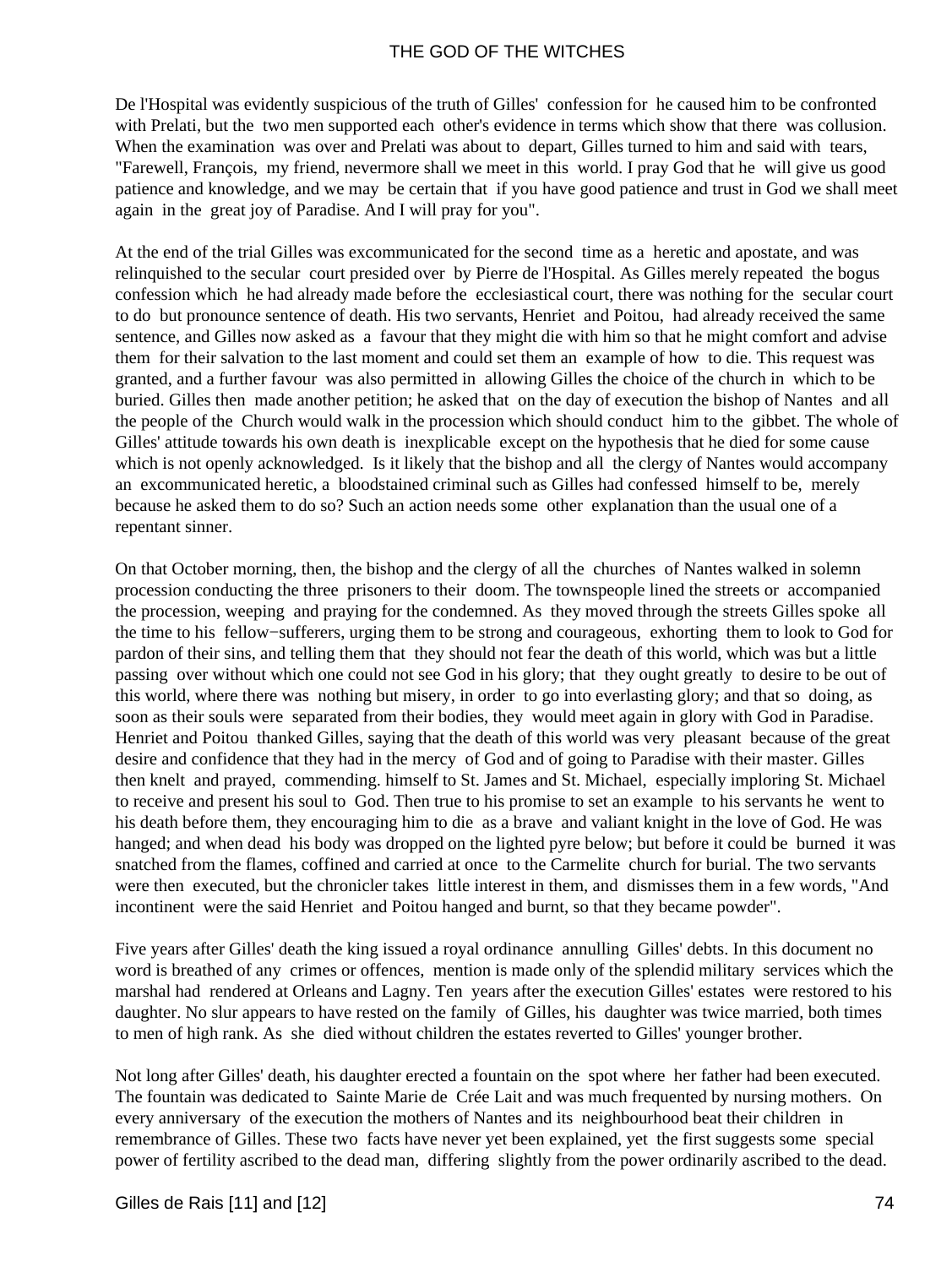De l'Hospital was evidently suspicious of the truth of Gilles' confession for he caused him to be confronted with Prelati, but the two men supported each other's evidence in terms which show that there was collusion. When the examination was over and Prelati was about to depart, Gilles turned to him and said with tears, "Farewell, François, my friend, nevermore shall we meet in this world. I pray God that he will give us good patience and knowledge, and we may be certain that if you have good patience and trust in God we shall meet again in the great joy of Paradise. And I will pray for you".

At the end of the trial Gilles was excommunicated for the second time as a heretic and apostate, and was relinquished to the secular court presided over by Pierre de l'Hospital. As Gilles merely repeated the bogus confession which he had already made before the ecclesiastical court, there was nothing for the secular court to do but pronounce sentence of death. His two servants, Henriet and Poitou, had already received the same sentence, and Gilles now asked as a favour that they might die with him so that he might comfort and advise them for their salvation to the last moment and could set them an example of how to die. This request was granted, and a further favour was also permitted in allowing Gilles the choice of the church in which to be buried. Gilles then made another petition; he asked that on the day of execution the bishop of Nantes and all the people of the Church would walk in the procession which should conduct him to the gibbet. The whole of Gilles' attitude towards his own death is inexplicable except on the hypothesis that he died for some cause which is not openly acknowledged. Is it likely that the bishop and all the clergy of Nantes would accompany an excommunicated heretic, a bloodstained criminal such as Gilles had confessed himself to be, merely because he asked them to do so? Such an action needs some other explanation than the usual one of a repentant sinner.

On that October morning, then, the bishop and the clergy of all the churches of Nantes walked in solemn procession conducting the three prisoners to their doom. The townspeople lined the streets or accompanied the procession, weeping and praying for the condemned. As they moved through the streets Gilles spoke all the time to his fellow−sufferers, urging them to be strong and courageous, exhorting them to look to God for pardon of their sins, and telling them that they should not fear the death of this world, which was but a little passing over without which one could not see God in his glory; that they ought greatly to desire to be out of this world, where there was nothing but misery, in order to go into everlasting glory; and that so doing, as soon as their souls were separated from their bodies, they would meet again in glory with God in Paradise. Henriet and Poitou thanked Gilles, saying that the death of this world was very pleasant because of the great desire and confidence that they had in the mercy of God and of going to Paradise with their master. Gilles then knelt and prayed, commending. himself to St. James and St. Michael, especially imploring St. Michael to receive and present his soul to God. Then true to his promise to set an example to his servants he went to his death before them, they encouraging him to die as a brave and valiant knight in the love of God. He was hanged; and when dead his body was dropped on the lighted pyre below; but before it could be burned it was snatched from the flames, coffined and carried at once to the Carmelite church for burial. The two servants were then executed, but the chronicler takes little interest in them, and dismisses them in a few words, "And incontinent were the said Henriet and Poitou hanged and burnt, so that they became powder".

Five years after Gilles' death the king issued a royal ordinance annulling Gilles' debts. In this document no word is breathed of any crimes or offences, mention is made only of the splendid military services which the marshal had rendered at Orleans and Lagny. Ten years after the execution Gilles' estates were restored to his daughter. No slur appears to have rested on the family of Gilles, his daughter was twice married, both times to men of high rank. As she died without children the estates reverted to Gilles' younger brother.

Not long after Gilles' death, his daughter erected a fountain on the spot where her father had been executed. The fountain was dedicated to Sainte Marie de Crée Lait and was much frequented by nursing mothers. On every anniversary of the execution the mothers of Nantes and its neighbourhood beat their children in remembrance of Gilles. These two facts have never yet been explained, yet the first suggests some special power of fertility ascribed to the dead man, differing slightly from the power ordinarily ascribed to the dead.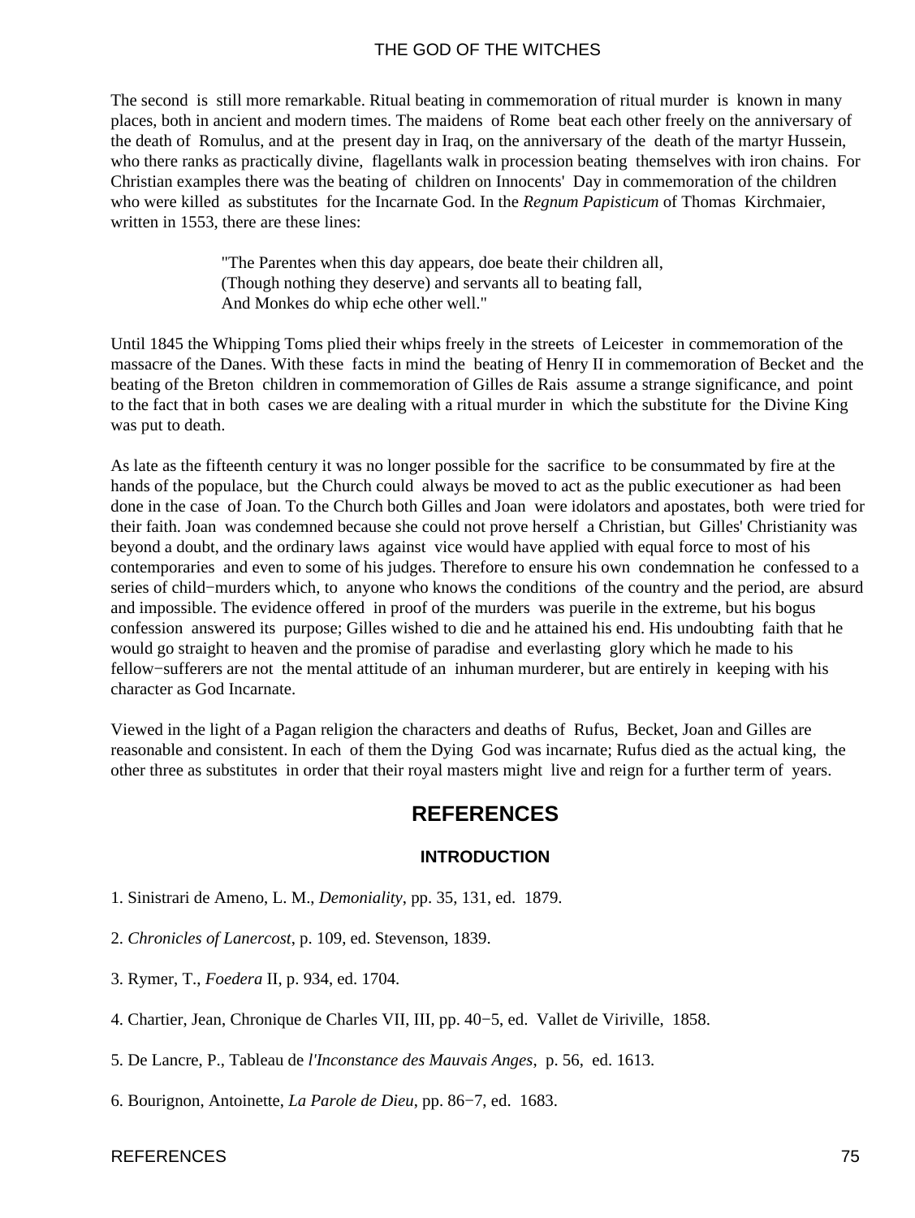The second is still more remarkable. Ritual beating in commemoration of ritual murder is known in many places, both in ancient and modern times. The maidens of Rome beat each other freely on the anniversary of the death of Romulus, and at the present day in Iraq, on the anniversary of the death of the martyr Hussein, who there ranks as practically divine, flagellants walk in procession beating themselves with iron chains. For Christian examples there was the beating of children on Innocents' Day in commemoration of the children who were killed as substitutes for the Incarnate God. In the *Regnum Papisticum* of Thomas Kirchmaier, written in 1553, there are these lines:

> "The Parentes when this day appears, doe beate their children all,
> (Though nothing they deserve) and servants all to beating fall,
> And Monkes do whip eche other well."

Until 1845 the Whipping Toms plied their whips freely in the streets of Leicester in commemoration of the massacre of the Danes. With these facts in mind the beating of Henry II in commemoration of Becket and the beating of the Breton children in commemoration of Gilles de Rais assume a strange significance, and point to the fact that in both cases we are dealing with a ritual murder in which the substitute for the Divine King was put to death.

As late as the fifteenth century it was no longer possible for the sacrifice to be consummated by fire at the hands of the populace, but the Church could always be moved to act as the public executioner as had been done in the case of Joan. To the Church both Gilles and Joan were idolators and apostates, both were tried for their faith. Joan was condemned because she could not prove herself a Christian, but Gilles' Christianity was beyond a doubt, and the ordinary laws against vice would have applied with equal force to most of his contemporaries and even to some of his judges. Therefore to ensure his own condemnation he confessed to a series of child−murders which, to anyone who knows the conditions of the country and the period, are absurd and impossible. The evidence offered in proof of the murders was puerile in the extreme, but his bogus confession answered its purpose; Gilles wished to die and he attained his end. His undoubting faith that he would go straight to heaven and the promise of paradise and everlasting glory which he made to his fellow−sufferers are not the mental attitude of an inhuman murderer, but are entirely in keeping with his character as God Incarnate.

Viewed in the light of a Pagan religion the characters and deaths of Rufus, Becket, Joan and Gilles are reasonable and consistent. In each of them the Dying God was incarnate; Rufus died as the actual king, the other three as substitutes in order that their royal masters might live and reign for a further term of years.

## REFERENCES

### INTRODUCTION

1. Sinistrari de Ameno, L. M., *Demoniality*, pp. 35, 131, ed. 1879.

2. *Chronicles of Lanercost*, p. 109, ed. Stevenson, 1839.

3. Rymer, T., *Foedera* II, p. 934, ed. 1704.

4. Chartier, Jean, Chronique de Charles VII, III, pp. 40−5, ed. Vallet de Viriville, 1858.

5. De Lancre, P., Tableau de *l'Inconstance des Mauvais Anges*, p. 56, ed. 1613.

6. Bourignon, Antoinette, *La Parole de Dieu*, pp. 86−7, ed. 1683.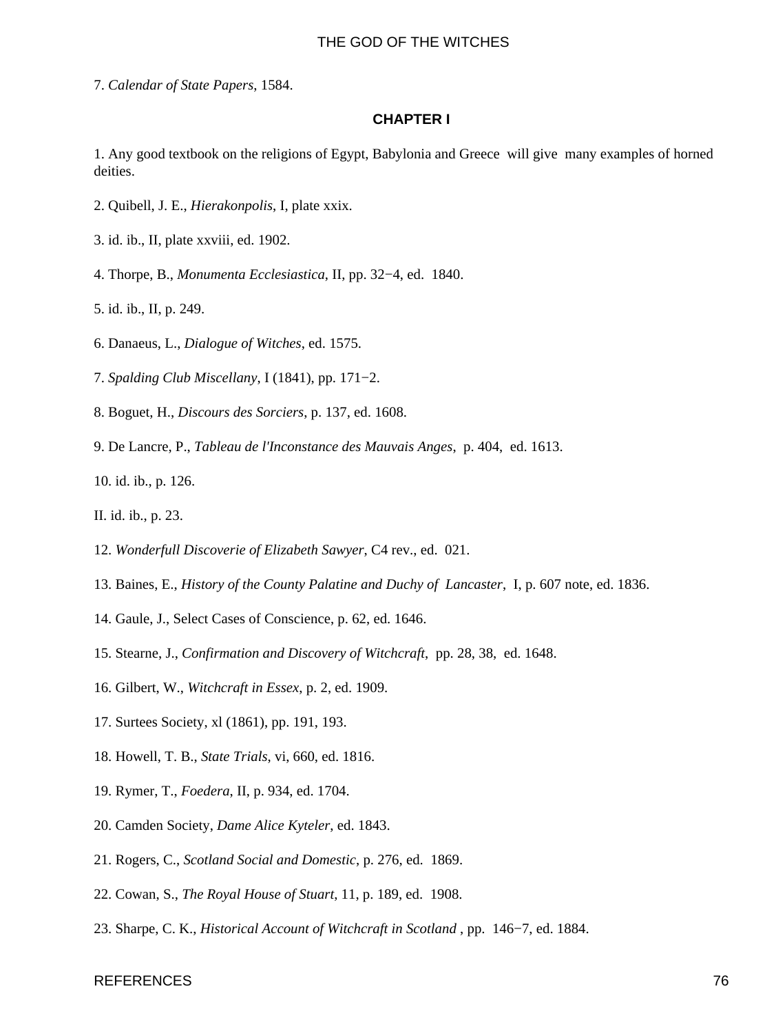7. *Calendar of State Papers*, 1584.

## CHAPTER I

1. Any good textbook on the religions of Egypt, Babylonia and Greece will give many examples of horned deities.

2. Quibell, J. E., *Hierakonpolis*, I, plate xxix.

3. id. ib., II, plate xxviii, ed. 1902.

4. Thorpe, B., *Monumenta Ecclesiastica*, II, pp. 32−4, ed. 1840.

5. id. ib., II, p. 249.

6. Danaeus, L., *Dialogue of Witches*, ed. 1575.

7. *Spalding Club Miscellany*, I (1841), pp. 171−2.

8. Boguet, H., *Discours des Sorciers*, p. 137, ed. 1608.

9. De Lancre, P., *Tableau de l'Inconstance des Mauvais Anges*, p. 404, ed. 1613.

10. id. ib., p. 126.

II. id. ib., p. 23.

12. *Wonderfull Discoverie of Elizabeth Sawyer*, C4 rev., ed. 021.

13. Baines, E., *History of the County Palatine and Duchy of Lancaster*, I, p. 607 note, ed. 1836.

14. Gaule, J., Select Cases of Conscience, p. 62, ed. 1646.

15. Stearne, J., *Confirmation and Discovery of Witchcraft*, pp. 28, 38, ed. 1648.

16. Gilbert, W., *Witchcraft in Essex*, p. 2, ed. 1909.

17. Surtees Society, xl (1861), pp. 191, 193.

18. Howell, T. B., *State Trials*, vi, 660, ed. 1816.

19. Rymer, T., *Foedera*, II, p. 934, ed. 1704.

20. Camden Society, *Dame Alice Kyteler*, ed. 1843.

21. Rogers, C., *Scotland Social and Domestic*, p. 276, ed. 1869.

22. Cowan, S., *The Royal House of Stuart*, 11, p. 189, ed. 1908.

23. Sharpe, C. K., *Historical Account of Witchcraft in Scotland* , pp. 146−7, ed. 1884.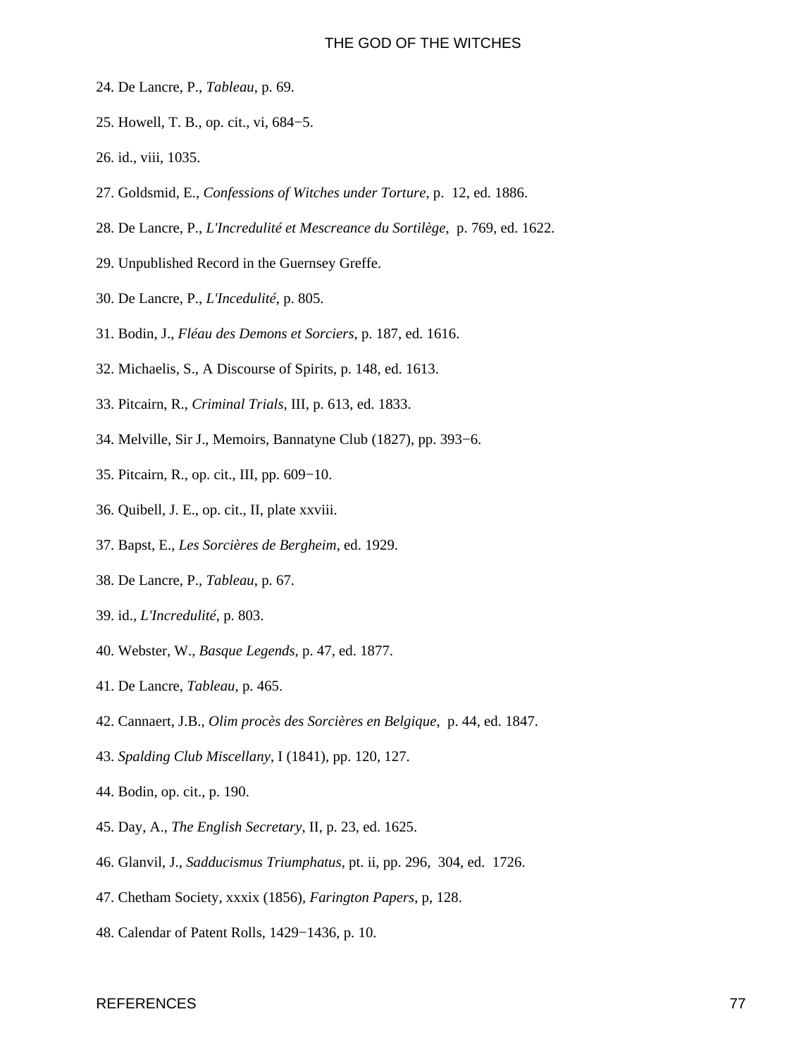24. De Lancre, P., *Tableau*, p. 69.

25. Howell, T. B., op. cit., vi, 684−5.

26. id., viii, 1035.

27. Goldsmid, E., *Confessions of Witches under Torture*, p. 12, ed. 1886.

28. De Lancre, P., *L'Incredulité et Mescreance du Sortilège*, p. 769, ed. 1622.

29. Unpublished Record in the Guernsey Greffe.

30. De Lancre, P., *L'Incedulité*, p. 805.

31. Bodin, J., *Fléau des Demons et Sorciers*, p. 187, ed. 1616.

32. Michaelis, S., A Discourse of Spirits, p. 148, ed. 1613.

33. Pitcairn, R., *Criminal Trials*, III, p. 613, ed. 1833.

34. Melville, Sir J., Memoirs, Bannatyne Club (1827), pp. 393−6.

35. Pitcairn, R., op. cit., III, pp. 609−10.

36. Quibell, J. E., op. cit., II, plate xxviii.

37. Bapst, E., *Les Sorcières de Bergheim*, ed. 1929.

38. De Lancre, P., *Tableau*, p. 67.

39. id., *L'Incredulité*, p. 803.

40. Webster, W., *Basque Legends*, p. 47, ed. 1877.

41. De Lancre, *Tableau*, p. 465.

42. Cannaert, J.B., *Olim procès des Sorcières en Belgique*, p. 44, ed. 1847.

43. *Spalding Club Miscellany*, I (1841), pp. 120, 127.

44. Bodin, op. cit., p. 190.

45. Day, A., *The English Secretary*, II, p. 23, ed. 1625.

46. Glanvil, J., *Sadducismus Triumphatus*, pt. ii, pp. 296, 304, ed. 1726.

47. Chetham Society, xxxix (1856), *Farington Papers*, p, 128.

48. Calendar of Patent Rolls, 1429−1436, p. 10.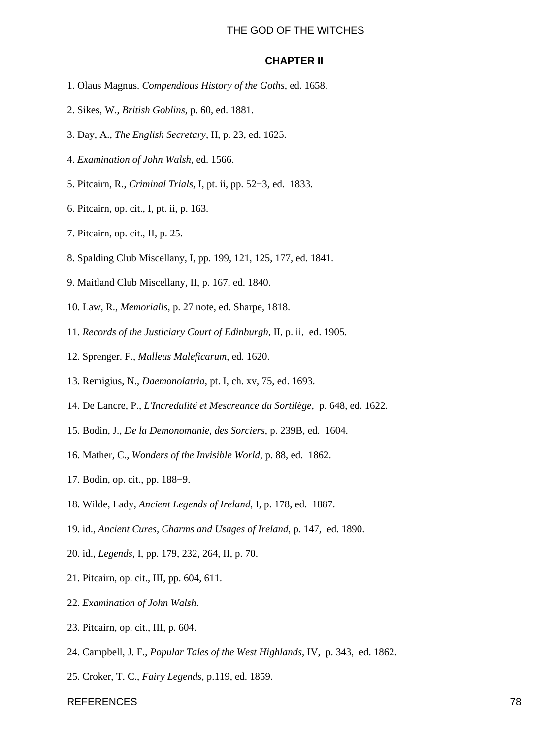## CHAPTER II

1. Olaus Magnus. *Compendious History of the Goths*, ed. 1658.

2. Sikes, W., *British Goblins*, p. 60, ed. 1881.

3. Day, A., *The English Secretary*, II, p. 23, ed. 1625.

4. *Examination of John Walsh*, ed. 1566.

5. Pitcairn, R., *Criminal Trials*, I, pt. ii, pp. 52−3, ed. 1833.

6. Pitcairn, op. cit., I, pt. ii, p. 163.

7. Pitcairn, op. cit., II, p. 25.

8. Spalding Club Miscellany, I, pp. 199, 121, 125, 177, ed. 1841.

9. Maitland Club Miscellany, II, p. 167, ed. 1840.

10. Law, R., *Memorialls*, p. 27 note, ed. Sharpe, 1818.

11. *Records of the Justiciary Court of Edinburgh*, II, p. ii, ed. 1905.

12. Sprenger. F., *Malleus Maleficarum*, ed. 1620.

13. Remigius, N., *Daemonolatria*, pt. I, ch. xv, 75, ed. 1693.

14. De Lancre, P., *L'Incredulité et Mescreance du Sortilège*, p. 648, ed. 1622.

15. Bodin, J., *De la Demonomanie, des Sorciers*, p. 239B, ed. 1604.

16. Mather, C., *Wonders of the Invisible World*, p. 88, ed. 1862.

17. Bodin, op. cit., pp. 188−9.

18. Wilde, Lady, *Ancient Legends of Ireland*, I, p. 178, ed. 1887.

19. id., *Ancient Cures, Charms and Usages of Ireland*, p. 147, ed. 1890.

20. id., *Legends*, I, pp. 179, 232, 264, II, p. 70.

21. Pitcairn, op. cit., III, pp. 604, 611.

22. *Examination of John Walsh*.

23. Pitcairn, op. cit., III, p. 604.

24. Campbell, J. F., *Popular Tales of the West Highlands*, IV, p. 343, ed. 1862.

25. Croker, T. C., *Fairy Legends*, p.119, ed. 1859.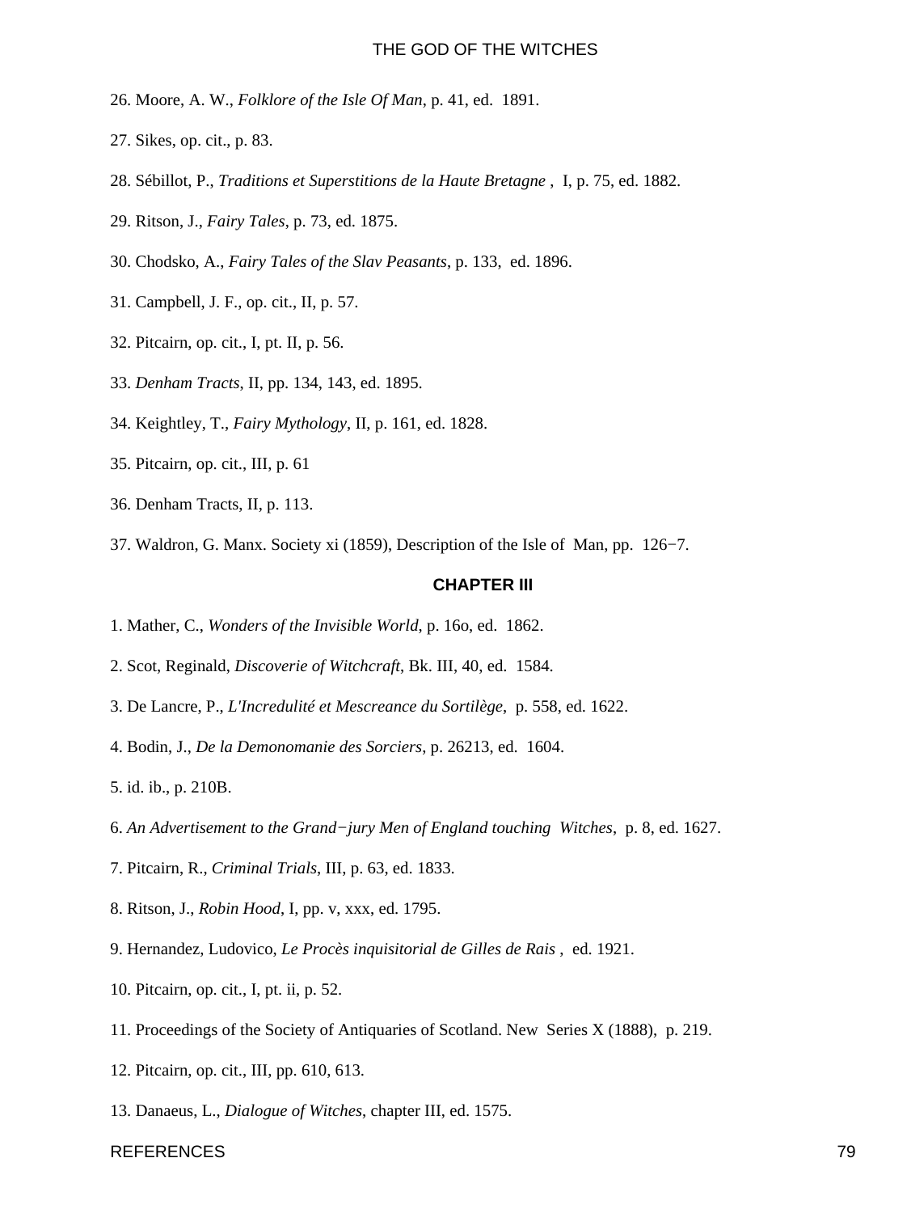26. Moore, A. W., *Folklore of the Isle Of Man*, p. 41, ed. 1891.

27. Sikes, op. cit., p. 83.

28. Sébillot, P., *Traditions et Superstitions de la Haute Bretagne* , I, p. 75, ed. 1882.

29. Ritson, J., *Fairy Tales*, p. 73, ed. 1875.

30. Chodsko, A., *Fairy Tales of the Slav Peasants*, p. 133, ed. 1896.

31. Campbell, J. F., op. cit., II, p. 57.

32. Pitcairn, op. cit., I, pt. II, p. 56.

33. *Denham Tracts*, II, pp. 134, 143, ed. 1895.

34. Keightley, T., *Fairy Mythology*, II, p. 161, ed. 1828.

35. Pitcairn, op. cit., III, p. 61

36. Denham Tracts, II, p. 113.

37. Waldron, G. Manx. Society xi (1859), Description of the Isle of Man, pp. 126−7.

## CHAPTER III

1. Mather, C., *Wonders of the Invisible World*, p. 16o, ed. 1862.

2. Scot, Reginald, *Discoverie of Witchcraft*, Bk. III, 40, ed. 1584.

3. De Lancre, P., *L'Incredulité et Mescreance du Sortilège*, p. 558, ed. 1622.

4. Bodin, J., *De la Demonomanie des Sorciers*, p. 26213, ed. 1604.

5. id. ib., p. 210B.

6. *An Advertisement to the Grand−jury Men of England touching Witches*, p. 8, ed. 1627.

7. Pitcairn, R., *Criminal Trials*, III, p. 63, ed. 1833.

8. Ritson, J., *Robin Hood*, I, pp. v, xxx, ed. 1795.

9. Hernandez, Ludovico, *Le Procès inquisitorial de Gilles de Rais* , ed. 1921.

10. Pitcairn, op. cit., I, pt. ii, p. 52.

11. Proceedings of the Society of Antiquaries of Scotland. New Series X (1888), p. 219.

12. Pitcairn, op. cit., III, pp. 610, 613.

13. Danaeus, L., *Dialogue of Witches*, chapter III, ed. 1575.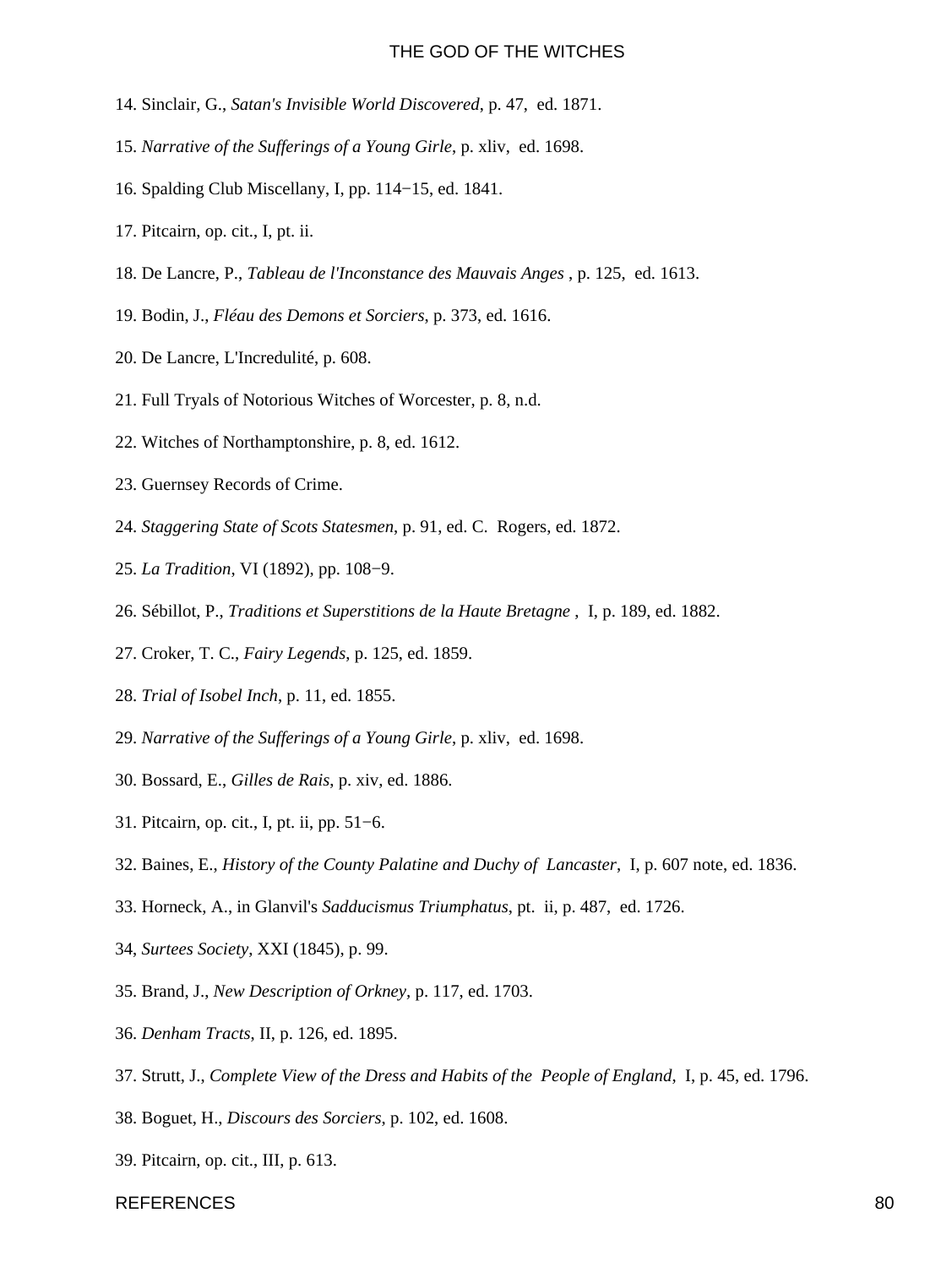14. Sinclair, G., *Satan's Invisible World Discovered*, p. 47, ed. 1871.

15. *Narrative of the Sufferings of a Young Girle*, p. xliv, ed. 1698.

16. Spalding Club Miscellany, I, pp. 114−15, ed. 1841.

17. Pitcairn, op. cit., I, pt. ii.

18. De Lancre, P., *Tableau de l'Inconstance des Mauvais Anges* , p. 125, ed. 1613.

19. Bodin, J., *Fléau des Demons et Sorciers*, p. 373, ed. 1616.

20. De Lancre, L'Incredulité, p. 608.

21. Full Tryals of Notorious Witches of Worcester, p. 8, n.d.

22. Witches of Northamptonshire, p. 8, ed. 1612.

23. Guernsey Records of Crime.

24. *Staggering State of Scots Statesmen*, p. 91, ed. C. Rogers, ed. 1872.

25. *La Tradition*, VI (1892), pp. 108−9.

26. Sébillot, P., *Traditions et Superstitions de la Haute Bretagne* , I, p. 189, ed. 1882.

27. Croker, T. C., *Fairy Legends*, p. 125, ed. 1859.

28. *Trial of Isobel Inch*, p. 11, ed. 1855.

29. *Narrative of the Sufferings of a Young Girle*, p. xliv, ed. 1698.

30. Bossard, E., *Gilles de Rais*, p. xiv, ed. 1886.

31. Pitcairn, op. cit., I, pt. ii, pp. 51−6.

32. Baines, E., *History of the County Palatine and Duchy of Lancaster*, I, p. 607 note, ed. 1836.

33. Horneck, A., in Glanvil's *Sadducismus Triumphatus*, pt. ii, p. 487, ed. 1726.

34, *Surtees Society*, XXI (1845), p. 99.

35. Brand, J., *New Description of Orkney*, p. 117, ed. 1703.

36. *Denham Tracts*, II, p. 126, ed. 1895.

37. Strutt, J., *Complete View of the Dress and Habits of the People of England*, I, p. 45, ed. 1796.

38. Boguet, H., *Discours des Sorciers*, p. 102, ed. 1608.

39. Pitcairn, op. cit., III, p. 613.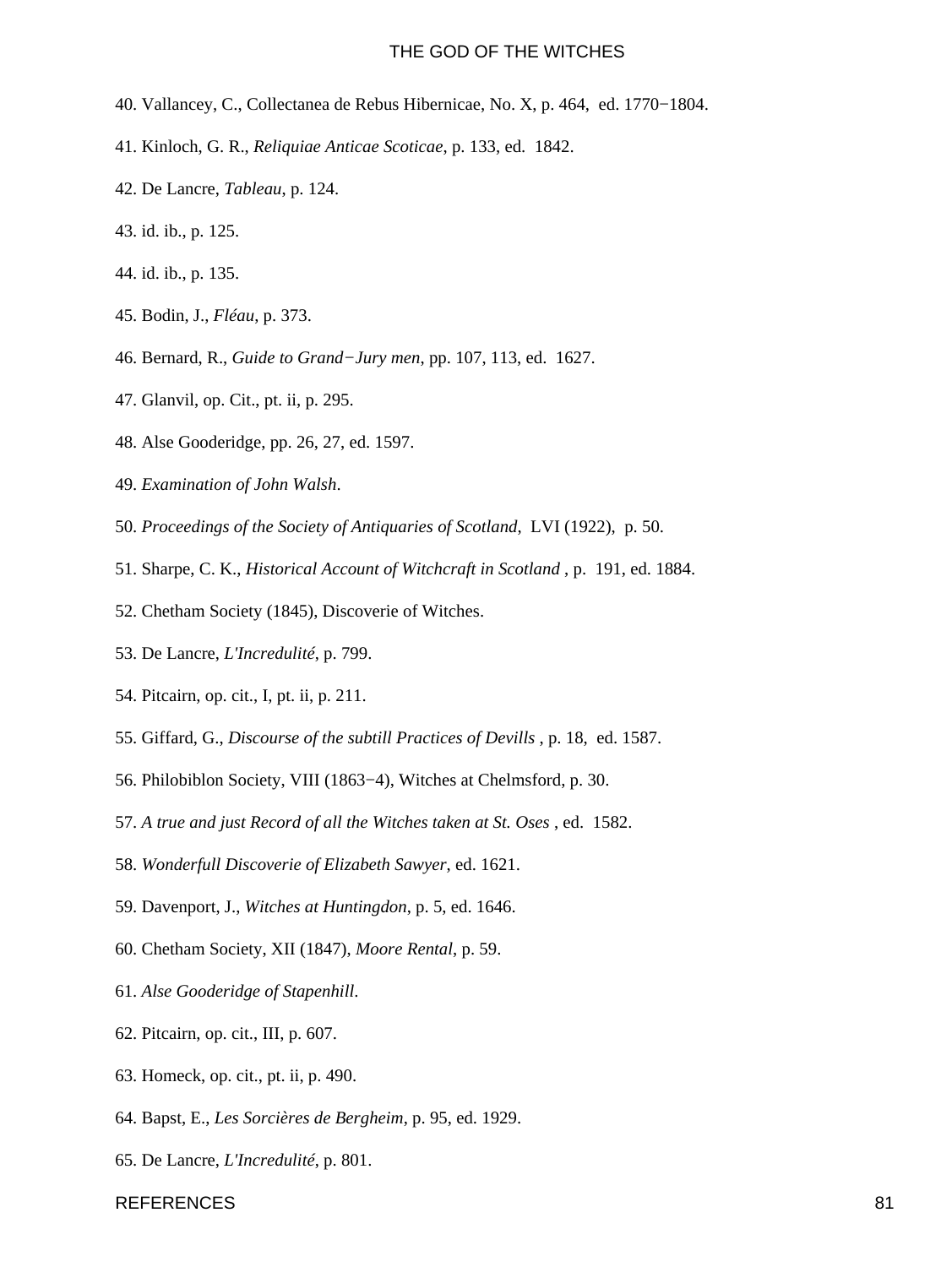40. Vallancey, C., Collectanea de Rebus Hibernicae, No. X, p. 464, ed. 1770−1804.

41. Kinloch, G. R., *Reliquiae Anticae Scoticae*, p. 133, ed. 1842.

42. De Lancre, *Tableau,* p. 124.

43. id. ib., p. 125.

44. id. ib., p. 135.

45. Bodin, J., *Fléau*, p. 373.

46. Bernard, R., *Guide to Grand−Jury men*, pp. 107, 113, ed. 1627.

47. Glanvil, op. Cit., pt. ii, p. 295.

48. Alse Gooderidge, pp. 26, 27, ed. 1597.

49. *Examination of John Walsh*.

50. *Proceedings of the Society of Antiquaries of Scotland*, LVI (1922), p. 50.

51. Sharpe, C. K., *Historical Account of Witchcraft in Scotland* , p. 191, ed. 1884.

52. Chetham Society (1845), Discoverie of Witches.

53. De Lancre, *L'Incredulité*, p. 799.

54. Pitcairn, op. cit., I, pt. ii, p. 211.

55. Giffard, G., *Discourse of the subtill Practices of Devills* , p. 18, ed. 1587.

56. Philobiblon Society, VIII (1863−4), Witches at Chelmsford, p. 30.

57. *A true and just Record of all the Witches taken at St. Oses* , ed. 1582.

58. *Wonderfull Discoverie of Elizabeth Sawyer*, ed. 1621.

59. Davenport, J., *Witches at Huntingdon*, p. 5, ed. 1646.

60. Chetham Society, XII (1847), *Moore Rental*, p. 59.

61. *Alse Gooderidge of Stapenhill*.

62. Pitcairn, op. cit., III, p. 607.

63. Homeck, op. cit., pt. ii, p. 490.

64. Bapst, E., *Les Sorcières de Bergheim*, p. 95, ed. 1929.

65. De Lancre, *L'Incredulité*, p. 801.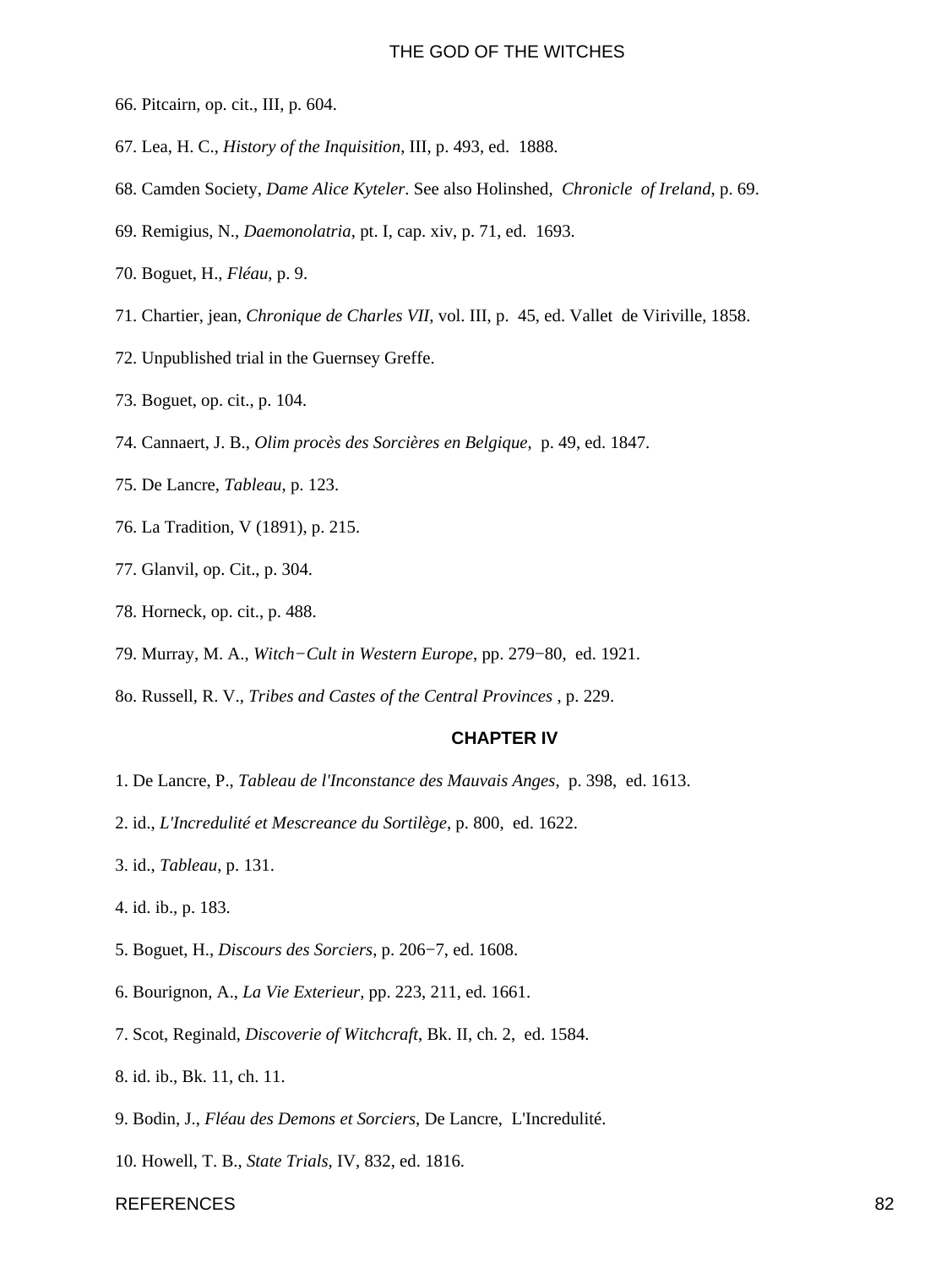66. Pitcairn, op. cit., III, p. 604.

67. Lea, H. C., *History of the Inquisition*, III, p. 493, ed. 1888.

68. Camden Society, *Dame Alice Kyteler*. See also Holinshed, *Chronicle of Ireland*, p. 69.

69. Remigius, N., *Daemonolatria*, pt. I, cap. xiv, p. 71, ed. 1693.

70. Boguet, H., *Fléau*, p. 9.

71. Chartier, jean, *Chronique de Charles VII*, vol. III, p. 45, ed. Vallet de Viriville, 1858.

72. Unpublished trial in the Guernsey Greffe.

73. Boguet, op. cit., p. 104.

74. Cannaert, J. B., *Olim procès des Sorcières en Belgique*, p. 49, ed. 1847.

75. De Lancre, *Tableau*, p. 123.

76. La Tradition, V (1891), p. 215.

77. Glanvil, op. Cit., p. 304.

78. Horneck, op. cit., p. 488.

79. Murray, M. A., *Witch−Cult in Western Europe*, pp. 279−80, ed. 1921.

8o. Russell, R. V., *Tribes and Castes of the Central Provinces* , p. 229.

## CHAPTER IV

1. De Lancre, P., *Tableau de l'Inconstance des Mauvais Anges*, p. 398, ed. 1613.

2. id., *L'Incredulité et Mescreance du Sortilège*, p. 800, ed. 1622.

3. id., *Tableau*, p. 131.

4. id. ib., p. 183.

5. Boguet, H., *Discours des Sorciers*, p. 206−7, ed. 1608.

6. Bourignon, A., *La Vie Exterieur*, pp. 223, 211, ed. 1661.

7. Scot, Reginald, *Discoverie of Witchcraft*, Bk. II, ch. 2, ed. 1584.

8. id. ib., Bk. 11, ch. 11.

9. Bodin, J., *Fléau des Demons et Sorciers*, De Lancre, L'Incredulité.

10. Howell, T. B., *State Trials*, IV, 832, ed. 1816.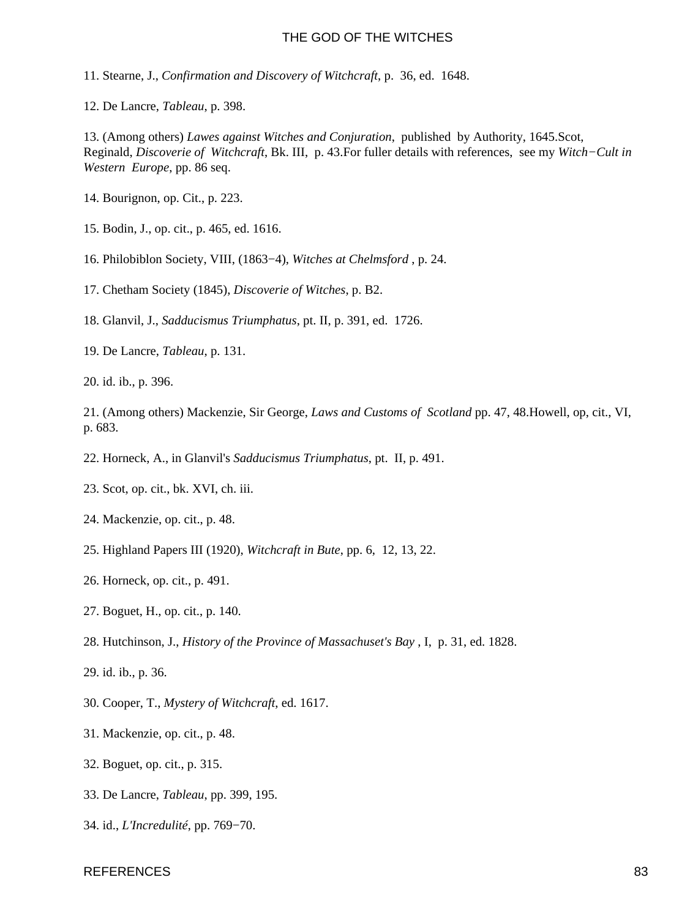11. Stearne, J., *Confirmation and Discovery of Witchcraft*, p. 36, ed. 1648.

12. De Lancre, *Tableau*, p. 398.

13. (Among others) *Lawes against Witches and Conjuration*, published by Authority, 1645.Scot, Reginald, *Discoverie of Witchcraft*, Bk. III, p. 43.For fuller details with references, see my *Witch−Cult in Western Europe*, pp. 86 seq.

14. Bourignon, op. Cit., p. 223.

15. Bodin, J., op. cit., p. 465, ed. 1616.

16. Philobiblon Society, VIII, (1863−4), *Witches at Chelmsford* , p. 24.

17. Chetham Society (1845), *Discoverie of Witches*, p. B2.

18. Glanvil, J., *Sadducismus Triumphatus*, pt. II, p. 391, ed. 1726.

19. De Lancre, *Tableau*, p. 131.

20. id. ib., p. 396.

21. (Among others) Mackenzie, Sir George, *Laws and Customs of Scotland* pp. 47, 48.Howell, op, cit., VI, p. 683.

22. Horneck, A., in Glanvil's *Sadducismus Triumphatus*, pt. II, p. 491.

23. Scot, op. cit., bk. XVI, ch. iii.

24. Mackenzie, op. cit., p. 48.

25. Highland Papers III (1920), *Witchcraft in Bute*, pp. 6, 12, 13, 22.

26. Horneck, op. cit., p. 491.

27. Boguet, H., op. cit., p. 140.

28. Hutchinson, J., *History of the Province of Massachuset's Bay* , I, p. 31, ed. 1828.

29. id. ib., p. 36.

30. Cooper, T., *Mystery of Witchcraft*, ed. 1617.

31. Mackenzie, op. cit., p. 48.

32. Boguet, op. cit., p. 315.

33. De Lancre, *Tableau*, pp. 399, 195.

34. id., *L'Incredulité*, pp. 769−70.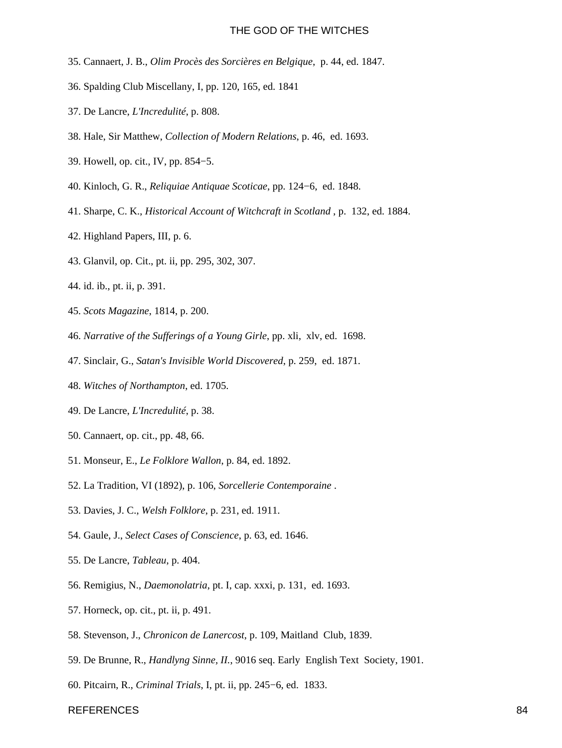35. Cannaert, J. B., *Olim Procès des Sorcières en Belgique*, p. 44, ed. 1847.

36. Spalding Club Miscellany, I, pp. 120, 165, ed. 1841

37. De Lancre, *L'Incredulité*, p. 808.

38. Hale, Sir Matthew, *Collection of Modern Relations*, p. 46, ed. 1693.

39. Howell, op. cit., IV, pp. 854−5.

40. Kinloch, G. R., *Reliquiae Antiquae Scoticae*, pp. 124−6, ed. 1848.

41. Sharpe, C. K., *Historical Account of Witchcraft in Scotland* , p. 132, ed. 1884.

42. Highland Papers, III, p. 6.

43. Glanvil, op. Cit., pt. ii, pp. 295, 302, 307.

44. id. ib., pt. ii, p. 391.

45. *Scots Magazine*, 1814, p. 200.

46. *Narrative of the Sufferings of a Young Girle*, pp. xli, xlv, ed. 1698.

47. Sinclair, G., *Satan's Invisible World Discovered*, p. 259, ed. 1871.

48. *Witches of Northampton*, ed. 1705.

49. De Lancre, *L'Incredulité*, p. 38.

50. Cannaert, op. cit., pp. 48, 66.

51. Monseur, E., *Le Folklore Wallon*, p. 84, ed. 1892.

52. La Tradition, VI (1892), p. 106, *Sorcellerie Contemporaine* .

53. Davies, J. C., *Welsh Folklore*, p. 231, ed. 1911.

54. Gaule, J., *Select Cases of Conscience*, p. 63, ed. 1646.

55. De Lancre, *Tableau*, p. 404.

56. Remigius, N., *Daemonolatria*, pt. I, cap. xxxi, p. 131, ed. 1693.

57. Horneck, op. cit., pt. ii, p. 491.

58. Stevenson, J., *Chronicon de Lanercost*, p. 109, Maitland Club, 1839.

59. De Brunne, R., *Handlyng Sinne, II.*, 9016 seq. Early English Text Society, 1901.

60. Pitcairn, R., *Criminal Trials*, I, pt. ii, pp. 245−6, ed. 1833.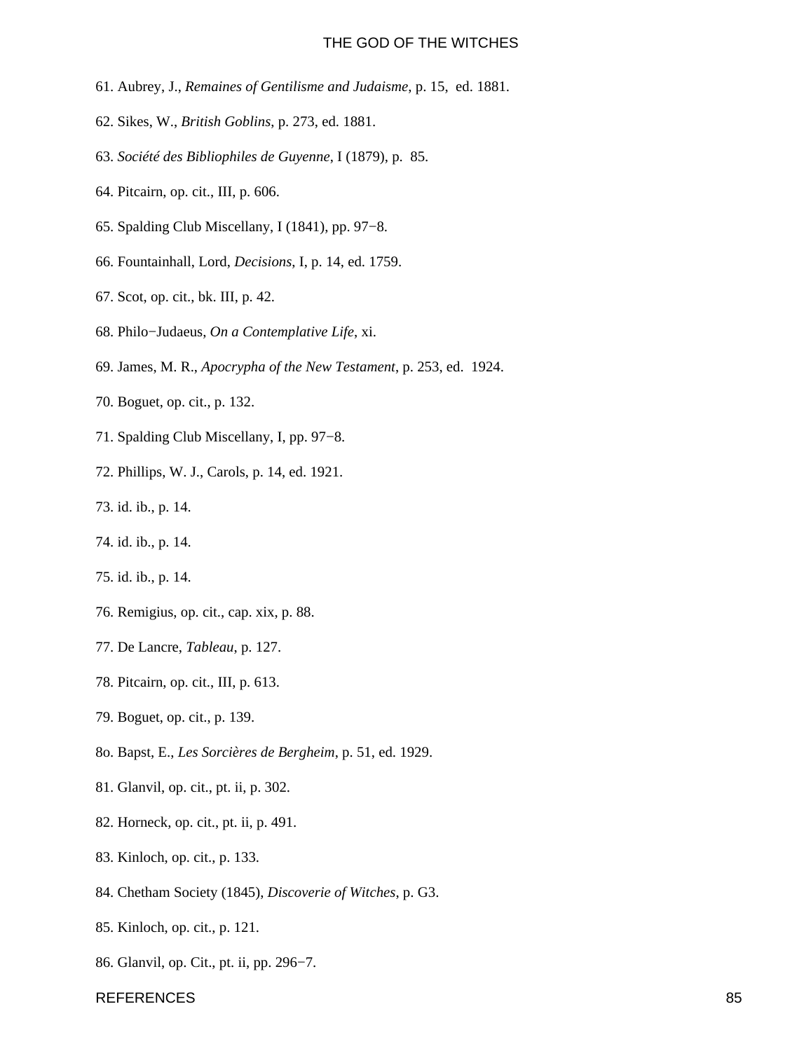61. Aubrey, J., *Remaines of Gentilisme and Judaisme*, p. 15, ed. 1881.

62. Sikes, W., *British Goblins*, p. 273, ed. 1881.

63. *Société des Bibliophiles de Guyenne*, I (1879), p. 85.

64. Pitcairn, op. cit., III, p. 606.

65. Spalding Club Miscellany, I (1841), pp. 97−8.

66. Fountainhall, Lord, *Decisions*, I, p. 14, ed. 1759.

67. Scot, op. cit., bk. III, p. 42.

68. Philo−Judaeus, *On a Contemplative Life*, xi.

69. James, M. R., *Apocrypha of the New Testament*, p. 253, ed. 1924.

70. Boguet, op. cit., p. 132.

71. Spalding Club Miscellany, I, pp. 97−8.

72. Phillips, W. J., Carols, p. 14, ed. 1921.

73. id. ib., p. 14.

74. id. ib., p. 14.

75. id. ib., p. 14.

76. Remigius, op. cit., cap. xix, p. 88.

77. De Lancre, *Tableau*, p. 127.

78. Pitcairn, op. cit., III, p. 613.

79. Boguet, op. cit., p. 139.

8o. Bapst, E., *Les Sorcières de Bergheim*, p. 51, ed. 1929.

81. Glanvil, op. cit., pt. ii, p. 302.

82. Horneck, op. cit., pt. ii, p. 491.

83. Kinloch, op. cit., p. 133.

84. Chetham Society (1845), *Discoverie of Witches*, p. G3.

85. Kinloch, op. cit., p. 121.

86. Glanvil, op. Cit., pt. ii, pp. 296−7.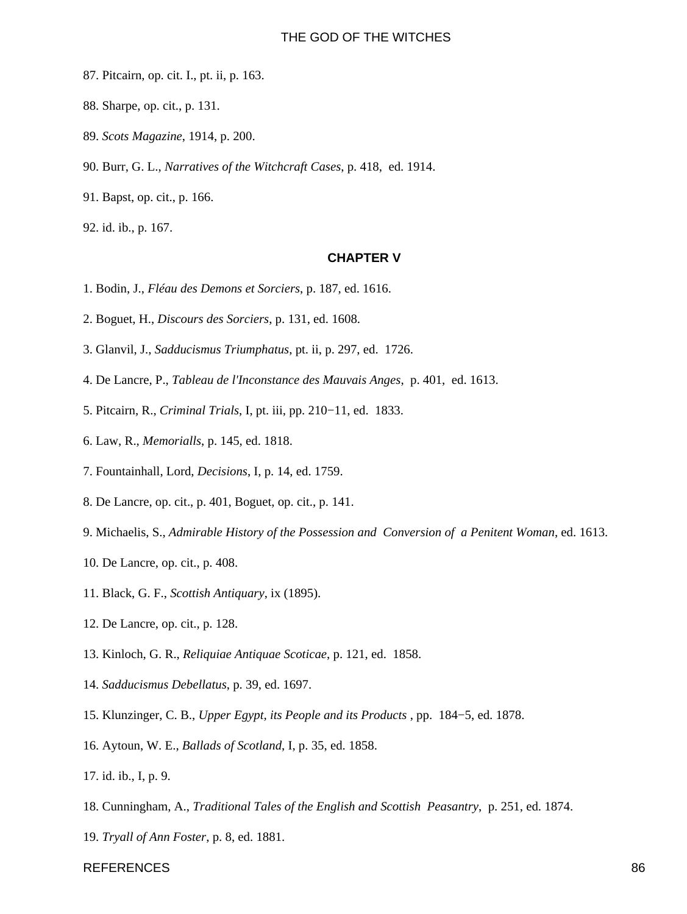87. Pitcairn, op. cit. I., pt. ii, p. 163.

88. Sharpe, op. cit., p. 131.

89. *Scots Magazine*, 1914, p. 200.

90. Burr, G. L., *Narratives of the Witchcraft Cases*, p. 418, ed. 1914.

91. Bapst, op. cit., p. 166.

92. id. ib., p. 167.

## CHAPTER V

1. Bodin, J., *Fléau des Demons et Sorciers*, p. 187, ed. 1616.

2. Boguet, H., *Discours des Sorciers*, p. 131, ed. 1608.

3. Glanvil, J., *Sadducismus Triumphatus*, pt. ii, p. 297, ed. 1726.

4. De Lancre, P., *Tableau de l'Inconstance des Mauvais Anges*, p. 401, ed. 1613.

5. Pitcairn, R., *Criminal Trials*, I, pt. iii, pp. 210−11, ed. 1833.

6. Law, R., *Memorialls*, p. 145, ed. 1818.

7. Fountainhall, Lord, *Decisions*, I, p. 14, ed. 1759.

8. De Lancre, op. cit., p. 401, Boguet, op. cit., p. 141.

9. Michaelis, S., *Admirable History of the Possession and Conversion of a Penitent Woman*, ed. 1613.

10. De Lancre, op. cit., p. 408.

11. Black, G. F., *Scottish Antiquary*, ix (1895).

12. De Lancre, op. cit., p. 128.

13. Kinloch, G. R., *Reliquiae Antiquae Scoticae*, p. 121, ed. 1858.

14. *Sadducismus Debellatus*, p. 39, ed. 1697.

15. Klunzinger, C. B., *Upper Egypt, its People and its Products* , pp. 184−5, ed. 1878.

16. Aytoun, W. E., *Ballads of Scotland*, I, p. 35, ed. 1858.

17. id. ib., I, p. 9.

18. Cunningham, A., *Traditional Tales of the English and Scottish Peasantry*, p. 251, ed. 1874.

19. *Tryall of Ann Foster*, p. 8, ed. 1881.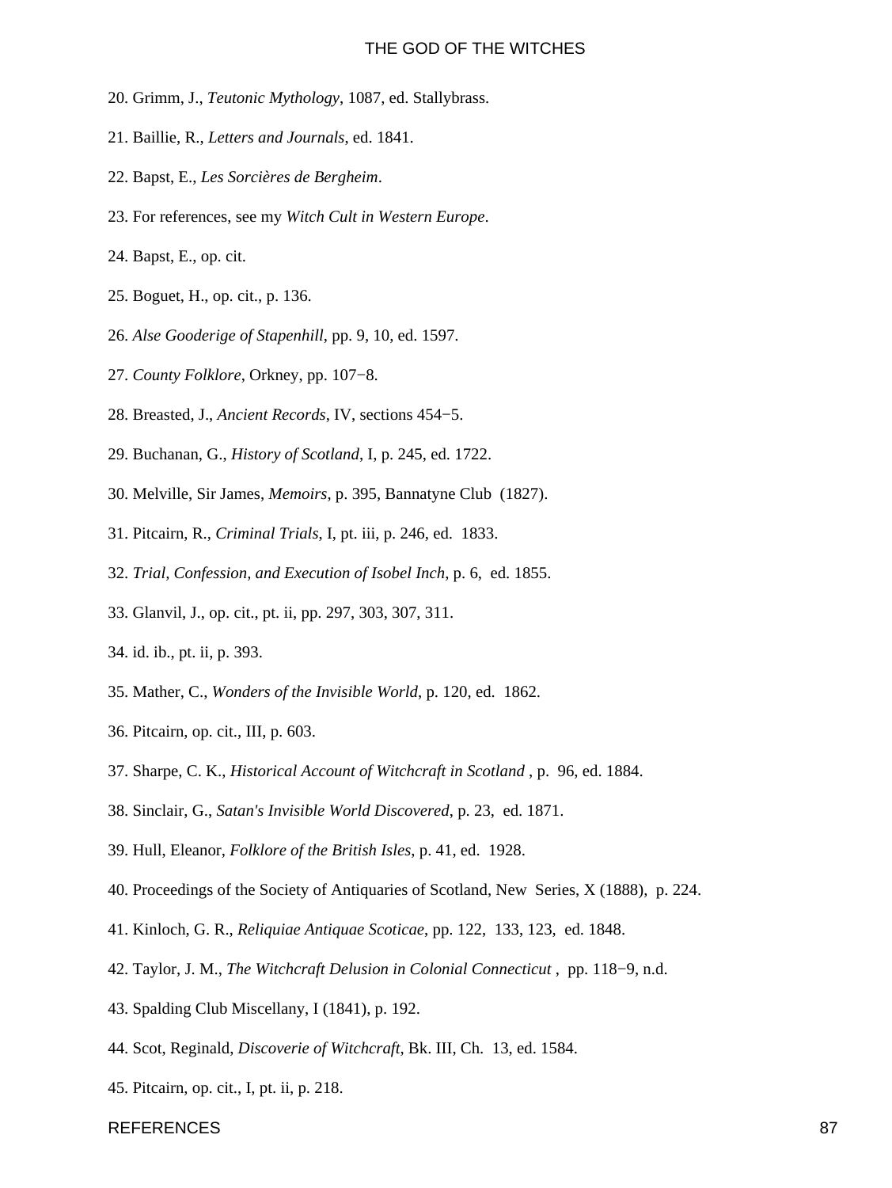20. Grimm, J., *Teutonic Mythology*, 1087, ed. Stallybrass.

21. Baillie, R., *Letters and Journals*, ed. 1841.

22. Bapst, E., *Les Sorcières de Bergheim*.

23. For references, see my *Witch Cult in Western Europe*.

24. Bapst, E., op. cit.

25. Boguet, H., op. cit., p. 136.

26. *Alse Gooderige of Stapenhill*, pp. 9, 10, ed. 1597.

27. *County Folklore*, Orkney, pp. 107−8.

28. Breasted, J., *Ancient Records*, IV, sections 454−5.

29. Buchanan, G., *History of Scotland*, I, p. 245, ed. 1722.

30. Melville, Sir James, *Memoirs*, p. 395, Bannatyne Club (1827).

31. Pitcairn, R., *Criminal Trials*, I, pt. iii, p. 246, ed. 1833.

32. *Trial, Confession, and Execution of Isobel Inch*, p. 6, ed. 1855.

33. Glanvil, J., op. cit., pt. ii, pp. 297, 303, 307, 311.

34. id. ib., pt. ii, p. 393.

35. Mather, C., *Wonders of the Invisible World*, p. 120, ed. 1862.

36. Pitcairn, op. cit., III, p. 603.

37. Sharpe, C. K., *Historical Account of Witchcraft in Scotland* , p. 96, ed. 1884.

38. Sinclair, G., *Satan's Invisible World Discovered*, p. 23, ed. 1871.

39. Hull, Eleanor, *Folklore of the British Isles*, p. 41, ed. 1928.

40. Proceedings of the Society of Antiquaries of Scotland, New Series, X (1888), p. 224.

41. Kinloch, G. R., *Reliquiae Antiquae Scoticae*, pp. 122, 133, 123, ed. 1848.

42. Taylor, J. M., *The Witchcraft Delusion in Colonial Connecticut* , pp. 118−9, n.d.

43. Spalding Club Miscellany, I (1841), p. 192.

44. Scot, Reginald, *Discoverie of Witchcraft*, Bk. III, Ch. 13, ed. 1584.

45. Pitcairn, op. cit., I, pt. ii, p. 218.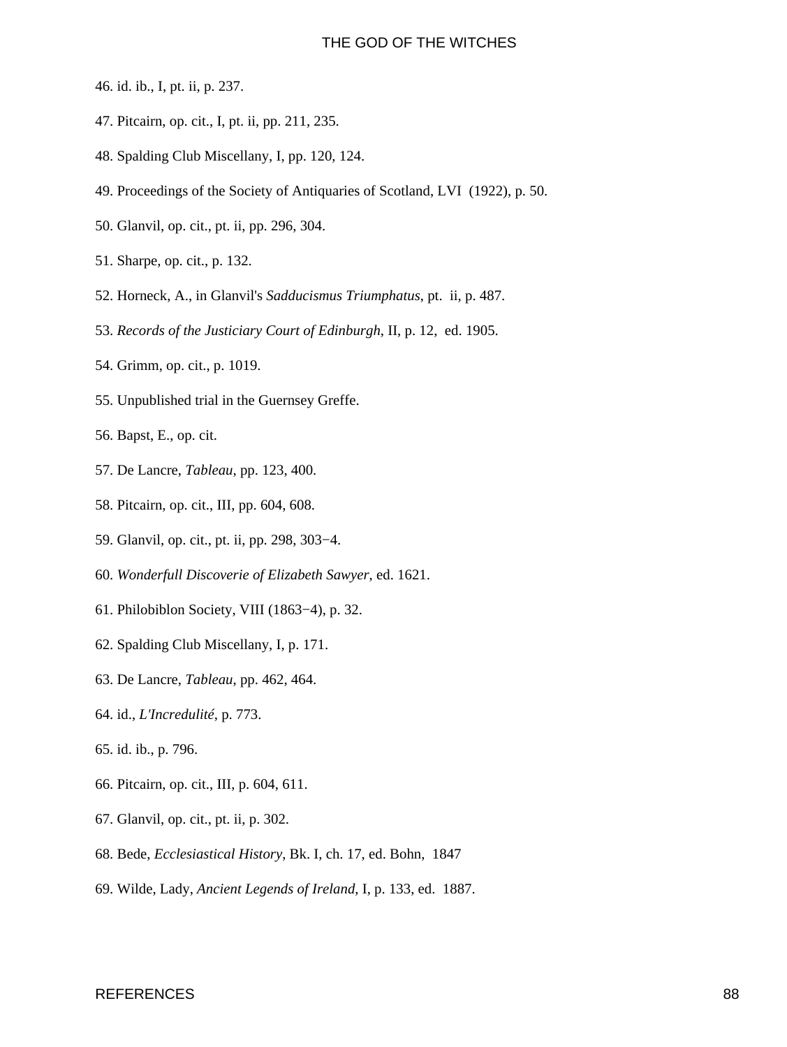46. id. ib., I, pt. ii, p. 237.

47. Pitcairn, op. cit., I, pt. ii, pp. 211, 235.

48. Spalding Club Miscellany, I, pp. 120, 124.

49. Proceedings of the Society of Antiquaries of Scotland, LVI (1922), p. 50.

50. Glanvil, op. cit., pt. ii, pp. 296, 304.

51. Sharpe, op. cit., p. 132.

52. Horneck, A., in Glanvil's *Sadducismus Triumphatus*, pt. ii, p. 487.

53. *Records of the Justiciary Court of Edinburgh*, II, p. 12, ed. 1905.

54. Grimm, op. cit., p. 1019.

55. Unpublished trial in the Guernsey Greffe.

56. Bapst, E., op. cit.

57. De Lancre, *Tableau*, pp. 123, 400.

58. Pitcairn, op. cit., III, pp. 604, 608.

59. Glanvil, op. cit., pt. ii, pp. 298, 303−4.

60. *Wonderfull Discoverie of Elizabeth Sawyer*, ed. 1621.

61. Philobiblon Society, VIII (1863−4), p. 32.

62. Spalding Club Miscellany, I, p. 171.

63. De Lancre, *Tableau*, pp. 462, 464.

64. id., *L'Incredulité*, p. 773.

65. id. ib., p. 796.

66. Pitcairn, op. cit., III, p. 604, 611.

67. Glanvil, op. cit., pt. ii, p. 302.

68. Bede, *Ecclesiastical History*, Bk. I, ch. 17, ed. Bohn, 1847

69. Wilde, Lady, *Ancient Legends of Ireland*, I, p. 133, ed. 1887.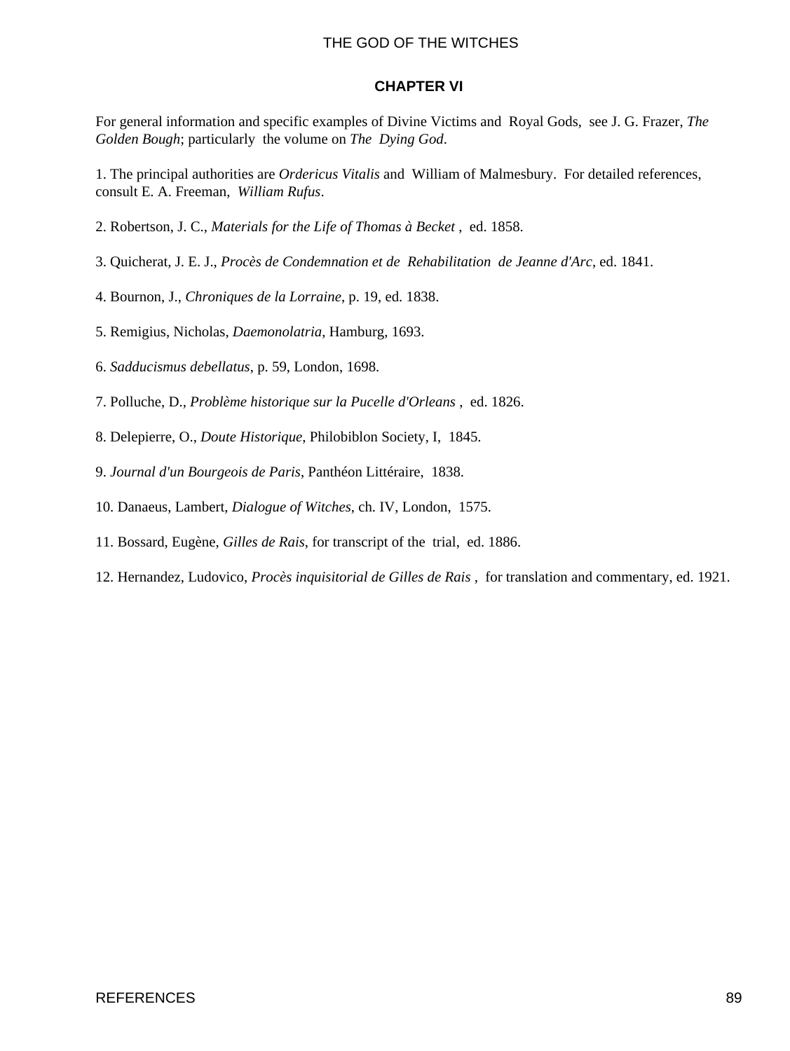## CHAPTER VI

For general information and specific examples of Divine Victims and Royal Gods, see J. G. Frazer, *The Golden Bough*; particularly the volume on *The Dying God*.

1. The principal authorities are *Ordericus Vitalis* and William of Malmesbury. For detailed references, consult E. A. Freeman, *William Rufus*.

2. Robertson, J. C., *Materials for the Life of Thomas à Becket* , ed. 1858.

3. Quicherat, J. E. J., *Procès de Condemnation et de Rehabilitation de Jeanne d'Arc*, ed. 1841.

4. Bournon, J., *Chroniques de la Lorraine*, p. 19, ed. 1838.

5. Remigius, Nicholas, *Daemonolatria*, Hamburg, 1693.

6. *Sadducismus debellatus*, p. 59, London, 1698.

7. Polluche, D., *Problème historique sur la Pucelle d'Orleans* , ed. 1826.

8. Delepierre, O., *Doute Historique*, Philobiblon Society, I, 1845.

9. *Journal d'un Bourgeois de Paris*, Panthéon Littéraire, 1838.

10. Danaeus, Lambert, *Dialogue of Witches*, ch. IV, London, 1575.

11. Bossard, Eugène, *Gilles de Rais*, for transcript of the trial, ed. 1886.

12. Hernandez, Ludovico, *Procès inquisitorial de Gilles de Rais* , for translation and commentary, ed. 1921.